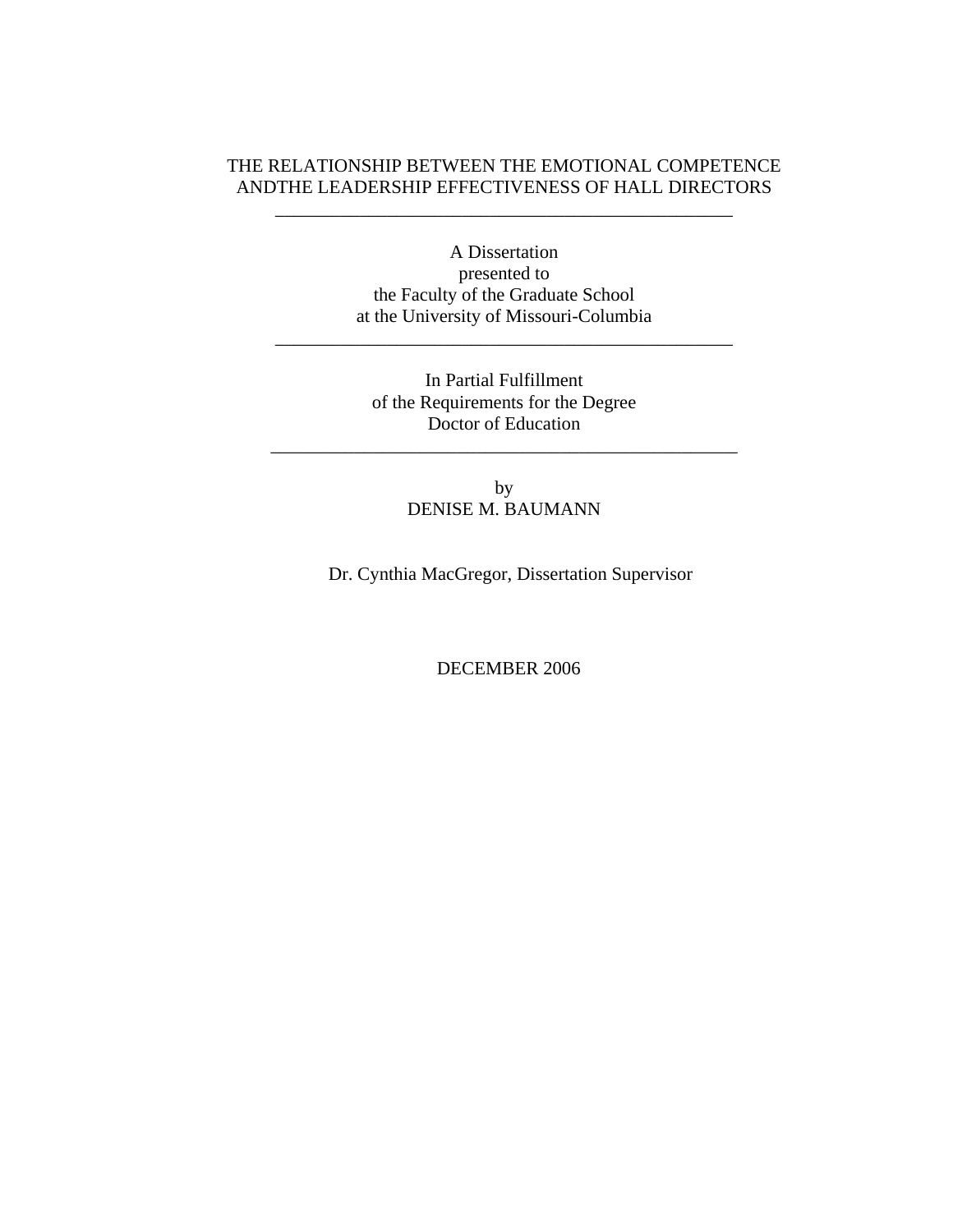# THE RELATIONSHIP BETWEEN THE EMOTIONAL COMPETENCE ANDTHE LEADERSHIP EFFECTIVENESS OF HALL DIRECTORS

---

A Dissertation
presented to
the Faculty of the Graduate School
at the University of Missouri-Columbia

---

In Partial Fulfillment
of the Requirements for the Degree
Doctor of Education

---

by
DENISE M. BAUMANN

Dr. Cynthia MacGregor, Dissertation Supervisor

DECEMBER 2006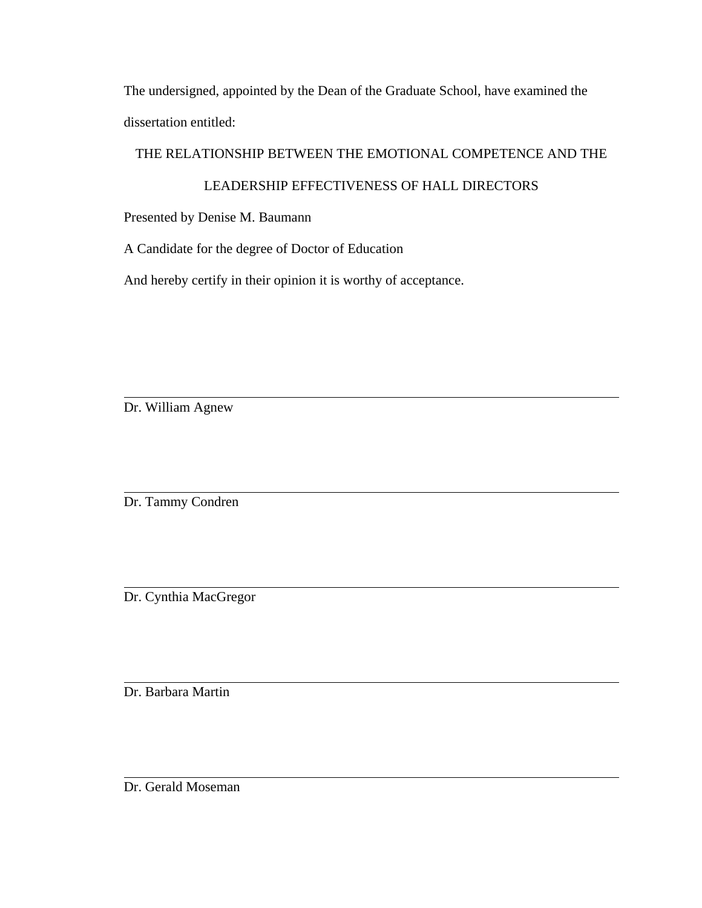The undersigned, appointed by the Dean of the Graduate School, have examined the dissertation entitled:

THE RELATIONSHIP BETWEEN THE EMOTIONAL COMPETENCE AND THE LEADERSHIP EFFECTIVENESS OF HALL DIRECTORS

Presented by Denise M. Baumann

A Candidate for the degree of Doctor of Education

And hereby certify in their opinion it is worthy of acceptance.

\_\_\_\_\_\_\_\_\_\_\_\_\_\_\_\_\_\_\_\_\_\_\_\_\_\_\_\_\_\_\_\_\_\_\_\_\_\_\_\_

Dr. William Agnew

\_\_\_\_\_\_\_\_\_\_\_\_\_\_\_\_\_\_\_\_\_\_\_\_\_\_\_\_\_\_\_\_\_\_\_\_\_\_\_\_

Dr. Tammy Condren

\_\_\_\_\_\_\_\_\_\_\_\_\_\_\_\_\_\_\_\_\_\_\_\_\_\_\_\_\_\_\_\_\_\_\_\_\_\_\_\_

Dr. Cynthia MacGregor

\_\_\_\_\_\_\_\_\_\_\_\_\_\_\_\_\_\_\_\_\_\_\_\_\_\_\_\_\_\_\_\_\_\_\_\_\_\_\_\_

Dr. Barbara Martin

\_\_\_\_\_\_\_\_\_\_\_\_\_\_\_\_\_\_\_\_\_\_\_\_\_\_\_\_\_\_\_\_\_\_\_\_\_\_\_\_

Dr. Gerald Moseman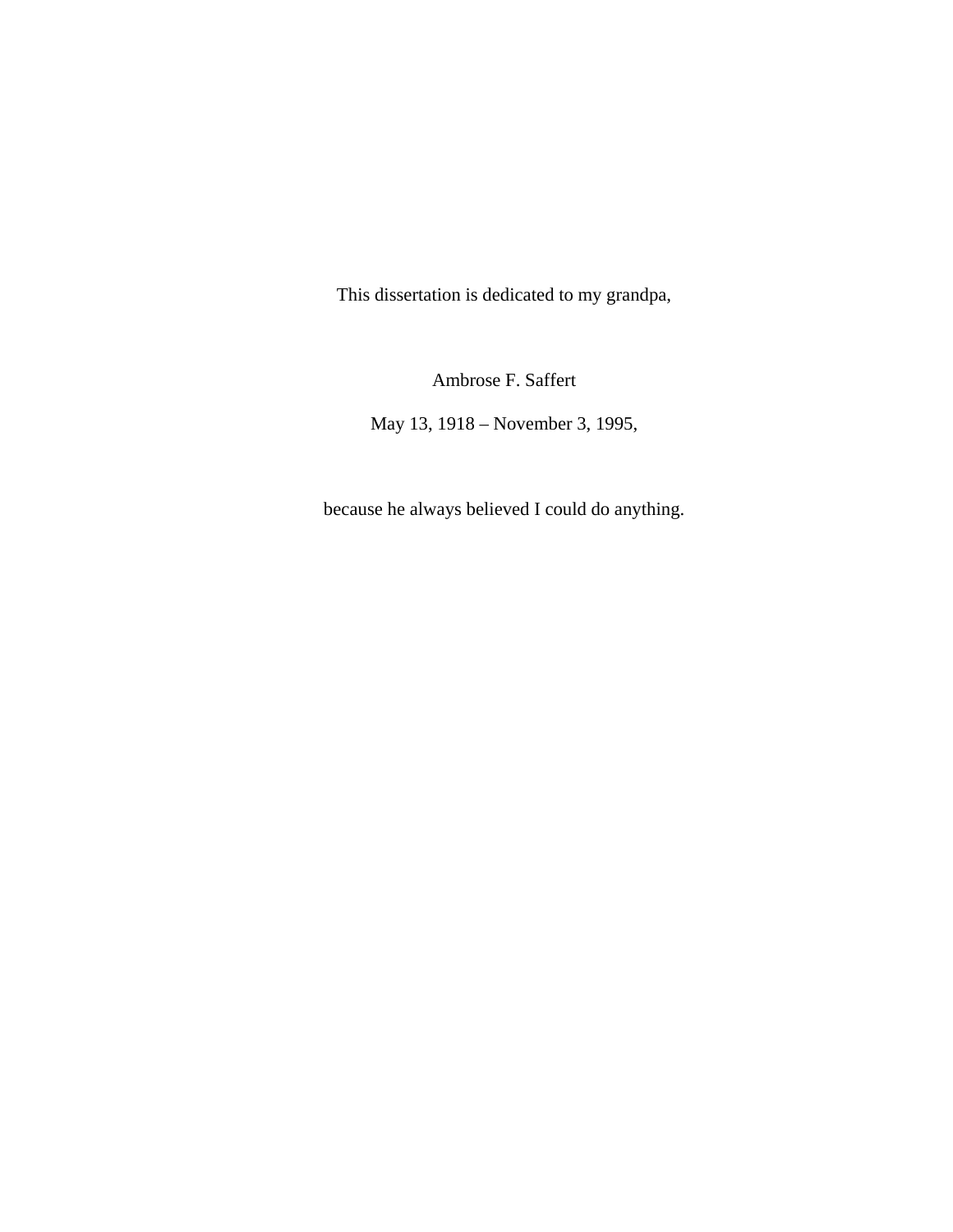This dissertation is dedicated to my grandpa,

Ambrose F. Saffert

May 13, 1918 – November 3, 1995,

because he always believed I could do anything.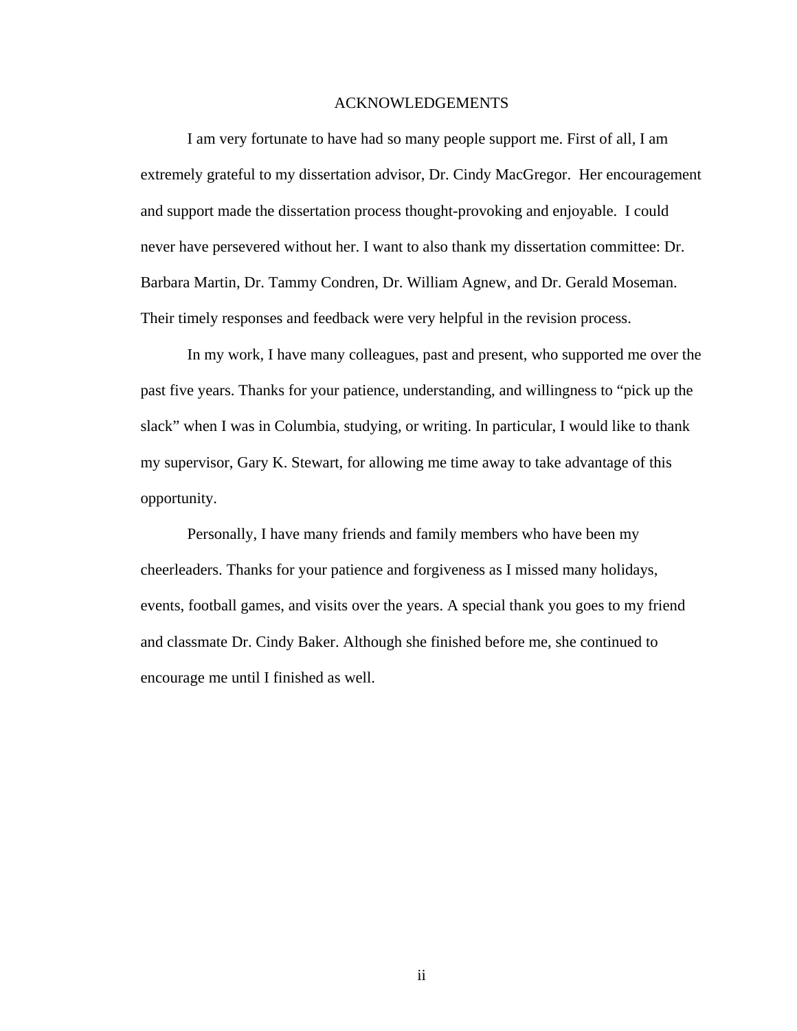# ACKNOWLEDGEMENTS

I am very fortunate to have had so many people support me. First of all, I am extremely grateful to my dissertation advisor, Dr. Cindy MacGregor. Her encouragement and support made the dissertation process thought-provoking and enjoyable. I could never have persevered without her. I want to also thank my dissertation committee: Dr. Barbara Martin, Dr. Tammy Condren, Dr. William Agnew, and Dr. Gerald Moseman. Their timely responses and feedback were very helpful in the revision process.

In my work, I have many colleagues, past and present, who supported me over the past five years. Thanks for your patience, understanding, and willingness to "pick up the slack" when I was in Columbia, studying, or writing. In particular, I would like to thank my supervisor, Gary K. Stewart, for allowing me time away to take advantage of this opportunity.

Personally, I have many friends and family members who have been my cheerleaders. Thanks for your patience and forgiveness as I missed many holidays, events, football games, and visits over the years. A special thank you goes to my friend and classmate Dr. Cindy Baker. Although she finished before me, she continued to encourage me until I finished as well.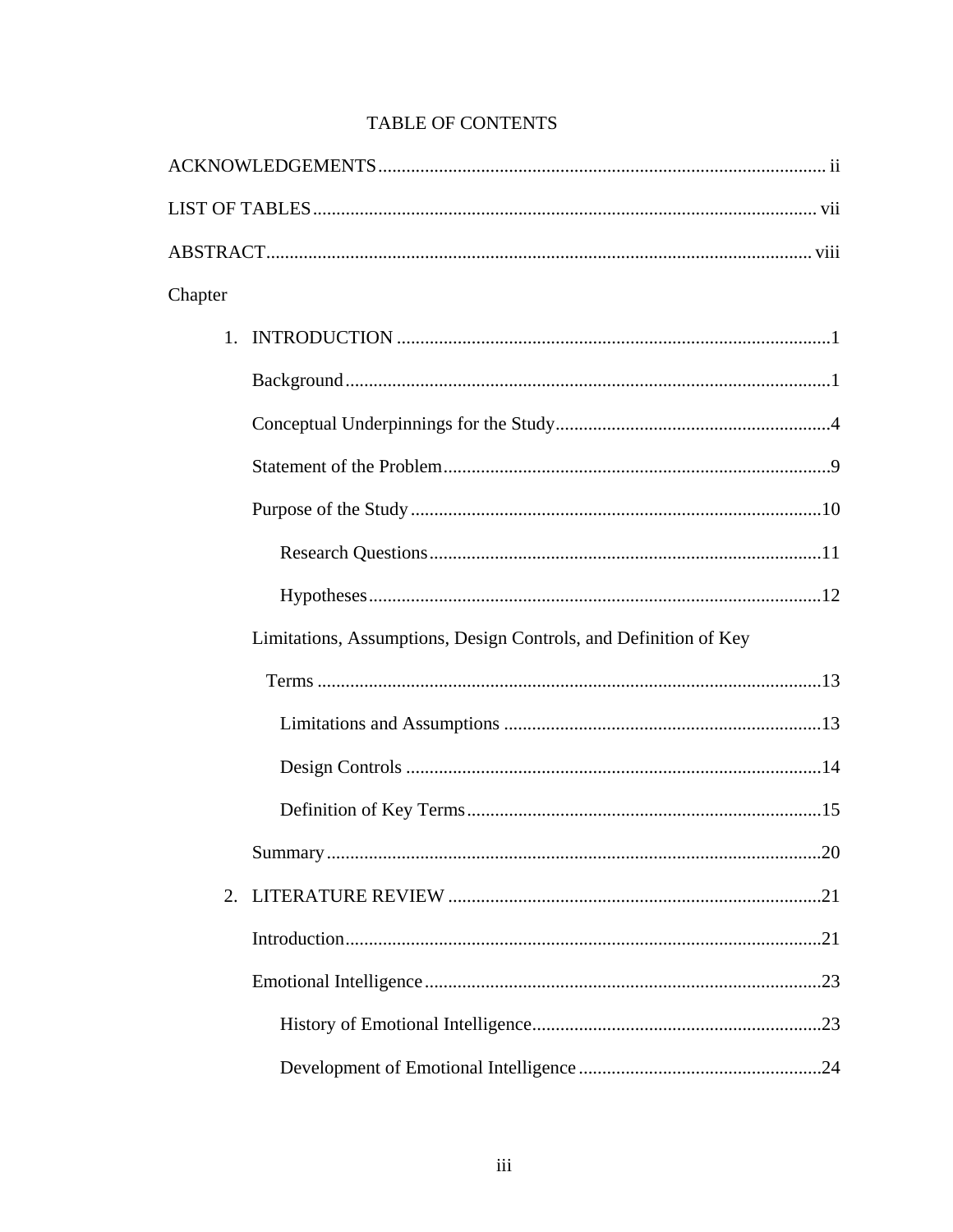# TABLE OF CONTENTS

ACKNOWLEDGEMENTS ..... ii

LIST OF TABLES ..... vii

ABSTRACT ..... viii

Chapter

1. INTRODUCTION ..... 1
   - Background ..... 1
   - Conceptual Underpinnings for the Study ..... 4
   - Statement of the Problem ..... 9
   - Purpose of the Study ..... 10
     - Research Questions ..... 11
     - Hypotheses ..... 12
   - Limitations, Assumptions, Design Controls, and Definition of Key Terms ..... 13
     - Limitations and Assumptions ..... 13
     - Design Controls ..... 14
     - Definition of Key Terms ..... 15
   - Summary ..... 20
2. LITERATURE REVIEW ..... 21
   - Introduction ..... 21
   - Emotional Intelligence ..... 23
     - History of Emotional Intelligence ..... 23
     - Development of Emotional Intelligence ..... 24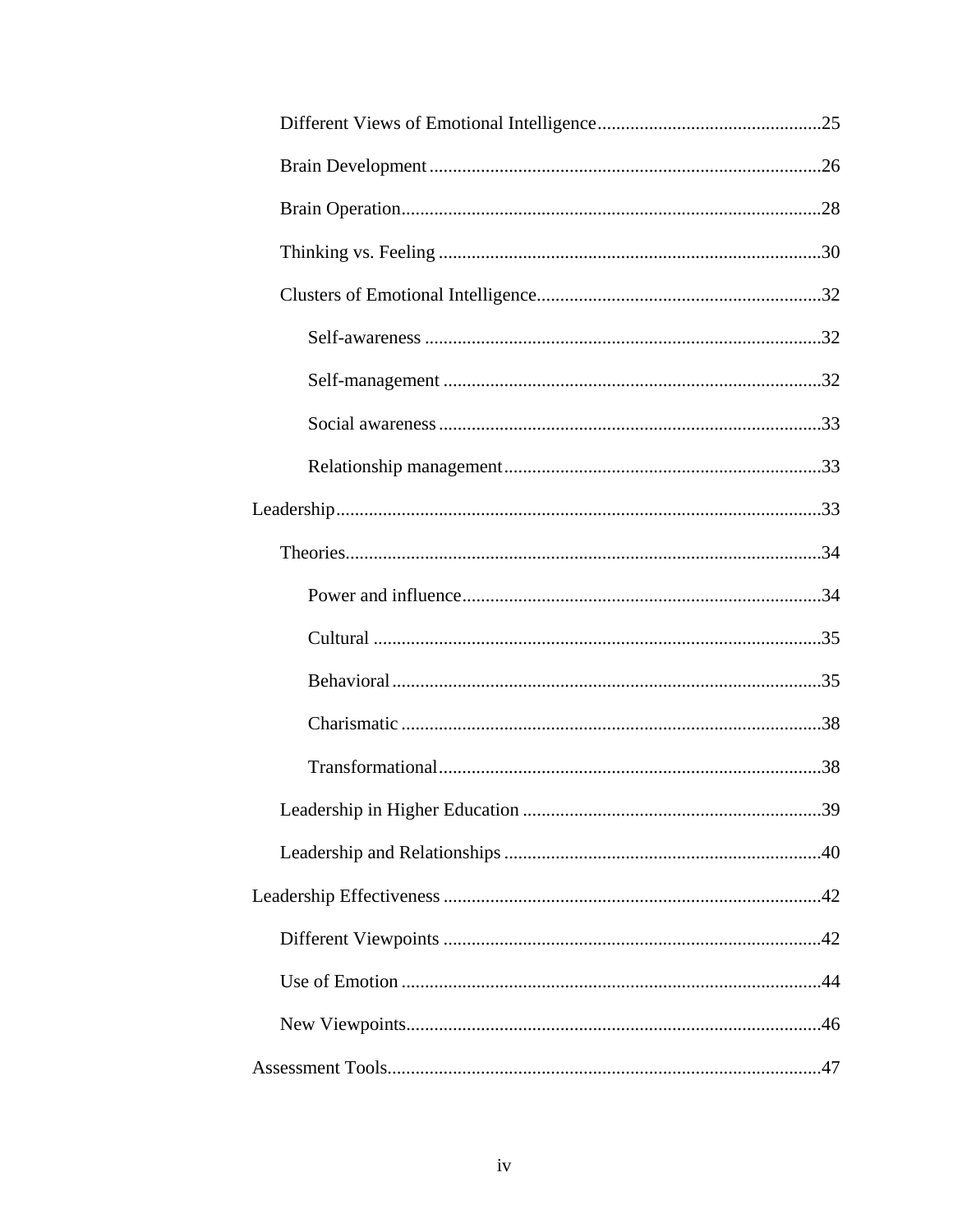- Different Views of Emotional Intelligence ................................................25
- Brain Development ....................................................................................26
- Brain Operation..........................................................................................28
- Thinking vs. Feeling ..................................................................................30
- Clusters of Emotional Intelligence.............................................................32
  - Self-awareness .....................................................................................32
  - Self-management .................................................................................32
  - Social awareness ..................................................................................33
  - Relationship management....................................................................33

Leadership.........................................................................................................33

- Theories......................................................................................................34
  - Power and influence.............................................................................34
  - Cultural ................................................................................................35
  - Behavioral............................................................................................35
  - Charismatic ..........................................................................................38
  - Transformational..................................................................................38
- Leadership in Higher Education ................................................................39
- Leadership and Relationships ....................................................................40

Leadership Effectiveness .................................................................................42

- Different Viewpoints .................................................................................42
- Use of Emotion ..........................................................................................44
- New Viewpoints.........................................................................................46

Assessment Tools.............................................................................................47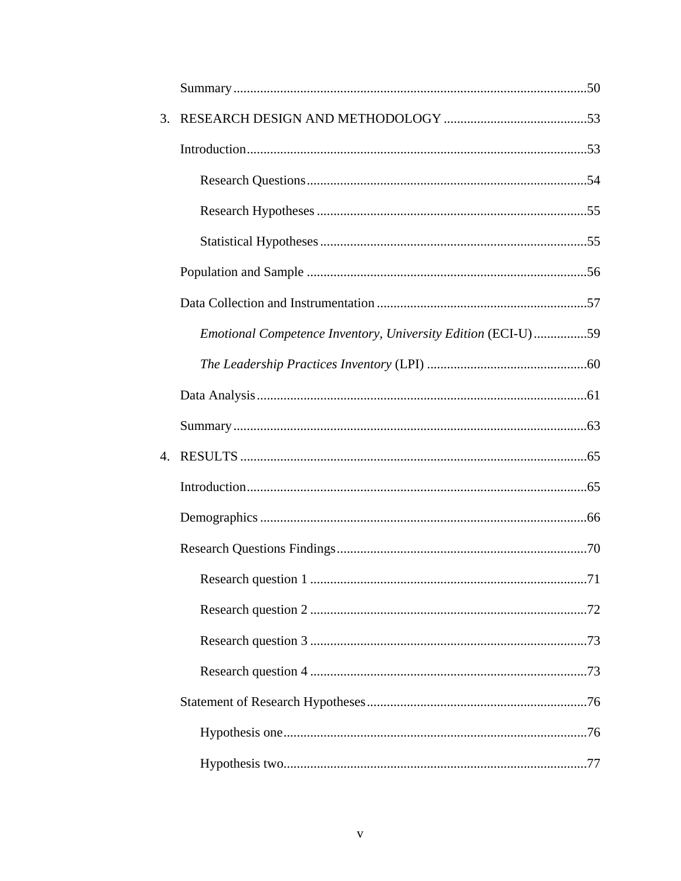Summary ......................................................................................................50

3. RESEARCH DESIGN AND METHODOLOGY ...........................................53

Introduction ..................................................................................................53

Research Questions ..................................................................................54

Research Hypotheses ...............................................................................55

Statistical Hypotheses ..............................................................................55

Population and Sample ...................................................................................56

Data Collection and Instrumentation ...............................................................57

*Emotional Competence Inventory, University Edition* (ECI-U) ................59

*The Leadership Practices Inventory* (LPI) ................................................60

Data Analysis ..................................................................................................61

Summary ......................................................................................................63

4. RESULTS .......................................................................................................65

Introduction ..................................................................................................65

Demographics ..................................................................................................66

Research Questions Findings ...........................................................................70

Research question 1 ..................................................................................71

Research question 2 ..................................................................................72

Research question 3 ..................................................................................73

Research question 4 ..................................................................................73

Statement of Research Hypotheses ..................................................................76

Hypothesis one ..........................................................................................76

Hypothesis two ..........................................................................................77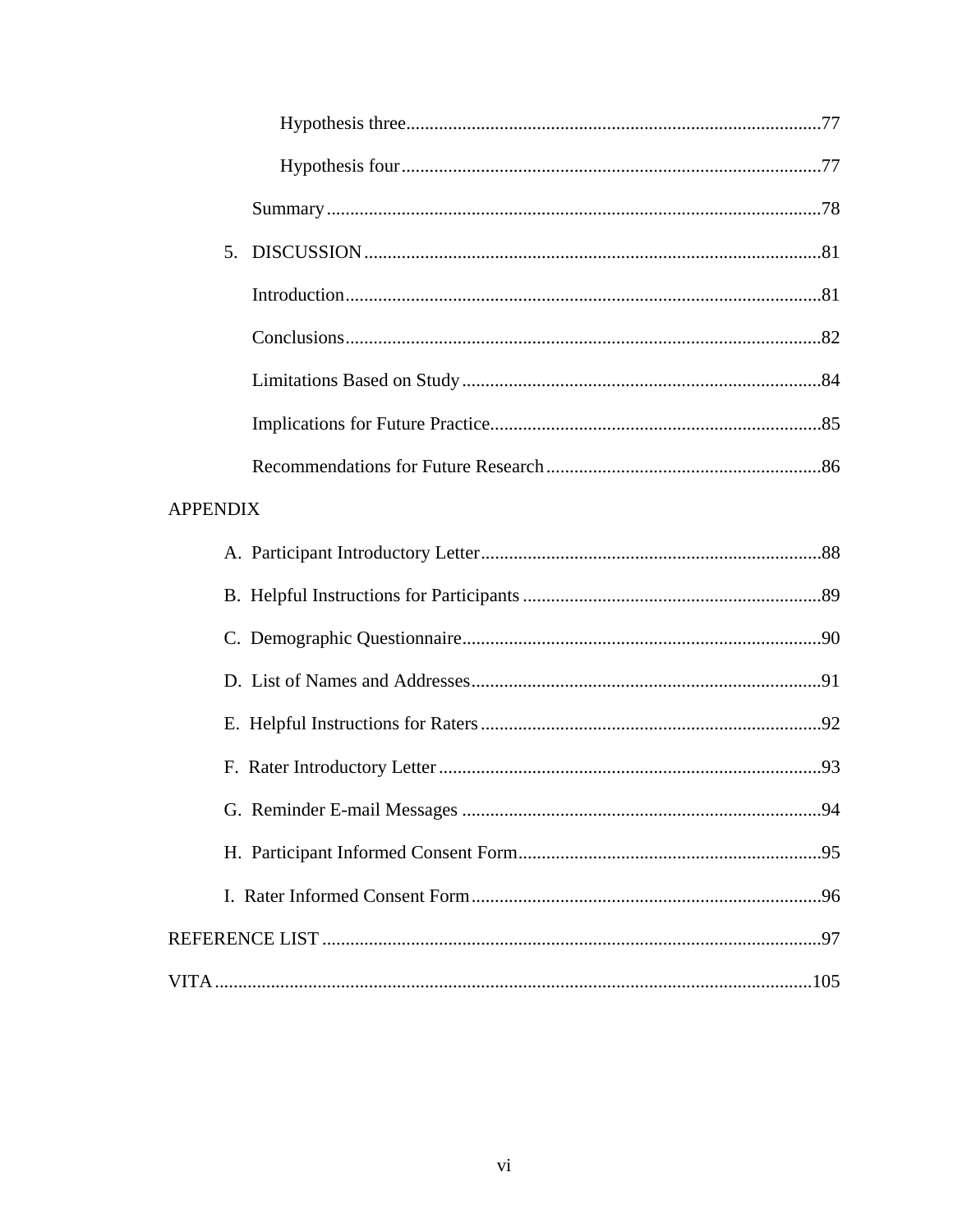Hypothesis three....................................................................................77

Hypothesis four......................................................................................77

Summary..................................................................................................78

5. DISCUSSION..........................................................................................81

Introduction..............................................................................................81

Conclusions..............................................................................................82

Limitations Based on Study.....................................................................84

Implications for Future Practice...............................................................85

Recommendations for Future Research....................................................86

APPENDIX

A. Participant Introductory Letter....................................................................88

B. Helpful Instructions for Participants...........................................................89

C. Demographic Questionnaire.......................................................................90

D. List of Names and Addresses......................................................................91

E. Helpful Instructions for Raters....................................................................92

F. Rater Introductory Letter.............................................................................93

G. Reminder E-mail Messages........................................................................94

H. Participant Informed Consent Form...........................................................95

I. Rater Informed Consent Form......................................................................96

REFERENCE LIST...........................................................................................97

VITA.................................................................................................................105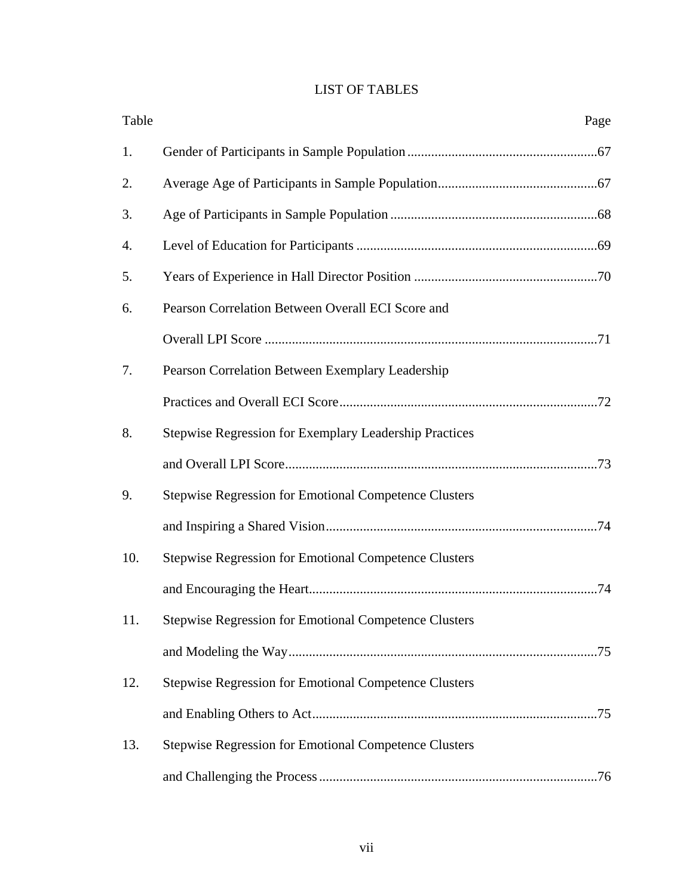# LIST OF TABLES

| Table | | Page |
|---|---|---|
| 1. | Gender of Participants in Sample Population | 67 |
| 2. | Average Age of Participants in Sample Population | 67 |
| 3. | Age of Participants in Sample Population | 68 |
| 4. | Level of Education for Participants | 69 |
| 5. | Years of Experience in Hall Director Position | 70 |
| 6. | Pearson Correlation Between Overall ECI Score and Overall LPI Score | 71 |
| 7. | Pearson Correlation Between Exemplary Leadership Practices and Overall ECI Score | 72 |
| 8. | Stepwise Regression for Exemplary Leadership Practices and Overall LPI Score | 73 |
| 9. | Stepwise Regression for Emotional Competence Clusters and Inspiring a Shared Vision | 74 |
| 10. | Stepwise Regression for Emotional Competence Clusters and Encouraging the Heart | 74 |
| 11. | Stepwise Regression for Emotional Competence Clusters and Modeling the Way | 75 |
| 12. | Stepwise Regression for Emotional Competence Clusters and Enabling Others to Act | 75 |
| 13. | Stepwise Regression for Emotional Competence Clusters and Challenging the Process | 76 |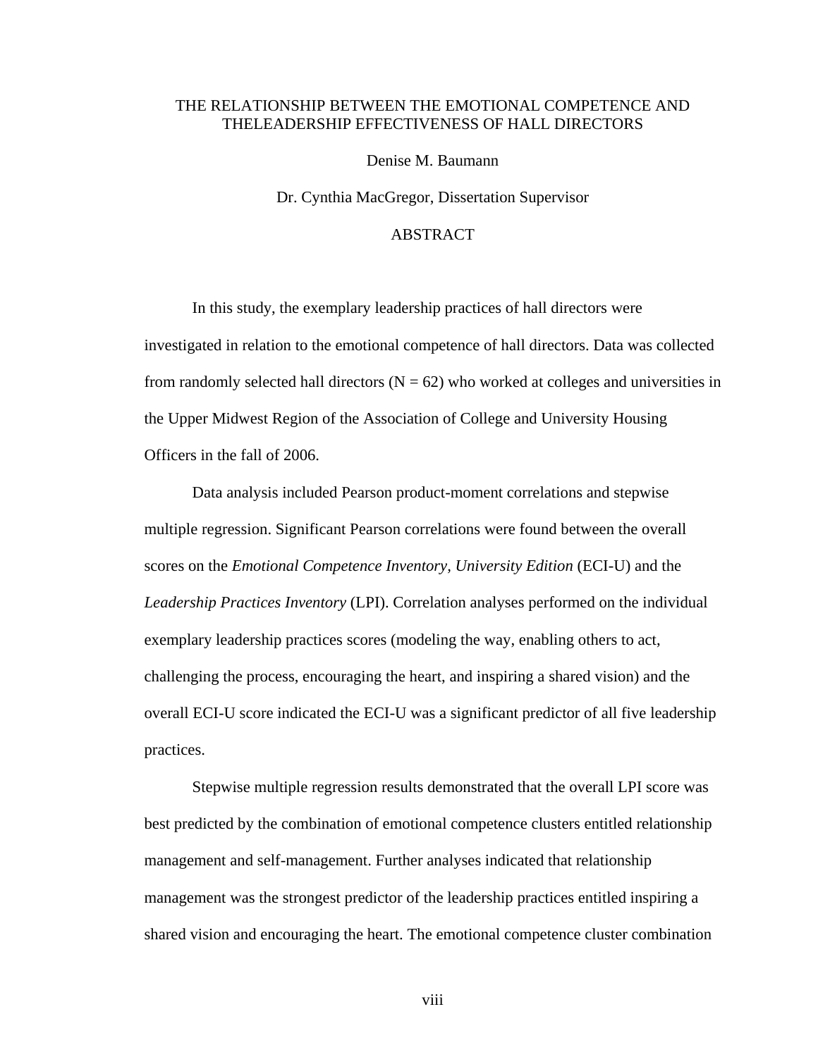# THE RELATIONSHIP BETWEEN THE EMOTIONAL COMPETENCE AND THELEADERSHIP EFFECTIVENESS OF HALL DIRECTORS

Denise M. Baumann

Dr. Cynthia MacGregor, Dissertation Supervisor

## ABSTRACT

In this study, the exemplary leadership practices of hall directors were investigated in relation to the emotional competence of hall directors. Data was collected from randomly selected hall directors ($N = 62$) who worked at colleges and universities in the Upper Midwest Region of the Association of College and University Housing Officers in the fall of 2006.

Data analysis included Pearson product-moment correlations and stepwise multiple regression. Significant Pearson correlations were found between the overall scores on the *Emotional Competence Inventory, University Edition* (ECI-U) and the *Leadership Practices Inventory* (LPI). Correlation analyses performed on the individual exemplary leadership practices scores (modeling the way, enabling others to act, challenging the process, encouraging the heart, and inspiring a shared vision) and the overall ECI-U score indicated the ECI-U was a significant predictor of all five leadership practices.

Stepwise multiple regression results demonstrated that the overall LPI score was best predicted by the combination of emotional competence clusters entitled relationship management and self-management. Further analyses indicated that relationship management was the strongest predictor of the leadership practices entitled inspiring a shared vision and encouraging the heart. The emotional competence cluster combination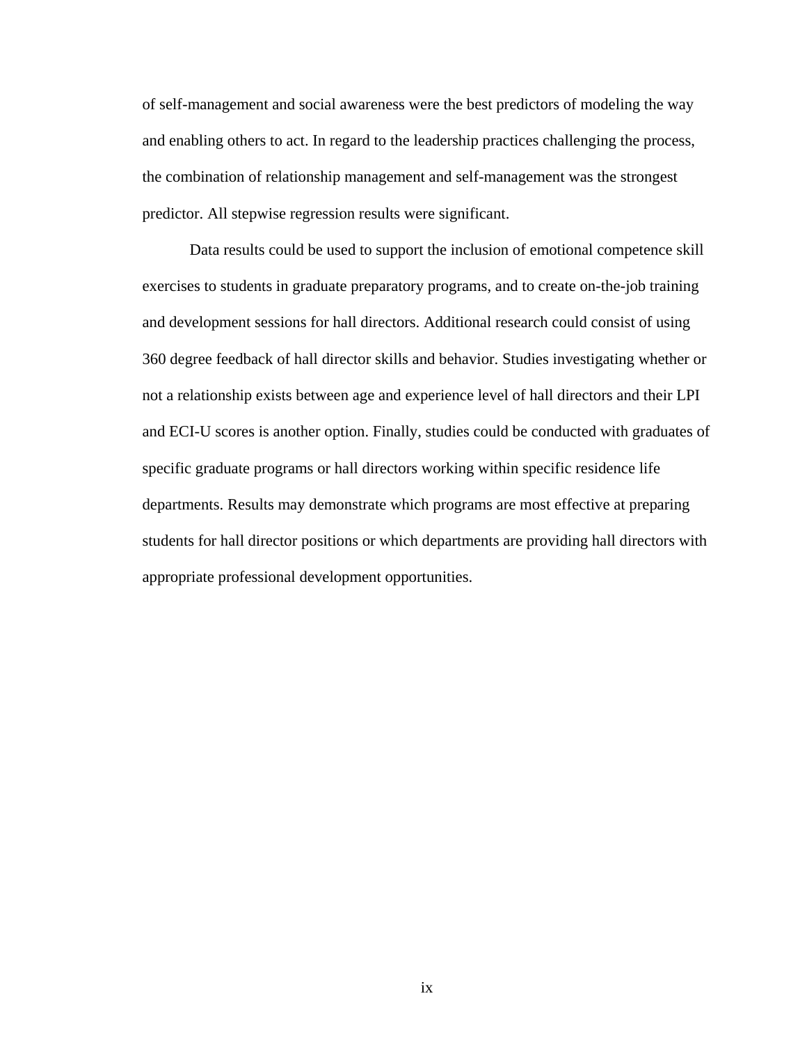of self-management and social awareness were the best predictors of modeling the way and enabling others to act. In regard to the leadership practices challenging the process, the combination of relationship management and self-management was the strongest predictor. All stepwise regression results were significant.

Data results could be used to support the inclusion of emotional competence skill exercises to students in graduate preparatory programs, and to create on-the-job training and development sessions for hall directors. Additional research could consist of using 360 degree feedback of hall director skills and behavior. Studies investigating whether or not a relationship exists between age and experience level of hall directors and their LPI and ECI-U scores is another option. Finally, studies could be conducted with graduates of specific graduate programs or hall directors working within specific residence life departments. Results may demonstrate which programs are most effective at preparing students for hall director positions or which departments are providing hall directors with appropriate professional development opportunities.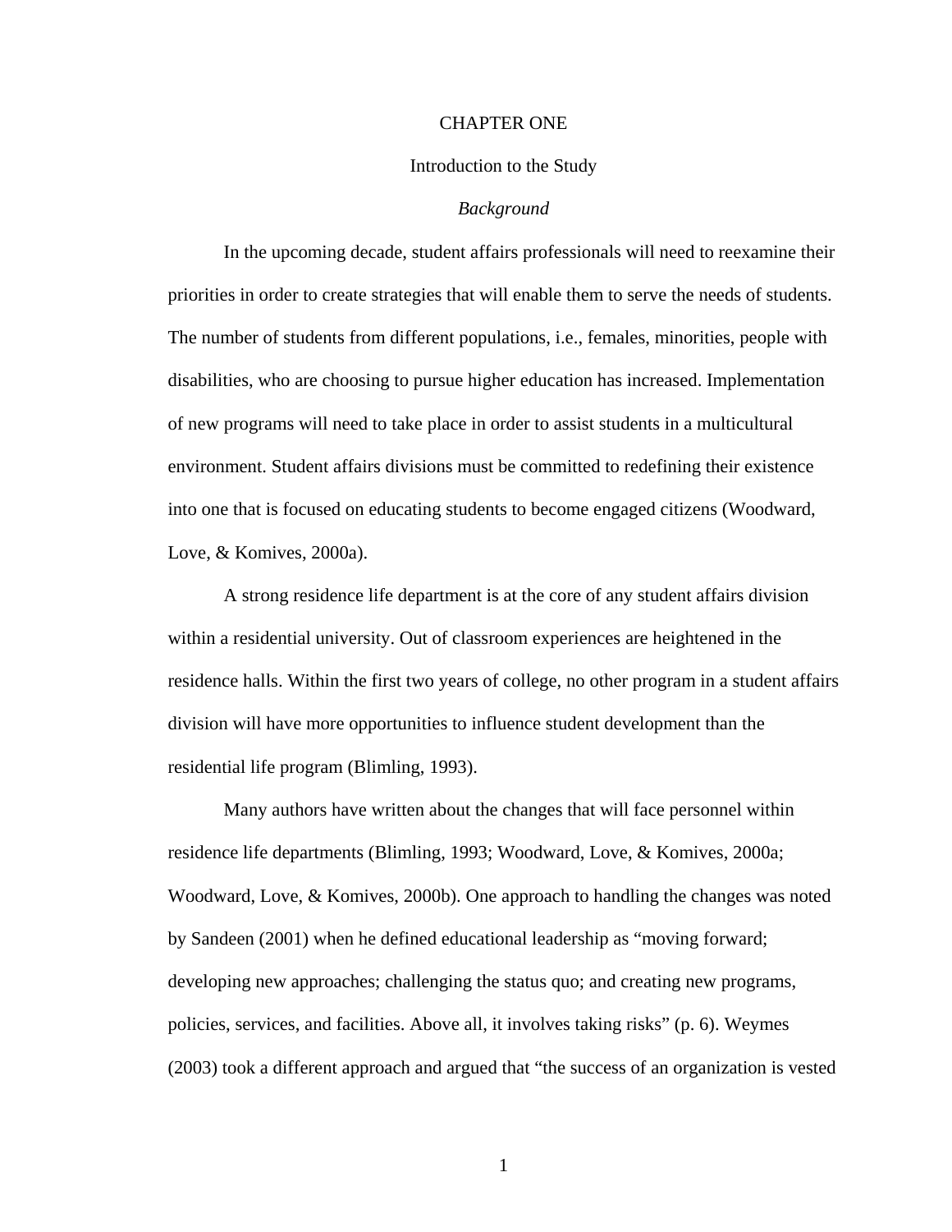# CHAPTER ONE

## Introduction to the Study

### *Background*

In the upcoming decade, student affairs professionals will need to reexamine their priorities in order to create strategies that will enable them to serve the needs of students. The number of students from different populations, i.e., females, minorities, people with disabilities, who are choosing to pursue higher education has increased. Implementation of new programs will need to take place in order to assist students in a multicultural environment. Student affairs divisions must be committed to redefining their existence into one that is focused on educating students to become engaged citizens (Woodward, Love, & Komives, 2000a).

A strong residence life department is at the core of any student affairs division within a residential university. Out of classroom experiences are heightened in the residence halls. Within the first two years of college, no other program in a student affairs division will have more opportunities to influence student development than the residential life program (Blimling, 1993).

Many authors have written about the changes that will face personnel within residence life departments (Blimling, 1993; Woodward, Love, & Komives, 2000a; Woodward, Love, & Komives, 2000b). One approach to handling the changes was noted by Sandeen (2001) when he defined educational leadership as "moving forward; developing new approaches; challenging the status quo; and creating new programs, policies, services, and facilities. Above all, it involves taking risks" (p. 6). Weymes (2003) took a different approach and argued that "the success of an organization is vested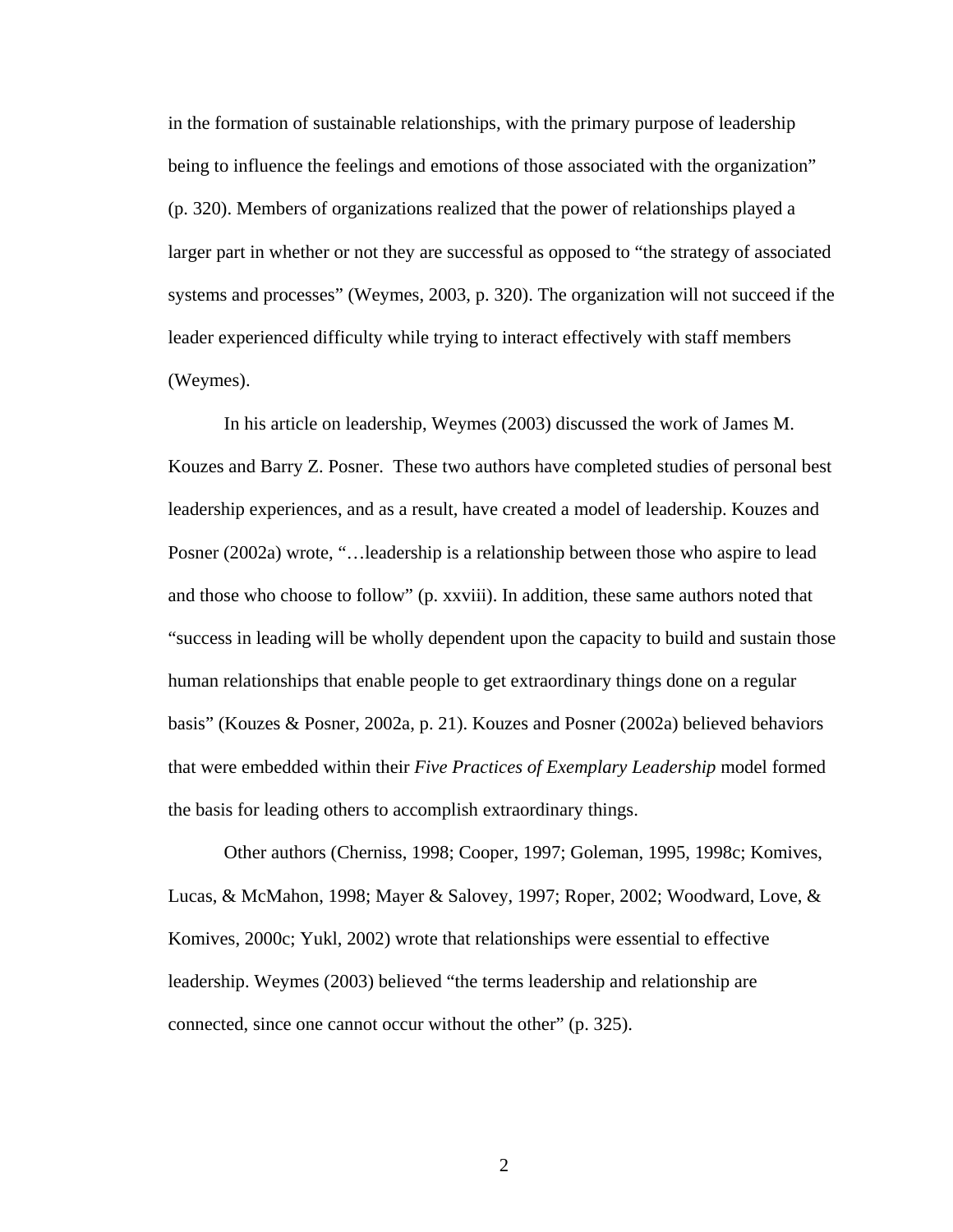in the formation of sustainable relationships, with the primary purpose of leadership being to influence the feelings and emotions of those associated with the organization" (p. 320). Members of organizations realized that the power of relationships played a larger part in whether or not they are successful as opposed to "the strategy of associated systems and processes" (Weymes, 2003, p. 320). The organization will not succeed if the leader experienced difficulty while trying to interact effectively with staff members (Weymes).

In his article on leadership, Weymes (2003) discussed the work of James M. Kouzes and Barry Z. Posner. These two authors have completed studies of personal best leadership experiences, and as a result, have created a model of leadership. Kouzes and Posner (2002a) wrote, "…leadership is a relationship between those who aspire to lead and those who choose to follow" (p. xxviii). In addition, these same authors noted that "success in leading will be wholly dependent upon the capacity to build and sustain those human relationships that enable people to get extraordinary things done on a regular basis" (Kouzes & Posner, 2002a, p. 21). Kouzes and Posner (2002a) believed behaviors that were embedded within their *Five Practices of Exemplary Leadership* model formed the basis for leading others to accomplish extraordinary things.

Other authors (Cherniss, 1998; Cooper, 1997; Goleman, 1995, 1998c; Komives, Lucas, & McMahon, 1998; Mayer & Salovey, 1997; Roper, 2002; Woodward, Love, & Komives, 2000c; Yukl, 2002) wrote that relationships were essential to effective leadership. Weymes (2003) believed "the terms leadership and relationship are connected, since one cannot occur without the other" (p. 325).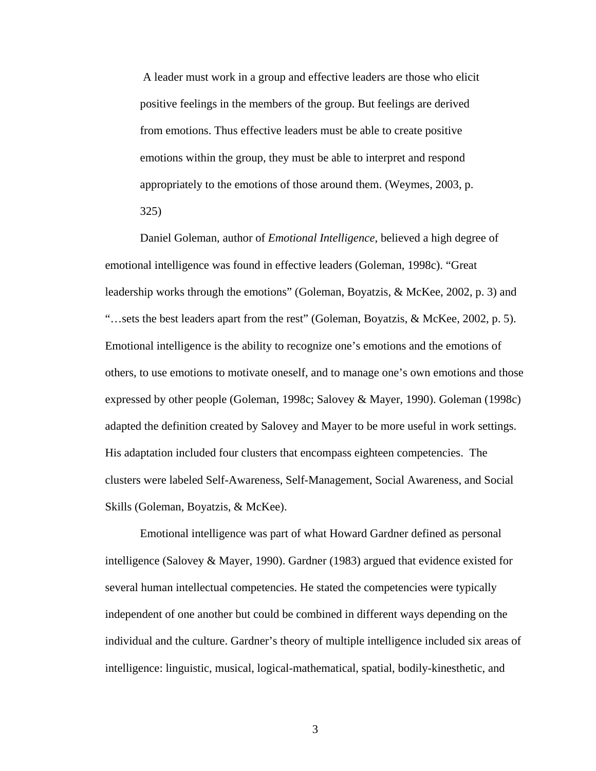> A leader must work in a group and effective leaders are those who elicit positive feelings in the members of the group. But feelings are derived from emotions. Thus effective leaders must be able to create positive emotions within the group, they must be able to interpret and respond appropriately to the emotions of those around them. (Weymes, 2003, p. 325)

Daniel Goleman, author of *Emotional Intelligence*, believed a high degree of emotional intelligence was found in effective leaders (Goleman, 1998c). "Great leadership works through the emotions" (Goleman, Boyatzis, & McKee, 2002, p. 3) and "…sets the best leaders apart from the rest" (Goleman, Boyatzis, & McKee, 2002, p. 5). Emotional intelligence is the ability to recognize one's emotions and the emotions of others, to use emotions to motivate oneself, and to manage one's own emotions and those expressed by other people (Goleman, 1998c; Salovey & Mayer, 1990). Goleman (1998c) adapted the definition created by Salovey and Mayer to be more useful in work settings. His adaptation included four clusters that encompass eighteen competencies. The clusters were labeled Self-Awareness, Self-Management, Social Awareness, and Social Skills (Goleman, Boyatzis, & McKee).

Emotional intelligence was part of what Howard Gardner defined as personal intelligence (Salovey & Mayer, 1990). Gardner (1983) argued that evidence existed for several human intellectual competencies. He stated the competencies were typically independent of one another but could be combined in different ways depending on the individual and the culture. Gardner's theory of multiple intelligence included six areas of intelligence: linguistic, musical, logical-mathematical, spatial, bodily-kinesthetic, and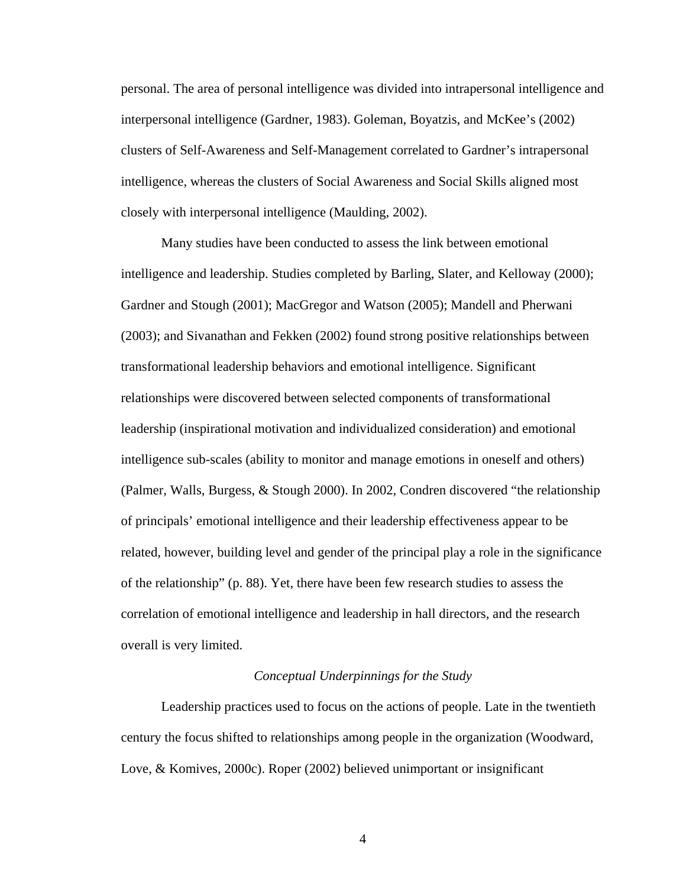personal. The area of personal intelligence was divided into intrapersonal intelligence and interpersonal intelligence (Gardner, 1983). Goleman, Boyatzis, and McKee's (2002) clusters of Self-Awareness and Self-Management correlated to Gardner's intrapersonal intelligence, whereas the clusters of Social Awareness and Social Skills aligned most closely with interpersonal intelligence (Maulding, 2002).

Many studies have been conducted to assess the link between emotional intelligence and leadership. Studies completed by Barling, Slater, and Kelloway (2000); Gardner and Stough (2001); MacGregor and Watson (2005); Mandell and Pherwani (2003); and Sivanathan and Fekken (2002) found strong positive relationships between transformational leadership behaviors and emotional intelligence. Significant relationships were discovered between selected components of transformational leadership (inspirational motivation and individualized consideration) and emotional intelligence sub-scales (ability to monitor and manage emotions in oneself and others) (Palmer, Walls, Burgess, & Stough 2000). In 2002, Condren discovered "the relationship of principals' emotional intelligence and their leadership effectiveness appear to be related, however, building level and gender of the principal play a role in the significance of the relationship" (p. 88). Yet, there have been few research studies to assess the correlation of emotional intelligence and leadership in hall directors, and the research overall is very limited.

### *Conceptual Underpinnings for the Study*

Leadership practices used to focus on the actions of people. Late in the twentieth century the focus shifted to relationships among people in the organization (Woodward, Love, & Komives, 2000c). Roper (2002) believed unimportant or insignificant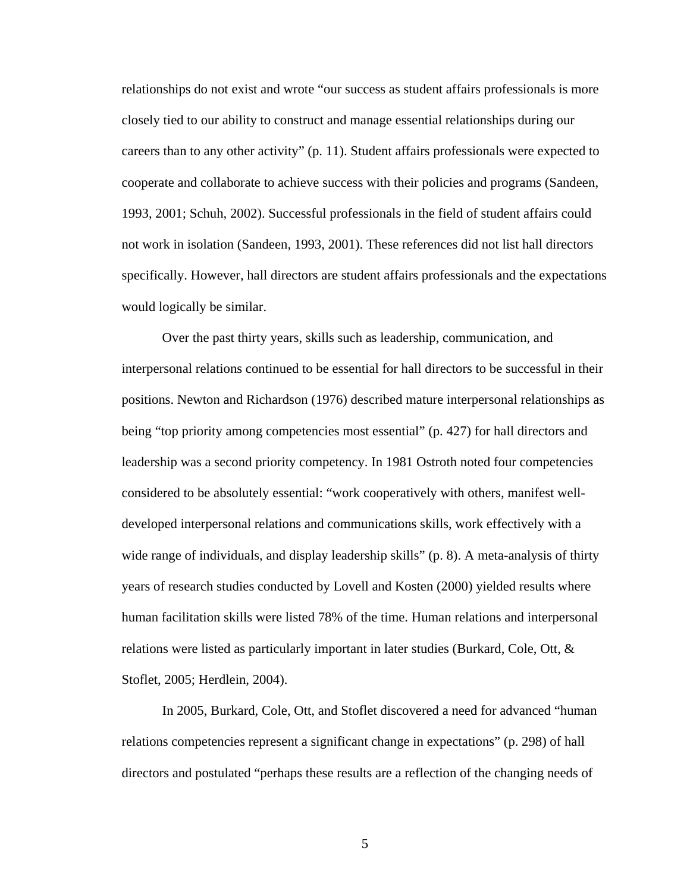relationships do not exist and wrote "our success as student affairs professionals is more closely tied to our ability to construct and manage essential relationships during our careers than to any other activity" (p. 11). Student affairs professionals were expected to cooperate and collaborate to achieve success with their policies and programs (Sandeen, 1993, 2001; Schuh, 2002). Successful professionals in the field of student affairs could not work in isolation (Sandeen, 1993, 2001). These references did not list hall directors specifically. However, hall directors are student affairs professionals and the expectations would logically be similar.

Over the past thirty years, skills such as leadership, communication, and interpersonal relations continued to be essential for hall directors to be successful in their positions. Newton and Richardson (1976) described mature interpersonal relationships as being "top priority among competencies most essential" (p. 427) for hall directors and leadership was a second priority competency. In 1981 Ostroth noted four competencies considered to be absolutely essential: "work cooperatively with others, manifest well-developed interpersonal relations and communications skills, work effectively with a wide range of individuals, and display leadership skills" (p. 8). A meta-analysis of thirty years of research studies conducted by Lovell and Kosten (2000) yielded results where human facilitation skills were listed 78% of the time. Human relations and interpersonal relations were listed as particularly important in later studies (Burkard, Cole, Ott, & Stoflet, 2005; Herdlein, 2004).

In 2005, Burkard, Cole, Ott, and Stoflet discovered a need for advanced "human relations competencies represent a significant change in expectations" (p. 298) of hall directors and postulated "perhaps these results are a reflection of the changing needs of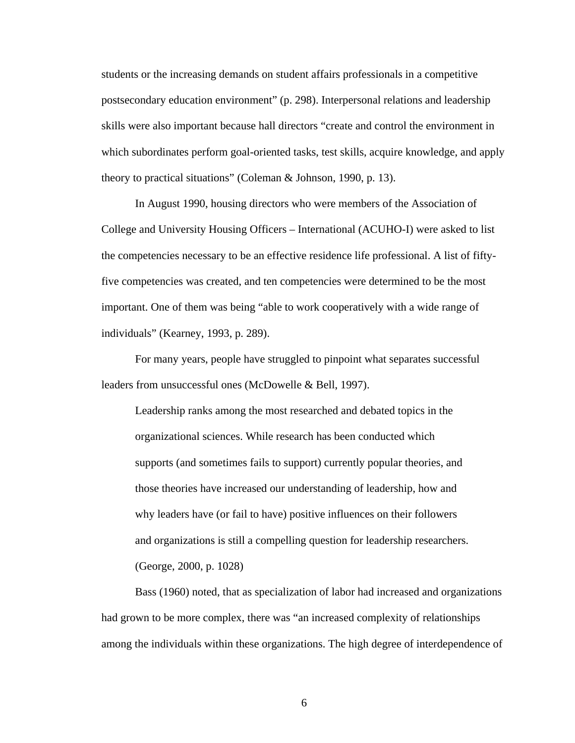students or the increasing demands on student affairs professionals in a competitive postsecondary education environment" (p. 298). Interpersonal relations and leadership skills were also important because hall directors "create and control the environment in which subordinates perform goal-oriented tasks, test skills, acquire knowledge, and apply theory to practical situations" (Coleman & Johnson, 1990, p. 13).

In August 1990, housing directors who were members of the Association of College and University Housing Officers – International (ACUHO-I) were asked to list the competencies necessary to be an effective residence life professional. A list of fifty-five competencies was created, and ten competencies were determined to be the most important. One of them was being "able to work cooperatively with a wide range of individuals" (Kearney, 1993, p. 289).

For many years, people have struggled to pinpoint what separates successful leaders from unsuccessful ones (McDowelle & Bell, 1997).

> Leadership ranks among the most researched and debated topics in the organizational sciences. While research has been conducted which supports (and sometimes fails to support) currently popular theories, and those theories have increased our understanding of leadership, how and why leaders have (or fail to have) positive influences on their followers and organizations is still a compelling question for leadership researchers. (George, 2000, p. 1028)

Bass (1960) noted, that as specialization of labor had increased and organizations had grown to be more complex, there was "an increased complexity of relationships among the individuals within these organizations. The high degree of interdependence of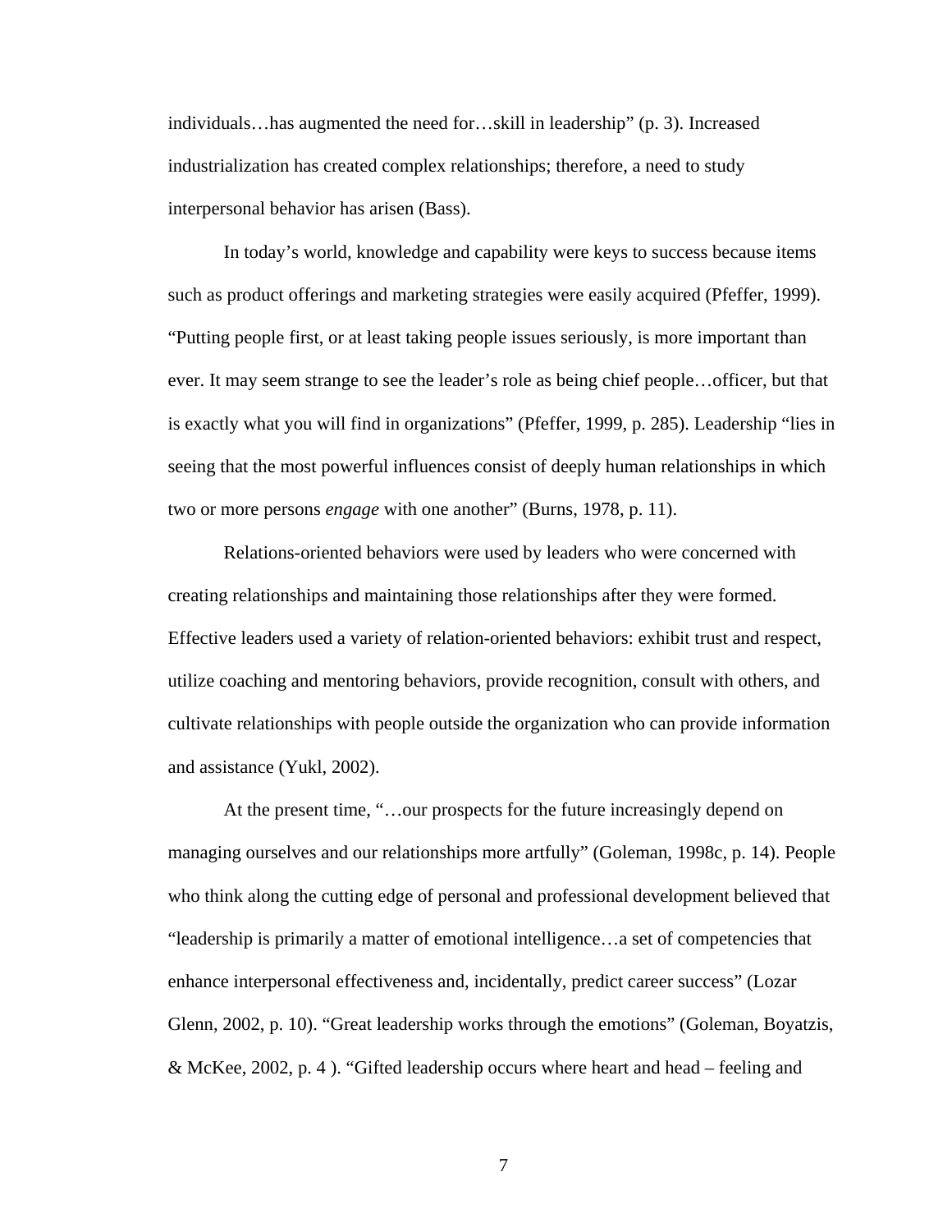individuals…has augmented the need for…skill in leadership" (p. 3). Increased industrialization has created complex relationships; therefore, a need to study interpersonal behavior has arisen (Bass).

In today's world, knowledge and capability were keys to success because items such as product offerings and marketing strategies were easily acquired (Pfeffer, 1999). "Putting people first, or at least taking people issues seriously, is more important than ever. It may seem strange to see the leader's role as being chief people…officer, but that is exactly what you will find in organizations" (Pfeffer, 1999, p. 285). Leadership "lies in seeing that the most powerful influences consist of deeply human relationships in which two or more persons *engage* with one another" (Burns, 1978, p. 11).

Relations-oriented behaviors were used by leaders who were concerned with creating relationships and maintaining those relationships after they were formed. Effective leaders used a variety of relation-oriented behaviors: exhibit trust and respect, utilize coaching and mentoring behaviors, provide recognition, consult with others, and cultivate relationships with people outside the organization who can provide information and assistance (Yukl, 2002).

At the present time, "…our prospects for the future increasingly depend on managing ourselves and our relationships more artfully" (Goleman, 1998c, p. 14). People who think along the cutting edge of personal and professional development believed that "leadership is primarily a matter of emotional intelligence…a set of competencies that enhance interpersonal effectiveness and, incidentally, predict career success" (Lozar Glenn, 2002, p. 10). "Great leadership works through the emotions" (Goleman, Boyatzis, & McKee, 2002, p. 4 ). "Gifted leadership occurs where heart and head – feeling and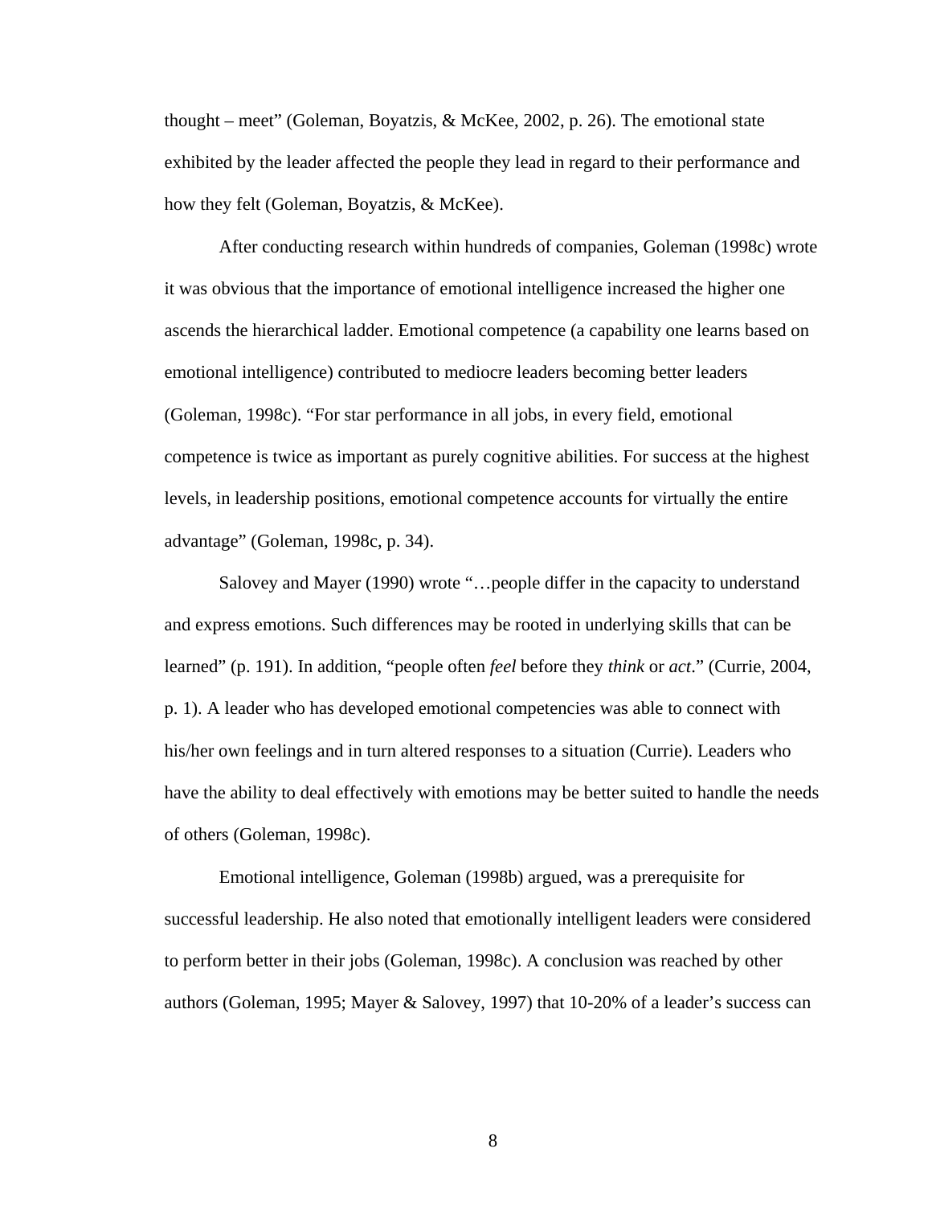thought – meet" (Goleman, Boyatzis, & McKee, 2002, p. 26). The emotional state exhibited by the leader affected the people they lead in regard to their performance and how they felt (Goleman, Boyatzis, & McKee).

After conducting research within hundreds of companies, Goleman (1998c) wrote it was obvious that the importance of emotional intelligence increased the higher one ascends the hierarchical ladder. Emotional competence (a capability one learns based on emotional intelligence) contributed to mediocre leaders becoming better leaders (Goleman, 1998c). "For star performance in all jobs, in every field, emotional competence is twice as important as purely cognitive abilities. For success at the highest levels, in leadership positions, emotional competence accounts for virtually the entire advantage" (Goleman, 1998c, p. 34).

Salovey and Mayer (1990) wrote "…people differ in the capacity to understand and express emotions. Such differences may be rooted in underlying skills that can be learned" (p. 191). In addition, "people often *feel* before they *think* or *act*." (Currie, 2004, p. 1). A leader who has developed emotional competencies was able to connect with his/her own feelings and in turn altered responses to a situation (Currie). Leaders who have the ability to deal effectively with emotions may be better suited to handle the needs of others (Goleman, 1998c).

Emotional intelligence, Goleman (1998b) argued, was a prerequisite for successful leadership. He also noted that emotionally intelligent leaders were considered to perform better in their jobs (Goleman, 1998c). A conclusion was reached by other authors (Goleman, 1995; Mayer & Salovey, 1997) that 10-20% of a leader's success can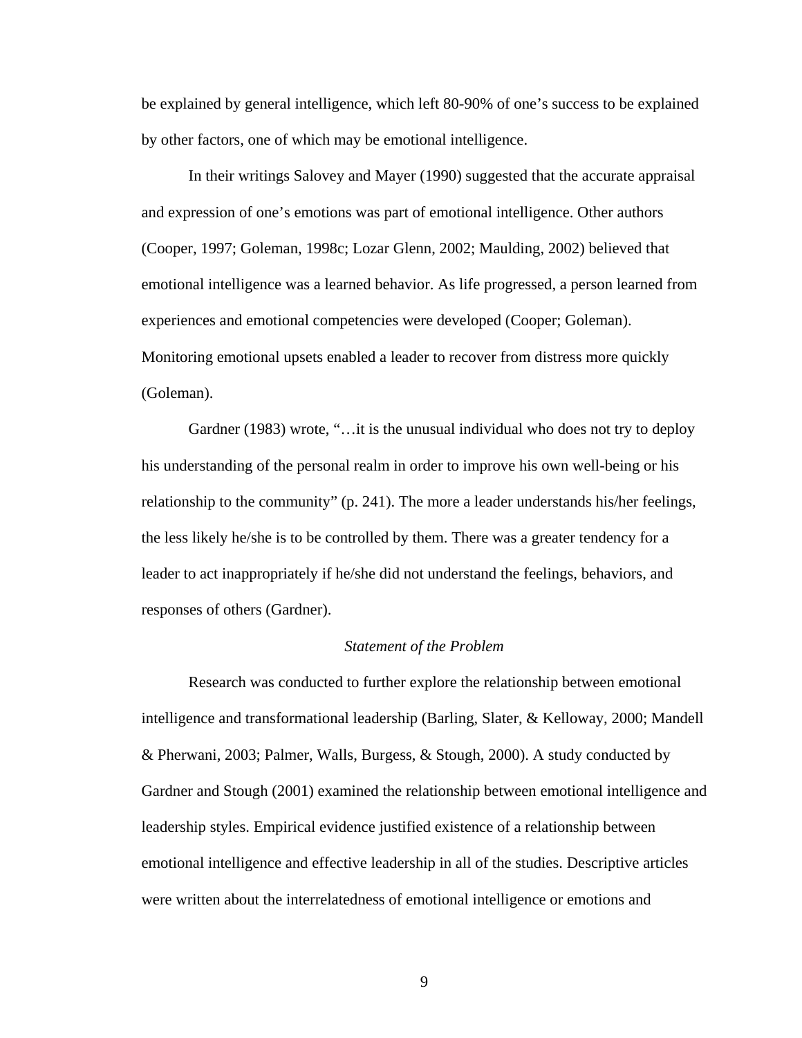be explained by general intelligence, which left 80-90% of one's success to be explained by other factors, one of which may be emotional intelligence.

In their writings Salovey and Mayer (1990) suggested that the accurate appraisal and expression of one's emotions was part of emotional intelligence. Other authors (Cooper, 1997; Goleman, 1998c; Lozar Glenn, 2002; Maulding, 2002) believed that emotional intelligence was a learned behavior. As life progressed, a person learned from experiences and emotional competencies were developed (Cooper; Goleman). Monitoring emotional upsets enabled a leader to recover from distress more quickly (Goleman).

Gardner (1983) wrote, "…it is the unusual individual who does not try to deploy his understanding of the personal realm in order to improve his own well-being or his relationship to the community" (p. 241). The more a leader understands his/her feelings, the less likely he/she is to be controlled by them. There was a greater tendency for a leader to act inappropriately if he/she did not understand the feelings, behaviors, and responses of others (Gardner).

### *Statement of the Problem*

Research was conducted to further explore the relationship between emotional intelligence and transformational leadership (Barling, Slater, & Kelloway, 2000; Mandell & Pherwani, 2003; Palmer, Walls, Burgess, & Stough, 2000). A study conducted by Gardner and Stough (2001) examined the relationship between emotional intelligence and leadership styles. Empirical evidence justified existence of a relationship between emotional intelligence and effective leadership in all of the studies. Descriptive articles were written about the interrelatedness of emotional intelligence or emotions and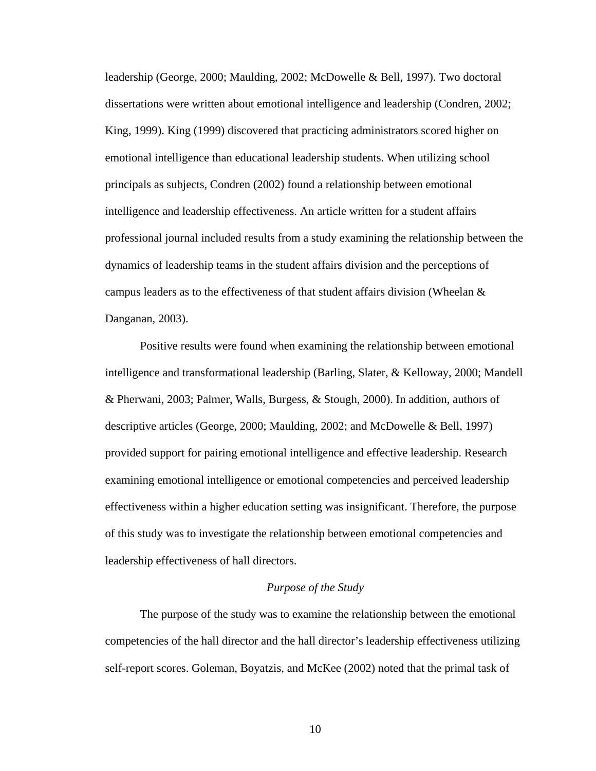leadership (George, 2000; Maulding, 2002; McDowelle & Bell, 1997). Two doctoral dissertations were written about emotional intelligence and leadership (Condren, 2002; King, 1999). King (1999) discovered that practicing administrators scored higher on emotional intelligence than educational leadership students. When utilizing school principals as subjects, Condren (2002) found a relationship between emotional intelligence and leadership effectiveness. An article written for a student affairs professional journal included results from a study examining the relationship between the dynamics of leadership teams in the student affairs division and the perceptions of campus leaders as to the effectiveness of that student affairs division (Wheelan & Danganan, 2003).

Positive results were found when examining the relationship between emotional intelligence and transformational leadership (Barling, Slater, & Kelloway, 2000; Mandell & Pherwani, 2003; Palmer, Walls, Burgess, & Stough, 2000). In addition, authors of descriptive articles (George, 2000; Maulding, 2002; and McDowelle & Bell, 1997) provided support for pairing emotional intelligence and effective leadership. Research examining emotional intelligence or emotional competencies and perceived leadership effectiveness within a higher education setting was insignificant. Therefore, the purpose of this study was to investigate the relationship between emotional competencies and leadership effectiveness of hall directors.

### *Purpose of the Study*

The purpose of the study was to examine the relationship between the emotional competencies of the hall director and the hall director's leadership effectiveness utilizing self-report scores. Goleman, Boyatzis, and McKee (2002) noted that the primal task of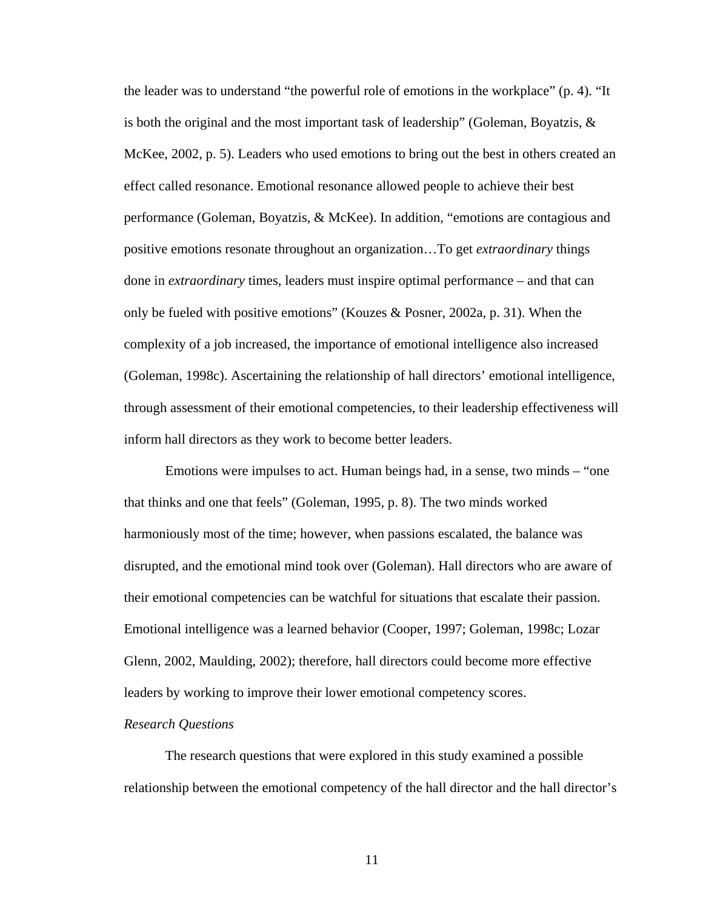the leader was to understand “the powerful role of emotions in the workplace” (p. 4). “It is both the original and the most important task of leadership” (Goleman, Boyatzis, & McKee, 2002, p. 5). Leaders who used emotions to bring out the best in others created an effect called resonance. Emotional resonance allowed people to achieve their best performance (Goleman, Boyatzis, & McKee). In addition, “emotions are contagious and positive emotions resonate throughout an organization…To get *extraordinary* things done in *extraordinary* times, leaders must inspire optimal performance – and that can only be fueled with positive emotions” (Kouzes & Posner, 2002a, p. 31). When the complexity of a job increased, the importance of emotional intelligence also increased (Goleman, 1998c). Ascertaining the relationship of hall directors’ emotional intelligence, through assessment of their emotional competencies, to their leadership effectiveness will inform hall directors as they work to become better leaders.

Emotions were impulses to act. Human beings had, in a sense, two minds – “one that thinks and one that feels” (Goleman, 1995, p. 8). The two minds worked harmoniously most of the time; however, when passions escalated, the balance was disrupted, and the emotional mind took over (Goleman). Hall directors who are aware of their emotional competencies can be watchful for situations that escalate their passion. Emotional intelligence was a learned behavior (Cooper, 1997; Goleman, 1998c; Lozar Glenn, 2002, Maulding, 2002); therefore, hall directors could become more effective leaders by working to improve their lower emotional competency scores.

### *Research Questions*

The research questions that were explored in this study examined a possible relationship between the emotional competency of the hall director and the hall director’s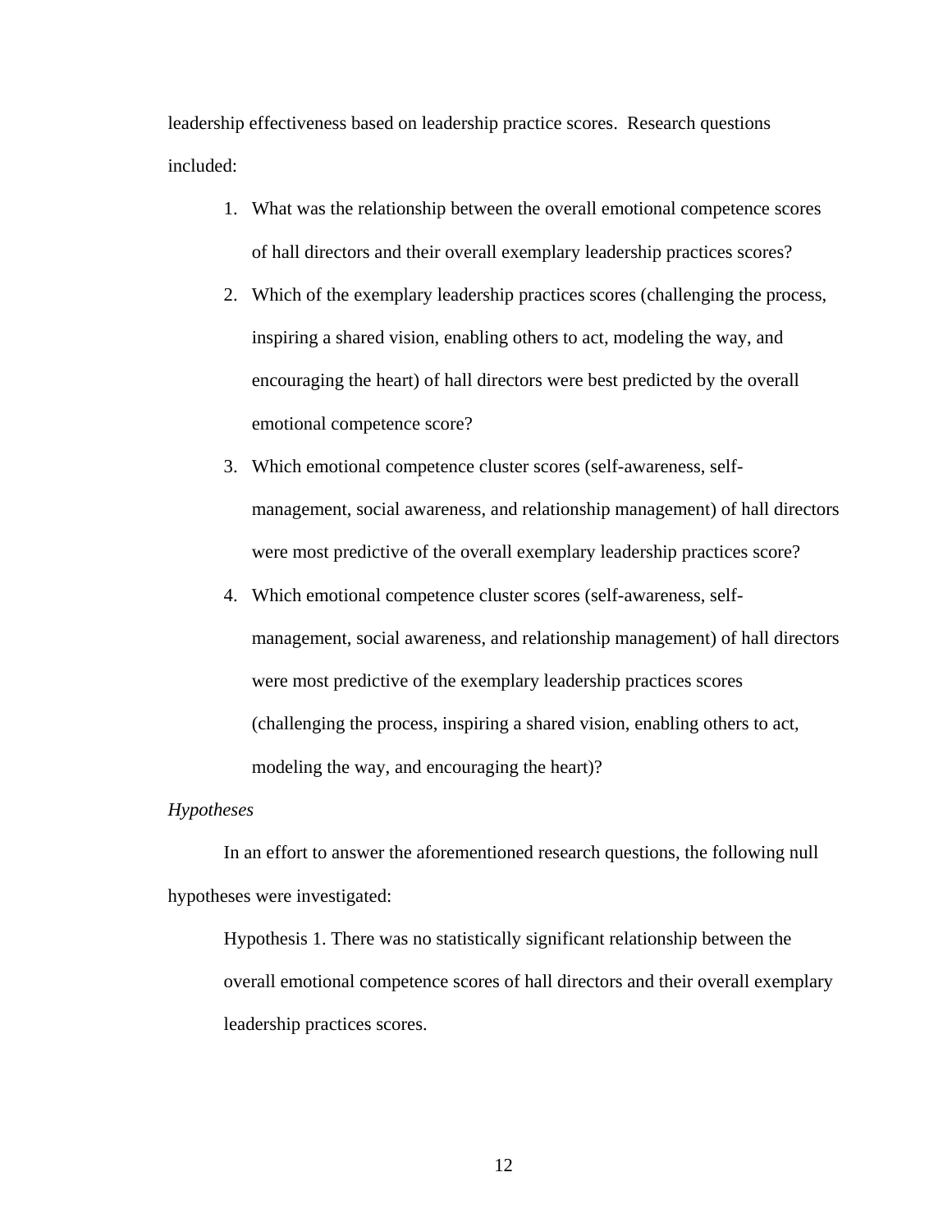leadership effectiveness based on leadership practice scores. Research questions included:

1. What was the relationship between the overall emotional competence scores of hall directors and their overall exemplary leadership practices scores?
2. Which of the exemplary leadership practices scores (challenging the process, inspiring a shared vision, enabling others to act, modeling the way, and encouraging the heart) of hall directors were best predicted by the overall emotional competence score?
3. Which emotional competence cluster scores (self-awareness, self-management, social awareness, and relationship management) of hall directors were most predictive of the overall exemplary leadership practices score?
4. Which emotional competence cluster scores (self-awareness, self-management, social awareness, and relationship management) of hall directors were most predictive of the exemplary leadership practices scores (challenging the process, inspiring a shared vision, enabling others to act, modeling the way, and encouraging the heart)?

*Hypotheses*

In an effort to answer the aforementioned research questions, the following null hypotheses were investigated:

Hypothesis 1. There was no statistically significant relationship between the overall emotional competence scores of hall directors and their overall exemplary leadership practices scores.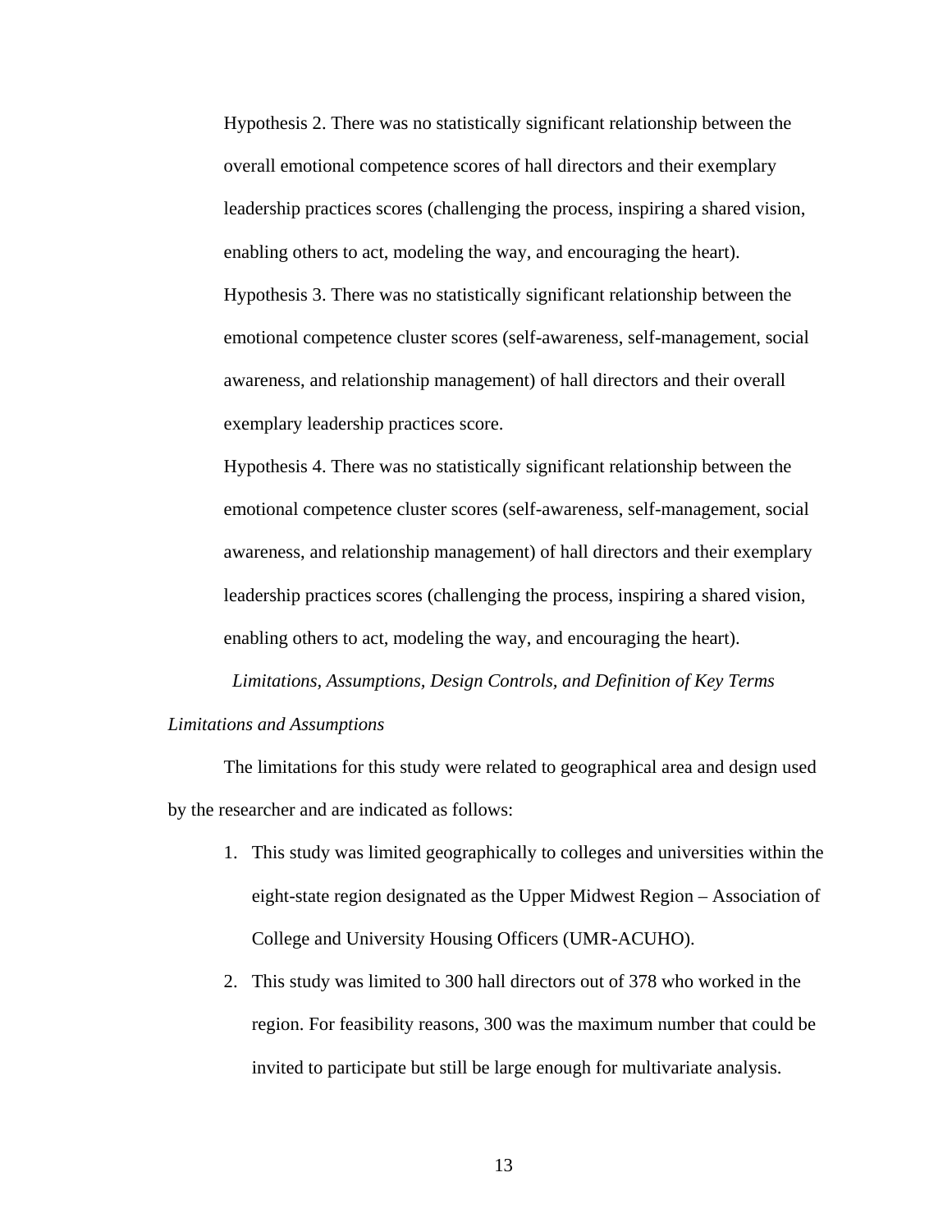Hypothesis 2. There was no statistically significant relationship between the overall emotional competence scores of hall directors and their exemplary leadership practices scores (challenging the process, inspiring a shared vision, enabling others to act, modeling the way, and encouraging the heart).

Hypothesis 3. There was no statistically significant relationship between the emotional competence cluster scores (self-awareness, self-management, social awareness, and relationship management) of hall directors and their overall exemplary leadership practices score.

Hypothesis 4. There was no statistically significant relationship between the emotional competence cluster scores (self-awareness, self-management, social awareness, and relationship management) of hall directors and their exemplary leadership practices scores (challenging the process, inspiring a shared vision, enabling others to act, modeling the way, and encouraging the heart).

## *Limitations, Assumptions, Design Controls, and Definition of Key Terms*

### *Limitations and Assumptions*

The limitations for this study were related to geographical area and design used by the researcher and are indicated as follows:

1. This study was limited geographically to colleges and universities within the eight-state region designated as the Upper Midwest Region – Association of College and University Housing Officers (UMR-ACUHO).
2. This study was limited to 300 hall directors out of 378 who worked in the region. For feasibility reasons, 300 was the maximum number that could be invited to participate but still be large enough for multivariate analysis.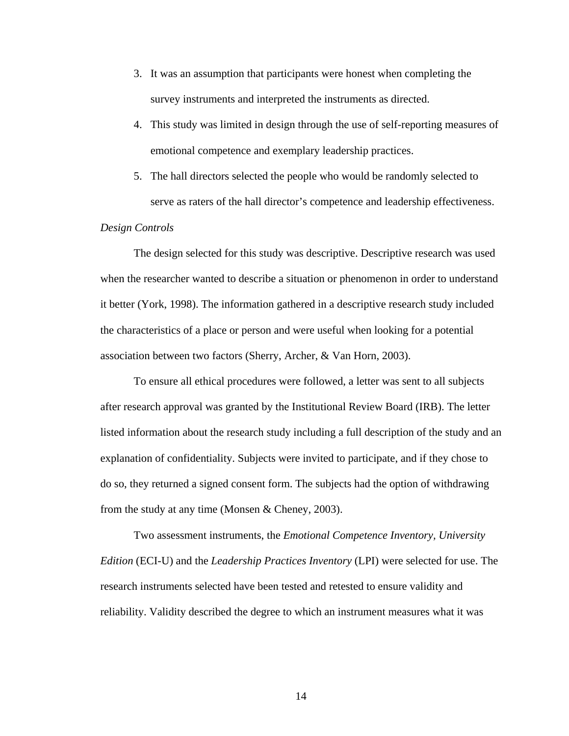3. It was an assumption that participants were honest when completing the survey instruments and interpreted the instruments as directed.
4. This study was limited in design through the use of self-reporting measures of emotional competence and exemplary leadership practices.
5. The hall directors selected the people who would be randomly selected to serve as raters of the hall director's competence and leadership effectiveness.

*Design Controls*

The design selected for this study was descriptive. Descriptive research was used when the researcher wanted to describe a situation or phenomenon in order to understand it better (York, 1998). The information gathered in a descriptive research study included the characteristics of a place or person and were useful when looking for a potential association between two factors (Sherry, Archer, & Van Horn, 2003).

To ensure all ethical procedures were followed, a letter was sent to all subjects after research approval was granted by the Institutional Review Board (IRB). The letter listed information about the research study including a full description of the study and an explanation of confidentiality. Subjects were invited to participate, and if they chose to do so, they returned a signed consent form. The subjects had the option of withdrawing from the study at any time (Monsen & Cheney, 2003).

Two assessment instruments, the *Emotional Competence Inventory, University Edition* (ECI-U) and the *Leadership Practices Inventory* (LPI) were selected for use. The research instruments selected have been tested and retested to ensure validity and reliability. Validity described the degree to which an instrument measures what it was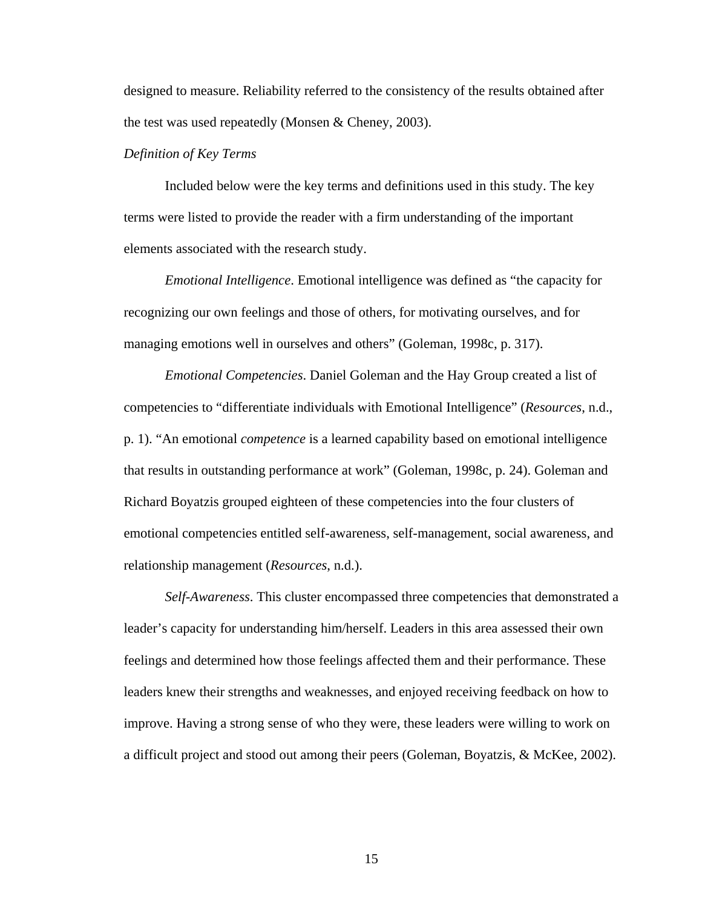designed to measure. Reliability referred to the consistency of the results obtained after the test was used repeatedly (Monsen & Cheney, 2003).

*Definition of Key Terms*

Included below were the key terms and definitions used in this study. The key terms were listed to provide the reader with a firm understanding of the important elements associated with the research study.

*Emotional Intelligence*. Emotional intelligence was defined as "the capacity for recognizing our own feelings and those of others, for motivating ourselves, and for managing emotions well in ourselves and others" (Goleman, 1998c, p. 317).

*Emotional Competencies*. Daniel Goleman and the Hay Group created a list of competencies to "differentiate individuals with Emotional Intelligence" (*Resources*, n.d., p. 1). "An emotional *competence* is a learned capability based on emotional intelligence that results in outstanding performance at work" (Goleman, 1998c, p. 24). Goleman and Richard Boyatzis grouped eighteen of these competencies into the four clusters of emotional competencies entitled self-awareness, self-management, social awareness, and relationship management (*Resources*, n.d.).

*Self-Awareness*. This cluster encompassed three competencies that demonstrated a leader's capacity for understanding him/herself. Leaders in this area assessed their own feelings and determined how those feelings affected them and their performance. These leaders knew their strengths and weaknesses, and enjoyed receiving feedback on how to improve. Having a strong sense of who they were, these leaders were willing to work on a difficult project and stood out among their peers (Goleman, Boyatzis, & McKee, 2002).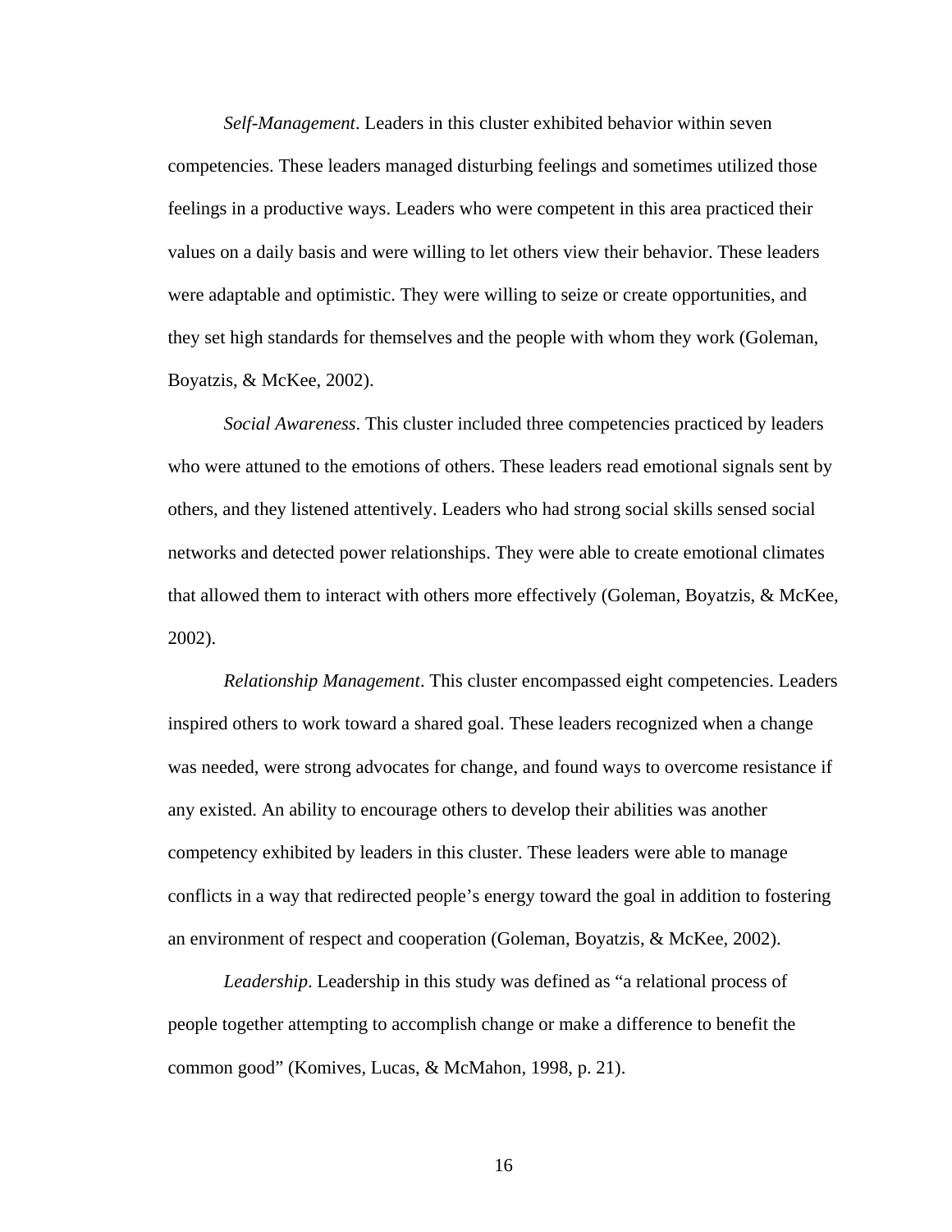*Self-Management*. Leaders in this cluster exhibited behavior within seven competencies. These leaders managed disturbing feelings and sometimes utilized those feelings in a productive ways. Leaders who were competent in this area practiced their values on a daily basis and were willing to let others view their behavior. These leaders were adaptable and optimistic. They were willing to seize or create opportunities, and they set high standards for themselves and the people with whom they work (Goleman, Boyatzis, & McKee, 2002).

*Social Awareness*. This cluster included three competencies practiced by leaders who were attuned to the emotions of others. These leaders read emotional signals sent by others, and they listened attentively. Leaders who had strong social skills sensed social networks and detected power relationships. They were able to create emotional climates that allowed them to interact with others more effectively (Goleman, Boyatzis, & McKee, 2002).

*Relationship Management*. This cluster encompassed eight competencies. Leaders inspired others to work toward a shared goal. These leaders recognized when a change was needed, were strong advocates for change, and found ways to overcome resistance if any existed. An ability to encourage others to develop their abilities was another competency exhibited by leaders in this cluster. These leaders were able to manage conflicts in a way that redirected people's energy toward the goal in addition to fostering an environment of respect and cooperation (Goleman, Boyatzis, & McKee, 2002).

*Leadership*. Leadership in this study was defined as "a relational process of people together attempting to accomplish change or make a difference to benefit the common good" (Komives, Lucas, & McMahon, 1998, p. 21).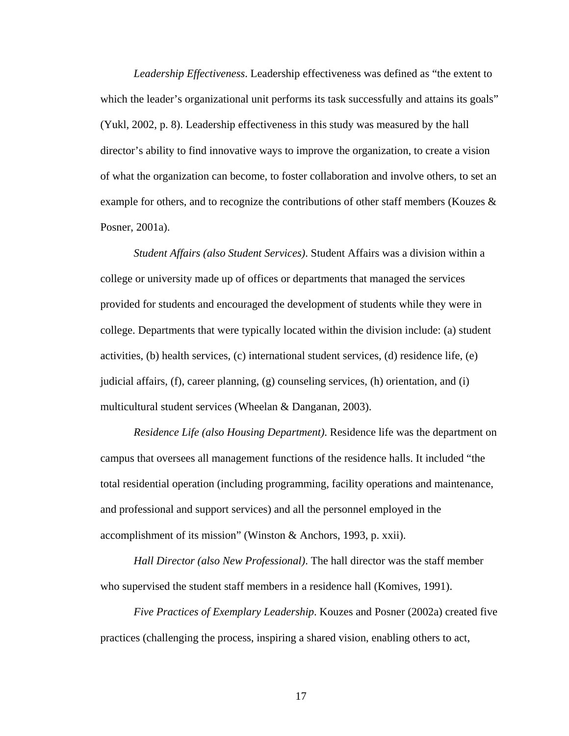*Leadership Effectiveness*. Leadership effectiveness was defined as “the extent to which the leader’s organizational unit performs its task successfully and attains its goals” (Yukl, 2002, p. 8). Leadership effectiveness in this study was measured by the hall director’s ability to find innovative ways to improve the organization, to create a vision of what the organization can become, to foster collaboration and involve others, to set an example for others, and to recognize the contributions of other staff members (Kouzes & Posner, 2001a).

*Student Affairs (also Student Services)*. Student Affairs was a division within a college or university made up of offices or departments that managed the services provided for students and encouraged the development of students while they were in college. Departments that were typically located within the division include: (a) student activities, (b) health services, (c) international student services, (d) residence life, (e) judicial affairs, (f), career planning, (g) counseling services, (h) orientation, and (i) multicultural student services (Wheelan & Danganan, 2003).

*Residence Life (also Housing Department)*. Residence life was the department on campus that oversees all management functions of the residence halls. It included “the total residential operation (including programming, facility operations and maintenance, and professional and support services) and all the personnel employed in the accomplishment of its mission” (Winston & Anchors, 1993, p. xxii).

*Hall Director (also New Professional)*. The hall director was the staff member who supervised the student staff members in a residence hall (Komives, 1991).

*Five Practices of Exemplary Leadership*. Kouzes and Posner (2002a) created five practices (challenging the process, inspiring a shared vision, enabling others to act,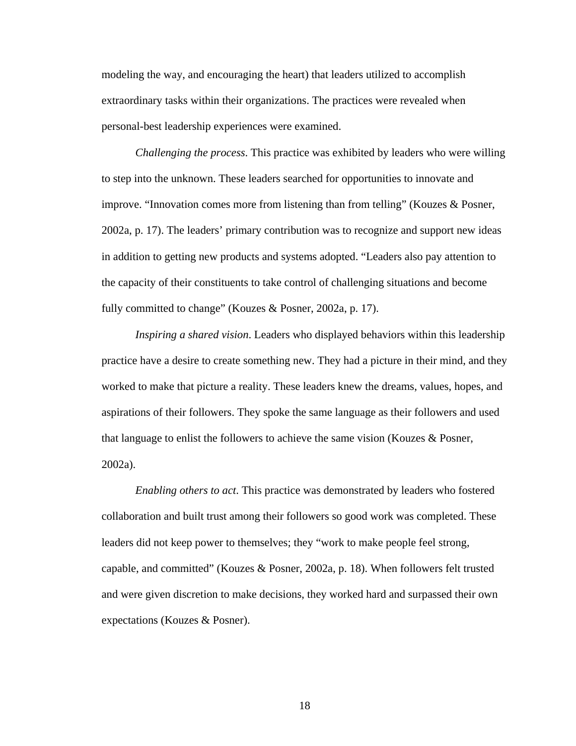modeling the way, and encouraging the heart) that leaders utilized to accomplish extraordinary tasks within their organizations. The practices were revealed when personal-best leadership experiences were examined.

*Challenging the process*. This practice was exhibited by leaders who were willing to step into the unknown. These leaders searched for opportunities to innovate and improve. "Innovation comes more from listening than from telling" (Kouzes & Posner, 2002a, p. 17). The leaders' primary contribution was to recognize and support new ideas in addition to getting new products and systems adopted. "Leaders also pay attention to the capacity of their constituents to take control of challenging situations and become fully committed to change" (Kouzes & Posner, 2002a, p. 17).

*Inspiring a shared vision*. Leaders who displayed behaviors within this leadership practice have a desire to create something new. They had a picture in their mind, and they worked to make that picture a reality. These leaders knew the dreams, values, hopes, and aspirations of their followers. They spoke the same language as their followers and used that language to enlist the followers to achieve the same vision (Kouzes & Posner, 2002a).

*Enabling others to act*. This practice was demonstrated by leaders who fostered collaboration and built trust among their followers so good work was completed. These leaders did not keep power to themselves; they "work to make people feel strong, capable, and committed" (Kouzes & Posner, 2002a, p. 18). When followers felt trusted and were given discretion to make decisions, they worked hard and surpassed their own expectations (Kouzes & Posner).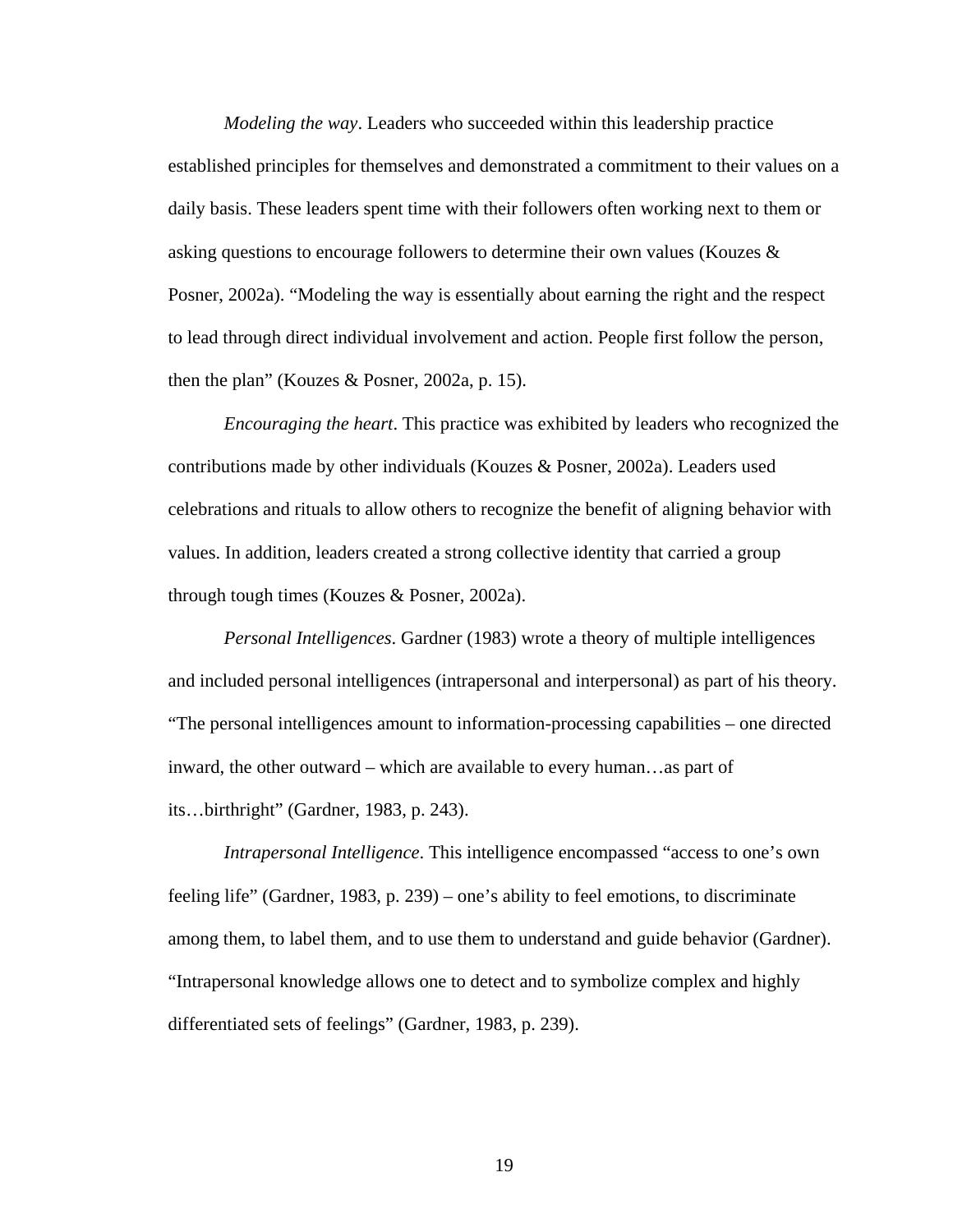*Modeling the way*. Leaders who succeeded within this leadership practice established principles for themselves and demonstrated a commitment to their values on a daily basis. These leaders spent time with their followers often working next to them or asking questions to encourage followers to determine their own values (Kouzes & Posner, 2002a). "Modeling the way is essentially about earning the right and the respect to lead through direct individual involvement and action. People first follow the person, then the plan" (Kouzes & Posner, 2002a, p. 15).

*Encouraging the heart*. This practice was exhibited by leaders who recognized the contributions made by other individuals (Kouzes & Posner, 2002a). Leaders used celebrations and rituals to allow others to recognize the benefit of aligning behavior with values. In addition, leaders created a strong collective identity that carried a group through tough times (Kouzes & Posner, 2002a).

*Personal Intelligences*. Gardner (1983) wrote a theory of multiple intelligences and included personal intelligences (intrapersonal and interpersonal) as part of his theory. "The personal intelligences amount to information-processing capabilities – one directed inward, the other outward – which are available to every human…as part of its…birthright" (Gardner, 1983, p. 243).

*Intrapersonal Intelligence*. This intelligence encompassed "access to one's own feeling life" (Gardner, 1983, p. 239) – one's ability to feel emotions, to discriminate among them, to label them, and to use them to understand and guide behavior (Gardner). "Intrapersonal knowledge allows one to detect and to symbolize complex and highly differentiated sets of feelings" (Gardner, 1983, p. 239).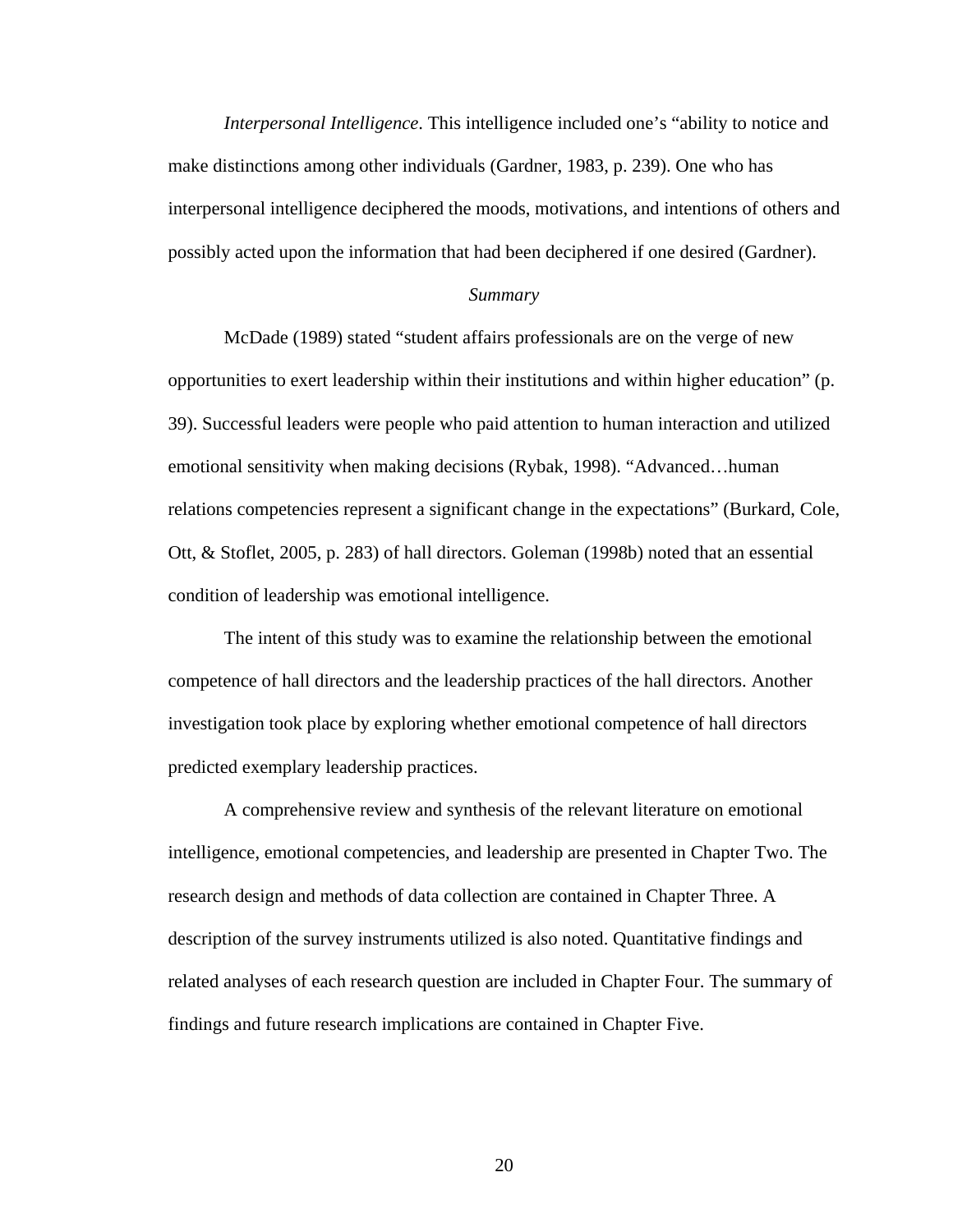*Interpersonal Intelligence*. This intelligence included one's "ability to notice and make distinctions among other individuals (Gardner, 1983, p. 239). One who has interpersonal intelligence deciphered the moods, motivations, and intentions of others and possibly acted upon the information that had been deciphered if one desired (Gardner).

### *Summary*

McDade (1989) stated "student affairs professionals are on the verge of new opportunities to exert leadership within their institutions and within higher education" (p. 39). Successful leaders were people who paid attention to human interaction and utilized emotional sensitivity when making decisions (Rybak, 1998). "Advanced…human relations competencies represent a significant change in the expectations" (Burkard, Cole, Ott, & Stoflet, 2005, p. 283) of hall directors. Goleman (1998b) noted that an essential condition of leadership was emotional intelligence.

The intent of this study was to examine the relationship between the emotional competence of hall directors and the leadership practices of the hall directors. Another investigation took place by exploring whether emotional competence of hall directors predicted exemplary leadership practices.

A comprehensive review and synthesis of the relevant literature on emotional intelligence, emotional competencies, and leadership are presented in Chapter Two. The research design and methods of data collection are contained in Chapter Three. A description of the survey instruments utilized is also noted. Quantitative findings and related analyses of each research question are included in Chapter Four. The summary of findings and future research implications are contained in Chapter Five.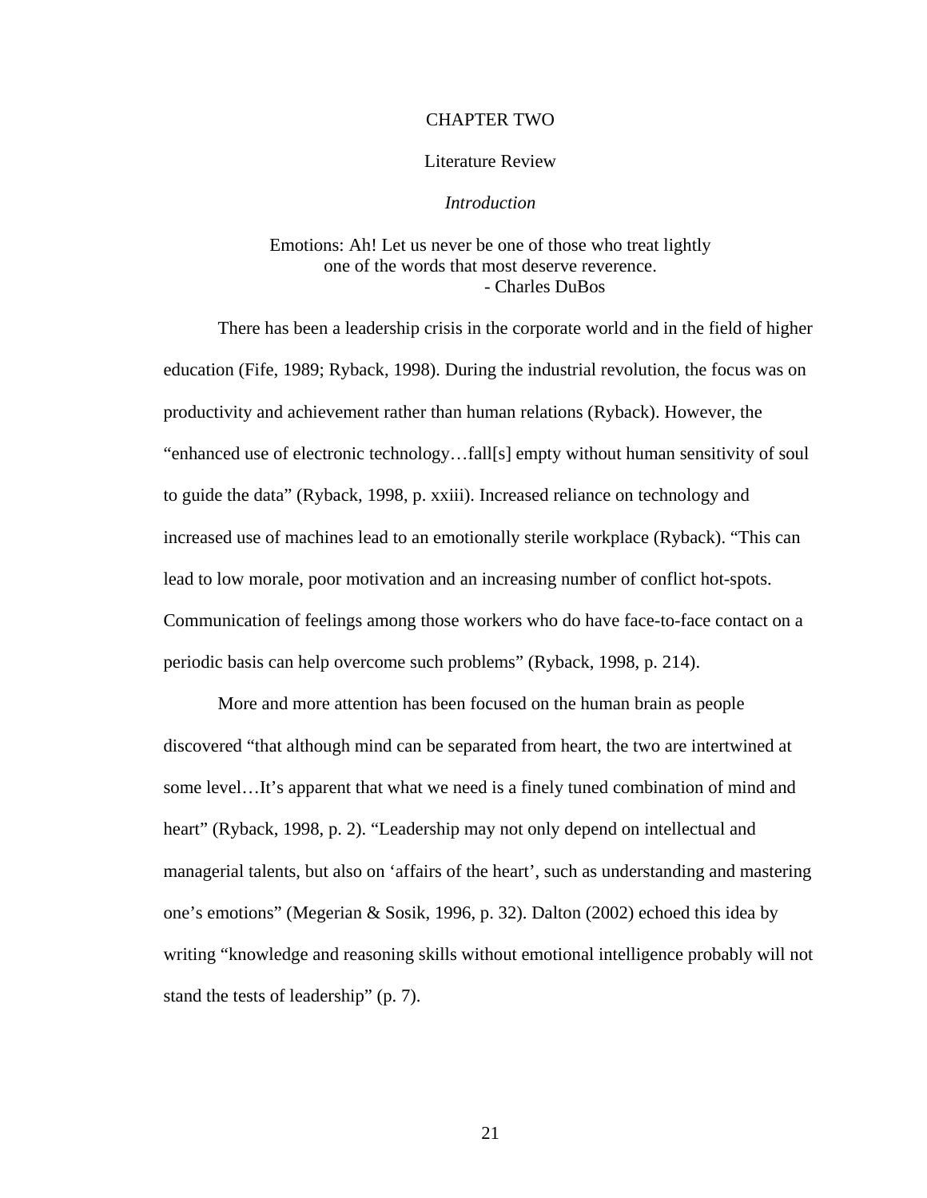# CHAPTER TWO

## Literature Review

### *Introduction*

Emotions: Ah! Let us never be one of those who treat lightly
one of the words that most deserve reverence.
- Charles DuBos

There has been a leadership crisis in the corporate world and in the field of higher education (Fife, 1989; Ryback, 1998). During the industrial revolution, the focus was on productivity and achievement rather than human relations (Ryback). However, the "enhanced use of electronic technology…fall[s] empty without human sensitivity of soul to guide the data" (Ryback, 1998, p. xxiii). Increased reliance on technology and increased use of machines lead to an emotionally sterile workplace (Ryback). "This can lead to low morale, poor motivation and an increasing number of conflict hot-spots. Communication of feelings among those workers who do have face-to-face contact on a periodic basis can help overcome such problems" (Ryback, 1998, p. 214).

More and more attention has been focused on the human brain as people discovered "that although mind can be separated from heart, the two are intertwined at some level…It's apparent that what we need is a finely tuned combination of mind and heart" (Ryback, 1998, p. 2). "Leadership may not only depend on intellectual and managerial talents, but also on 'affairs of the heart', such as understanding and mastering one's emotions" (Megerian & Sosik, 1996, p. 32). Dalton (2002) echoed this idea by writing "knowledge and reasoning skills without emotional intelligence probably will not stand the tests of leadership" (p. 7).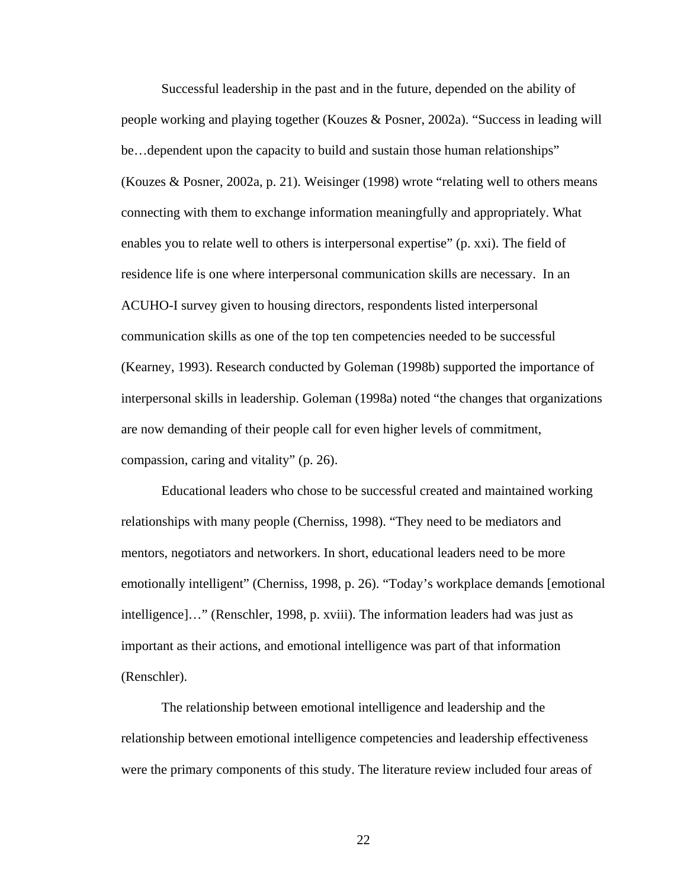Successful leadership in the past and in the future, depended on the ability of people working and playing together (Kouzes & Posner, 2002a). "Success in leading will be…dependent upon the capacity to build and sustain those human relationships" (Kouzes & Posner, 2002a, p. 21). Weisinger (1998) wrote "relating well to others means connecting with them to exchange information meaningfully and appropriately. What enables you to relate well to others is interpersonal expertise" (p. xxi). The field of residence life is one where interpersonal communication skills are necessary. In an ACUHO-I survey given to housing directors, respondents listed interpersonal communication skills as one of the top ten competencies needed to be successful (Kearney, 1993). Research conducted by Goleman (1998b) supported the importance of interpersonal skills in leadership. Goleman (1998a) noted "the changes that organizations are now demanding of their people call for even higher levels of commitment, compassion, caring and vitality" (p. 26).

Educational leaders who chose to be successful created and maintained working relationships with many people (Cherniss, 1998). "They need to be mediators and mentors, negotiators and networkers. In short, educational leaders need to be more emotionally intelligent" (Cherniss, 1998, p. 26). "Today's workplace demands [emotional intelligence]…" (Renschler, 1998, p. xviii). The information leaders had was just as important as their actions, and emotional intelligence was part of that information (Renschler).

The relationship between emotional intelligence and leadership and the relationship between emotional intelligence competencies and leadership effectiveness were the primary components of this study. The literature review included four areas of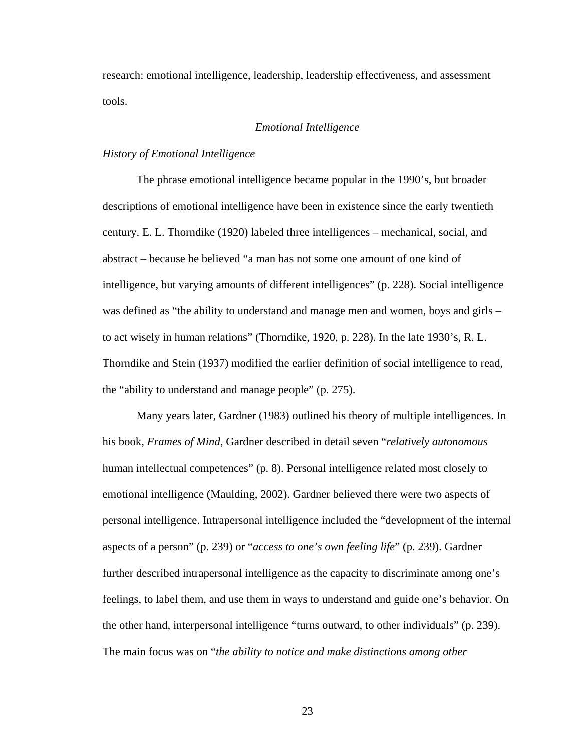research: emotional intelligence, leadership, leadership effectiveness, and assessment tools.

## *Emotional Intelligence*

### *History of Emotional Intelligence*

The phrase emotional intelligence became popular in the 1990's, but broader descriptions of emotional intelligence have been in existence since the early twentieth century. E. L. Thorndike (1920) labeled three intelligences – mechanical, social, and abstract – because he believed "a man has not some one amount of one kind of intelligence, but varying amounts of different intelligences" (p. 228). Social intelligence was defined as "the ability to understand and manage men and women, boys and girls – to act wisely in human relations" (Thorndike, 1920, p. 228). In the late 1930's, R. L. Thorndike and Stein (1937) modified the earlier definition of social intelligence to read, the "ability to understand and manage people" (p. 275).

Many years later, Gardner (1983) outlined his theory of multiple intelligences. In his book, *Frames of Mind*, Gardner described in detail seven "*relatively autonomous* human intellectual competences" (p. 8). Personal intelligence related most closely to emotional intelligence (Maulding, 2002). Gardner believed there were two aspects of personal intelligence. Intrapersonal intelligence included the "development of the internal aspects of a person" (p. 239) or "*access to one's own feeling life*" (p. 239). Gardner further described intrapersonal intelligence as the capacity to discriminate among one's feelings, to label them, and use them in ways to understand and guide one's behavior. On the other hand, interpersonal intelligence "turns outward, to other individuals" (p. 239). The main focus was on "*the ability to notice and make distinctions among other*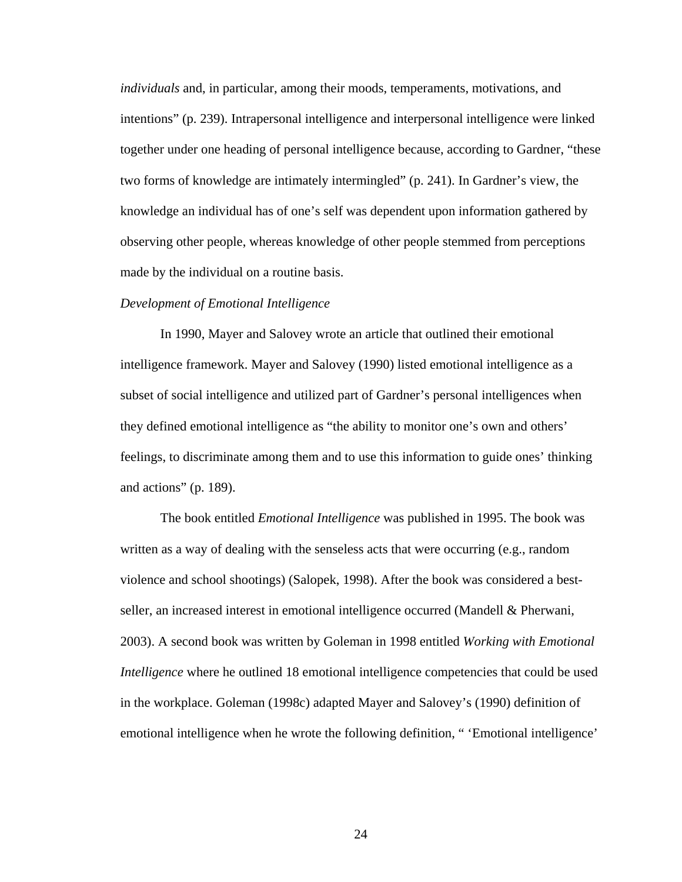*individuals* and, in particular, among their moods, temperaments, motivations, and intentions" (p. 239). Intrapersonal intelligence and interpersonal intelligence were linked together under one heading of personal intelligence because, according to Gardner, "these two forms of knowledge are intimately intermingled" (p. 241). In Gardner's view, the knowledge an individual has of one's self was dependent upon information gathered by observing other people, whereas knowledge of other people stemmed from perceptions made by the individual on a routine basis.

*Development of Emotional Intelligence*

In 1990, Mayer and Salovey wrote an article that outlined their emotional intelligence framework. Mayer and Salovey (1990) listed emotional intelligence as a subset of social intelligence and utilized part of Gardner's personal intelligences when they defined emotional intelligence as "the ability to monitor one's own and others' feelings, to discriminate among them and to use this information to guide ones' thinking and actions" (p. 189).

The book entitled *Emotional Intelligence* was published in 1995. The book was written as a way of dealing with the senseless acts that were occurring (e.g., random violence and school shootings) (Salopek, 1998). After the book was considered a best-seller, an increased interest in emotional intelligence occurred (Mandell & Pherwani, 2003). A second book was written by Goleman in 1998 entitled *Working with Emotional Intelligence* where he outlined 18 emotional intelligence competencies that could be used in the workplace. Goleman (1998c) adapted Mayer and Salovey's (1990) definition of emotional intelligence when he wrote the following definition, " 'Emotional intelligence'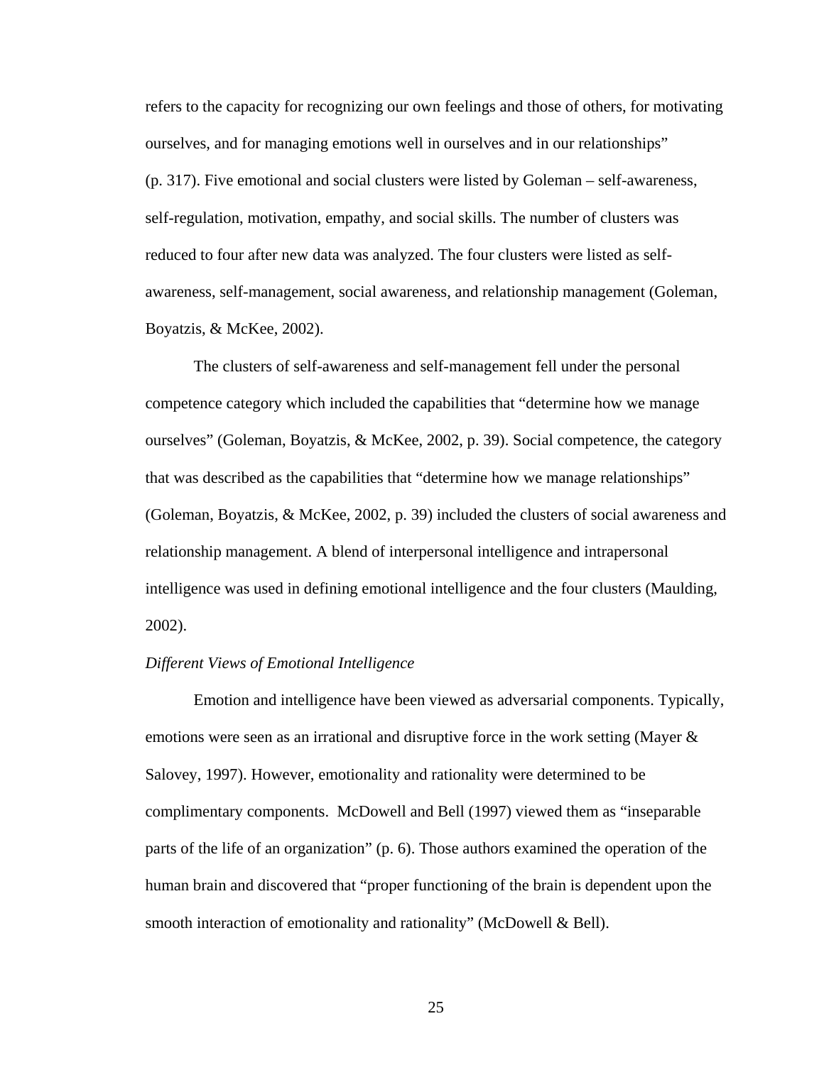refers to the capacity for recognizing our own feelings and those of others, for motivating ourselves, and for managing emotions well in ourselves and in our relationships" (p. 317). Five emotional and social clusters were listed by Goleman – self-awareness, self-regulation, motivation, empathy, and social skills. The number of clusters was reduced to four after new data was analyzed. The four clusters were listed as self-awareness, self-management, social awareness, and relationship management (Goleman, Boyatzis, & McKee, 2002).

The clusters of self-awareness and self-management fell under the personal competence category which included the capabilities that "determine how we manage ourselves" (Goleman, Boyatzis, & McKee, 2002, p. 39). Social competence, the category that was described as the capabilities that "determine how we manage relationships" (Goleman, Boyatzis, & McKee, 2002, p. 39) included the clusters of social awareness and relationship management. A blend of interpersonal intelligence and intrapersonal intelligence was used in defining emotional intelligence and the four clusters (Maulding, 2002).

*Different Views of Emotional Intelligence*

Emotion and intelligence have been viewed as adversarial components. Typically, emotions were seen as an irrational and disruptive force in the work setting (Mayer & Salovey, 1997). However, emotionality and rationality were determined to be complimentary components. McDowell and Bell (1997) viewed them as "inseparable parts of the life of an organization" (p. 6). Those authors examined the operation of the human brain and discovered that "proper functioning of the brain is dependent upon the smooth interaction of emotionality and rationality" (McDowell & Bell).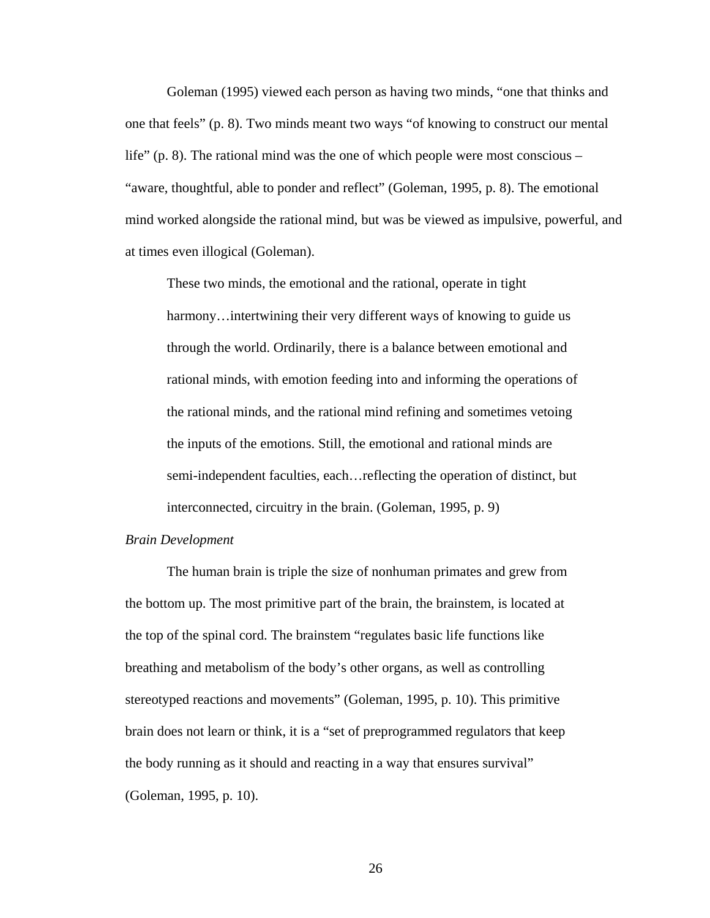Goleman (1995) viewed each person as having two minds, "one that thinks and one that feels" (p. 8). Two minds meant two ways "of knowing to construct our mental life" (p. 8). The rational mind was the one of which people were most conscious – "aware, thoughtful, able to ponder and reflect" (Goleman, 1995, p. 8). The emotional mind worked alongside the rational mind, but was be viewed as impulsive, powerful, and at times even illogical (Goleman).

> These two minds, the emotional and the rational, operate in tight harmony…intertwining their very different ways of knowing to guide us through the world. Ordinarily, there is a balance between emotional and rational minds, with emotion feeding into and informing the operations of the rational minds, and the rational mind refining and sometimes vetoing the inputs of the emotions. Still, the emotional and rational minds are semi-independent faculties, each…reflecting the operation of distinct, but interconnected, circuitry in the brain. (Goleman, 1995, p. 9)

*Brain Development*

The human brain is triple the size of nonhuman primates and grew from the bottom up. The most primitive part of the brain, the brainstem, is located at the top of the spinal cord. The brainstem "regulates basic life functions like breathing and metabolism of the body's other organs, as well as controlling stereotyped reactions and movements" (Goleman, 1995, p. 10). This primitive brain does not learn or think, it is a "set of preprogrammed regulators that keep the body running as it should and reacting in a way that ensures survival" (Goleman, 1995, p. 10).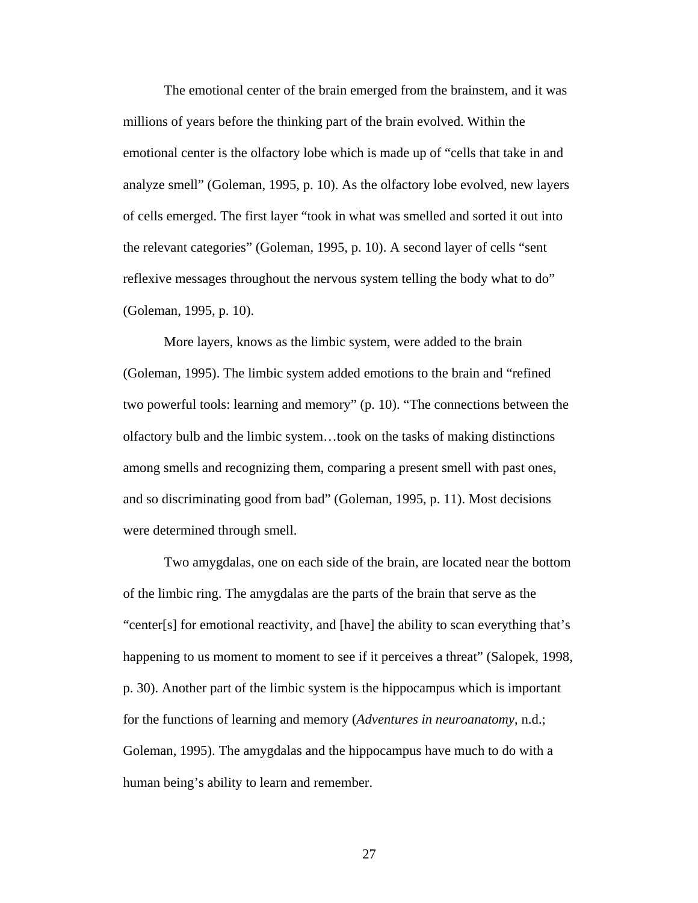The emotional center of the brain emerged from the brainstem, and it was millions of years before the thinking part of the brain evolved. Within the emotional center is the olfactory lobe which is made up of "cells that take in and analyze smell" (Goleman, 1995, p. 10). As the olfactory lobe evolved, new layers of cells emerged. The first layer "took in what was smelled and sorted it out into the relevant categories" (Goleman, 1995, p. 10). A second layer of cells "sent reflexive messages throughout the nervous system telling the body what to do" (Goleman, 1995, p. 10).

More layers, knows as the limbic system, were added to the brain (Goleman, 1995). The limbic system added emotions to the brain and "refined two powerful tools: learning and memory" (p. 10). "The connections between the olfactory bulb and the limbic system…took on the tasks of making distinctions among smells and recognizing them, comparing a present smell with past ones, and so discriminating good from bad" (Goleman, 1995, p. 11). Most decisions were determined through smell.

Two amygdalas, one on each side of the brain, are located near the bottom of the limbic ring. The amygdalas are the parts of the brain that serve as the "center[s] for emotional reactivity, and [have] the ability to scan everything that's happening to us moment to moment to see if it perceives a threat" (Salopek, 1998, p. 30). Another part of the limbic system is the hippocampus which is important for the functions of learning and memory (*Adventures in neuroanatomy*, n.d.; Goleman, 1995). The amygdalas and the hippocampus have much to do with a human being's ability to learn and remember.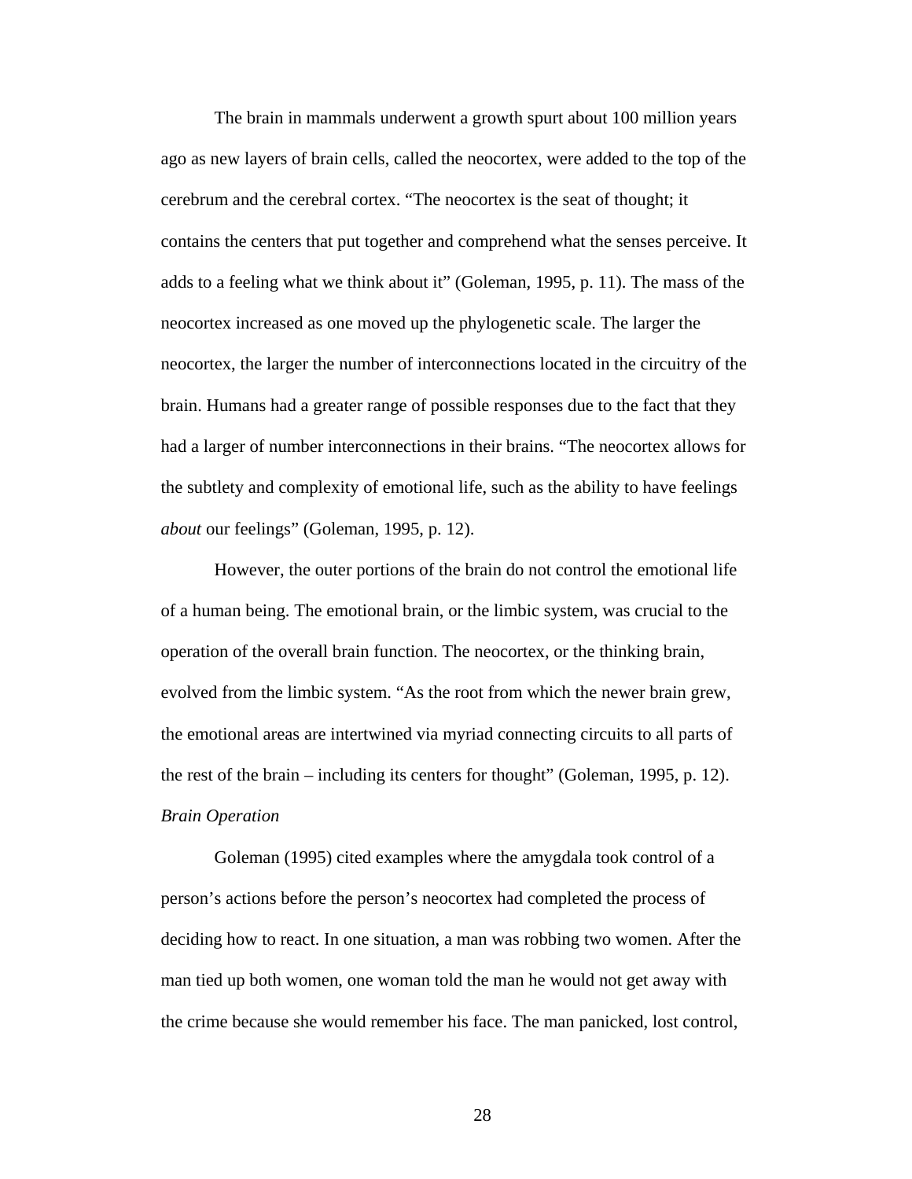The brain in mammals underwent a growth spurt about 100 million years ago as new layers of brain cells, called the neocortex, were added to the top of the cerebrum and the cerebral cortex. “The neocortex is the seat of thought; it contains the centers that put together and comprehend what the senses perceive. It adds to a feeling what we think about it” (Goleman, 1995, p. 11). The mass of the neocortex increased as one moved up the phylogenetic scale. The larger the neocortex, the larger the number of interconnections located in the circuitry of the brain. Humans had a greater range of possible responses due to the fact that they had a larger of number interconnections in their brains. “The neocortex allows for the subtlety and complexity of emotional life, such as the ability to have feelings *about* our feelings” (Goleman, 1995, p. 12).

However, the outer portions of the brain do not control the emotional life of a human being. The emotional brain, or the limbic system, was crucial to the operation of the overall brain function. The neocortex, or the thinking brain, evolved from the limbic system. “As the root from which the newer brain grew, the emotional areas are intertwined via myriad connecting circuits to all parts of the rest of the brain – including its centers for thought” (Goleman, 1995, p. 12).

*Brain Operation*

Goleman (1995) cited examples where the amygdala took control of a person’s actions before the person’s neocortex had completed the process of deciding how to react. In one situation, a man was robbing two women. After the man tied up both women, one woman told the man he would not get away with the crime because she would remember his face. The man panicked, lost control,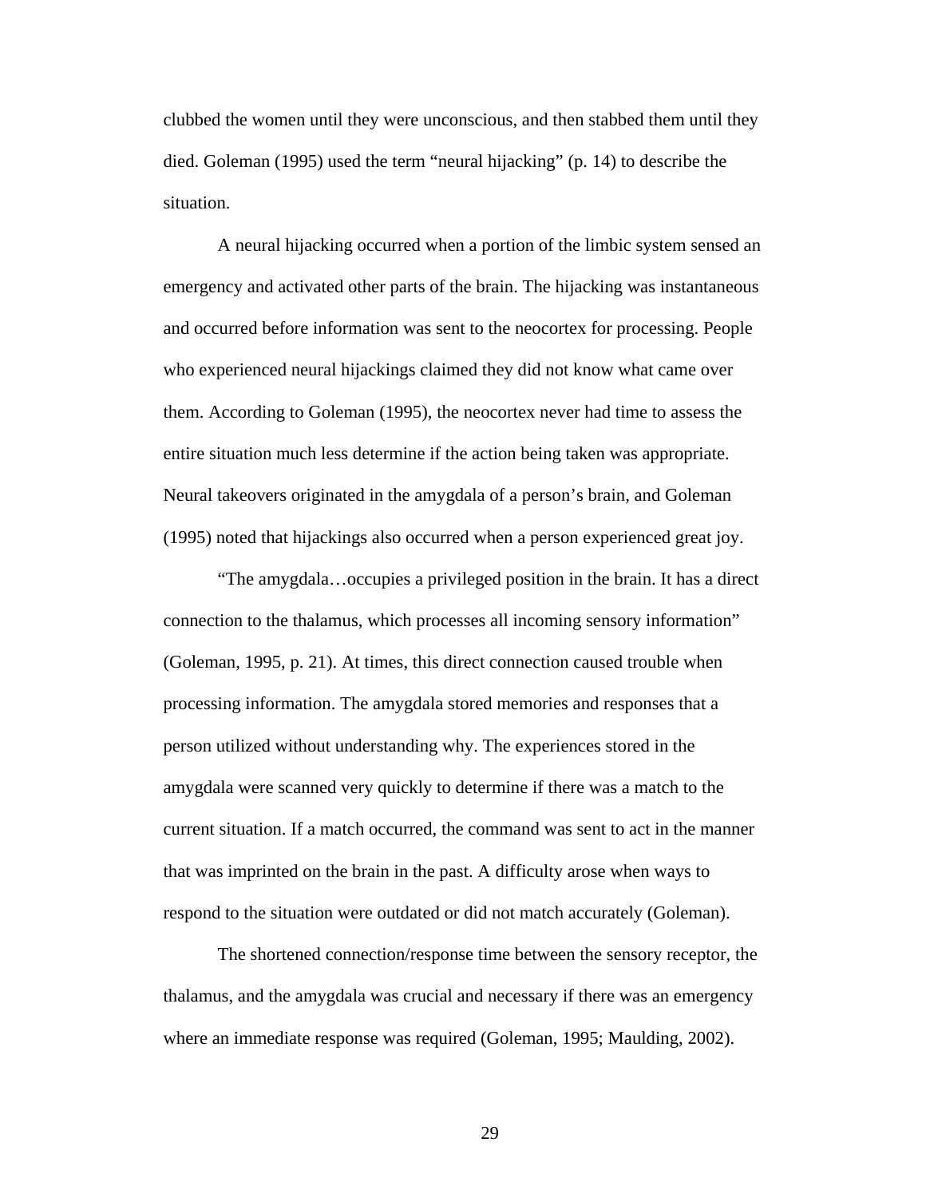clubbed the women until they were unconscious, and then stabbed them until they died. Goleman (1995) used the term "neural hijacking" (p. 14) to describe the situation.

A neural hijacking occurred when a portion of the limbic system sensed an emergency and activated other parts of the brain. The hijacking was instantaneous and occurred before information was sent to the neocortex for processing. People who experienced neural hijackings claimed they did not know what came over them. According to Goleman (1995), the neocortex never had time to assess the entire situation much less determine if the action being taken was appropriate. Neural takeovers originated in the amygdala of a person's brain, and Goleman (1995) noted that hijackings also occurred when a person experienced great joy.

"The amygdala…occupies a privileged position in the brain. It has a direct connection to the thalamus, which processes all incoming sensory information" (Goleman, 1995, p. 21). At times, this direct connection caused trouble when processing information. The amygdala stored memories and responses that a person utilized without understanding why. The experiences stored in the amygdala were scanned very quickly to determine if there was a match to the current situation. If a match occurred, the command was sent to act in the manner that was imprinted on the brain in the past. A difficulty arose when ways to respond to the situation were outdated or did not match accurately (Goleman).

The shortened connection/response time between the sensory receptor, the thalamus, and the amygdala was crucial and necessary if there was an emergency where an immediate response was required (Goleman, 1995; Maulding, 2002).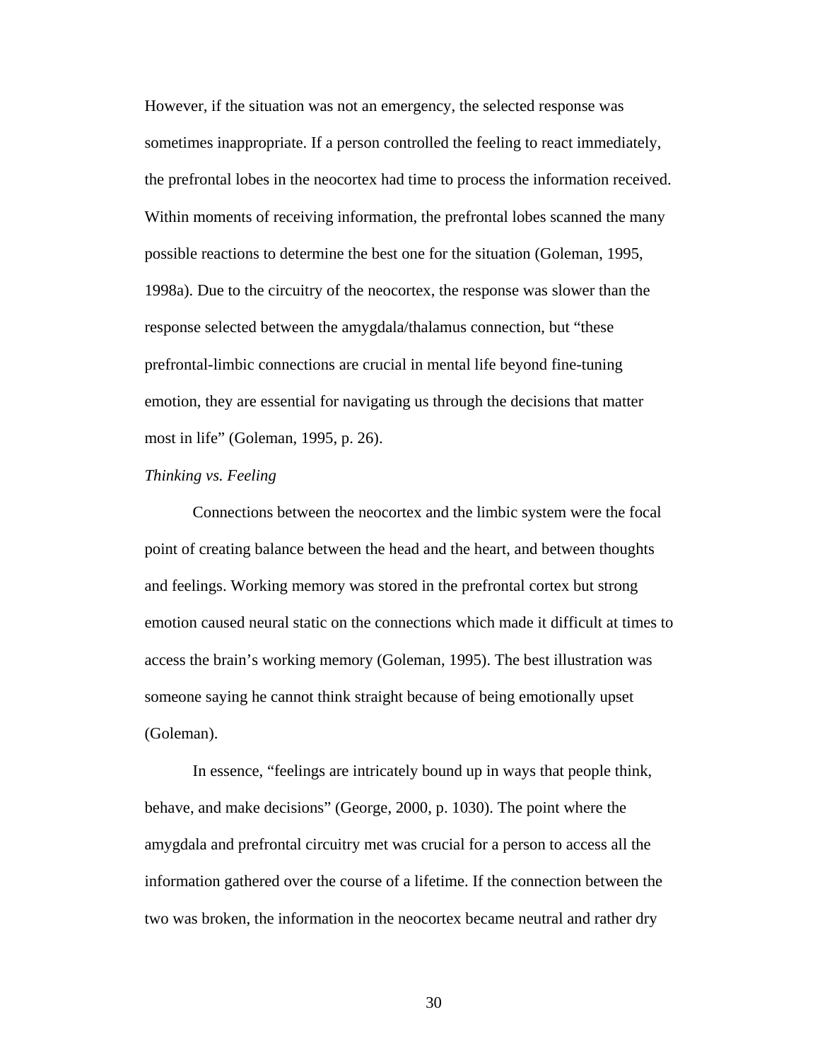However, if the situation was not an emergency, the selected response was sometimes inappropriate. If a person controlled the feeling to react immediately, the prefrontal lobes in the neocortex had time to process the information received. Within moments of receiving information, the prefrontal lobes scanned the many possible reactions to determine the best one for the situation (Goleman, 1995, 1998a). Due to the circuitry of the neocortex, the response was slower than the response selected between the amygdala/thalamus connection, but "these prefrontal-limbic connections are crucial in mental life beyond fine-tuning emotion, they are essential for navigating us through the decisions that matter most in life" (Goleman, 1995, p. 26).

*Thinking vs. Feeling*

Connections between the neocortex and the limbic system were the focal point of creating balance between the head and the heart, and between thoughts and feelings. Working memory was stored in the prefrontal cortex but strong emotion caused neural static on the connections which made it difficult at times to access the brain's working memory (Goleman, 1995). The best illustration was someone saying he cannot think straight because of being emotionally upset (Goleman).

In essence, "feelings are intricately bound up in ways that people think, behave, and make decisions" (George, 2000, p. 1030). The point where the amygdala and prefrontal circuitry met was crucial for a person to access all the information gathered over the course of a lifetime. If the connection between the two was broken, the information in the neocortex became neutral and rather dry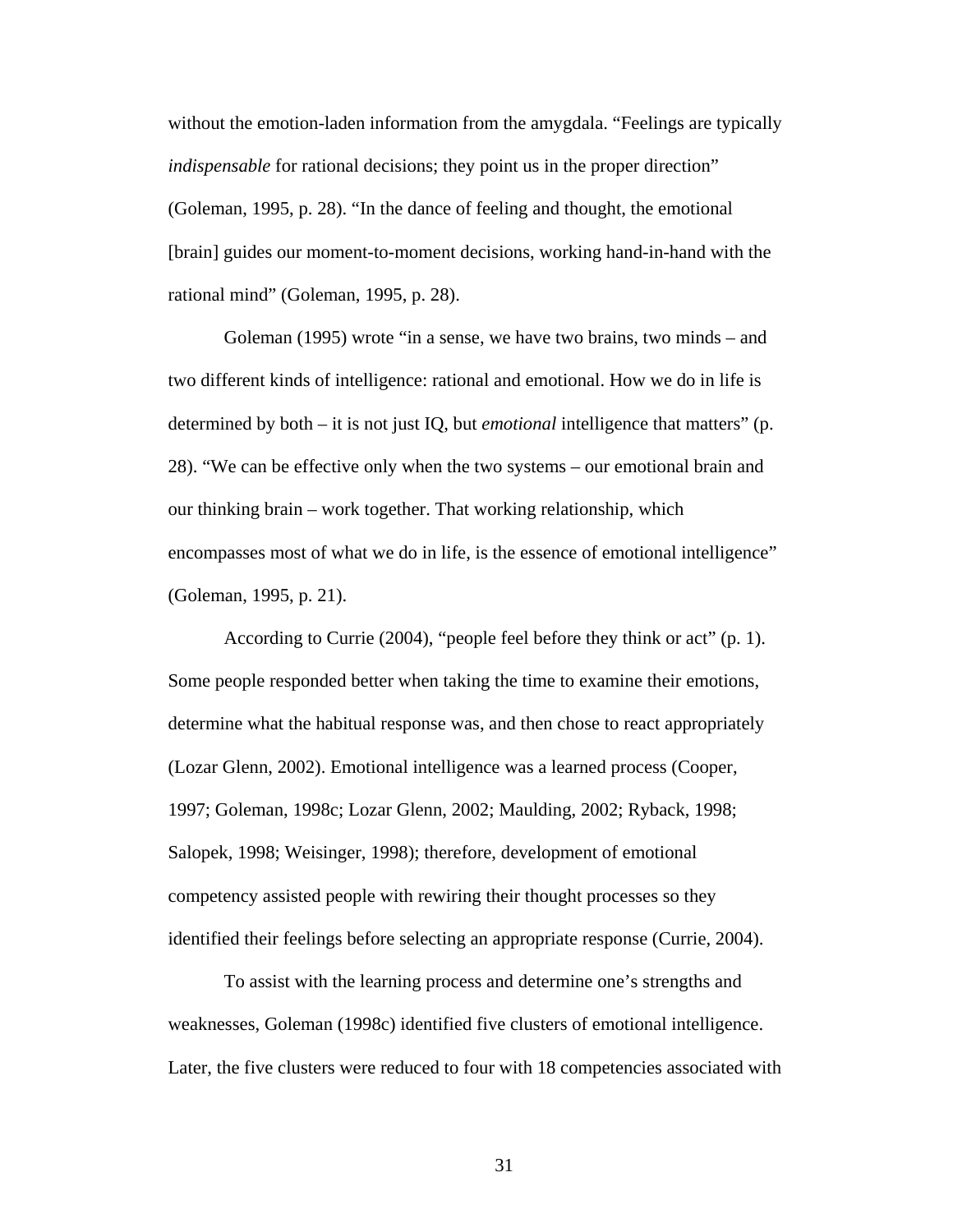without the emotion-laden information from the amygdala. “Feelings are typically *indispensable* for rational decisions; they point us in the proper direction” (Goleman, 1995, p. 28). “In the dance of feeling and thought, the emotional [brain] guides our moment-to-moment decisions, working hand-in-hand with the rational mind” (Goleman, 1995, p. 28).

Goleman (1995) wrote “in a sense, we have two brains, two minds – and two different kinds of intelligence: rational and emotional. How we do in life is determined by both – it is not just IQ, but *emotional* intelligence that matters” (p. 28). “We can be effective only when the two systems – our emotional brain and our thinking brain – work together. That working relationship, which encompasses most of what we do in life, is the essence of emotional intelligence” (Goleman, 1995, p. 21).

According to Currie (2004), “people feel before they think or act” (p. 1). Some people responded better when taking the time to examine their emotions, determine what the habitual response was, and then chose to react appropriately (Lozar Glenn, 2002). Emotional intelligence was a learned process (Cooper, 1997; Goleman, 1998c; Lozar Glenn, 2002; Maulding, 2002; Ryback, 1998; Salopek, 1998; Weisinger, 1998); therefore, development of emotional competency assisted people with rewiring their thought processes so they identified their feelings before selecting an appropriate response (Currie, 2004).

To assist with the learning process and determine one’s strengths and weaknesses, Goleman (1998c) identified five clusters of emotional intelligence. Later, the five clusters were reduced to four with 18 competencies associated with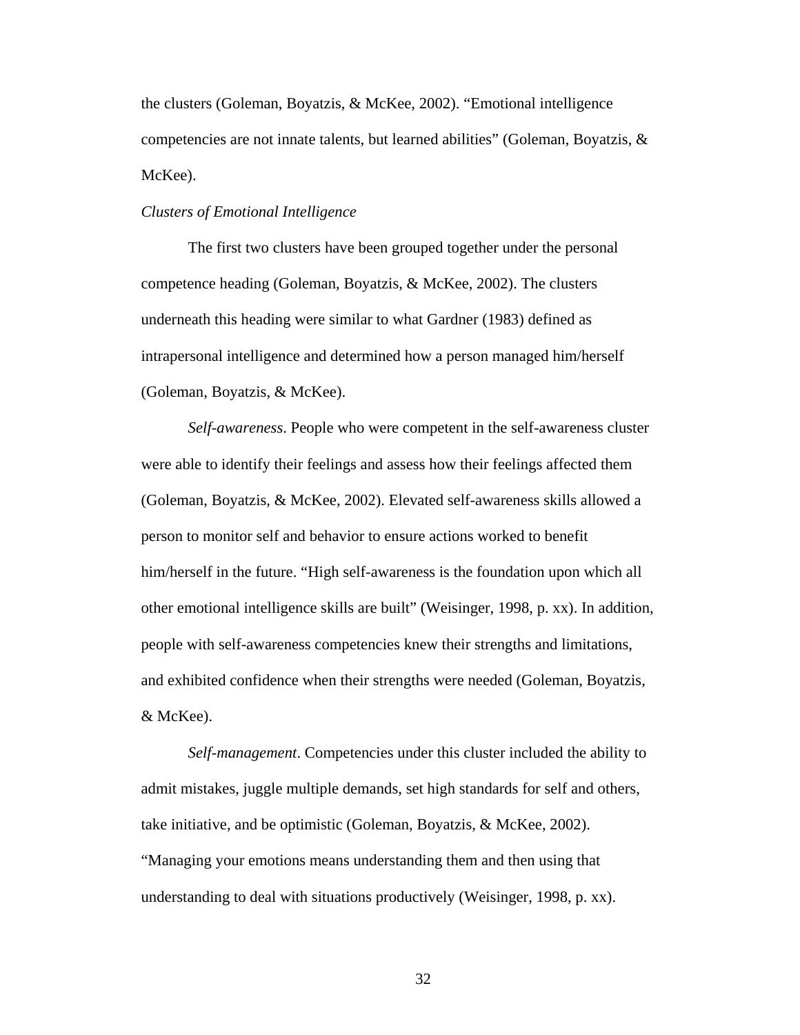the clusters (Goleman, Boyatzis, & McKee, 2002). “Emotional intelligence competencies are not innate talents, but learned abilities” (Goleman, Boyatzis, & McKee).

*Clusters of Emotional Intelligence*

The first two clusters have been grouped together under the personal competence heading (Goleman, Boyatzis, & McKee, 2002). The clusters underneath this heading were similar to what Gardner (1983) defined as intrapersonal intelligence and determined how a person managed him/herself (Goleman, Boyatzis, & McKee).

*Self-awareness*. People who were competent in the self-awareness cluster were able to identify their feelings and assess how their feelings affected them (Goleman, Boyatzis, & McKee, 2002). Elevated self-awareness skills allowed a person to monitor self and behavior to ensure actions worked to benefit him/herself in the future. “High self-awareness is the foundation upon which all other emotional intelligence skills are built” (Weisinger, 1998, p. xx). In addition, people with self-awareness competencies knew their strengths and limitations, and exhibited confidence when their strengths were needed (Goleman, Boyatzis, & McKee).

*Self-management*. Competencies under this cluster included the ability to admit mistakes, juggle multiple demands, set high standards for self and others, take initiative, and be optimistic (Goleman, Boyatzis, & McKee, 2002). “Managing your emotions means understanding them and then using that understanding to deal with situations productively (Weisinger, 1998, p. xx).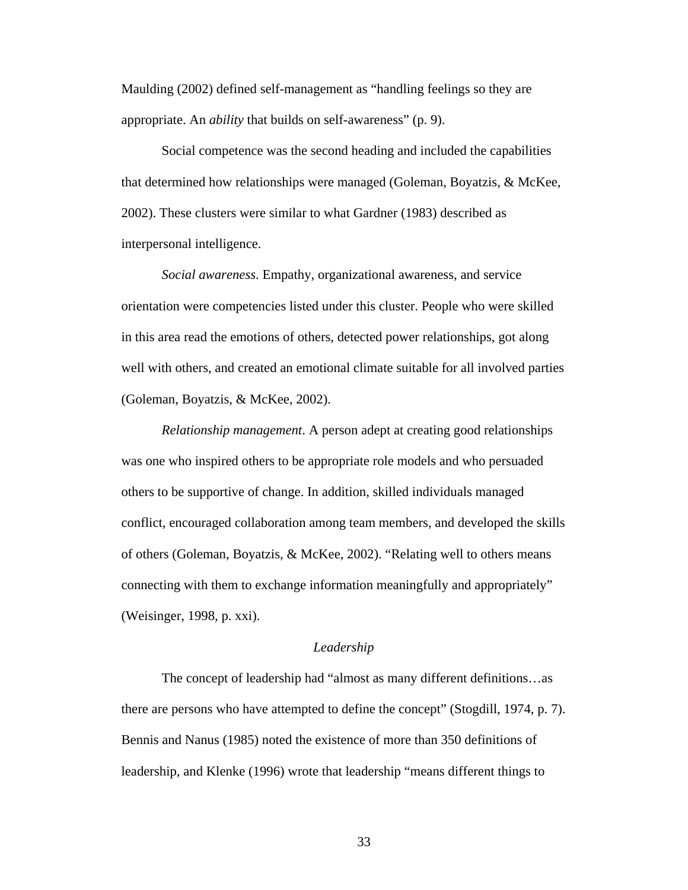Maulding (2002) defined self-management as "handling feelings so they are appropriate. An *ability* that builds on self-awareness" (p. 9).

Social competence was the second heading and included the capabilities that determined how relationships were managed (Goleman, Boyatzis, & McKee, 2002). These clusters were similar to what Gardner (1983) described as interpersonal intelligence.

*Social awareness*. Empathy, organizational awareness, and service orientation were competencies listed under this cluster. People who were skilled in this area read the emotions of others, detected power relationships, got along well with others, and created an emotional climate suitable for all involved parties (Goleman, Boyatzis, & McKee, 2002).

*Relationship management*. A person adept at creating good relationships was one who inspired others to be appropriate role models and who persuaded others to be supportive of change. In addition, skilled individuals managed conflict, encouraged collaboration among team members, and developed the skills of others (Goleman, Boyatzis, & McKee, 2002). "Relating well to others means connecting with them to exchange information meaningfully and appropriately" (Weisinger, 1998, p. xxi).

### *Leadership*

The concept of leadership had "almost as many different definitions…as there are persons who have attempted to define the concept" (Stogdill, 1974, p. 7). Bennis and Nanus (1985) noted the existence of more than 350 definitions of leadership, and Klenke (1996) wrote that leadership "means different things to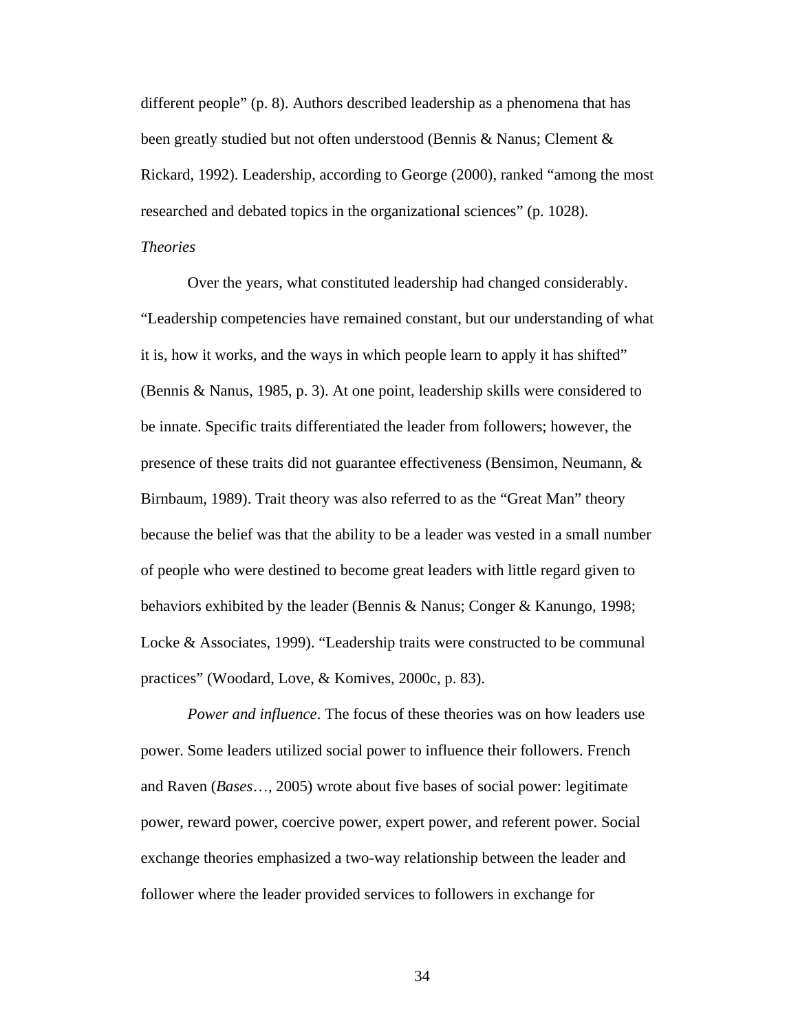different people" (p. 8). Authors described leadership as a phenomena that has been greatly studied but not often understood (Bennis & Nanus; Clement & Rickard, 1992). Leadership, according to George (2000), ranked "among the most researched and debated topics in the organizational sciences" (p. 1028).

*Theories*

Over the years, what constituted leadership had changed considerably. "Leadership competencies have remained constant, but our understanding of what it is, how it works, and the ways in which people learn to apply it has shifted" (Bennis & Nanus, 1985, p. 3). At one point, leadership skills were considered to be innate. Specific traits differentiated the leader from followers; however, the presence of these traits did not guarantee effectiveness (Bensimon, Neumann, & Birnbaum, 1989). Trait theory was also referred to as the "Great Man" theory because the belief was that the ability to be a leader was vested in a small number of people who were destined to become great leaders with little regard given to behaviors exhibited by the leader (Bennis & Nanus; Conger & Kanungo, 1998; Locke & Associates, 1999). "Leadership traits were constructed to be communal practices" (Woodard, Love, & Komives, 2000c, p. 83).

*Power and influence*. The focus of these theories was on how leaders use power. Some leaders utilized social power to influence their followers. French and Raven (*Bases*…, 2005) wrote about five bases of social power: legitimate power, reward power, coercive power, expert power, and referent power. Social exchange theories emphasized a two-way relationship between the leader and follower where the leader provided services to followers in exchange for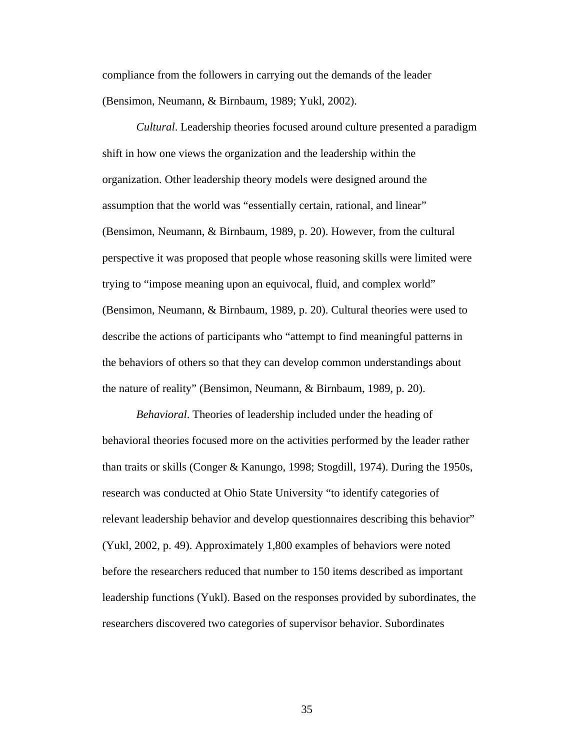compliance from the followers in carrying out the demands of the leader (Bensimon, Neumann, & Birnbaum, 1989; Yukl, 2002).

*Cultural*. Leadership theories focused around culture presented a paradigm shift in how one views the organization and the leadership within the organization. Other leadership theory models were designed around the assumption that the world was "essentially certain, rational, and linear" (Bensimon, Neumann, & Birnbaum, 1989, p. 20). However, from the cultural perspective it was proposed that people whose reasoning skills were limited were trying to "impose meaning upon an equivocal, fluid, and complex world" (Bensimon, Neumann, & Birnbaum, 1989, p. 20). Cultural theories were used to describe the actions of participants who "attempt to find meaningful patterns in the behaviors of others so that they can develop common understandings about the nature of reality" (Bensimon, Neumann, & Birnbaum, 1989, p. 20).

*Behavioral*. Theories of leadership included under the heading of behavioral theories focused more on the activities performed by the leader rather than traits or skills (Conger & Kanungo, 1998; Stogdill, 1974). During the 1950s, research was conducted at Ohio State University "to identify categories of relevant leadership behavior and develop questionnaires describing this behavior" (Yukl, 2002, p. 49). Approximately 1,800 examples of behaviors were noted before the researchers reduced that number to 150 items described as important leadership functions (Yukl). Based on the responses provided by subordinates, the researchers discovered two categories of supervisor behavior. Subordinates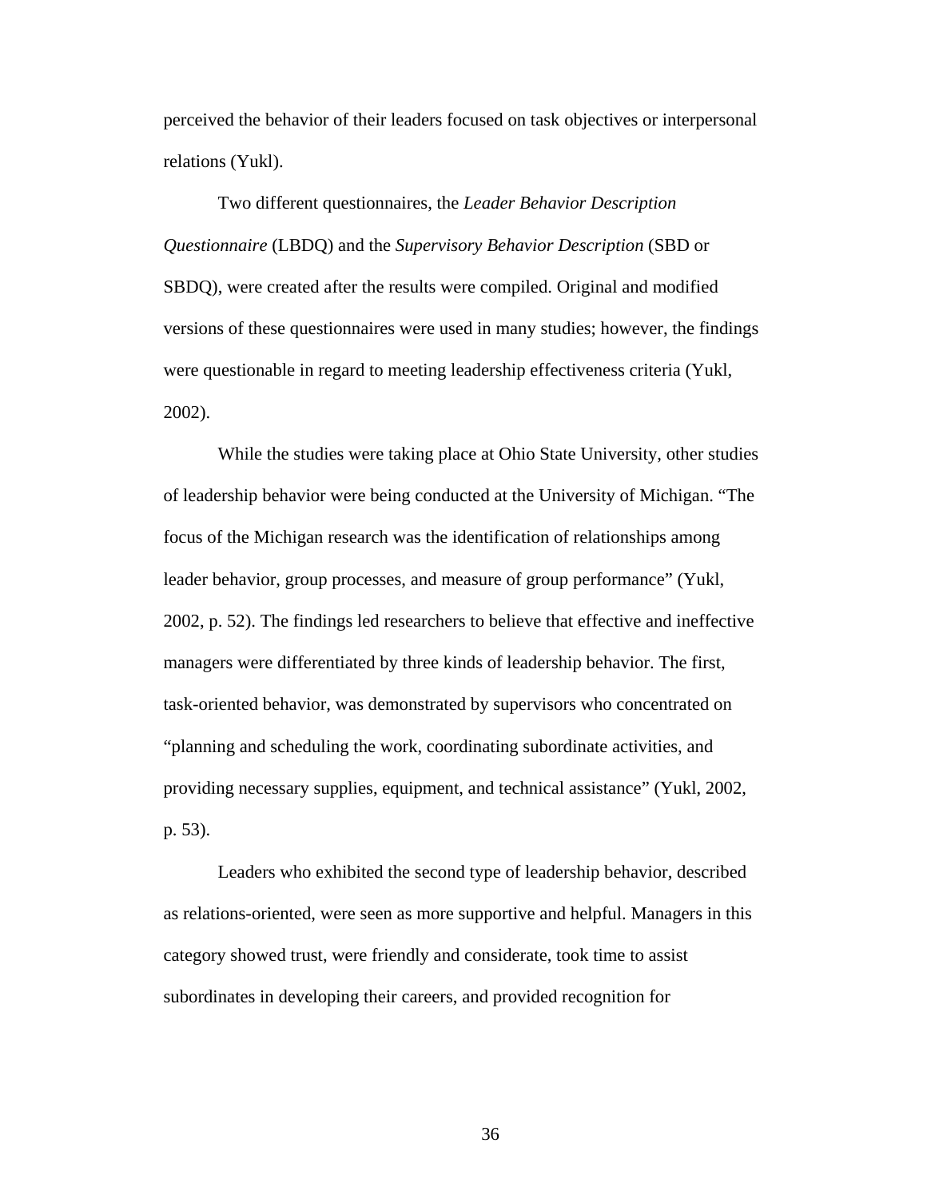perceived the behavior of their leaders focused on task objectives or interpersonal relations (Yukl).

Two different questionnaires, the *Leader Behavior Description Questionnaire* (LBDQ) and the *Supervisory Behavior Description* (SBD or SBDQ), were created after the results were compiled. Original and modified versions of these questionnaires were used in many studies; however, the findings were questionable in regard to meeting leadership effectiveness criteria (Yukl, 2002).

While the studies were taking place at Ohio State University, other studies of leadership behavior were being conducted at the University of Michigan. “The focus of the Michigan research was the identification of relationships among leader behavior, group processes, and measure of group performance” (Yukl, 2002, p. 52). The findings led researchers to believe that effective and ineffective managers were differentiated by three kinds of leadership behavior. The first, task-oriented behavior, was demonstrated by supervisors who concentrated on “planning and scheduling the work, coordinating subordinate activities, and providing necessary supplies, equipment, and technical assistance” (Yukl, 2002, p. 53).

Leaders who exhibited the second type of leadership behavior, described as relations-oriented, were seen as more supportive and helpful. Managers in this category showed trust, were friendly and considerate, took time to assist subordinates in developing their careers, and provided recognition for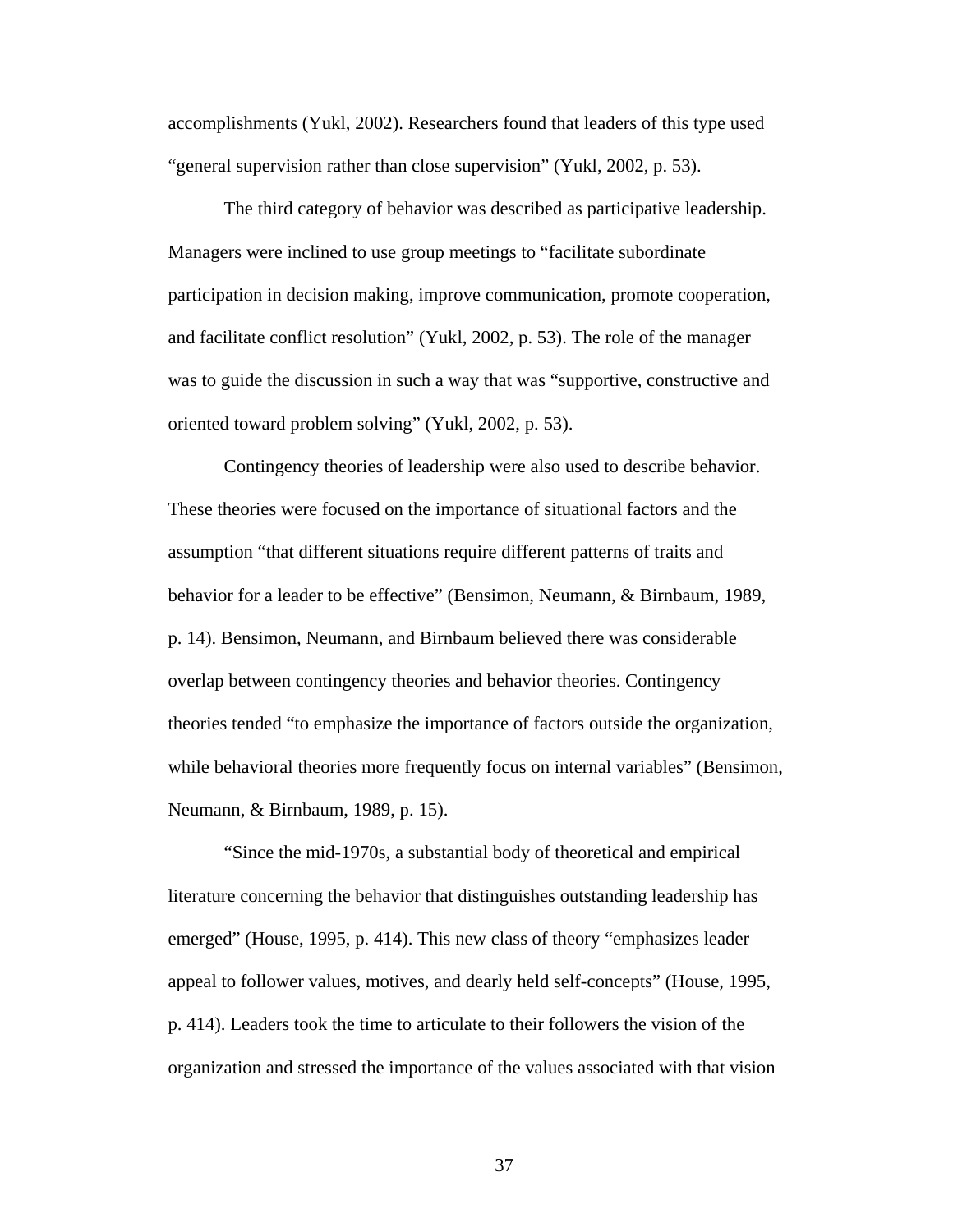accomplishments (Yukl, 2002). Researchers found that leaders of this type used "general supervision rather than close supervision" (Yukl, 2002, p. 53).

The third category of behavior was described as participative leadership. Managers were inclined to use group meetings to "facilitate subordinate participation in decision making, improve communication, promote cooperation, and facilitate conflict resolution" (Yukl, 2002, p. 53). The role of the manager was to guide the discussion in such a way that was "supportive, constructive and oriented toward problem solving" (Yukl, 2002, p. 53).

Contingency theories of leadership were also used to describe behavior. These theories were focused on the importance of situational factors and the assumption "that different situations require different patterns of traits and behavior for a leader to be effective" (Bensimon, Neumann, & Birnbaum, 1989, p. 14). Bensimon, Neumann, and Birnbaum believed there was considerable overlap between contingency theories and behavior theories. Contingency theories tended "to emphasize the importance of factors outside the organization, while behavioral theories more frequently focus on internal variables" (Bensimon, Neumann, & Birnbaum, 1989, p. 15).

"Since the mid-1970s, a substantial body of theoretical and empirical literature concerning the behavior that distinguishes outstanding leadership has emerged" (House, 1995, p. 414). This new class of theory "emphasizes leader appeal to follower values, motives, and dearly held self-concepts" (House, 1995, p. 414). Leaders took the time to articulate to their followers the vision of the organization and stressed the importance of the values associated with that vision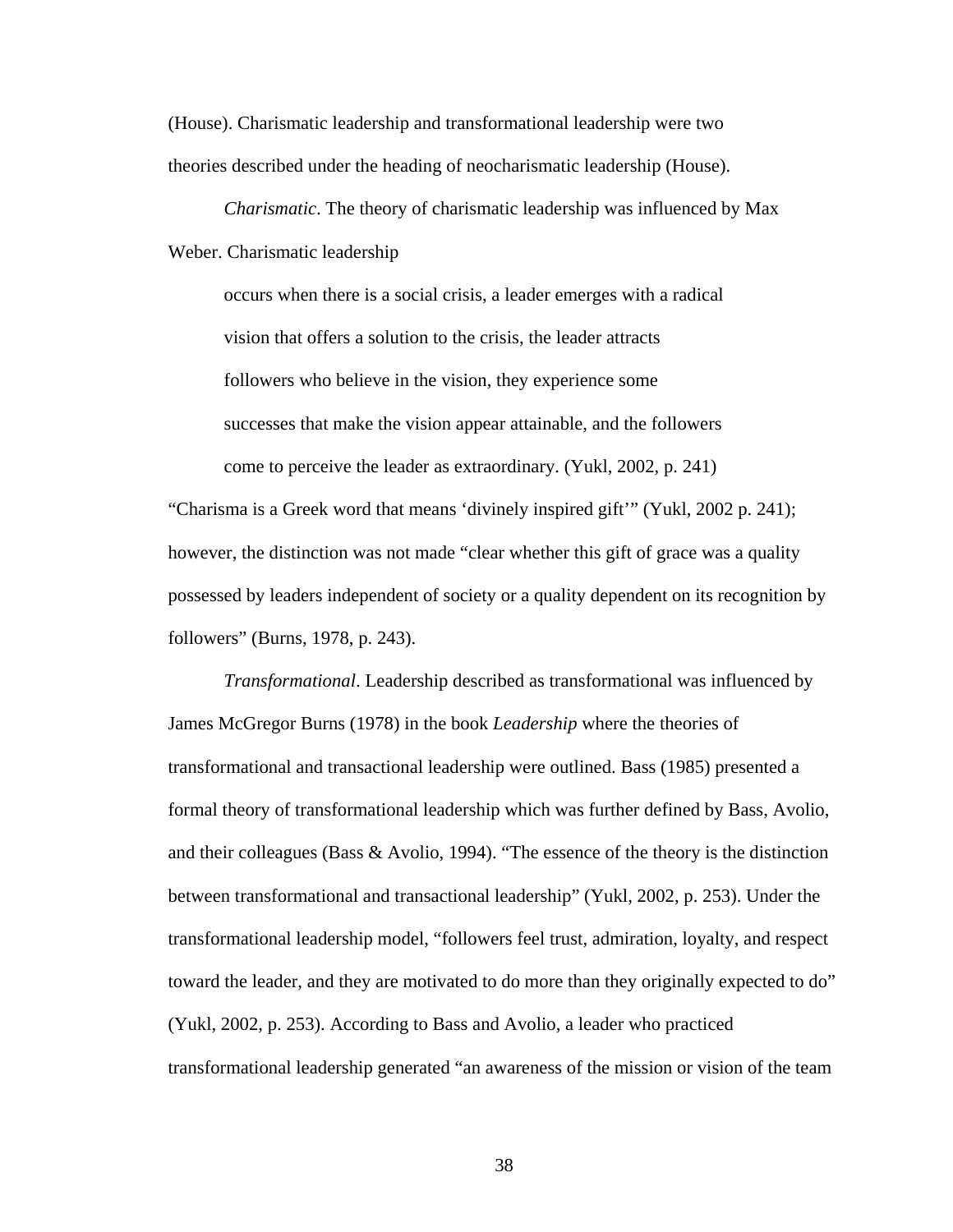(House). Charismatic leadership and transformational leadership were two theories described under the heading of neocharismatic leadership (House).

*Charismatic*. The theory of charismatic leadership was influenced by Max Weber. Charismatic leadership

> occurs when there is a social crisis, a leader emerges with a radical vision that offers a solution to the crisis, the leader attracts followers who believe in the vision, they experience some successes that make the vision appear attainable, and the followers come to perceive the leader as extraordinary. (Yukl, 2002, p. 241)

"Charisma is a Greek word that means 'divinely inspired gift'" (Yukl, 2002 p. 241); however, the distinction was not made "clear whether this gift of grace was a quality possessed by leaders independent of society or a quality dependent on its recognition by followers" (Burns, 1978, p. 243).

*Transformational*. Leadership described as transformational was influenced by James McGregor Burns (1978) in the book *Leadership* where the theories of transformational and transactional leadership were outlined. Bass (1985) presented a formal theory of transformational leadership which was further defined by Bass, Avolio, and their colleagues (Bass & Avolio, 1994). "The essence of the theory is the distinction between transformational and transactional leadership" (Yukl, 2002, p. 253). Under the transformational leadership model, "followers feel trust, admiration, loyalty, and respect toward the leader, and they are motivated to do more than they originally expected to do" (Yukl, 2002, p. 253). According to Bass and Avolio, a leader who practiced transformational leadership generated "an awareness of the mission or vision of the team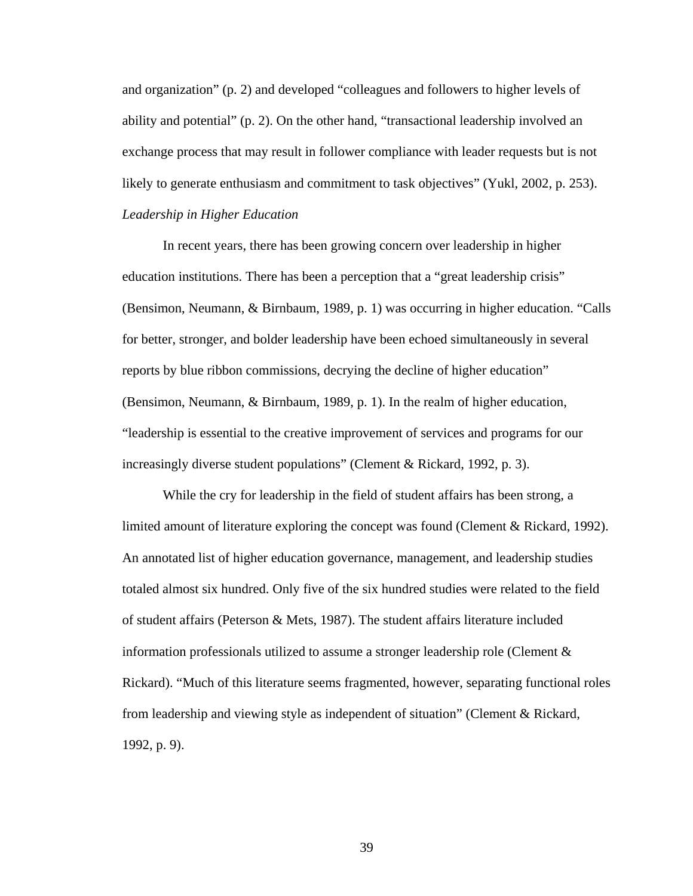and organization" (p. 2) and developed "colleagues and followers to higher levels of ability and potential" (p. 2). On the other hand, "transactional leadership involved an exchange process that may result in follower compliance with leader requests but is not likely to generate enthusiasm and commitment to task objectives" (Yukl, 2002, p. 253).

### *Leadership in Higher Education*

In recent years, there has been growing concern over leadership in higher education institutions. There has been a perception that a "great leadership crisis" (Bensimon, Neumann, & Birnbaum, 1989, p. 1) was occurring in higher education. "Calls for better, stronger, and bolder leadership have been echoed simultaneously in several reports by blue ribbon commissions, decrying the decline of higher education" (Bensimon, Neumann, & Birnbaum, 1989, p. 1). In the realm of higher education, "leadership is essential to the creative improvement of services and programs for our increasingly diverse student populations" (Clement & Rickard, 1992, p. 3).

While the cry for leadership in the field of student affairs has been strong, a limited amount of literature exploring the concept was found (Clement & Rickard, 1992). An annotated list of higher education governance, management, and leadership studies totaled almost six hundred. Only five of the six hundred studies were related to the field of student affairs (Peterson & Mets, 1987). The student affairs literature included information professionals utilized to assume a stronger leadership role (Clement & Rickard). "Much of this literature seems fragmented, however, separating functional roles from leadership and viewing style as independent of situation" (Clement & Rickard, 1992, p. 9).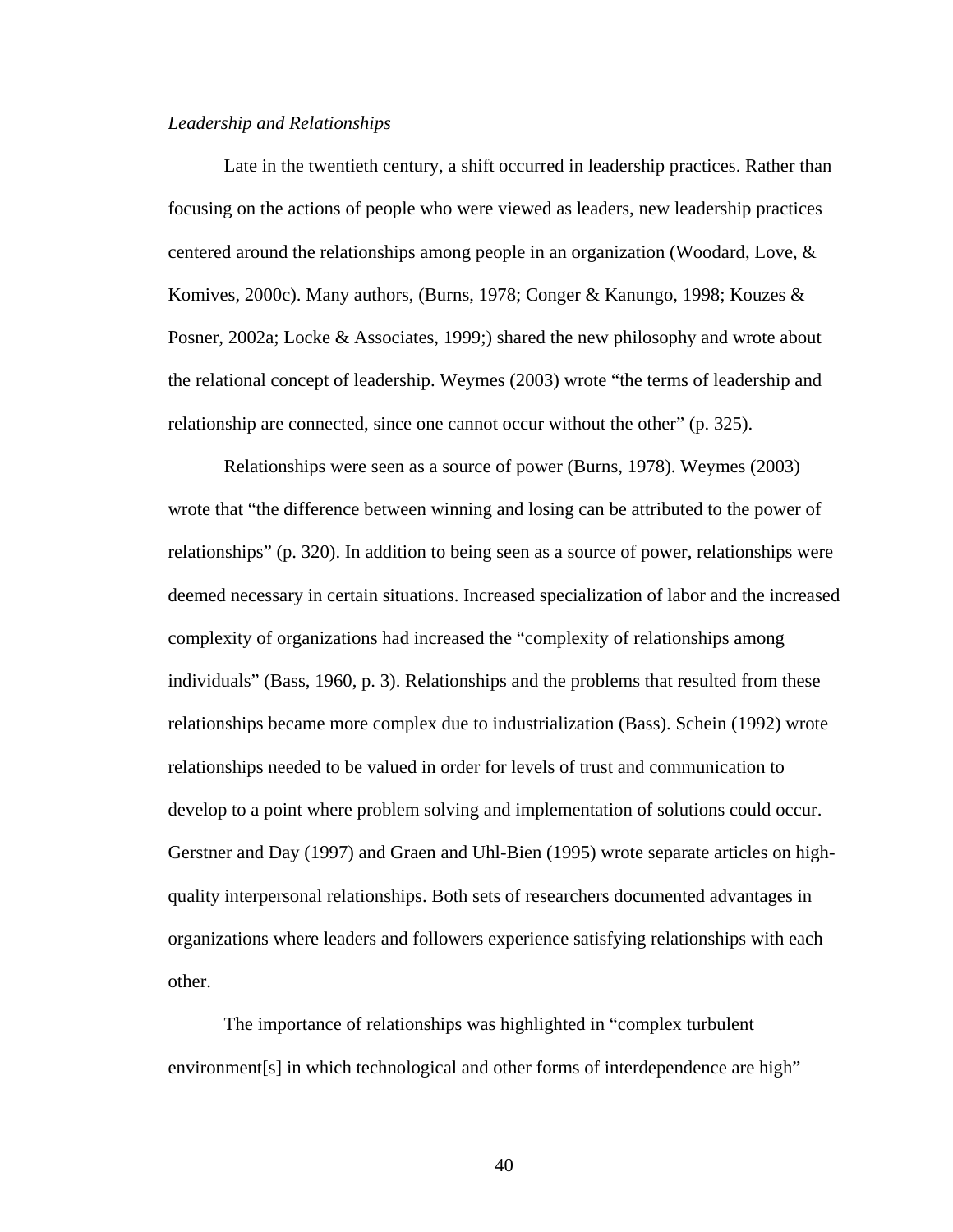*Leadership and Relationships*

Late in the twentieth century, a shift occurred in leadership practices. Rather than focusing on the actions of people who were viewed as leaders, new leadership practices centered around the relationships among people in an organization (Woodard, Love, & Komives, 2000c). Many authors, (Burns, 1978; Conger & Kanungo, 1998; Kouzes & Posner, 2002a; Locke & Associates, 1999;) shared the new philosophy and wrote about the relational concept of leadership. Weymes (2003) wrote "the terms of leadership and relationship are connected, since one cannot occur without the other" (p. 325).

Relationships were seen as a source of power (Burns, 1978). Weymes (2003) wrote that "the difference between winning and losing can be attributed to the power of relationships" (p. 320). In addition to being seen as a source of power, relationships were deemed necessary in certain situations. Increased specialization of labor and the increased complexity of organizations had increased the "complexity of relationships among individuals" (Bass, 1960, p. 3). Relationships and the problems that resulted from these relationships became more complex due to industrialization (Bass). Schein (1992) wrote relationships needed to be valued in order for levels of trust and communication to develop to a point where problem solving and implementation of solutions could occur. Gerstner and Day (1997) and Graen and Uhl-Bien (1995) wrote separate articles on high-quality interpersonal relationships. Both sets of researchers documented advantages in organizations where leaders and followers experience satisfying relationships with each other.

The importance of relationships was highlighted in "complex turbulent environment[s] in which technological and other forms of interdependence are high"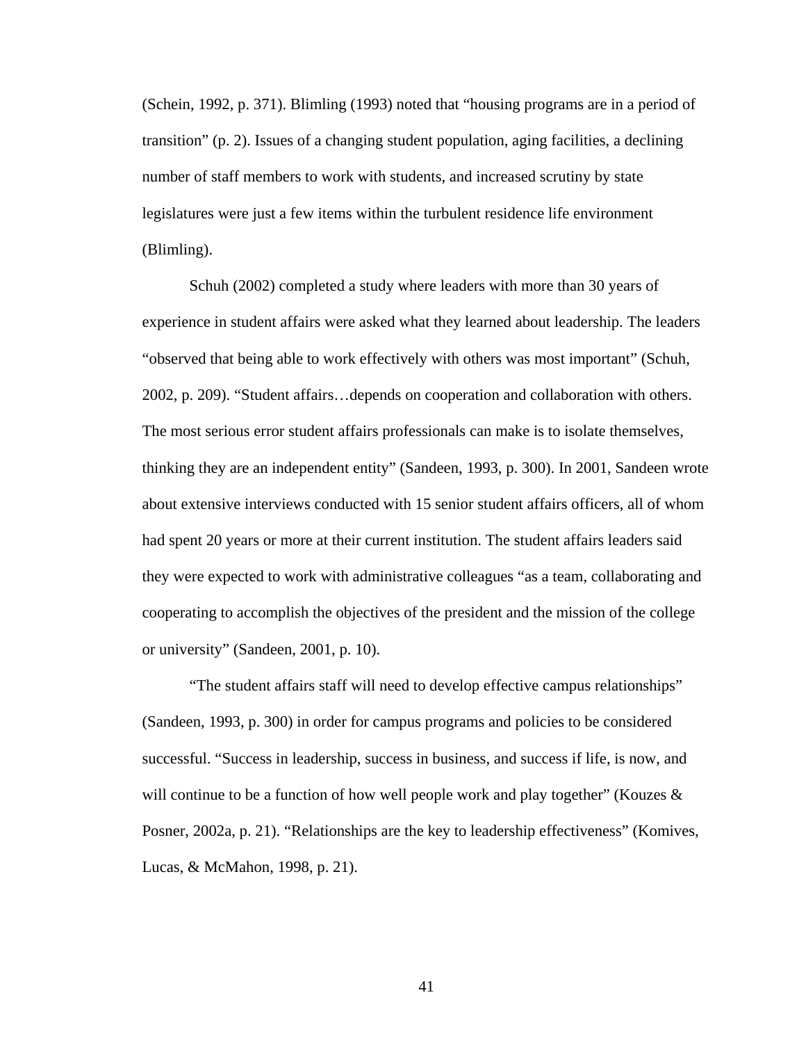(Schein, 1992, p. 371). Blimling (1993) noted that “housing programs are in a period of transition” (p. 2). Issues of a changing student population, aging facilities, a declining number of staff members to work with students, and increased scrutiny by state legislatures were just a few items within the turbulent residence life environment (Blimling).

Schuh (2002) completed a study where leaders with more than 30 years of experience in student affairs were asked what they learned about leadership. The leaders “observed that being able to work effectively with others was most important” (Schuh, 2002, p. 209). “Student affairs…depends on cooperation and collaboration with others. The most serious error student affairs professionals can make is to isolate themselves, thinking they are an independent entity” (Sandeen, 1993, p. 300). In 2001, Sandeen wrote about extensive interviews conducted with 15 senior student affairs officers, all of whom had spent 20 years or more at their current institution. The student affairs leaders said they were expected to work with administrative colleagues “as a team, collaborating and cooperating to accomplish the objectives of the president and the mission of the college or university” (Sandeen, 2001, p. 10).

“The student affairs staff will need to develop effective campus relationships” (Sandeen, 1993, p. 300) in order for campus programs and policies to be considered successful. “Success in leadership, success in business, and success if life, is now, and will continue to be a function of how well people work and play together” (Kouzes & Posner, 2002a, p. 21). “Relationships are the key to leadership effectiveness” (Komives, Lucas, & McMahon, 1998, p. 21).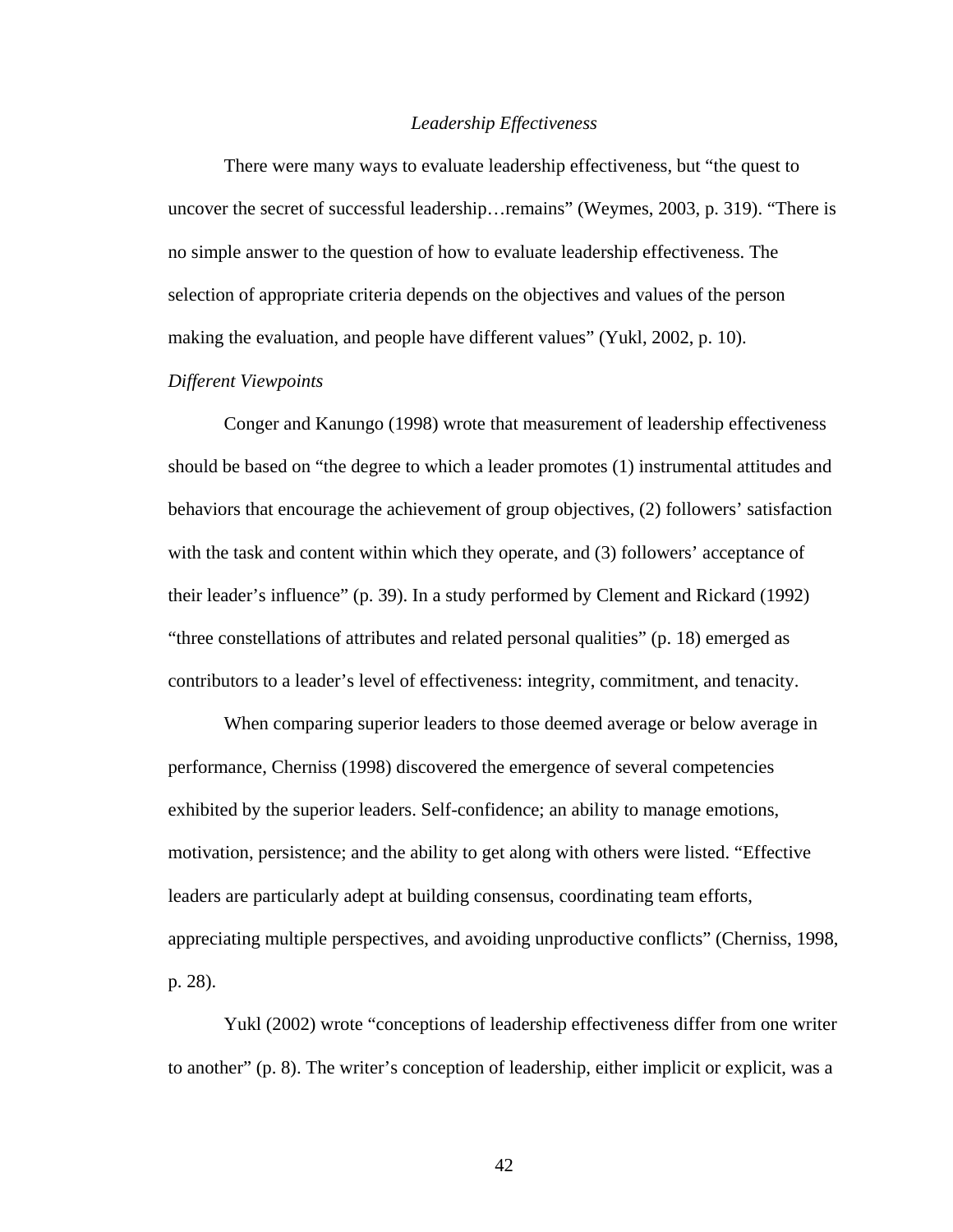### *Leadership Effectiveness*

There were many ways to evaluate leadership effectiveness, but "the quest to uncover the secret of successful leadership…remains" (Weymes, 2003, p. 319). "There is no simple answer to the question of how to evaluate leadership effectiveness. The selection of appropriate criteria depends on the objectives and values of the person making the evaluation, and people have different values" (Yukl, 2002, p. 10).

#### *Different Viewpoints*

Conger and Kanungo (1998) wrote that measurement of leadership effectiveness should be based on "the degree to which a leader promotes (1) instrumental attitudes and behaviors that encourage the achievement of group objectives, (2) followers' satisfaction with the task and content within which they operate, and (3) followers' acceptance of their leader's influence" (p. 39). In a study performed by Clement and Rickard (1992) "three constellations of attributes and related personal qualities" (p. 18) emerged as contributors to a leader's level of effectiveness: integrity, commitment, and tenacity.

When comparing superior leaders to those deemed average or below average in performance, Cherniss (1998) discovered the emergence of several competencies exhibited by the superior leaders. Self-confidence; an ability to manage emotions, motivation, persistence; and the ability to get along with others were listed. "Effective leaders are particularly adept at building consensus, coordinating team efforts, appreciating multiple perspectives, and avoiding unproductive conflicts" (Cherniss, 1998, p. 28).

Yukl (2002) wrote "conceptions of leadership effectiveness differ from one writer to another" (p. 8). The writer's conception of leadership, either implicit or explicit, was a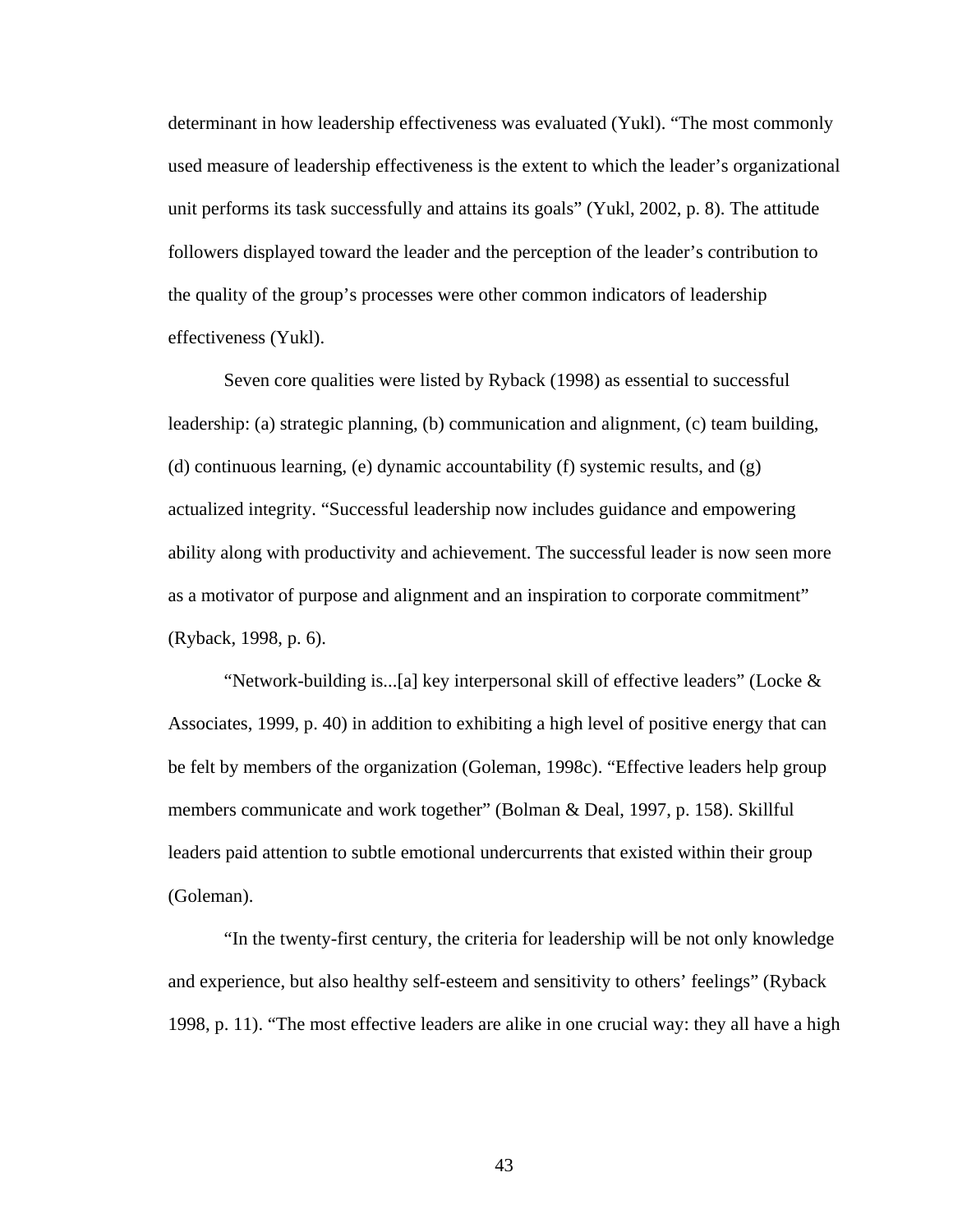determinant in how leadership effectiveness was evaluated (Yukl). “The most commonly used measure of leadership effectiveness is the extent to which the leader’s organizational unit performs its task successfully and attains its goals” (Yukl, 2002, p. 8). The attitude followers displayed toward the leader and the perception of the leader’s contribution to the quality of the group’s processes were other common indicators of leadership effectiveness (Yukl).

Seven core qualities were listed by Ryback (1998) as essential to successful leadership: (a) strategic planning, (b) communication and alignment, (c) team building, (d) continuous learning, (e) dynamic accountability (f) systemic results, and (g) actualized integrity. “Successful leadership now includes guidance and empowering ability along with productivity and achievement. The successful leader is now seen more as a motivator of purpose and alignment and an inspiration to corporate commitment” (Ryback, 1998, p. 6).

“Network-building is...[a] key interpersonal skill of effective leaders” (Locke & Associates, 1999, p. 40) in addition to exhibiting a high level of positive energy that can be felt by members of the organization (Goleman, 1998c). “Effective leaders help group members communicate and work together” (Bolman & Deal, 1997, p. 158). Skillful leaders paid attention to subtle emotional undercurrents that existed within their group (Goleman).

“In the twenty-first century, the criteria for leadership will be not only knowledge and experience, but also healthy self-esteem and sensitivity to others’ feelings” (Ryback 1998, p. 11). “The most effective leaders are alike in one crucial way: they all have a high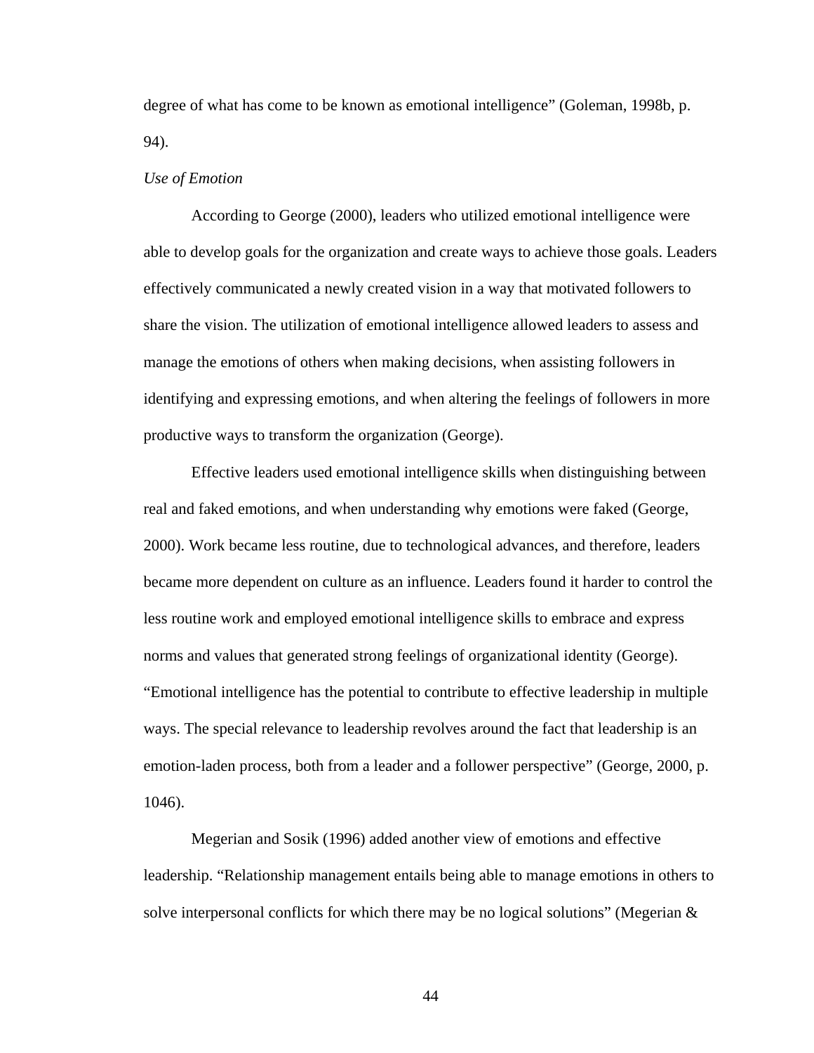degree of what has come to be known as emotional intelligence" (Goleman, 1998b, p. 94).

*Use of Emotion*

According to George (2000), leaders who utilized emotional intelligence were able to develop goals for the organization and create ways to achieve those goals. Leaders effectively communicated a newly created vision in a way that motivated followers to share the vision. The utilization of emotional intelligence allowed leaders to assess and manage the emotions of others when making decisions, when assisting followers in identifying and expressing emotions, and when altering the feelings of followers in more productive ways to transform the organization (George).

Effective leaders used emotional intelligence skills when distinguishing between real and faked emotions, and when understanding why emotions were faked (George, 2000). Work became less routine, due to technological advances, and therefore, leaders became more dependent on culture as an influence. Leaders found it harder to control the less routine work and employed emotional intelligence skills to embrace and express norms and values that generated strong feelings of organizational identity (George). "Emotional intelligence has the potential to contribute to effective leadership in multiple ways. The special relevance to leadership revolves around the fact that leadership is an emotion-laden process, both from a leader and a follower perspective" (George, 2000, p. 1046).

Megerian and Sosik (1996) added another view of emotions and effective leadership. "Relationship management entails being able to manage emotions in others to solve interpersonal conflicts for which there may be no logical solutions" (Megerian &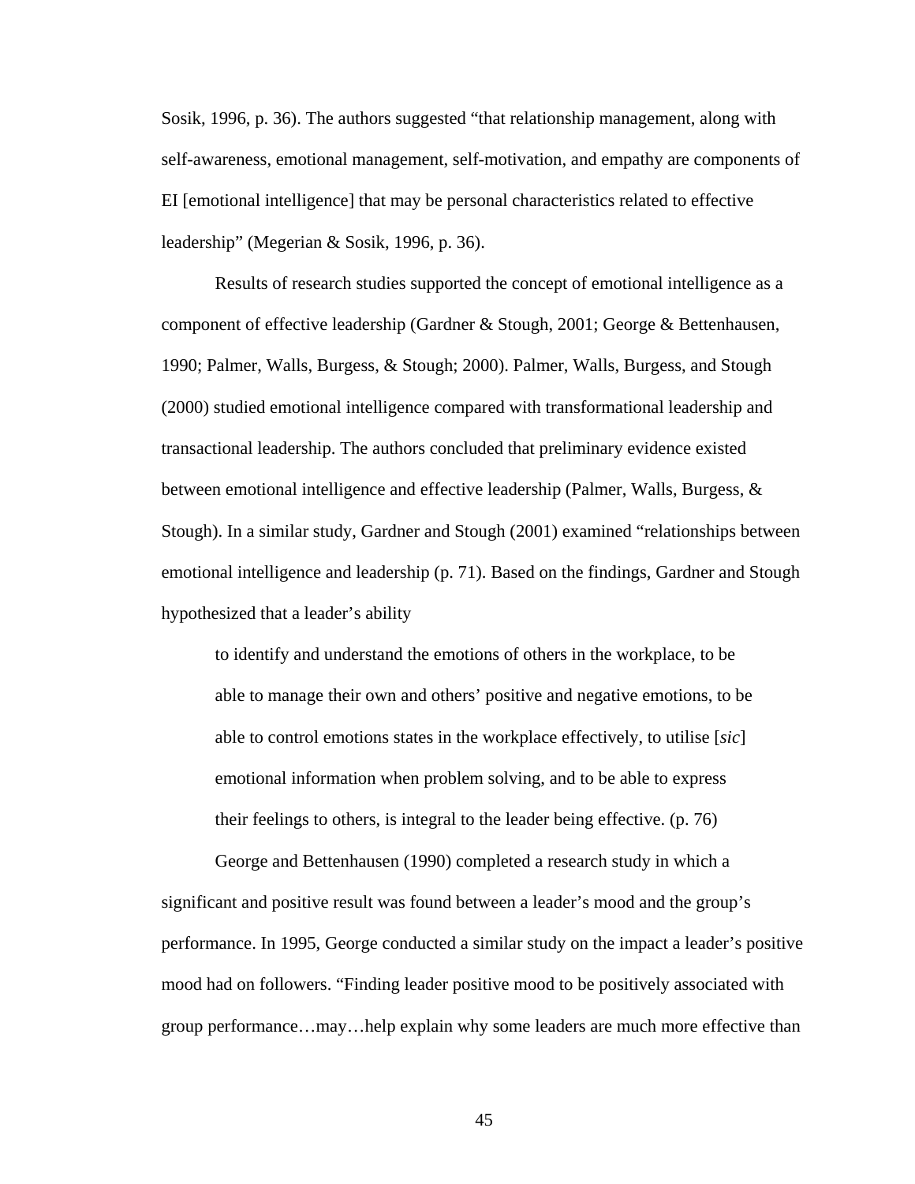Sosik, 1996, p. 36). The authors suggested “that relationship management, along with self-awareness, emotional management, self-motivation, and empathy are components of EI [emotional intelligence] that may be personal characteristics related to effective leadership” (Megerian & Sosik, 1996, p. 36).

Results of research studies supported the concept of emotional intelligence as a component of effective leadership (Gardner & Stough, 2001; George & Bettenhausen, 1990; Palmer, Walls, Burgess, & Stough; 2000). Palmer, Walls, Burgess, and Stough (2000) studied emotional intelligence compared with transformational leadership and transactional leadership. The authors concluded that preliminary evidence existed between emotional intelligence and effective leadership (Palmer, Walls, Burgess, & Stough). In a similar study, Gardner and Stough (2001) examined “relationships between emotional intelligence and leadership (p. 71). Based on the findings, Gardner and Stough hypothesized that a leader’s ability

> to identify and understand the emotions of others in the workplace, to be able to manage their own and others’ positive and negative emotions, to be able to control emotions states in the workplace effectively, to utilise [*sic*] emotional information when problem solving, and to be able to express their feelings to others, is integral to the leader being effective. (p. 76)

George and Bettenhausen (1990) completed a research study in which a significant and positive result was found between a leader’s mood and the group’s performance. In 1995, George conducted a similar study on the impact a leader’s positive mood had on followers. “Finding leader positive mood to be positively associated with group performance…may…help explain why some leaders are much more effective than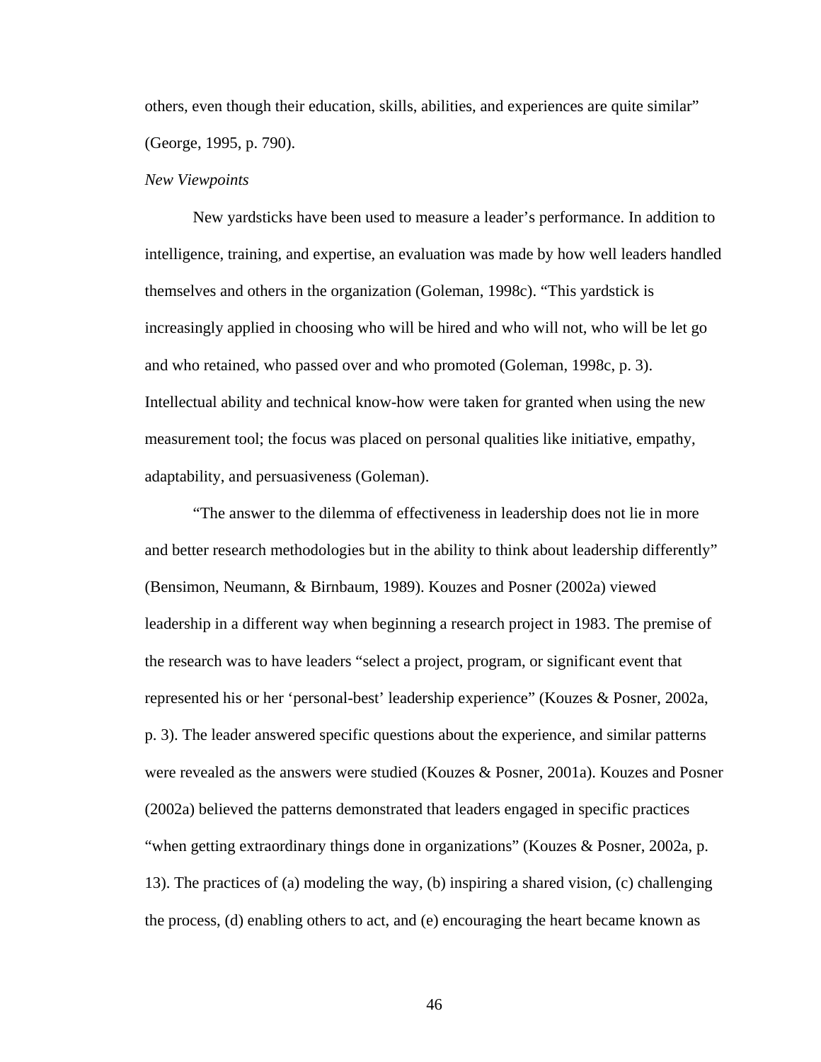others, even though their education, skills, abilities, and experiences are quite similar" (George, 1995, p. 790).

*New Viewpoints*

New yardsticks have been used to measure a leader's performance. In addition to intelligence, training, and expertise, an evaluation was made by how well leaders handled themselves and others in the organization (Goleman, 1998c). "This yardstick is increasingly applied in choosing who will be hired and who will not, who will be let go and who retained, who passed over and who promoted (Goleman, 1998c, p. 3). Intellectual ability and technical know-how were taken for granted when using the new measurement tool; the focus was placed on personal qualities like initiative, empathy, adaptability, and persuasiveness (Goleman).

"The answer to the dilemma of effectiveness in leadership does not lie in more and better research methodologies but in the ability to think about leadership differently" (Bensimon, Neumann, & Birnbaum, 1989). Kouzes and Posner (2002a) viewed leadership in a different way when beginning a research project in 1983. The premise of the research was to have leaders "select a project, program, or significant event that represented his or her 'personal-best' leadership experience" (Kouzes & Posner, 2002a, p. 3). The leader answered specific questions about the experience, and similar patterns were revealed as the answers were studied (Kouzes & Posner, 2001a). Kouzes and Posner (2002a) believed the patterns demonstrated that leaders engaged in specific practices "when getting extraordinary things done in organizations" (Kouzes & Posner, 2002a, p. 13). The practices of (a) modeling the way, (b) inspiring a shared vision, (c) challenging the process, (d) enabling others to act, and (e) encouraging the heart became known as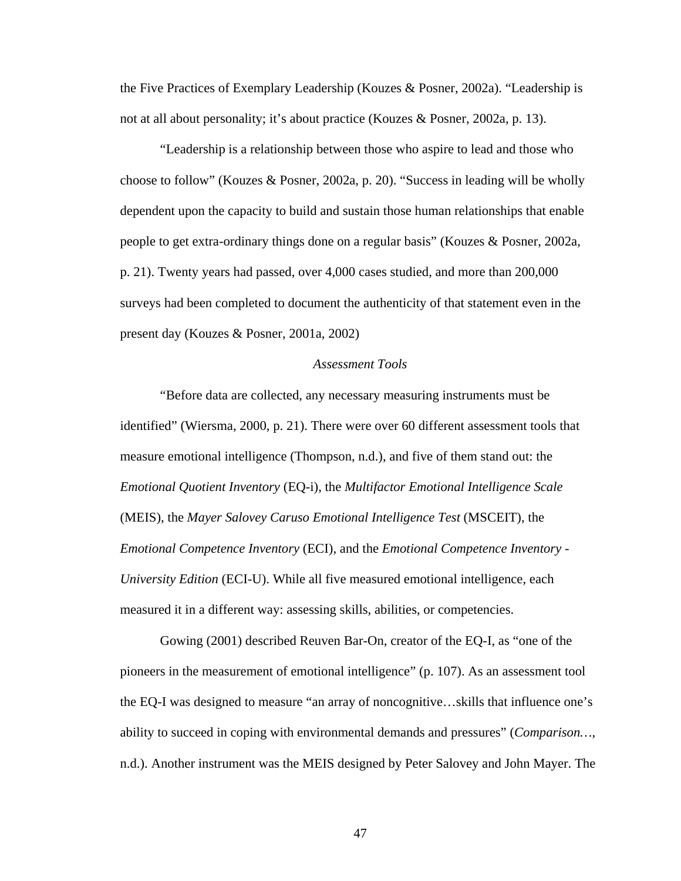the Five Practices of Exemplary Leadership (Kouzes & Posner, 2002a). "Leadership is not at all about personality; it's about practice (Kouzes & Posner, 2002a, p. 13).

"Leadership is a relationship between those who aspire to lead and those who choose to follow" (Kouzes & Posner, 2002a, p. 20). "Success in leading will be wholly dependent upon the capacity to build and sustain those human relationships that enable people to get extra-ordinary things done on a regular basis" (Kouzes & Posner, 2002a, p. 21). Twenty years had passed, over 4,000 cases studied, and more than 200,000 surveys had been completed to document the authenticity of that statement even in the present day (Kouzes & Posner, 2001a, 2002)

### *Assessment Tools*

"Before data are collected, any necessary measuring instruments must be identified" (Wiersma, 2000, p. 21). There were over 60 different assessment tools that measure emotional intelligence (Thompson, n.d.), and five of them stand out: the *Emotional Quotient Inventory* (EQ-i), the *Multifactor Emotional Intelligence Scale* (MEIS), the *Mayer Salovey Caruso Emotional Intelligence Test* (MSCEIT), the *Emotional Competence Inventory* (ECI), and the *Emotional Competence Inventory - University Edition* (ECI-U). While all five measured emotional intelligence, each measured it in a different way: assessing skills, abilities, or competencies.

Gowing (2001) described Reuven Bar-On, creator of the EQ-I, as "one of the pioneers in the measurement of emotional intelligence" (p. 107). As an assessment tool the EQ-I was designed to measure "an array of noncognitive…skills that influence one's ability to succeed in coping with environmental demands and pressures" (*Comparison…*, n.d.). Another instrument was the MEIS designed by Peter Salovey and John Mayer. The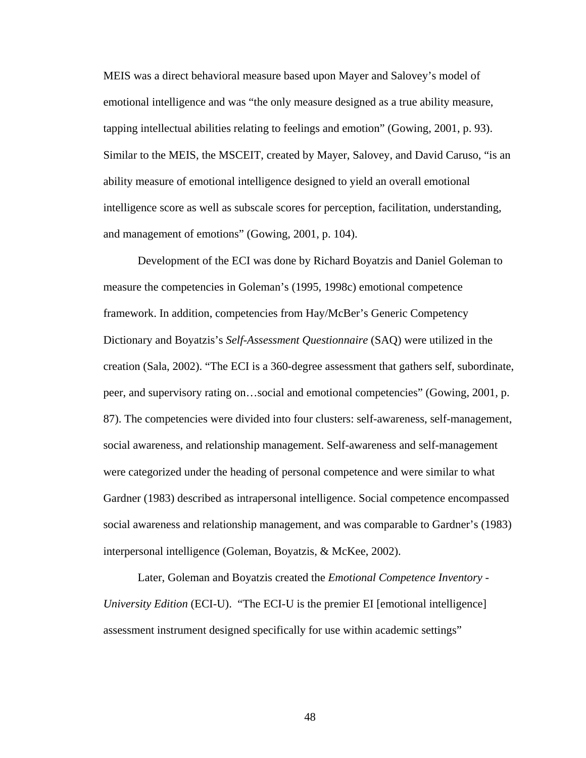MEIS was a direct behavioral measure based upon Mayer and Salovey's model of emotional intelligence and was "the only measure designed as a true ability measure, tapping intellectual abilities relating to feelings and emotion" (Gowing, 2001, p. 93). Similar to the MEIS, the MSCEIT, created by Mayer, Salovey, and David Caruso, "is an ability measure of emotional intelligence designed to yield an overall emotional intelligence score as well as subscale scores for perception, facilitation, understanding, and management of emotions" (Gowing, 2001, p. 104).

Development of the ECI was done by Richard Boyatzis and Daniel Goleman to measure the competencies in Goleman's (1995, 1998c) emotional competence framework. In addition, competencies from Hay/McBer's Generic Competency Dictionary and Boyatzis's *Self-Assessment Questionnaire* (SAQ) were utilized in the creation (Sala, 2002). "The ECI is a 360-degree assessment that gathers self, subordinate, peer, and supervisory rating on…social and emotional competencies" (Gowing, 2001, p. 87). The competencies were divided into four clusters: self-awareness, self-management, social awareness, and relationship management. Self-awareness and self-management were categorized under the heading of personal competence and were similar to what Gardner (1983) described as intrapersonal intelligence. Social competence encompassed social awareness and relationship management, and was comparable to Gardner's (1983) interpersonal intelligence (Goleman, Boyatzis, & McKee, 2002).

Later, Goleman and Boyatzis created the *Emotional Competence Inventory - University Edition* (ECI-U). "The ECI-U is the premier EI [emotional intelligence] assessment instrument designed specifically for use within academic settings"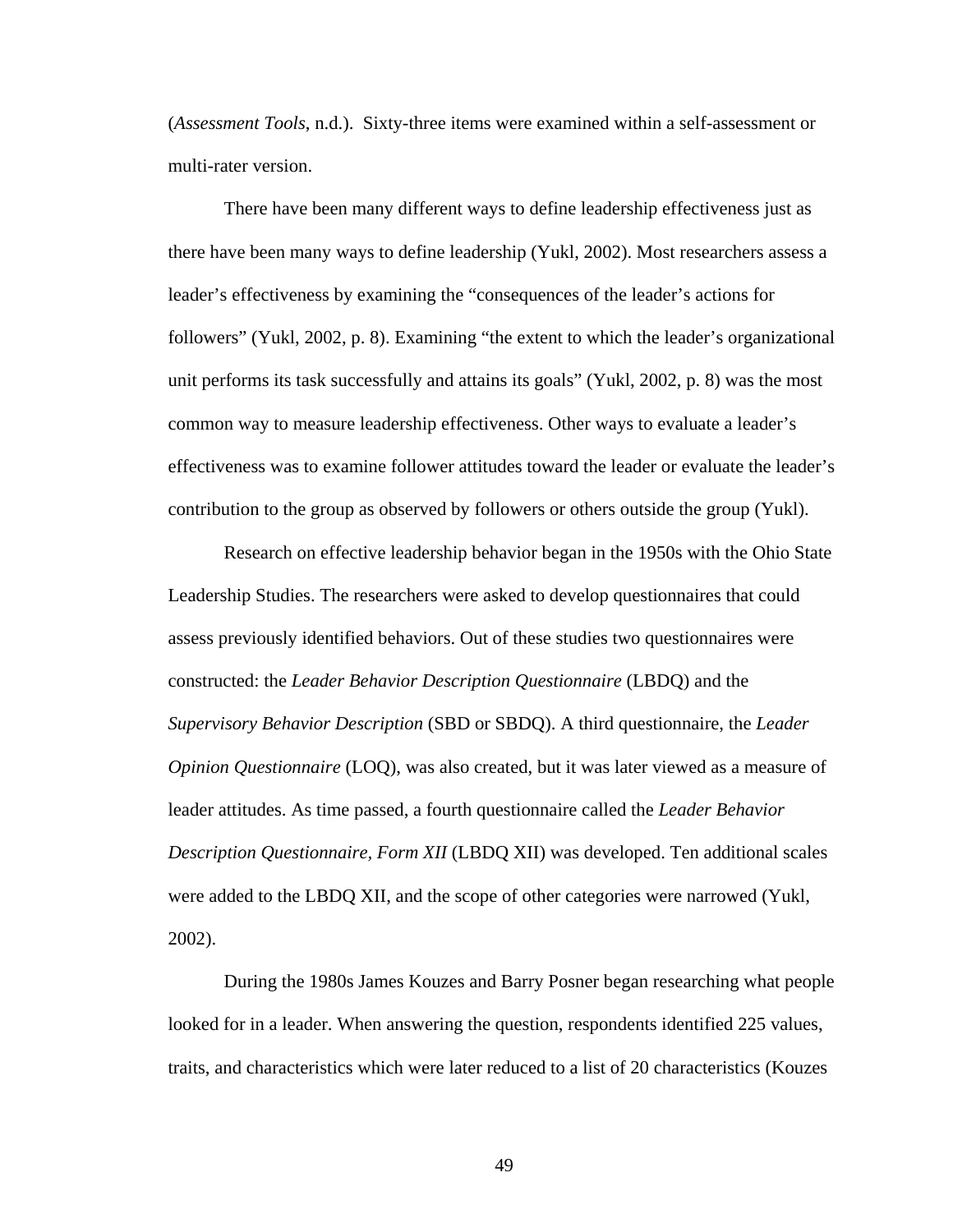(*Assessment Tools*, n.d.). Sixty-three items were examined within a self-assessment or multi-rater version.

There have been many different ways to define leadership effectiveness just as there have been many ways to define leadership (Yukl, 2002). Most researchers assess a leader's effectiveness by examining the "consequences of the leader's actions for followers" (Yukl, 2002, p. 8). Examining "the extent to which the leader's organizational unit performs its task successfully and attains its goals" (Yukl, 2002, p. 8) was the most common way to measure leadership effectiveness. Other ways to evaluate a leader's effectiveness was to examine follower attitudes toward the leader or evaluate the leader's contribution to the group as observed by followers or others outside the group (Yukl).

Research on effective leadership behavior began in the 1950s with the Ohio State Leadership Studies. The researchers were asked to develop questionnaires that could assess previously identified behaviors. Out of these studies two questionnaires were constructed: the *Leader Behavior Description Questionnaire* (LBDQ) and the *Supervisory Behavior Description* (SBD or SBDQ). A third questionnaire, the *Leader Opinion Questionnaire* (LOQ), was also created, but it was later viewed as a measure of leader attitudes. As time passed, a fourth questionnaire called the *Leader Behavior Description Questionnaire, Form XII* (LBDQ XII) was developed. Ten additional scales were added to the LBDQ XII, and the scope of other categories were narrowed (Yukl, 2002).

During the 1980s James Kouzes and Barry Posner began researching what people looked for in a leader. When answering the question, respondents identified 225 values, traits, and characteristics which were later reduced to a list of 20 characteristics (Kouzes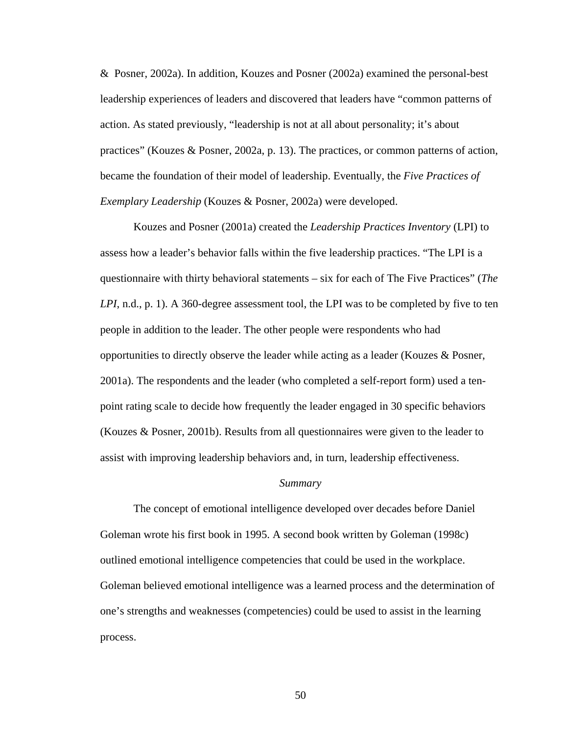&  Posner, 2002a). In addition, Kouzes and Posner (2002a) examined the personal-best leadership experiences of leaders and discovered that leaders have "common patterns of action. As stated previously, "leadership is not at all about personality; it's about practices" (Kouzes & Posner, 2002a, p. 13). The practices, or common patterns of action, became the foundation of their model of leadership. Eventually, the *Five Practices of Exemplary Leadership* (Kouzes & Posner, 2002a) were developed.

Kouzes and Posner (2001a) created the *Leadership Practices Inventory* (LPI) to assess how a leader's behavior falls within the five leadership practices. "The LPI is a questionnaire with thirty behavioral statements – six for each of The Five Practices" (*The LPI*, n.d., p. 1). A 360-degree assessment tool, the LPI was to be completed by five to ten people in addition to the leader. The other people were respondents who had opportunities to directly observe the leader while acting as a leader (Kouzes & Posner, 2001a). The respondents and the leader (who completed a self-report form) used a ten-point rating scale to decide how frequently the leader engaged in 30 specific behaviors (Kouzes & Posner, 2001b). Results from all questionnaires were given to the leader to assist with improving leadership behaviors and, in turn, leadership effectiveness.

### *Summary*

The concept of emotional intelligence developed over decades before Daniel Goleman wrote his first book in 1995. A second book written by Goleman (1998c) outlined emotional intelligence competencies that could be used in the workplace. Goleman believed emotional intelligence was a learned process and the determination of one's strengths and weaknesses (competencies) could be used to assist in the learning process.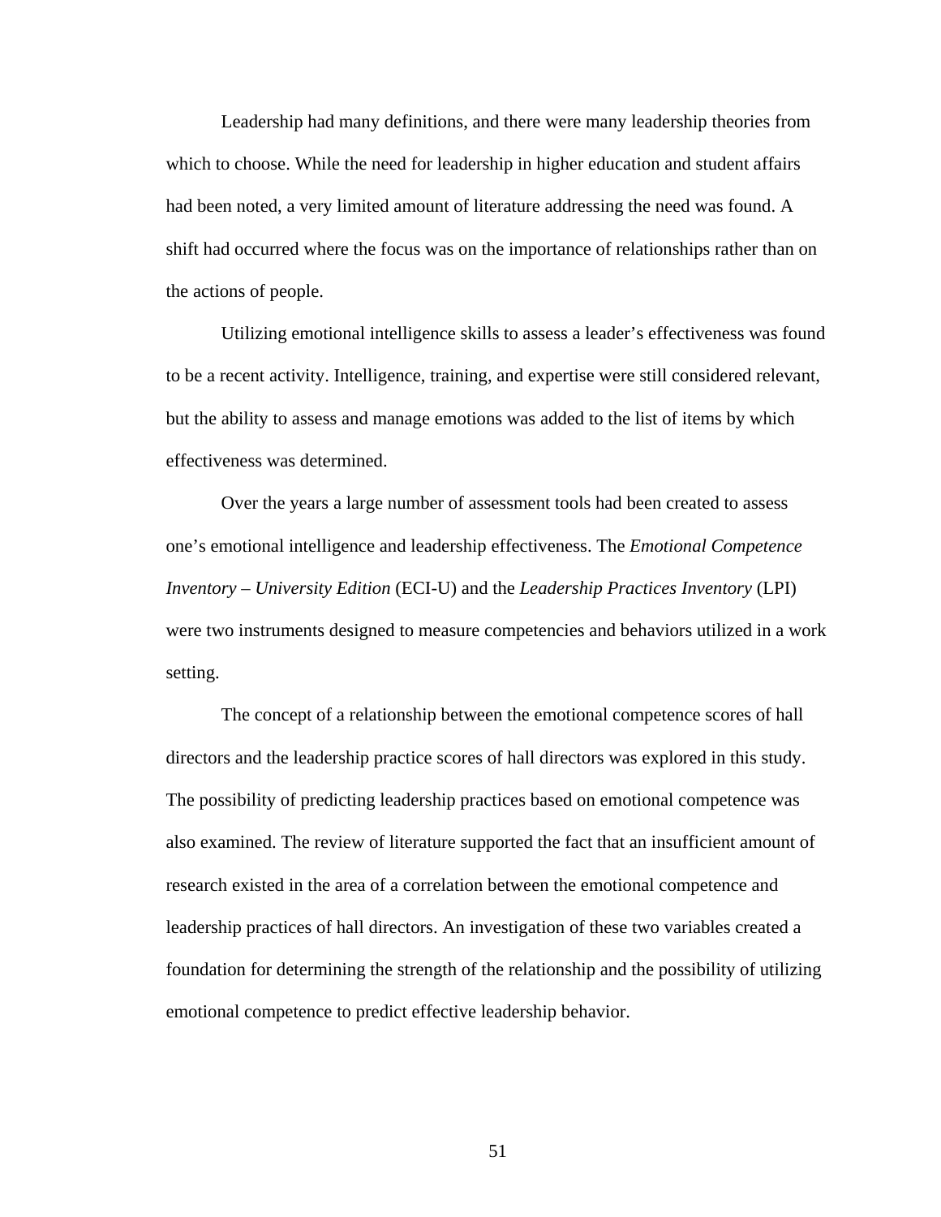Leadership had many definitions, and there were many leadership theories from which to choose. While the need for leadership in higher education and student affairs had been noted, a very limited amount of literature addressing the need was found. A shift had occurred where the focus was on the importance of relationships rather than on the actions of people.

Utilizing emotional intelligence skills to assess a leader's effectiveness was found to be a recent activity. Intelligence, training, and expertise were still considered relevant, but the ability to assess and manage emotions was added to the list of items by which effectiveness was determined.

Over the years a large number of assessment tools had been created to assess one's emotional intelligence and leadership effectiveness. The *Emotional Competence Inventory – University Edition* (ECI-U) and the *Leadership Practices Inventory* (LPI) were two instruments designed to measure competencies and behaviors utilized in a work setting.

The concept of a relationship between the emotional competence scores of hall directors and the leadership practice scores of hall directors was explored in this study. The possibility of predicting leadership practices based on emotional competence was also examined. The review of literature supported the fact that an insufficient amount of research existed in the area of a correlation between the emotional competence and leadership practices of hall directors. An investigation of these two variables created a foundation for determining the strength of the relationship and the possibility of utilizing emotional competence to predict effective leadership behavior.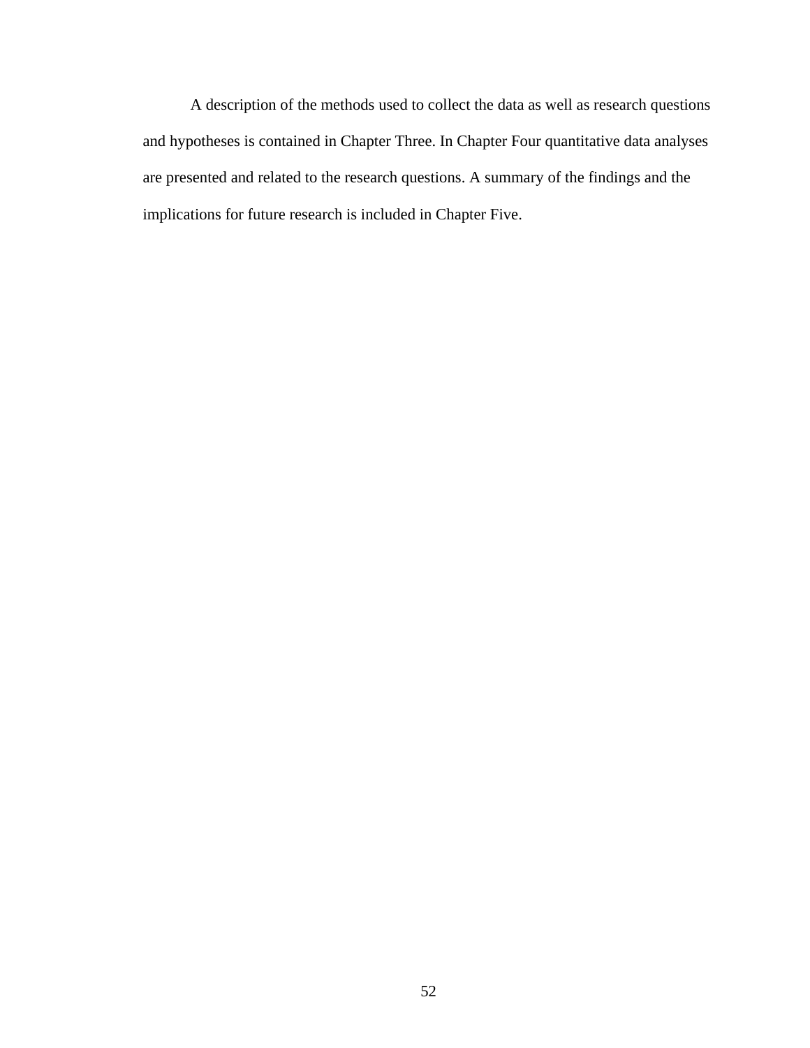A description of the methods used to collect the data as well as research questions and hypotheses is contained in Chapter Three. In Chapter Four quantitative data analyses are presented and related to the research questions. A summary of the findings and the implications for future research is included in Chapter Five.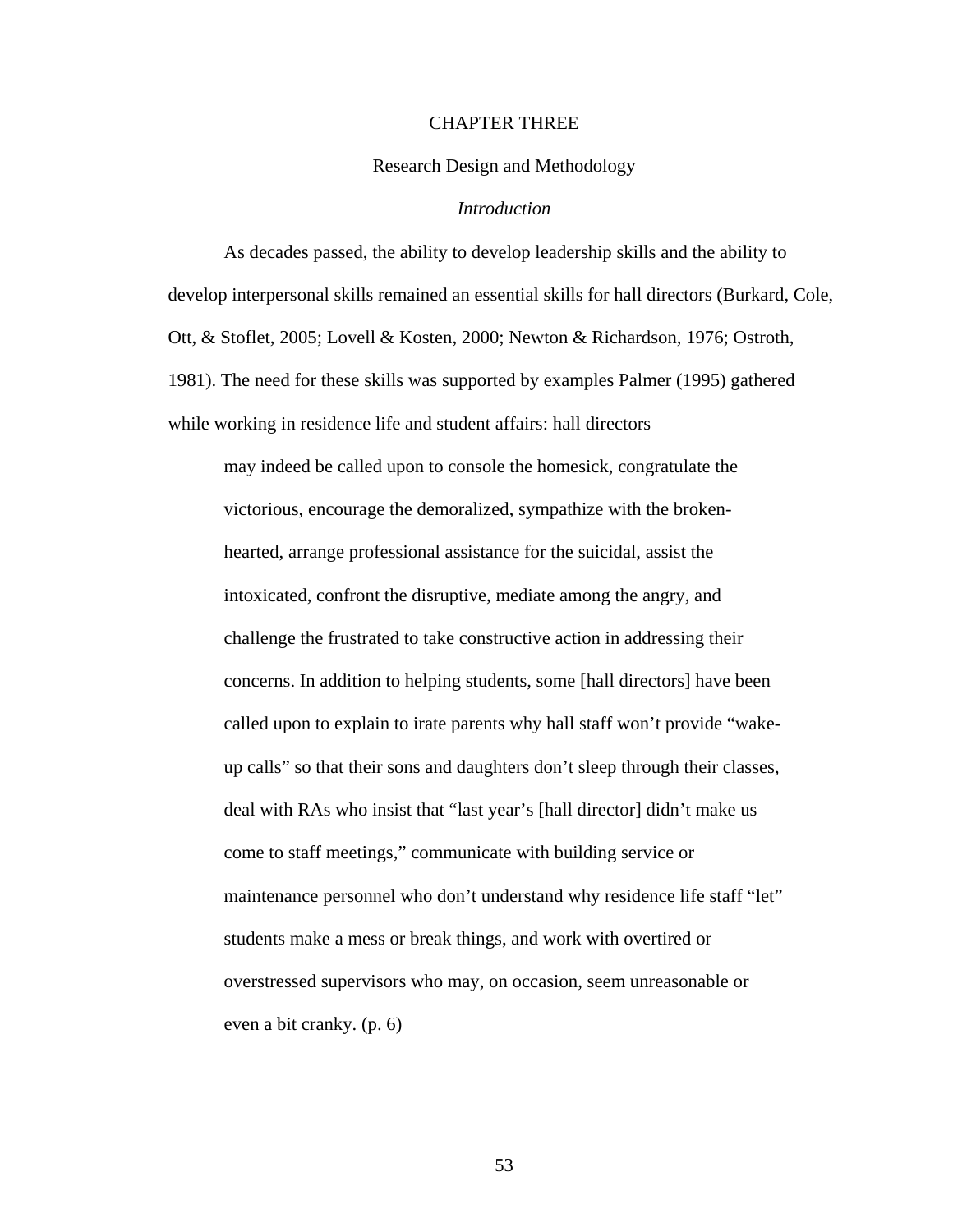# CHAPTER THREE

## Research Design and Methodology

### *Introduction*

As decades passed, the ability to develop leadership skills and the ability to develop interpersonal skills remained an essential skills for hall directors (Burkard, Cole, Ott, & Stoflet, 2005; Lovell & Kosten, 2000; Newton & Richardson, 1976; Ostroth, 1981). The need for these skills was supported by examples Palmer (1995) gathered while working in residence life and student affairs: hall directors

> may indeed be called upon to console the homesick, congratulate the victorious, encourage the demoralized, sympathize with the broken-hearted, arrange professional assistance for the suicidal, assist the intoxicated, confront the disruptive, mediate among the angry, and challenge the frustrated to take constructive action in addressing their concerns. In addition to helping students, some [hall directors] have been called upon to explain to irate parents why hall staff won't provide "wake-up calls" so that their sons and daughters don't sleep through their classes, deal with RAs who insist that "last year's [hall director] didn't make us come to staff meetings," communicate with building service or maintenance personnel who don't understand why residence life staff "let" students make a mess or break things, and work with overtired or overstressed supervisors who may, on occasion, seem unreasonable or even a bit cranky. (p. 6)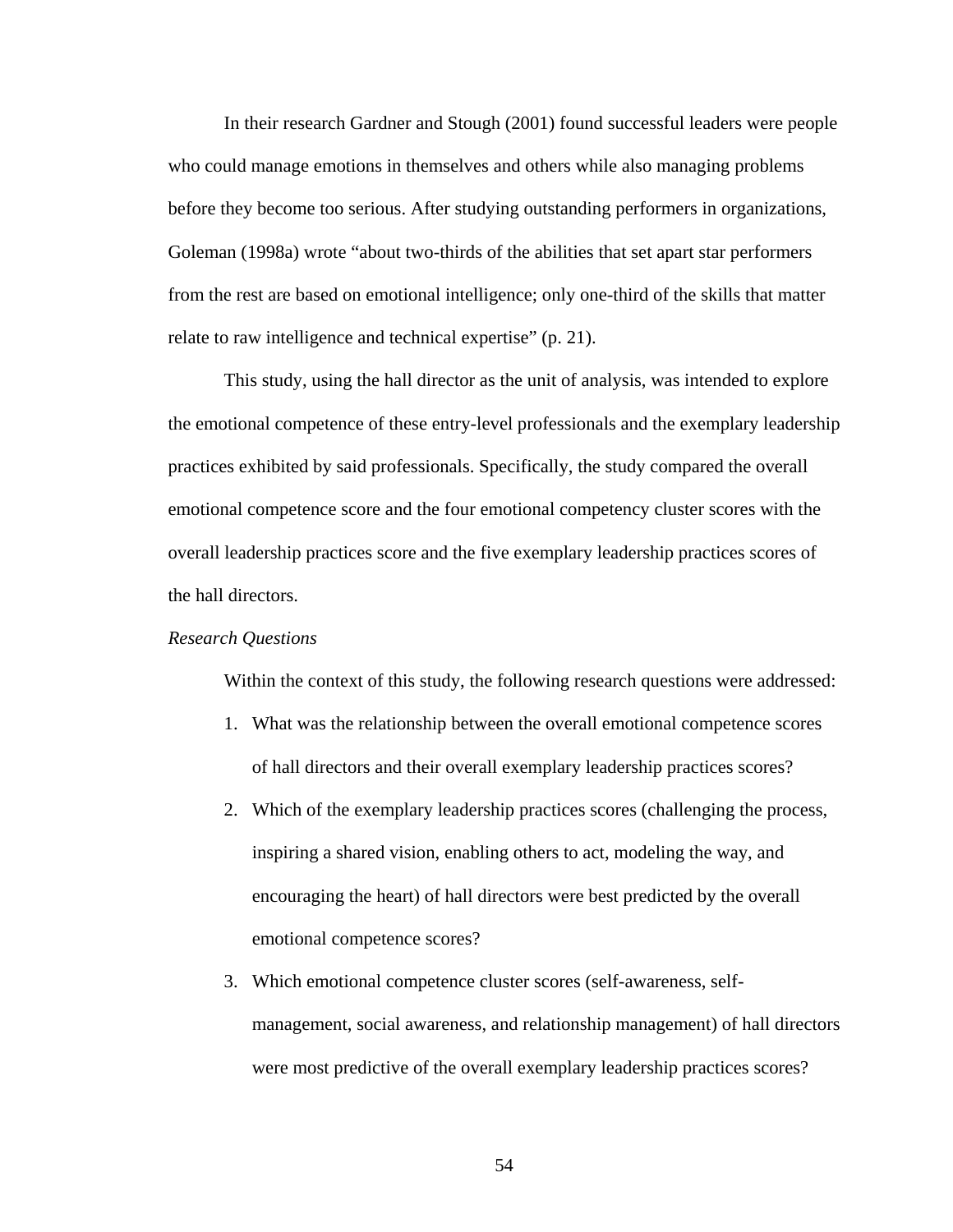In their research Gardner and Stough (2001) found successful leaders were people who could manage emotions in themselves and others while also managing problems before they become too serious. After studying outstanding performers in organizations, Goleman (1998a) wrote "about two-thirds of the abilities that set apart star performers from the rest are based on emotional intelligence; only one-third of the skills that matter relate to raw intelligence and technical expertise" (p. 21).

This study, using the hall director as the unit of analysis, was intended to explore the emotional competence of these entry-level professionals and the exemplary leadership practices exhibited by said professionals. Specifically, the study compared the overall emotional competence score and the four emotional competency cluster scores with the overall leadership practices score and the five exemplary leadership practices scores of the hall directors.

*Research Questions*

Within the context of this study, the following research questions were addressed:

1. What was the relationship between the overall emotional competence scores of hall directors and their overall exemplary leadership practices scores?
2. Which of the exemplary leadership practices scores (challenging the process, inspiring a shared vision, enabling others to act, modeling the way, and encouraging the heart) of hall directors were best predicted by the overall emotional competence scores?
3. Which emotional competence cluster scores (self-awareness, self-management, social awareness, and relationship management) of hall directors were most predictive of the overall exemplary leadership practices scores?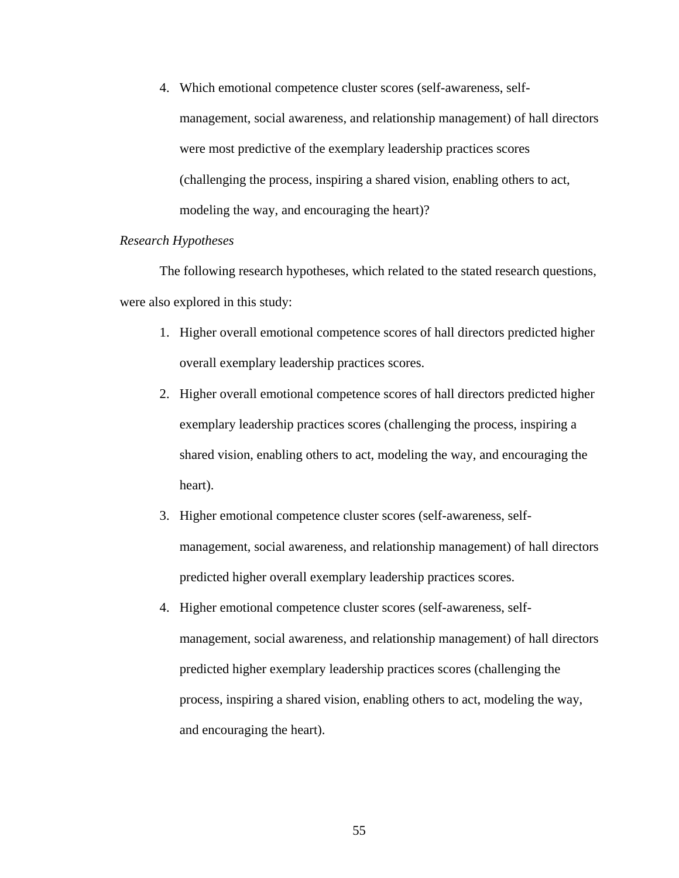4. Which emotional competence cluster scores (self-awareness, self-management, social awareness, and relationship management) of hall directors were most predictive of the exemplary leadership practices scores (challenging the process, inspiring a shared vision, enabling others to act, modeling the way, and encouraging the heart)?

*Research Hypotheses*

The following research hypotheses, which related to the stated research questions, were also explored in this study:

1. Higher overall emotional competence scores of hall directors predicted higher overall exemplary leadership practices scores.
2. Higher overall emotional competence scores of hall directors predicted higher exemplary leadership practices scores (challenging the process, inspiring a shared vision, enabling others to act, modeling the way, and encouraging the heart).
3. Higher emotional competence cluster scores (self-awareness, self-management, social awareness, and relationship management) of hall directors predicted higher overall exemplary leadership practices scores.
4. Higher emotional competence cluster scores (self-awareness, self-management, social awareness, and relationship management) of hall directors predicted higher exemplary leadership practices scores (challenging the process, inspiring a shared vision, enabling others to act, modeling the way, and encouraging the heart).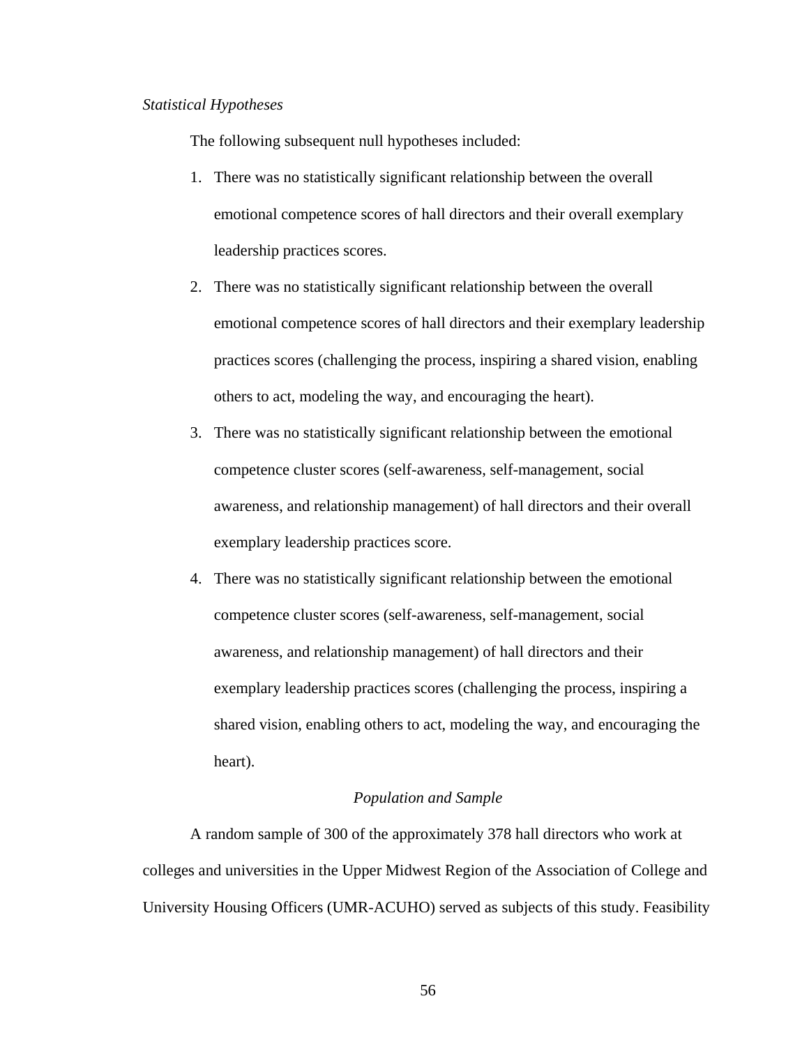*Statistical Hypotheses*

The following subsequent null hypotheses included:

1. There was no statistically significant relationship between the overall emotional competence scores of hall directors and their overall exemplary leadership practices scores.
2. There was no statistically significant relationship between the overall emotional competence scores of hall directors and their exemplary leadership practices scores (challenging the process, inspiring a shared vision, enabling others to act, modeling the way, and encouraging the heart).
3. There was no statistically significant relationship between the emotional competence cluster scores (self-awareness, self-management, social awareness, and relationship management) of hall directors and their overall exemplary leadership practices score.
4. There was no statistically significant relationship between the emotional competence cluster scores (self-awareness, self-management, social awareness, and relationship management) of hall directors and their exemplary leadership practices scores (challenging the process, inspiring a shared vision, enabling others to act, modeling the way, and encouraging the heart).

## *Population and Sample*

A random sample of 300 of the approximately 378 hall directors who work at colleges and universities in the Upper Midwest Region of the Association of College and University Housing Officers (UMR-ACUHO) served as subjects of this study. Feasibility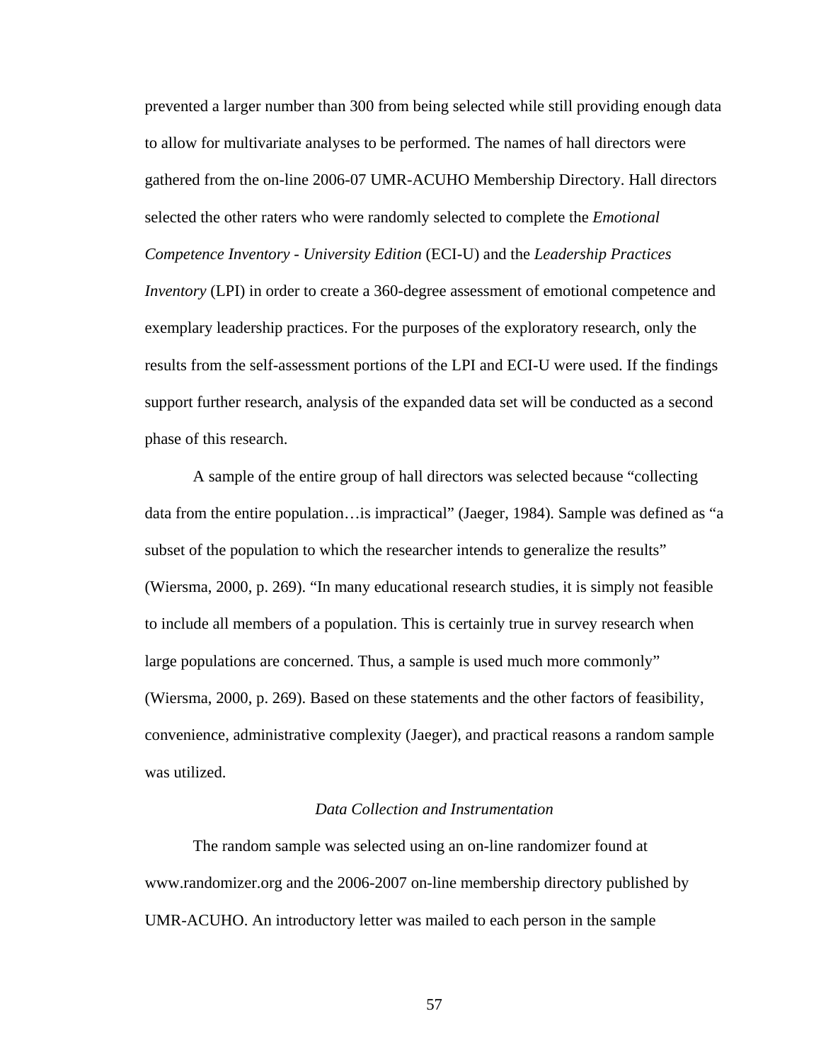prevented a larger number than 300 from being selected while still providing enough data to allow for multivariate analyses to be performed. The names of hall directors were gathered from the on-line 2006-07 UMR-ACUHO Membership Directory. Hall directors selected the other raters who were randomly selected to complete the *Emotional Competence Inventory - University Edition* (ECI-U) and the *Leadership Practices Inventory* (LPI) in order to create a 360-degree assessment of emotional competence and exemplary leadership practices. For the purposes of the exploratory research, only the results from the self-assessment portions of the LPI and ECI-U were used. If the findings support further research, analysis of the expanded data set will be conducted as a second phase of this research.

A sample of the entire group of hall directors was selected because "collecting data from the entire population…is impractical" (Jaeger, 1984). Sample was defined as "a subset of the population to which the researcher intends to generalize the results" (Wiersma, 2000, p. 269). "In many educational research studies, it is simply not feasible to include all members of a population. This is certainly true in survey research when large populations are concerned. Thus, a sample is used much more commonly" (Wiersma, 2000, p. 269). Based on these statements and the other factors of feasibility, convenience, administrative complexity (Jaeger), and practical reasons a random sample was utilized.

### *Data Collection and Instrumentation*

The random sample was selected using an on-line randomizer found at www.randomizer.org and the 2006-2007 on-line membership directory published by UMR-ACUHO. An introductory letter was mailed to each person in the sample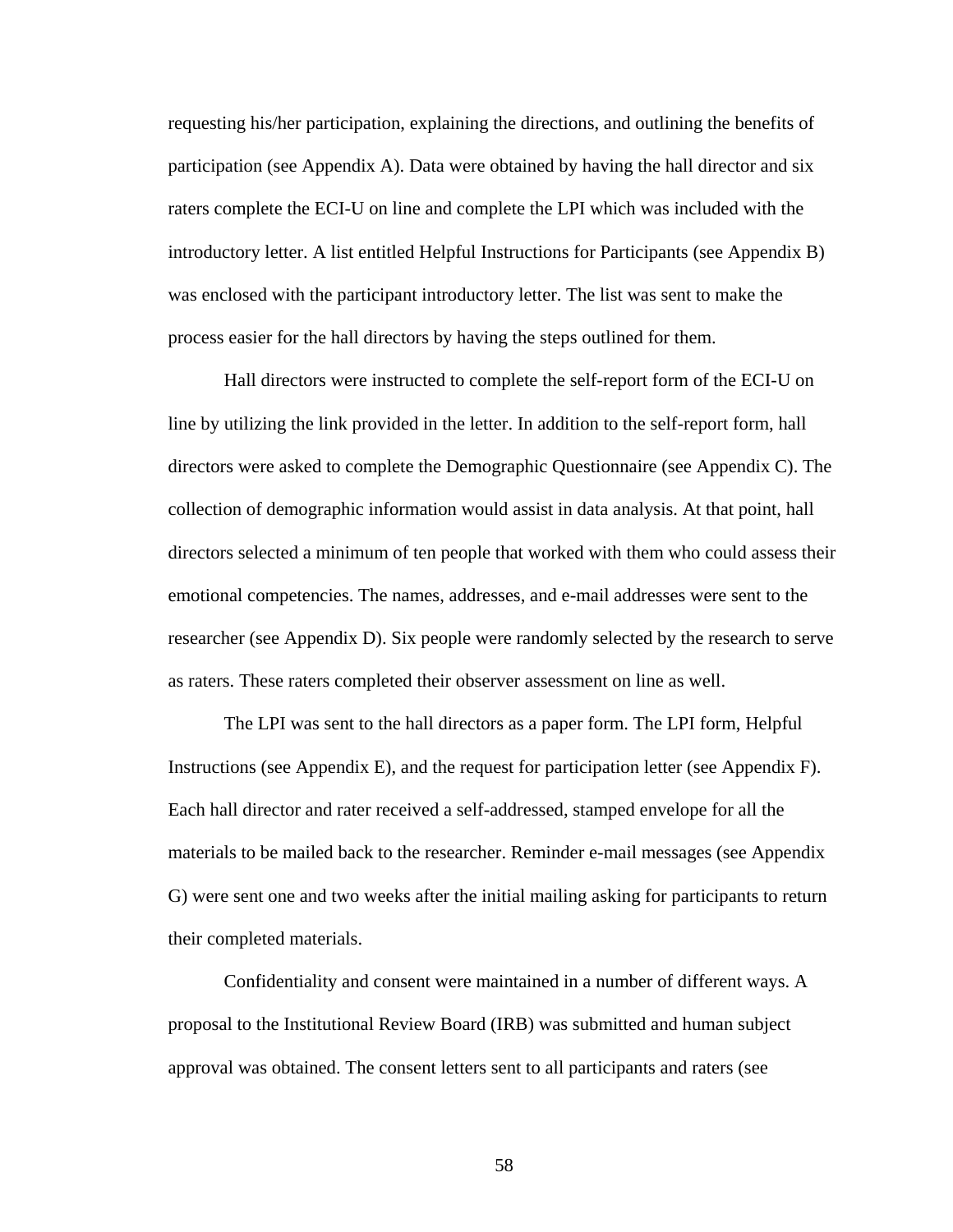requesting his/her participation, explaining the directions, and outlining the benefits of participation (see Appendix A). Data were obtained by having the hall director and six raters complete the ECI-U on line and complete the LPI which was included with the introductory letter. A list entitled Helpful Instructions for Participants (see Appendix B) was enclosed with the participant introductory letter. The list was sent to make the process easier for the hall directors by having the steps outlined for them.

Hall directors were instructed to complete the self-report form of the ECI-U on line by utilizing the link provided in the letter. In addition to the self-report form, hall directors were asked to complete the Demographic Questionnaire (see Appendix C). The collection of demographic information would assist in data analysis. At that point, hall directors selected a minimum of ten people that worked with them who could assess their emotional competencies. The names, addresses, and e-mail addresses were sent to the researcher (see Appendix D). Six people were randomly selected by the research to serve as raters. These raters completed their observer assessment on line as well.

The LPI was sent to the hall directors as a paper form. The LPI form, Helpful Instructions (see Appendix E), and the request for participation letter (see Appendix F). Each hall director and rater received a self-addressed, stamped envelope for all the materials to be mailed back to the researcher. Reminder e-mail messages (see Appendix G) were sent one and two weeks after the initial mailing asking for participants to return their completed materials.

Confidentiality and consent were maintained in a number of different ways. A proposal to the Institutional Review Board (IRB) was submitted and human subject approval was obtained. The consent letters sent to all participants and raters (see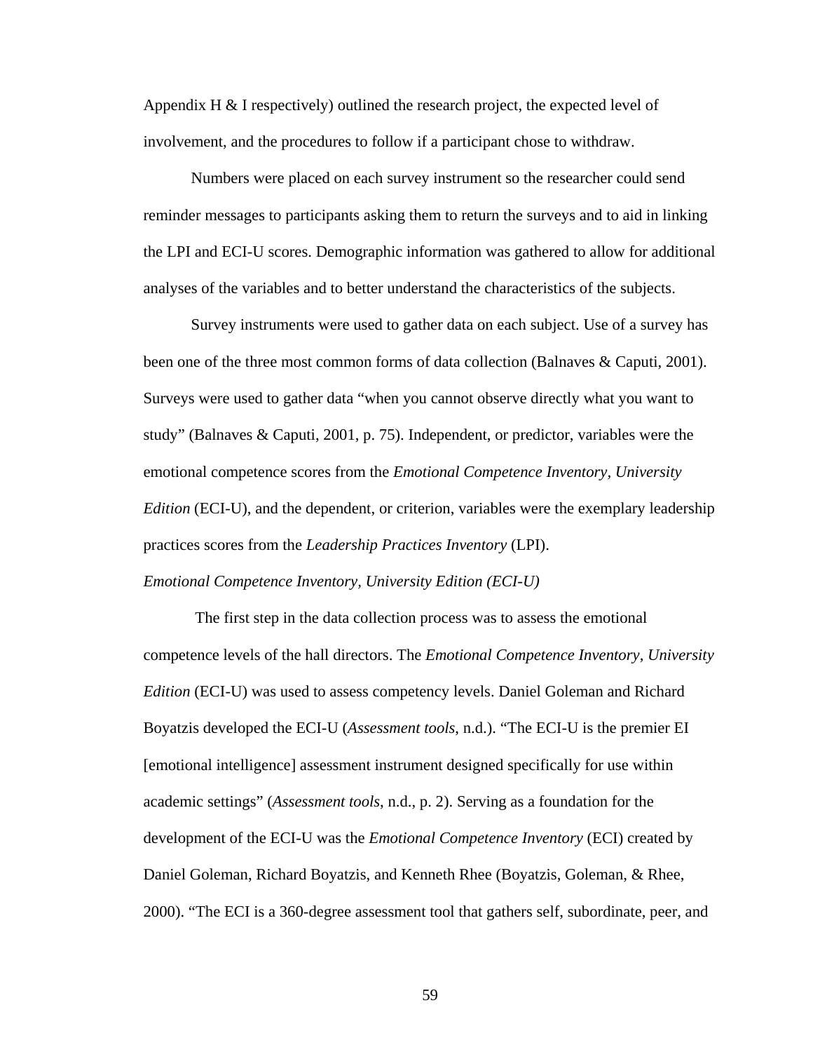Appendix H & I respectively) outlined the research project, the expected level of involvement, and the procedures to follow if a participant chose to withdraw.

Numbers were placed on each survey instrument so the researcher could send reminder messages to participants asking them to return the surveys and to aid in linking the LPI and ECI-U scores. Demographic information was gathered to allow for additional analyses of the variables and to better understand the characteristics of the subjects.

Survey instruments were used to gather data on each subject. Use of a survey has been one of the three most common forms of data collection (Balnaves & Caputi, 2001). Surveys were used to gather data "when you cannot observe directly what you want to study" (Balnaves & Caputi, 2001, p. 75). Independent, or predictor, variables were the emotional competence scores from the *Emotional Competence Inventory, University Edition* (ECI-U), and the dependent, or criterion, variables were the exemplary leadership practices scores from the *Leadership Practices Inventory* (LPI).

*Emotional Competence Inventory, University Edition (ECI-U)*

The first step in the data collection process was to assess the emotional competence levels of the hall directors. The *Emotional Competence Inventory, University Edition* (ECI-U) was used to assess competency levels. Daniel Goleman and Richard Boyatzis developed the ECI-U (*Assessment tools*, n.d.). "The ECI-U is the premier EI [emotional intelligence] assessment instrument designed specifically for use within academic settings" (*Assessment tools*, n.d., p. 2). Serving as a foundation for the development of the ECI-U was the *Emotional Competence Inventory* (ECI) created by Daniel Goleman, Richard Boyatzis, and Kenneth Rhee (Boyatzis, Goleman, & Rhee, 2000). "The ECI is a 360-degree assessment tool that gathers self, subordinate, peer, and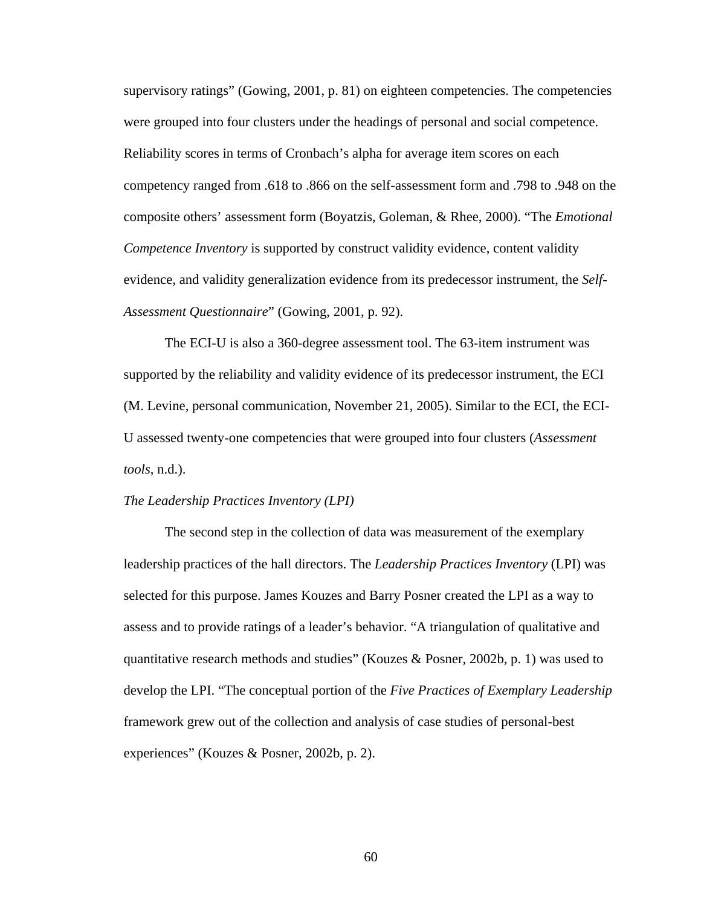supervisory ratings" (Gowing, 2001, p. 81) on eighteen competencies. The competencies were grouped into four clusters under the headings of personal and social competence. Reliability scores in terms of Cronbach's alpha for average item scores on each competency ranged from .618 to .866 on the self-assessment form and .798 to .948 on the composite others' assessment form (Boyatzis, Goleman, & Rhee, 2000). "The *Emotional Competence Inventory* is supported by construct validity evidence, content validity evidence, and validity generalization evidence from its predecessor instrument, the *Self-Assessment Questionnaire*" (Gowing, 2001, p. 92).

The ECI-U is also a 360-degree assessment tool. The 63-item instrument was supported by the reliability and validity evidence of its predecessor instrument, the ECI (M. Levine, personal communication, November 21, 2005). Similar to the ECI, the ECI-U assessed twenty-one competencies that were grouped into four clusters (*Assessment tools*, n.d.).

*The Leadership Practices Inventory (LPI)*

The second step in the collection of data was measurement of the exemplary leadership practices of the hall directors. The *Leadership Practices Inventory* (LPI) was selected for this purpose. James Kouzes and Barry Posner created the LPI as a way to assess and to provide ratings of a leader's behavior. "A triangulation of qualitative and quantitative research methods and studies" (Kouzes & Posner, 2002b, p. 1) was used to develop the LPI. "The conceptual portion of the *Five Practices of Exemplary Leadership* framework grew out of the collection and analysis of case studies of personal-best experiences" (Kouzes & Posner, 2002b, p. 2).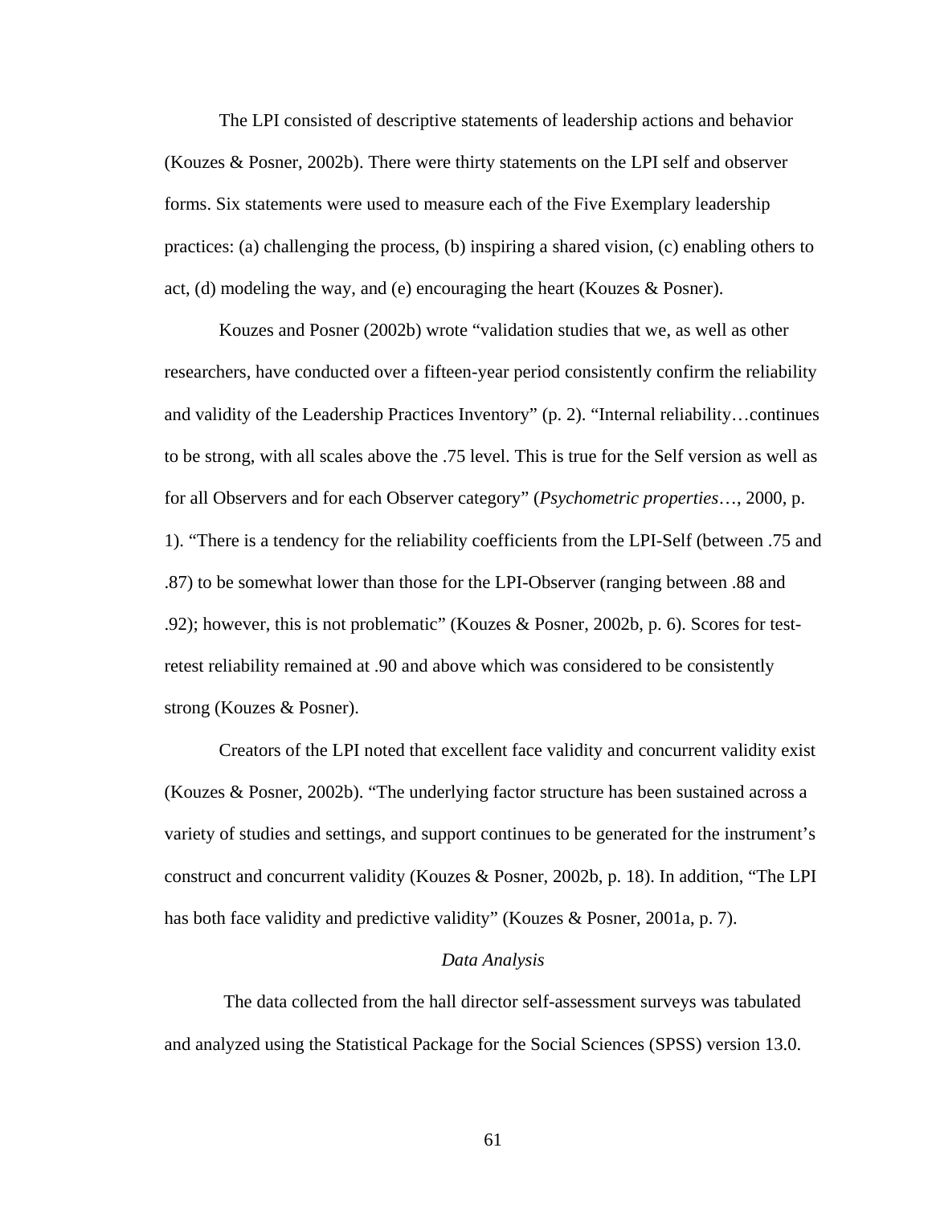The LPI consisted of descriptive statements of leadership actions and behavior (Kouzes & Posner, 2002b). There were thirty statements on the LPI self and observer forms. Six statements were used to measure each of the Five Exemplary leadership practices: (a) challenging the process, (b) inspiring a shared vision, (c) enabling others to act, (d) modeling the way, and (e) encouraging the heart (Kouzes & Posner).

Kouzes and Posner (2002b) wrote "validation studies that we, as well as other researchers, have conducted over a fifteen-year period consistently confirm the reliability and validity of the Leadership Practices Inventory" (p. 2). "Internal reliability…continues to be strong, with all scales above the .75 level. This is true for the Self version as well as for all Observers and for each Observer category" (*Psychometric properties*…, 2000, p. 1). "There is a tendency for the reliability coefficients from the LPI-Self (between .75 and .87) to be somewhat lower than those for the LPI-Observer (ranging between .88 and .92); however, this is not problematic" (Kouzes & Posner, 2002b, p. 6). Scores for test-retest reliability remained at .90 and above which was considered to be consistently strong (Kouzes & Posner).

Creators of the LPI noted that excellent face validity and concurrent validity exist (Kouzes & Posner, 2002b). "The underlying factor structure has been sustained across a variety of studies and settings, and support continues to be generated for the instrument's construct and concurrent validity (Kouzes & Posner, 2002b, p. 18). In addition, "The LPI has both face validity and predictive validity" (Kouzes & Posner, 2001a, p. 7).

### *Data Analysis*

The data collected from the hall director self-assessment surveys was tabulated and analyzed using the Statistical Package for the Social Sciences (SPSS) version 13.0.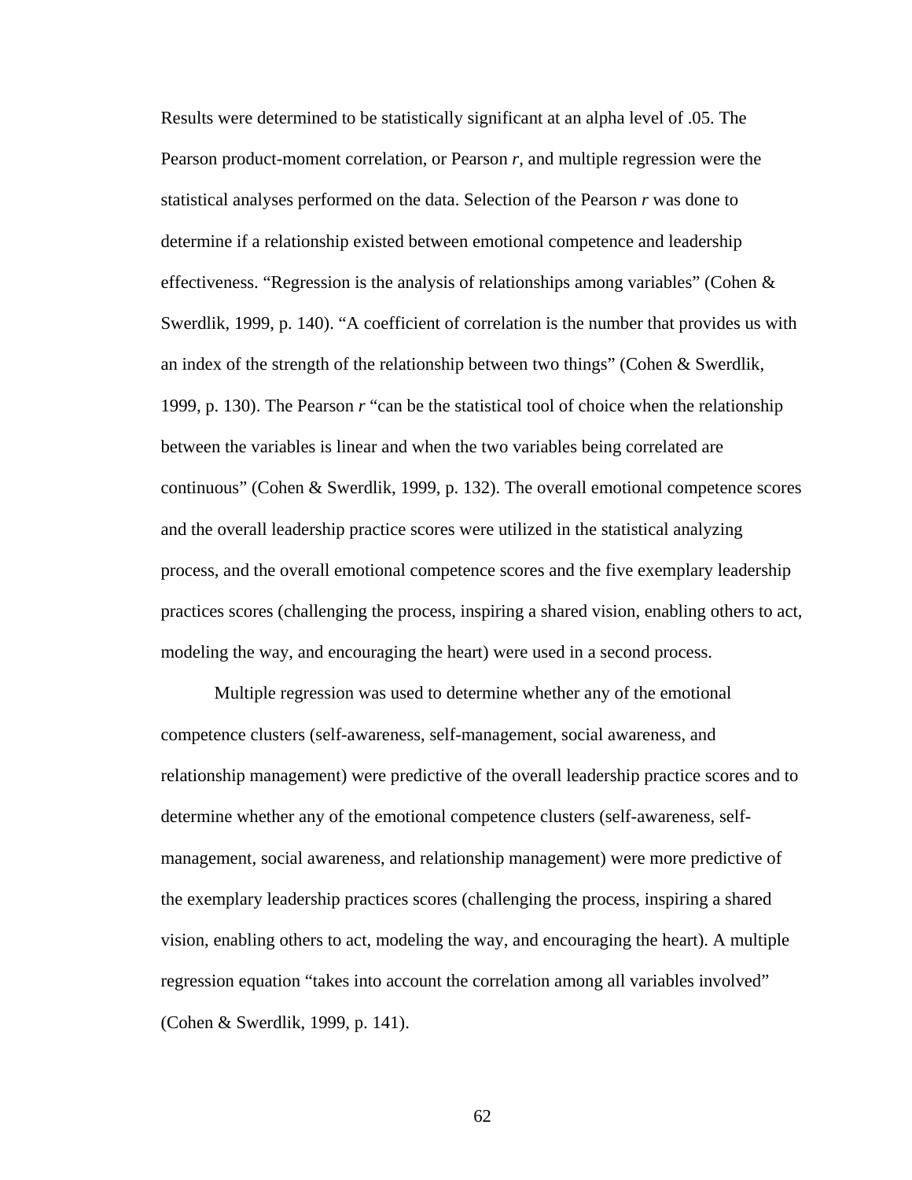Results were determined to be statistically significant at an alpha level of .05. The Pearson product-moment correlation, or Pearson *r*, and multiple regression were the statistical analyses performed on the data. Selection of the Pearson *r* was done to determine if a relationship existed between emotional competence and leadership effectiveness. “Regression is the analysis of relationships among variables” (Cohen & Swerdlik, 1999, p. 140). “A coefficient of correlation is the number that provides us with an index of the strength of the relationship between two things” (Cohen & Swerdlik, 1999, p. 130). The Pearson *r* “can be the statistical tool of choice when the relationship between the variables is linear and when the two variables being correlated are continuous” (Cohen & Swerdlik, 1999, p. 132). The overall emotional competence scores and the overall leadership practice scores were utilized in the statistical analyzing process, and the overall emotional competence scores and the five exemplary leadership practices scores (challenging the process, inspiring a shared vision, enabling others to act, modeling the way, and encouraging the heart) were used in a second process.

Multiple regression was used to determine whether any of the emotional competence clusters (self-awareness, self-management, social awareness, and relationship management) were predictive of the overall leadership practice scores and to determine whether any of the emotional competence clusters (self-awareness, self-management, social awareness, and relationship management) were more predictive of the exemplary leadership practices scores (challenging the process, inspiring a shared vision, enabling others to act, modeling the way, and encouraging the heart). A multiple regression equation “takes into account the correlation among all variables involved” (Cohen & Swerdlik, 1999, p. 141).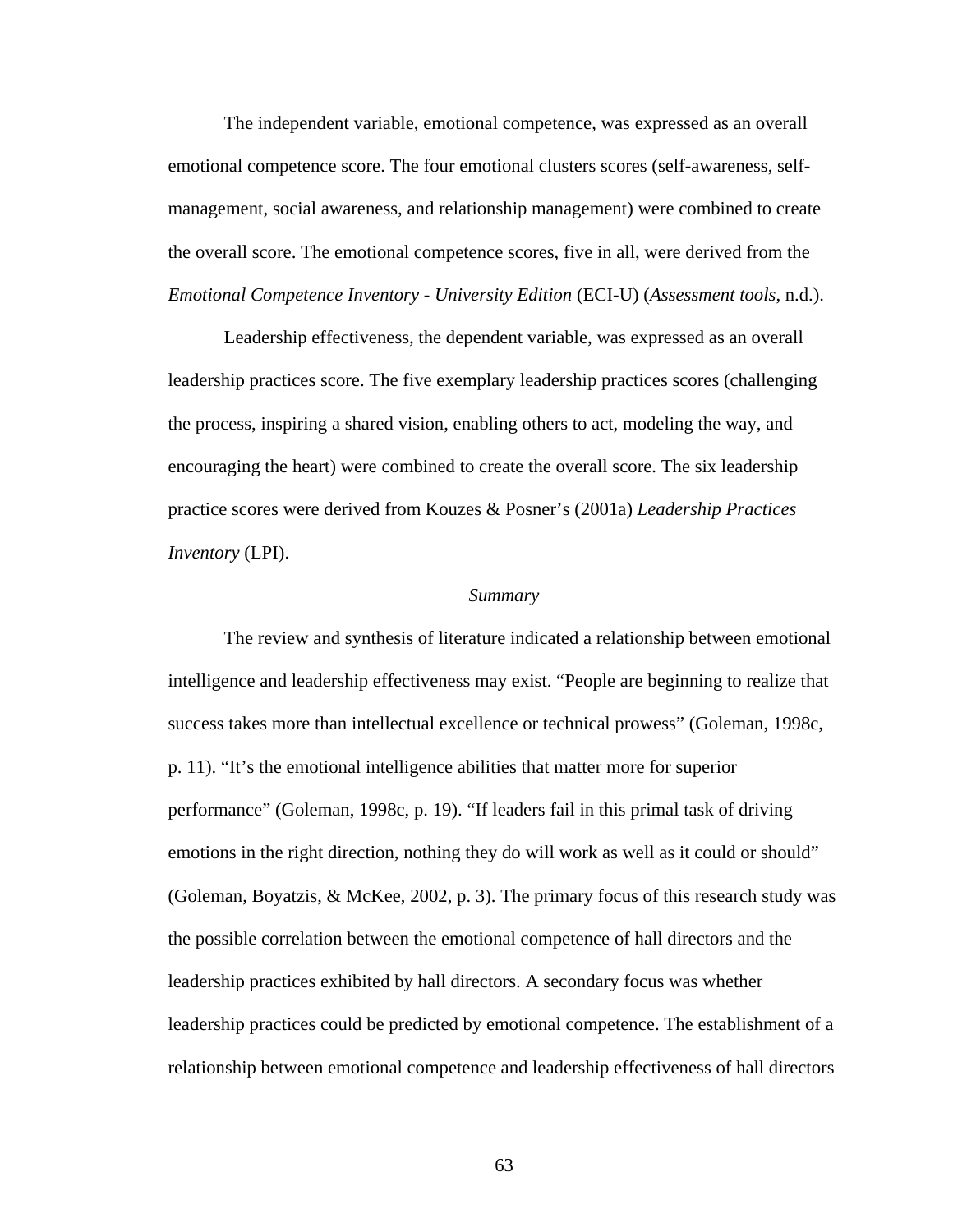The independent variable, emotional competence, was expressed as an overall emotional competence score. The four emotional clusters scores (self-awareness, self-management, social awareness, and relationship management) were combined to create the overall score. The emotional competence scores, five in all, were derived from the *Emotional Competence Inventory - University Edition* (ECI-U) (*Assessment tools*, n.d.).

Leadership effectiveness, the dependent variable, was expressed as an overall leadership practices score. The five exemplary leadership practices scores (challenging the process, inspiring a shared vision, enabling others to act, modeling the way, and encouraging the heart) were combined to create the overall score. The six leadership practice scores were derived from Kouzes & Posner's (2001a) *Leadership Practices Inventory* (LPI).

### *Summary*

The review and synthesis of literature indicated a relationship between emotional intelligence and leadership effectiveness may exist. "People are beginning to realize that success takes more than intellectual excellence or technical prowess" (Goleman, 1998c, p. 11). "It's the emotional intelligence abilities that matter more for superior performance" (Goleman, 1998c, p. 19). "If leaders fail in this primal task of driving emotions in the right direction, nothing they do will work as well as it could or should" (Goleman, Boyatzis, & McKee, 2002, p. 3). The primary focus of this research study was the possible correlation between the emotional competence of hall directors and the leadership practices exhibited by hall directors. A secondary focus was whether leadership practices could be predicted by emotional competence. The establishment of a relationship between emotional competence and leadership effectiveness of hall directors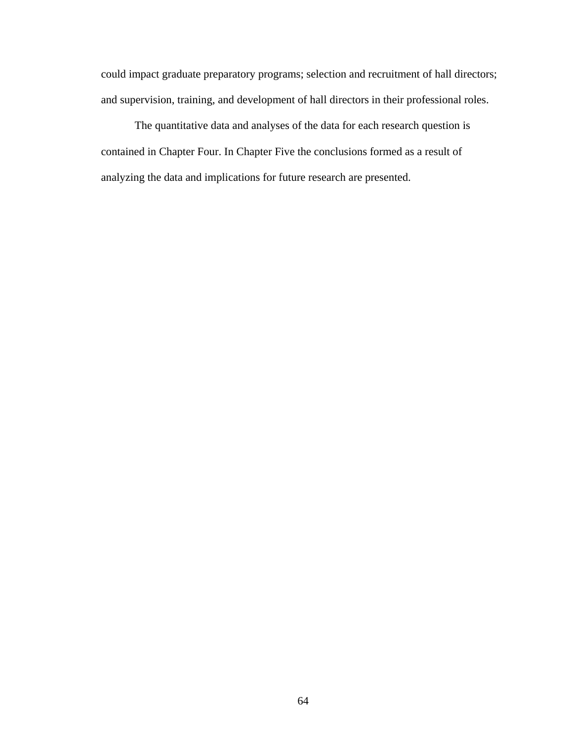could impact graduate preparatory programs; selection and recruitment of hall directors; and supervision, training, and development of hall directors in their professional roles.

The quantitative data and analyses of the data for each research question is contained in Chapter Four. In Chapter Five the conclusions formed as a result of analyzing the data and implications for future research are presented.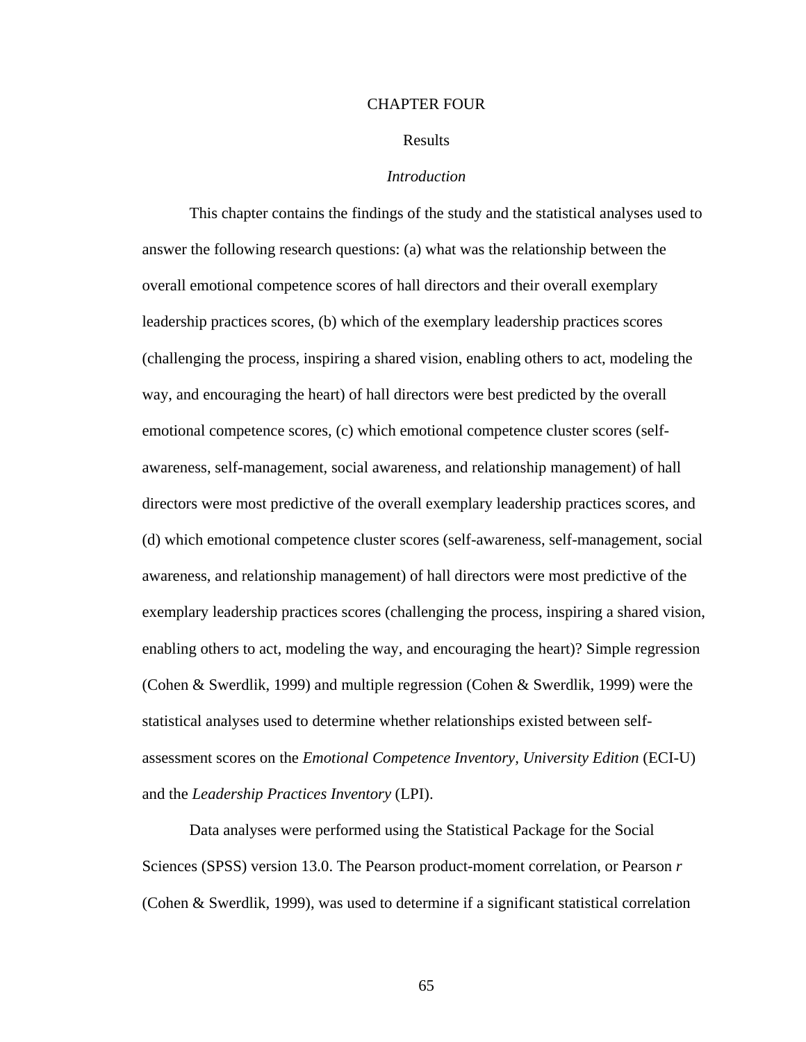# CHAPTER FOUR

## Results

### *Introduction*

This chapter contains the findings of the study and the statistical analyses used to answer the following research questions: (a) what was the relationship between the overall emotional competence scores of hall directors and their overall exemplary leadership practices scores, (b) which of the exemplary leadership practices scores (challenging the process, inspiring a shared vision, enabling others to act, modeling the way, and encouraging the heart) of hall directors were best predicted by the overall emotional competence scores, (c) which emotional competence cluster scores (self-awareness, self-management, social awareness, and relationship management) of hall directors were most predictive of the overall exemplary leadership practices scores, and (d) which emotional competence cluster scores (self-awareness, self-management, social awareness, and relationship management) of hall directors were most predictive of the exemplary leadership practices scores (challenging the process, inspiring a shared vision, enabling others to act, modeling the way, and encouraging the heart)? Simple regression (Cohen & Swerdlik, 1999) and multiple regression (Cohen & Swerdlik, 1999) were the statistical analyses used to determine whether relationships existed between self-assessment scores on the *Emotional Competence Inventory, University Edition* (ECI-U) and the *Leadership Practices Inventory* (LPI).

Data analyses were performed using the Statistical Package for the Social Sciences (SPSS) version 13.0. The Pearson product-moment correlation, or Pearson *r* (Cohen & Swerdlik, 1999), was used to determine if a significant statistical correlation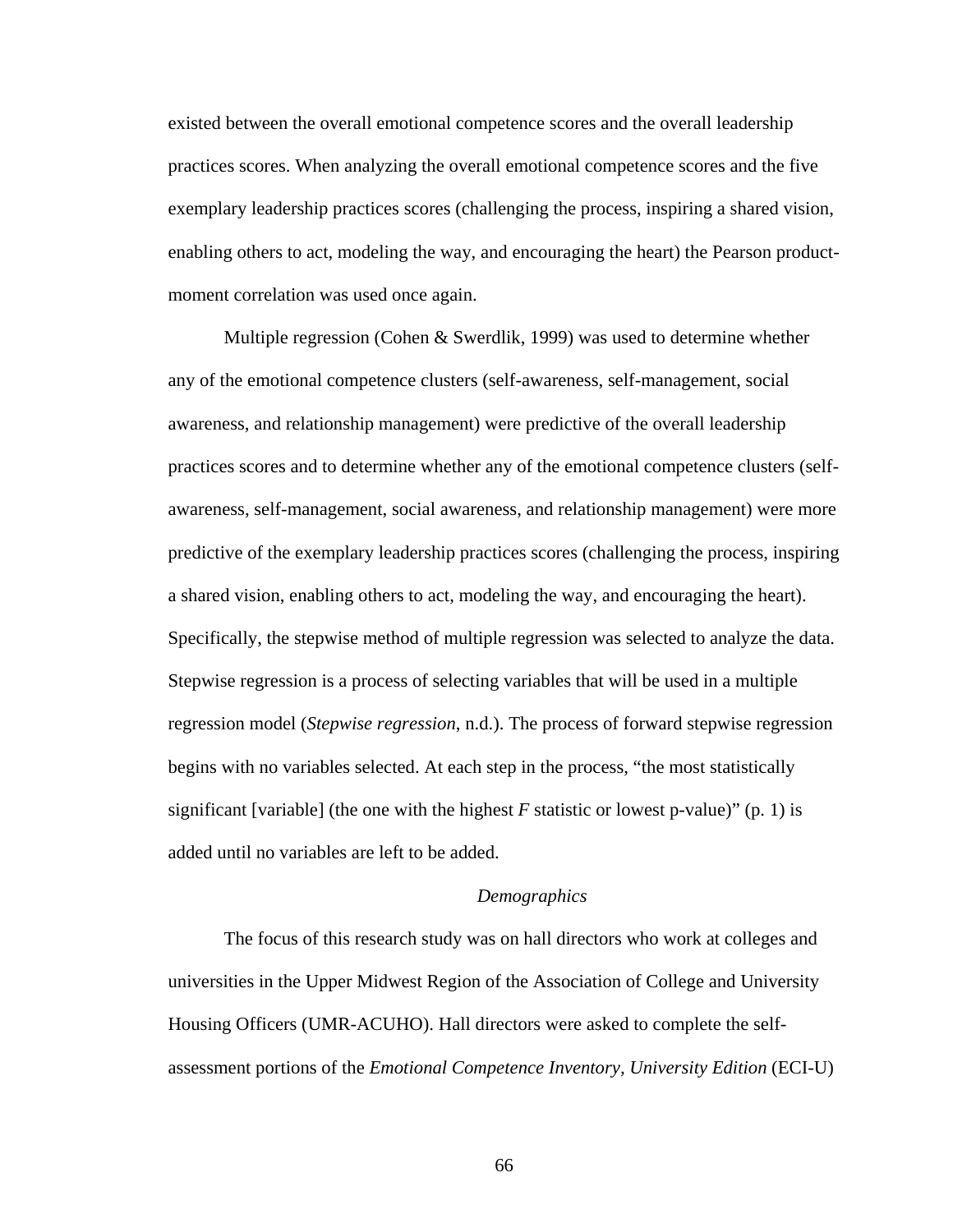existed between the overall emotional competence scores and the overall leadership practices scores. When analyzing the overall emotional competence scores and the five exemplary leadership practices scores (challenging the process, inspiring a shared vision, enabling others to act, modeling the way, and encouraging the heart) the Pearson product-moment correlation was used once again.

Multiple regression (Cohen & Swerdlik, 1999) was used to determine whether any of the emotional competence clusters (self-awareness, self-management, social awareness, and relationship management) were predictive of the overall leadership practices scores and to determine whether any of the emotional competence clusters (self-awareness, self-management, social awareness, and relationship management) were more predictive of the exemplary leadership practices scores (challenging the process, inspiring a shared vision, enabling others to act, modeling the way, and encouraging the heart). Specifically, the stepwise method of multiple regression was selected to analyze the data. Stepwise regression is a process of selecting variables that will be used in a multiple regression model (*Stepwise regression*, n.d.). The process of forward stepwise regression begins with no variables selected. At each step in the process, "the most statistically significant [variable] (the one with the highest $F$ statistic or lowest p-value)" (p. 1) is added until no variables are left to be added.

### *Demographics*

The focus of this research study was on hall directors who work at colleges and universities in the Upper Midwest Region of the Association of College and University Housing Officers (UMR-ACUHO). Hall directors were asked to complete the self-assessment portions of the *Emotional Competence Inventory, University Edition* (ECI-U)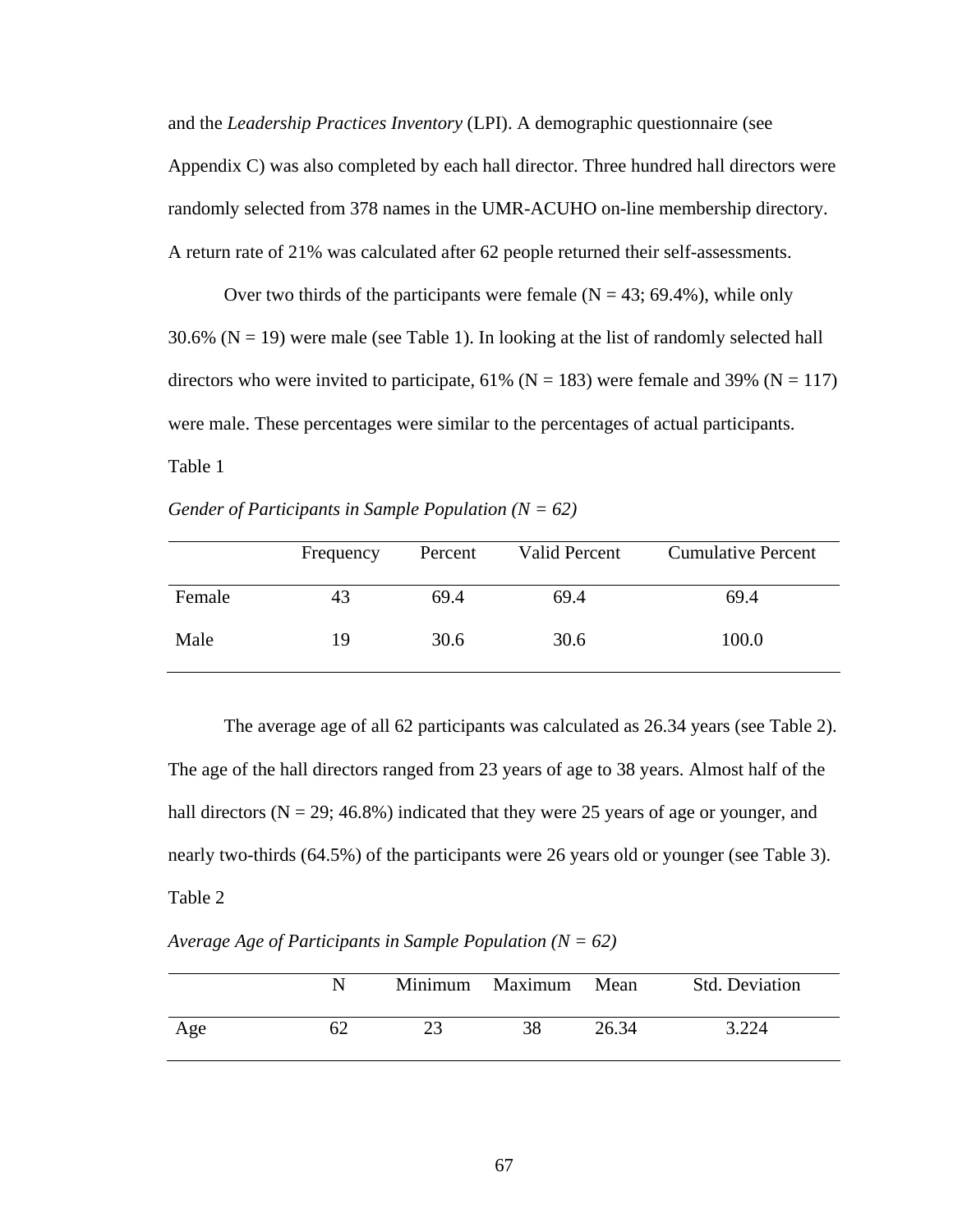and the *Leadership Practices Inventory* (LPI). A demographic questionnaire (see Appendix C) was also completed by each hall director. Three hundred hall directors were randomly selected from 378 names in the UMR-ACUHO on-line membership directory. A return rate of 21% was calculated after 62 people returned their self-assessments.

Over two thirds of the participants were female (N = 43; 69.4%), while only 30.6% (N = 19) were male (see Table 1). In looking at the list of randomly selected hall directors who were invited to participate, 61% (N = 183) were female and 39% (N = 117) were male. These percentages were similar to the percentages of actual participants.

Table 1

*Gender of Participants in Sample Population (N = 62)*

| | Frequency | Percent | Valid Percent | Cumulative Percent |
|---|---|---|---|---|
| Female | 43 | 69.4 | 69.4 | 69.4 |
| Male | 19 | 30.6 | 30.6 | 100.0 |

The average age of all 62 participants was calculated as 26.34 years (see Table 2). The age of the hall directors ranged from 23 years of age to 38 years. Almost half of the hall directors (N = 29; 46.8%) indicated that they were 25 years of age or younger, and nearly two-thirds (64.5%) of the participants were 26 years old or younger (see Table 3).

Table 2

*Average Age of Participants in Sample Population (N = 62)*

| | N | Minimum | Maximum | Mean | Std. Deviation |
|---|---|---|---|---|---|
| Age | 62 | 23 | 38 | 26.34 | 3.224 |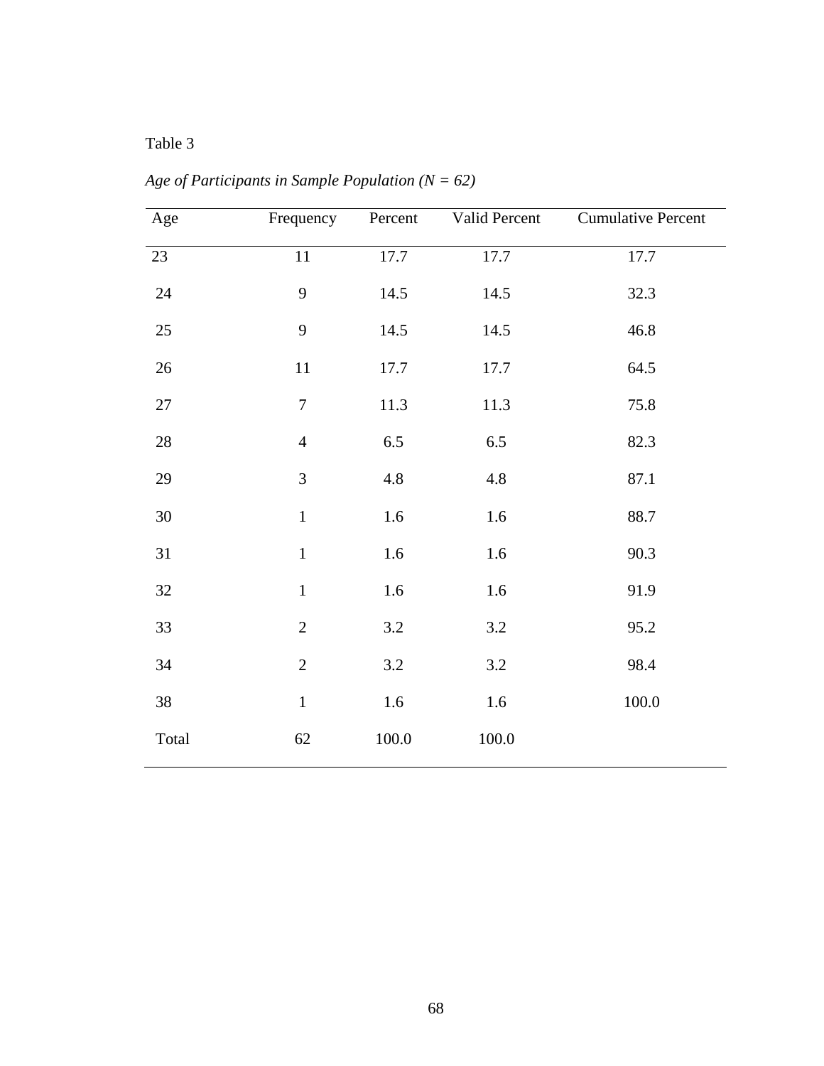Table 3

*Age of Participants in Sample Population (N = 62)*

| Age | Frequency | Percent | Valid Percent | Cumulative Percent |
|---|---|---|---|---|
| 23 | 11 | 17.7 | 17.7 | 17.7 |
| 24 | 9 | 14.5 | 14.5 | 32.3 |
| 25 | 9 | 14.5 | 14.5 | 46.8 |
| 26 | 11 | 17.7 | 17.7 | 64.5 |
| 27 | 7 | 11.3 | 11.3 | 75.8 |
| 28 | 4 | 6.5 | 6.5 | 82.3 |
| 29 | 3 | 4.8 | 4.8 | 87.1 |
| 30 | 1 | 1.6 | 1.6 | 88.7 |
| 31 | 1 | 1.6 | 1.6 | 90.3 |
| 32 | 1 | 1.6 | 1.6 | 91.9 |
| 33 | 2 | 3.2 | 3.2 | 95.2 |
| 34 | 2 | 3.2 | 3.2 | 98.4 |
| 38 | 1 | 1.6 | 1.6 | 100.0 |
| Total | 62 | 100.0 | 100.0 | |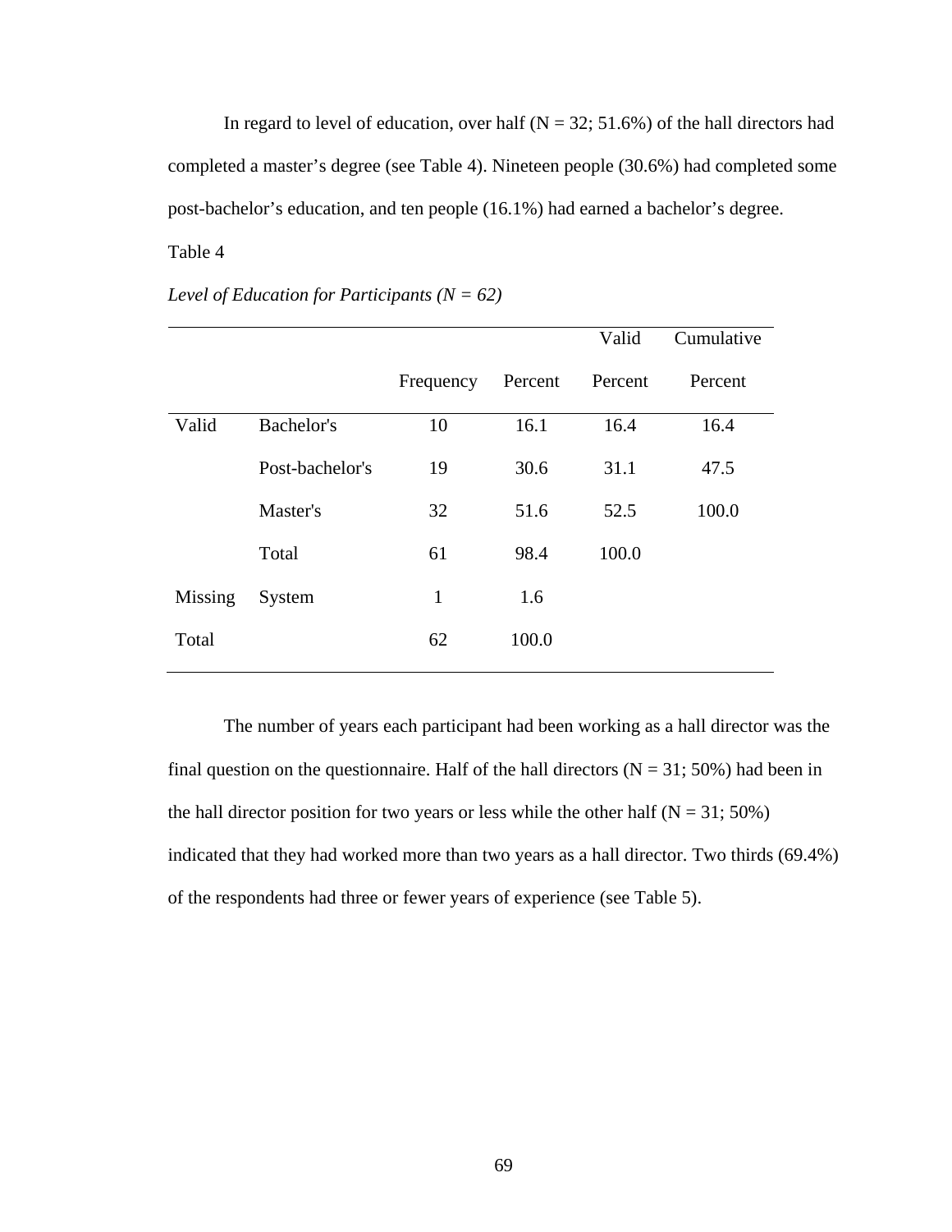In regard to level of education, over half (N = 32; 51.6%) of the hall directors had completed a master's degree (see Table 4). Nineteen people (30.6%) had completed some post-bachelor's education, and ten people (16.1%) had earned a bachelor's degree.

Table 4

*Level of Education for Participants (N = 62)*

| | | Frequency | Percent | Valid Percent | Cumulative Percent |
|---|---|---|---|---|---|
| Valid | Bachelor's | 10 | 16.1 | 16.4 | 16.4 |
| | Post-bachelor's | 19 | 30.6 | 31.1 | 47.5 |
| | Master's | 32 | 51.6 | 52.5 | 100.0 |
| | Total | 61 | 98.4 | 100.0 | |
| Missing | System | 1 | 1.6 | | |
| Total | | 62 | 100.0 | | |

The number of years each participant had been working as a hall director was the final question on the questionnaire. Half of the hall directors (N = 31; 50%) had been in the hall director position for two years or less while the other half (N = 31; 50%) indicated that they had worked more than two years as a hall director. Two thirds (69.4%) of the respondents had three or fewer years of experience (see Table 5).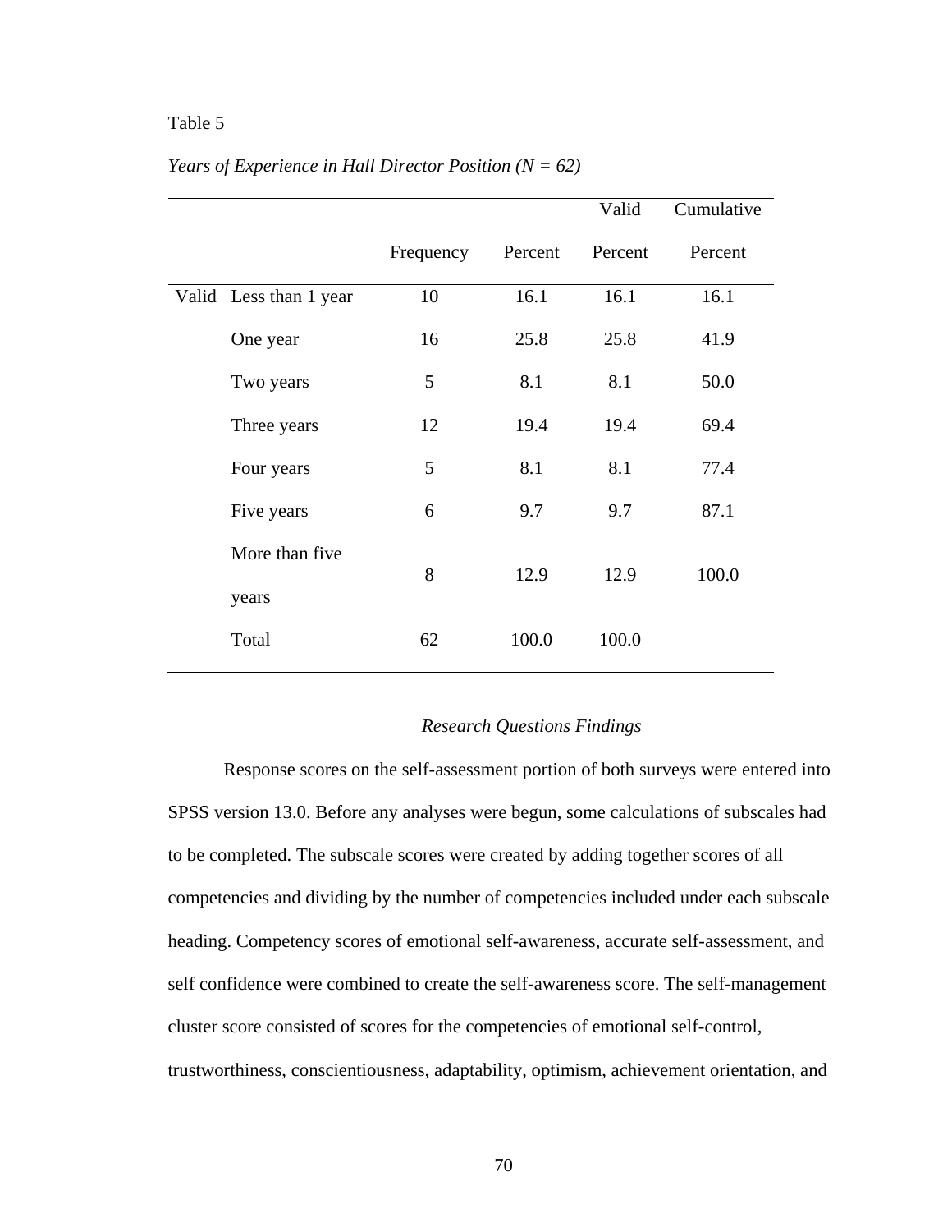Table 5

*Years of Experience in Hall Director Position (N = 62)*

| | | Frequency | Percent | Valid Percent | Cumulative Percent |
|---|---|---|---|---|---|
| Valid | Less than 1 year | 10 | 16.1 | 16.1 | 16.1 |
| | One year | 16 | 25.8 | 25.8 | 41.9 |
| | Two years | 5 | 8.1 | 8.1 | 50.0 |
| | Three years | 12 | 19.4 | 19.4 | 69.4 |
| | Four years | 5 | 8.1 | 8.1 | 77.4 |
| | Five years | 6 | 9.7 | 9.7 | 87.1 |
| | More than five years | 8 | 12.9 | 12.9 | 100.0 |
| | Total | 62 | 100.0 | 100.0 | |

### *Research Questions Findings*

Response scores on the self-assessment portion of both surveys were entered into SPSS version 13.0. Before any analyses were begun, some calculations of subscales had to be completed. The subscale scores were created by adding together scores of all competencies and dividing by the number of competencies included under each subscale heading. Competency scores of emotional self-awareness, accurate self-assessment, and self confidence were combined to create the self-awareness score. The self-management cluster score consisted of scores for the competencies of emotional self-control, trustworthiness, conscientiousness, adaptability, optimism, achievement orientation, and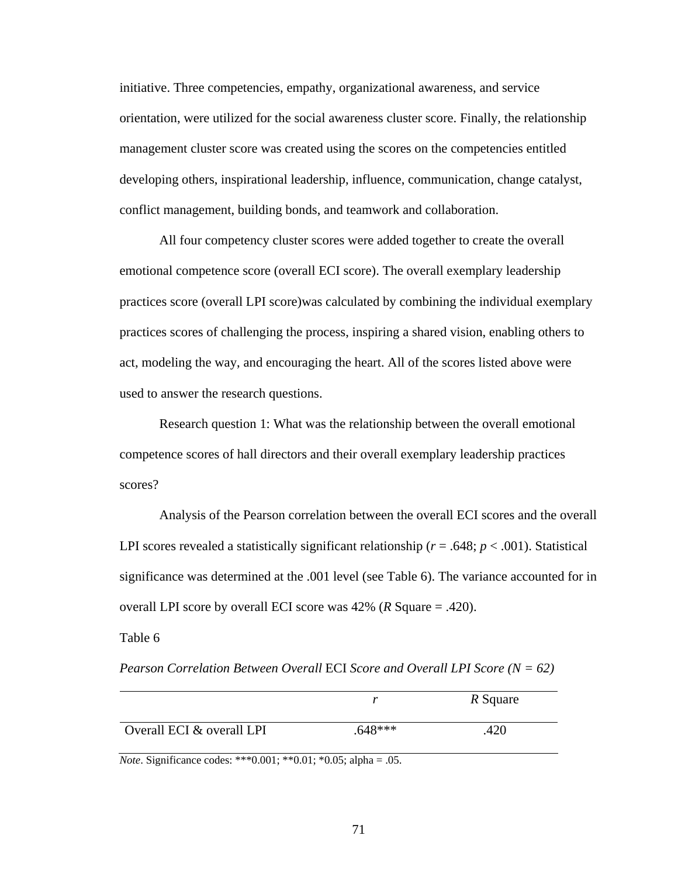initiative. Three competencies, empathy, organizational awareness, and service orientation, were utilized for the social awareness cluster score. Finally, the relationship management cluster score was created using the scores on the competencies entitled developing others, inspirational leadership, influence, communication, change catalyst, conflict management, building bonds, and teamwork and collaboration.

All four competency cluster scores were added together to create the overall emotional competence score (overall ECI score). The overall exemplary leadership practices score (overall LPI score)was calculated by combining the individual exemplary practices scores of challenging the process, inspiring a shared vision, enabling others to act, modeling the way, and encouraging the heart. All of the scores listed above were used to answer the research questions.

Research question 1: What was the relationship between the overall emotional competence scores of hall directors and their overall exemplary leadership practices scores?

Analysis of the Pearson correlation between the overall ECI scores and the overall LPI scores revealed a statistically significant relationship ($r$ = .648; $p$ < .001). Statistical significance was determined at the .001 level (see Table 6). The variance accounted for in overall LPI score by overall ECI score was 42% ($R$ Square = .420).

Table 6

*Pearson Correlation Between Overall* ECI *Score and Overall LPI Score (N = 62)*

| | $r$ | $R$ Square |
|---|---|---|
| Overall ECI & overall LPI | .648*** | .420 |

*Note*. Significance codes: ***0.001; **0.01; *0.05; alpha = .05.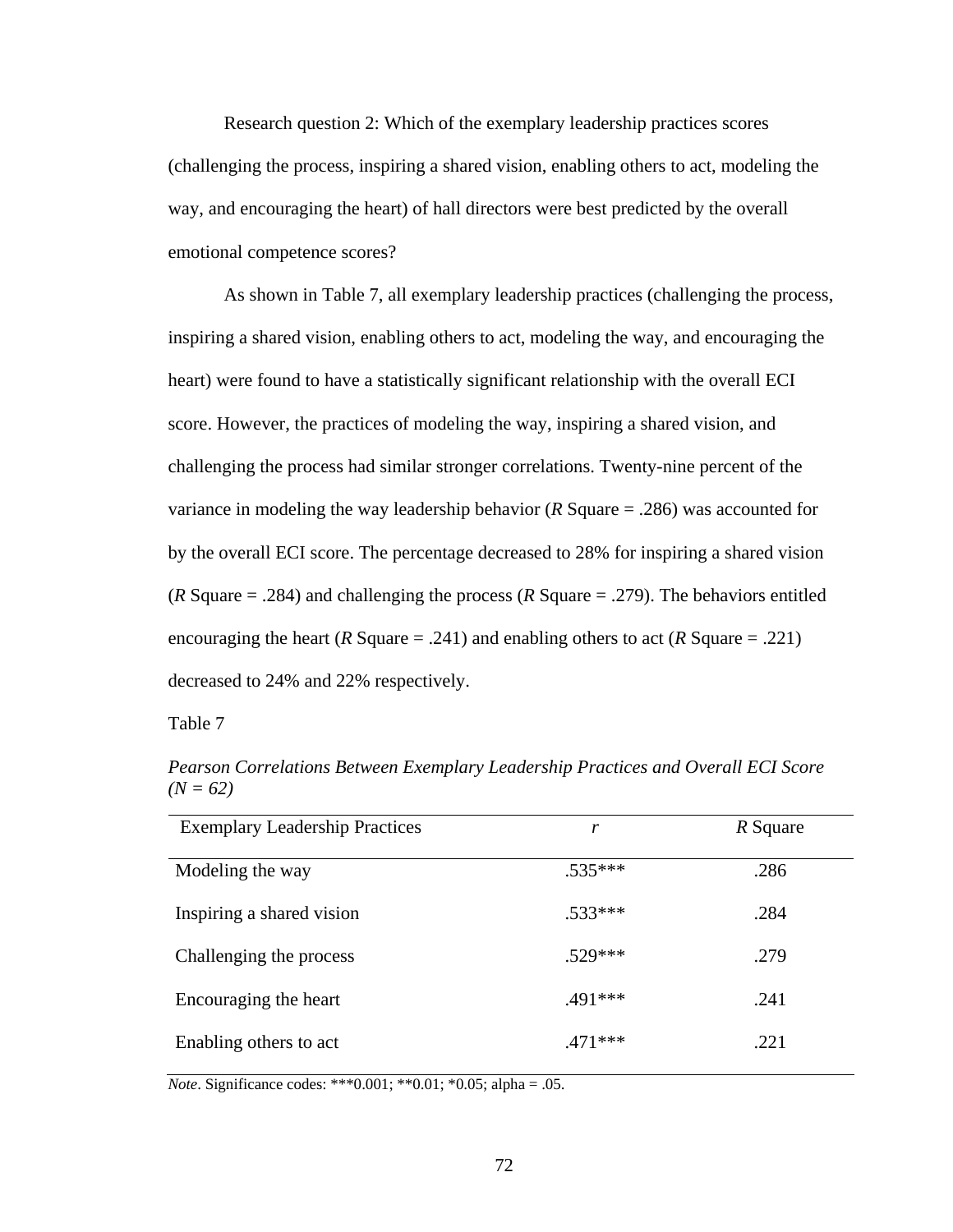Research question 2: Which of the exemplary leadership practices scores (challenging the process, inspiring a shared vision, enabling others to act, modeling the way, and encouraging the heart) of hall directors were best predicted by the overall emotional competence scores?

As shown in Table 7, all exemplary leadership practices (challenging the process, inspiring a shared vision, enabling others to act, modeling the way, and encouraging the heart) were found to have a statistically significant relationship with the overall ECI score. However, the practices of modeling the way, inspiring a shared vision, and challenging the process had similar stronger correlations. Twenty-nine percent of the variance in modeling the way leadership behavior (*R* Square = .286) was accounted for by the overall ECI score. The percentage decreased to 28% for inspiring a shared vision (*R* Square = .284) and challenging the process (*R* Square = .279). The behaviors entitled encouraging the heart (*R* Square = .241) and enabling others to act (*R* Square = .221) decreased to 24% and 22% respectively.

Table 7

*Pearson Correlations Between Exemplary Leadership Practices and Overall ECI Score (N = 62)*

| Exemplary Leadership Practices | *r* | *R* Square |
|---|---|---|
| Modeling the way | .535*** | .286 |
| Inspiring a shared vision | .533*** | .284 |
| Challenging the process | .529*** | .279 |
| Encouraging the heart | .491*** | .241 |
| Enabling others to act | .471*** | .221 |

*Note*. Significance codes: ***0.001; **0.01; *0.05; alpha = .05.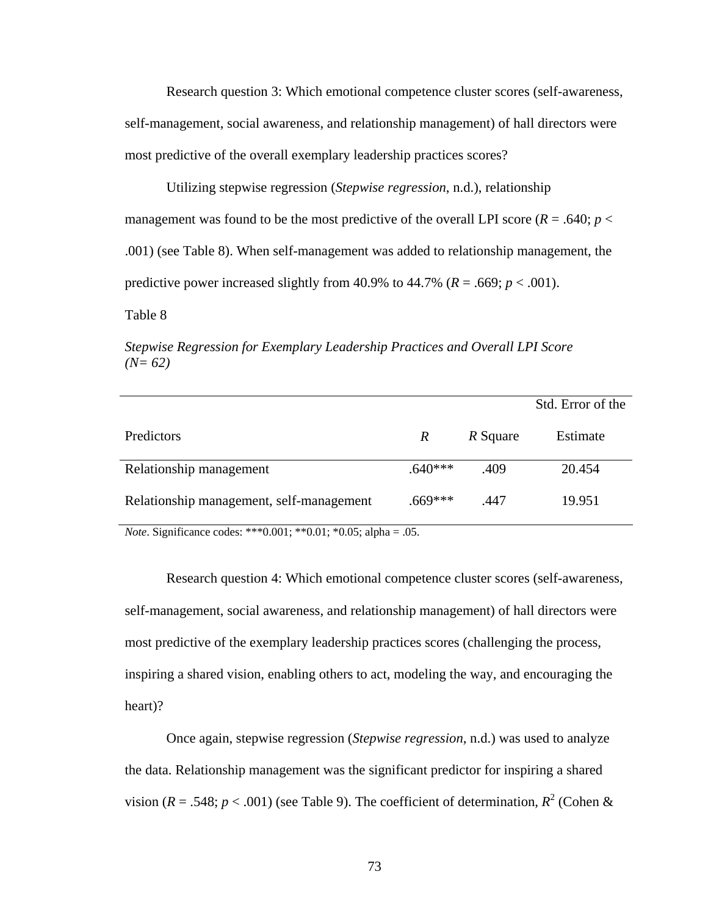Research question 3: Which emotional competence cluster scores (self-awareness, self-management, social awareness, and relationship management) of hall directors were most predictive of the overall exemplary leadership practices scores?

Utilizing stepwise regression (*Stepwise regression*, n.d.), relationship management was found to be the most predictive of the overall LPI score ($R$ = .640; $p < .001$) (see Table 8). When self-management was added to relationship management, the predictive power increased slightly from 40.9% to 44.7% ($R$ = .669; $p < .001$).

Table 8

*Stepwise Regression for Exemplary Leadership Practices and Overall LPI Score (N= 62)*

| Predictors | *R* | *R* Square | Std. Error of the Estimate |
|---|---|---|---|
| Relationship management | .640*** | .409 | 20.454 |
| Relationship management, self-management | .669*** | .447 | 19.951 |

*Note*. Significance codes: ***0.001; **0.01; *0.05; alpha = .05.

Research question 4: Which emotional competence cluster scores (self-awareness, self-management, social awareness, and relationship management) of hall directors were most predictive of the exemplary leadership practices scores (challenging the process, inspiring a shared vision, enabling others to act, modeling the way, and encouraging the heart)?

Once again, stepwise regression (*Stepwise regression*, n.d.) was used to analyze the data. Relationship management was the significant predictor for inspiring a shared vision ($R$ = .548; $p < .001$) (see Table 9). The coefficient of determination, $R^2$ (Cohen &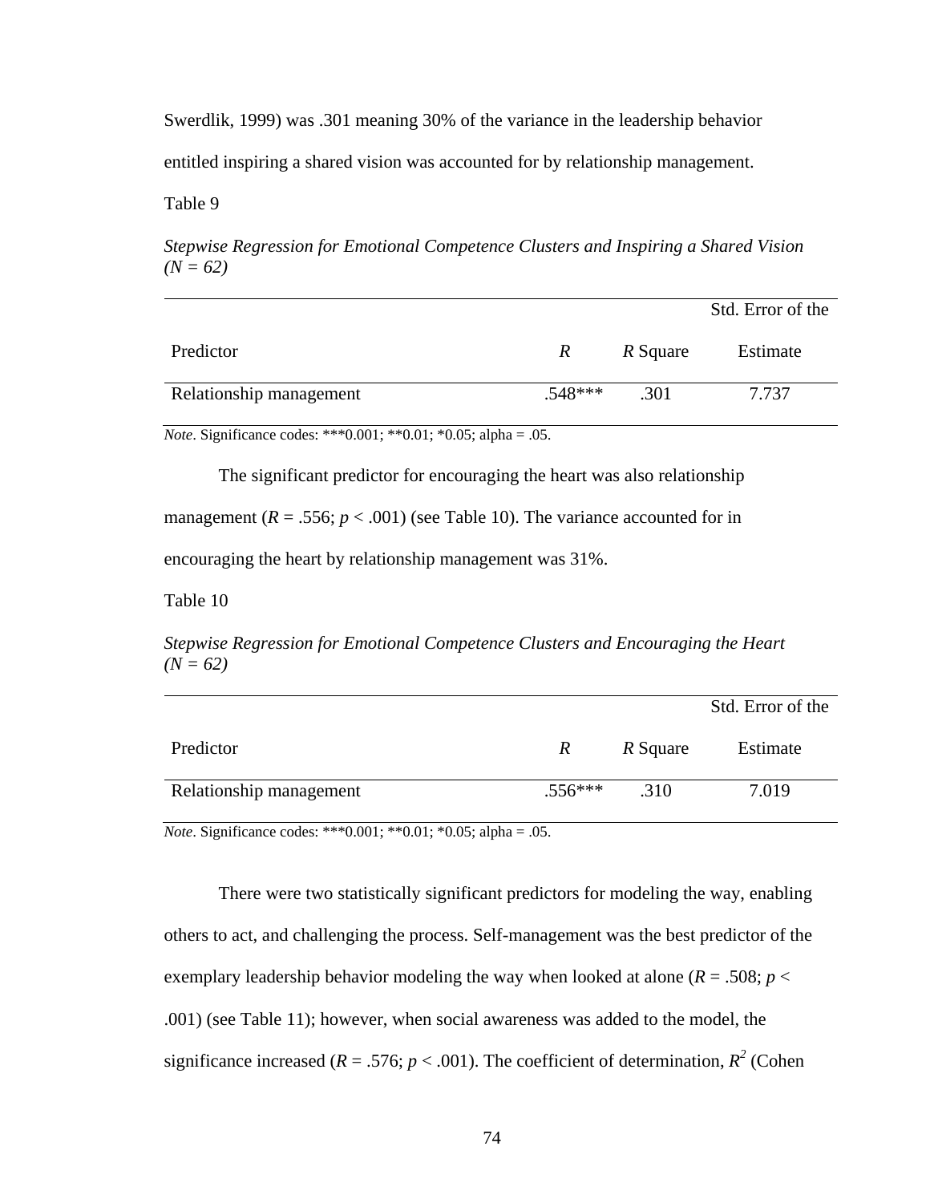Swerdlik, 1999) was .301 meaning 30% of the variance in the leadership behavior entitled inspiring a shared vision was accounted for by relationship management.

Table 9

*Stepwise Regression for Emotional Competence Clusters and Inspiring a Shared Vision (N = 62)*

| Predictor | $R$ | $R$ Square | Std. Error of the Estimate |
|---|---|---|---|
| Relationship management | .548*** | .301 | 7.737 |

*Note*. Significance codes: ***0.001; **0.01; *0.05; alpha = .05.

The significant predictor for encouraging the heart was also relationship management ($R = .556$; $p < .001$) (see Table 10). The variance accounted for in encouraging the heart by relationship management was 31%.

Table 10

*Stepwise Regression for Emotional Competence Clusters and Encouraging the Heart (N = 62)*

| Predictor | $R$ | $R$ Square | Std. Error of the Estimate |
|---|---|---|---|
| Relationship management | .556*** | .310 | 7.019 |

*Note*. Significance codes: ***0.001; **0.01; *0.05; alpha = .05.

There were two statistically significant predictors for modeling the way, enabling others to act, and challenging the process. Self-management was the best predictor of the exemplary leadership behavior modeling the way when looked at alone ($R = .508$; $p < .001$) (see Table 11); however, when social awareness was added to the model, the significance increased ($R = .576$; $p < .001$). The coefficient of determination, $R^2$ (Cohen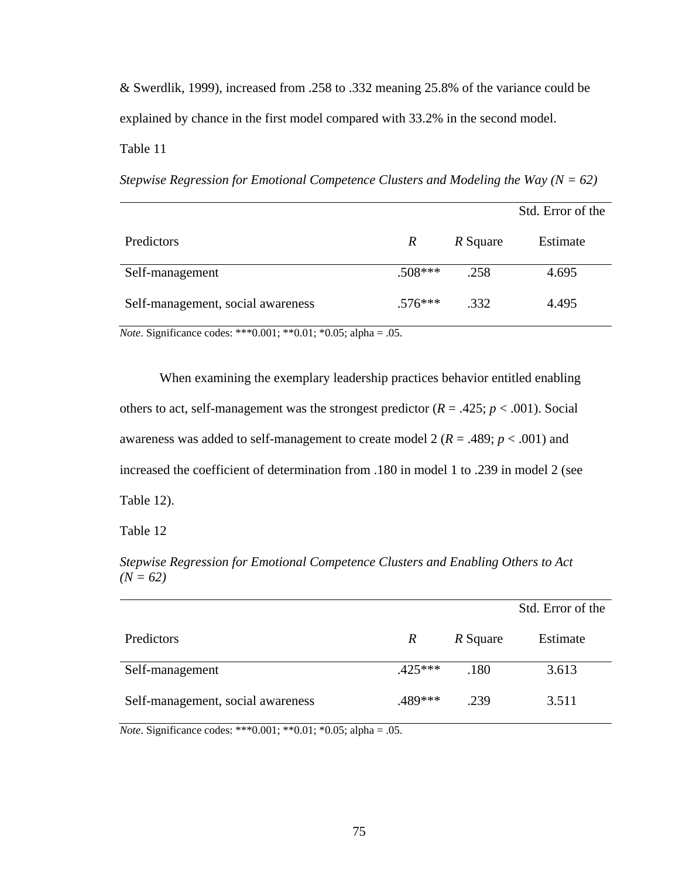& Swerdlik, 1999), increased from .258 to .332 meaning 25.8% of the variance could be explained by chance in the first model compared with 33.2% in the second model.

Table 11

*Stepwise Regression for Emotional Competence Clusters and Modeling the Way (N = 62)*

| Predictors | *R* | *R* Square | Std. Error of the Estimate |
|---|---|---|---|
| Self-management | .508*** | .258 | 4.695 |
| Self-management, social awareness | .576*** | .332 | 4.495 |

*Note*. Significance codes: ***0.001; **0.01; *0.05; alpha = .05.

When examining the exemplary leadership practices behavior entitled enabling others to act, self-management was the strongest predictor ($R = .425$; $p < .001$). Social awareness was added to self-management to create model 2 ($R = .489$; $p < .001$) and increased the coefficient of determination from .180 in model 1 to .239 in model 2 (see Table 12).

Table 12

*Stepwise Regression for Emotional Competence Clusters and Enabling Others to Act (N = 62)*

| Predictors | *R* | *R* Square | Std. Error of the Estimate |
|---|---|---|---|
| Self-management | .425*** | .180 | 3.613 |
| Self-management, social awareness | .489*** | .239 | 3.511 |

*Note*. Significance codes: ***0.001; **0.01; *0.05; alpha = .05.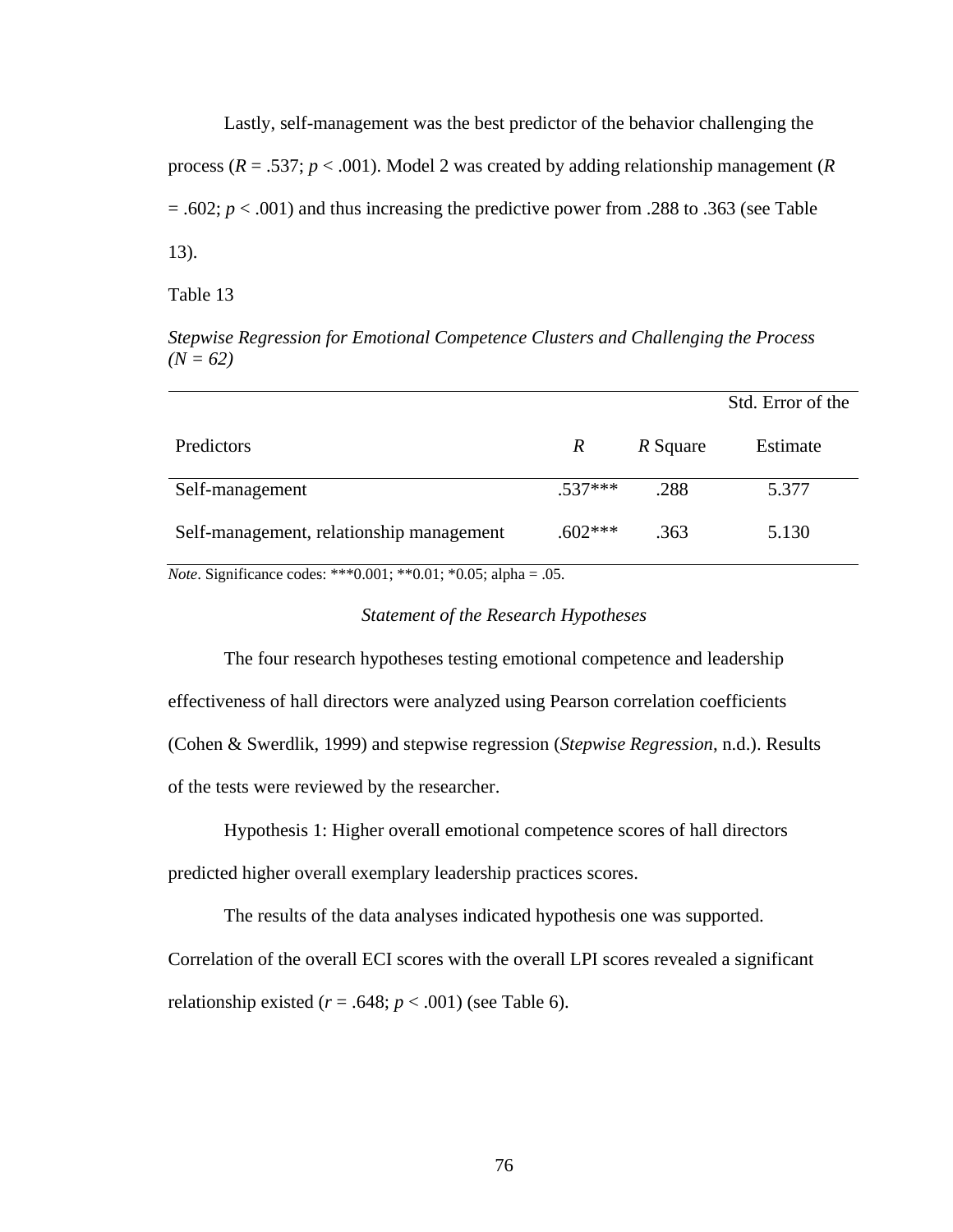Lastly, self-management was the best predictor of the behavior challenging the process ($R = .537$; $p < .001$). Model 2 was created by adding relationship management ($R = .602$; $p < .001$) and thus increasing the predictive power from .288 to .363 (see Table 13).

Table 13

*Stepwise Regression for Emotional Competence Clusters and Challenging the Process (N = 62)*

| Predictors | $R$ | $R$ Square | Std. Error of the Estimate |
|---|---|---|---|
| Self-management | .537*** | .288 | 5.377 |
| Self-management, relationship management | .602*** | .363 | 5.130 |

*Note*. Significance codes: ***0.001; **0.01; *0.05; alpha = .05.

### *Statement of the Research Hypotheses*

The four research hypotheses testing emotional competence and leadership effectiveness of hall directors were analyzed using Pearson correlation coefficients (Cohen & Swerdlik, 1999) and stepwise regression (*Stepwise Regression*, n.d.). Results of the tests were reviewed by the researcher.

Hypothesis 1: Higher overall emotional competence scores of hall directors predicted higher overall exemplary leadership practices scores.

The results of the data analyses indicated hypothesis one was supported. Correlation of the overall ECI scores with the overall LPI scores revealed a significant relationship existed ($r = .648$; $p < .001$) (see Table 6).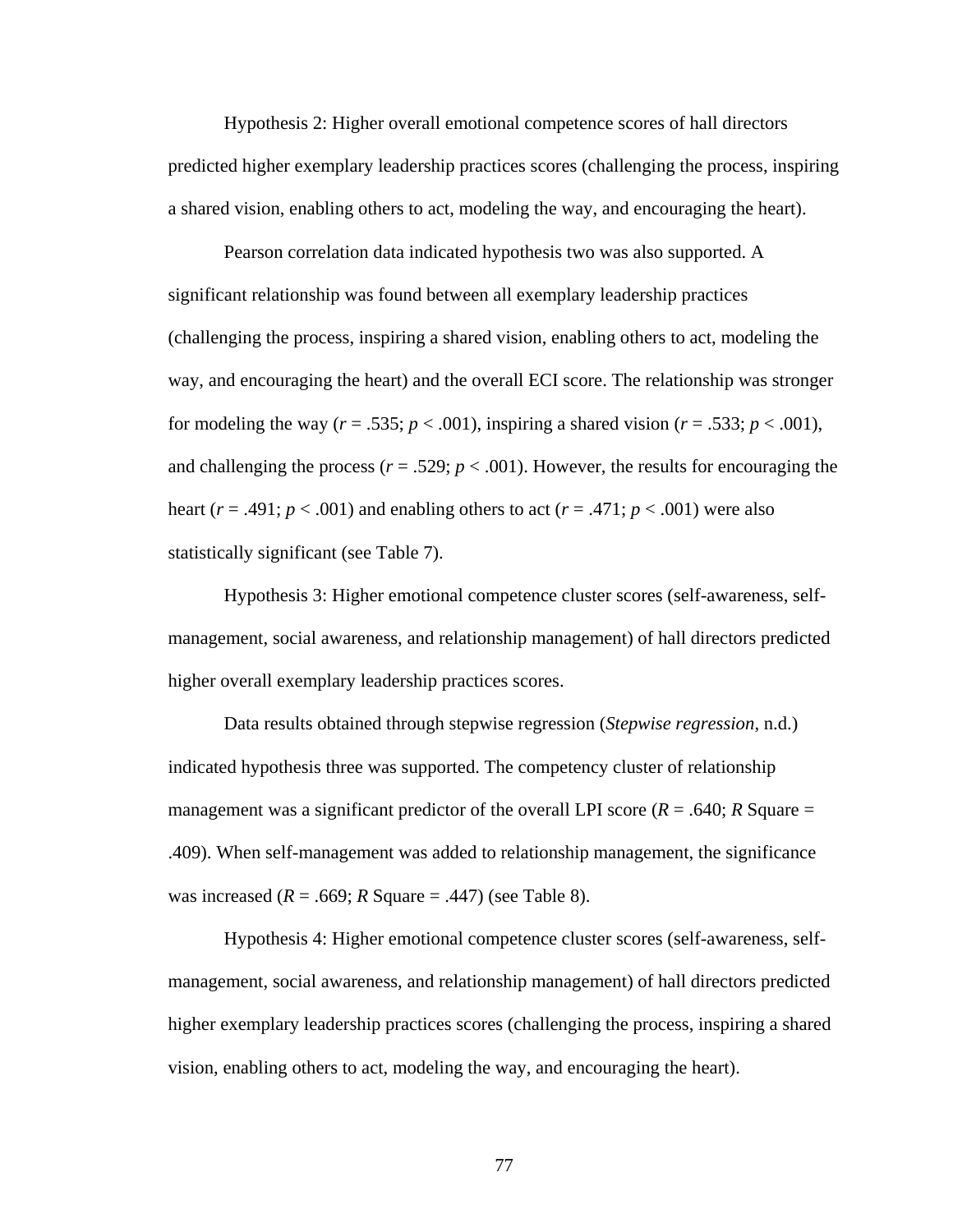Hypothesis 2: Higher overall emotional competence scores of hall directors predicted higher exemplary leadership practices scores (challenging the process, inspiring a shared vision, enabling others to act, modeling the way, and encouraging the heart).

Pearson correlation data indicated hypothesis two was also supported. A significant relationship was found between all exemplary leadership practices (challenging the process, inspiring a shared vision, enabling others to act, modeling the way, and encouraging the heart) and the overall ECI score. The relationship was stronger for modeling the way ($r = .535$; $p < .001$), inspiring a shared vision ($r = .533$; $p < .001$), and challenging the process ($r = .529$; $p < .001$). However, the results for encouraging the heart ($r = .491$; $p < .001$) and enabling others to act ($r = .471$; $p < .001$) were also statistically significant (see Table 7).

Hypothesis 3: Higher emotional competence cluster scores (self-awareness, self-management, social awareness, and relationship management) of hall directors predicted higher overall exemplary leadership practices scores.

Data results obtained through stepwise regression (*Stepwise regression*, n.d.) indicated hypothesis three was supported. The competency cluster of relationship management was a significant predictor of the overall LPI score ($R = .640$; $R$ Square = .409). When self-management was added to relationship management, the significance was increased ($R = .669$; $R$ Square = .447) (see Table 8).

Hypothesis 4: Higher emotional competence cluster scores (self-awareness, self-management, social awareness, and relationship management) of hall directors predicted higher exemplary leadership practices scores (challenging the process, inspiring a shared vision, enabling others to act, modeling the way, and encouraging the heart).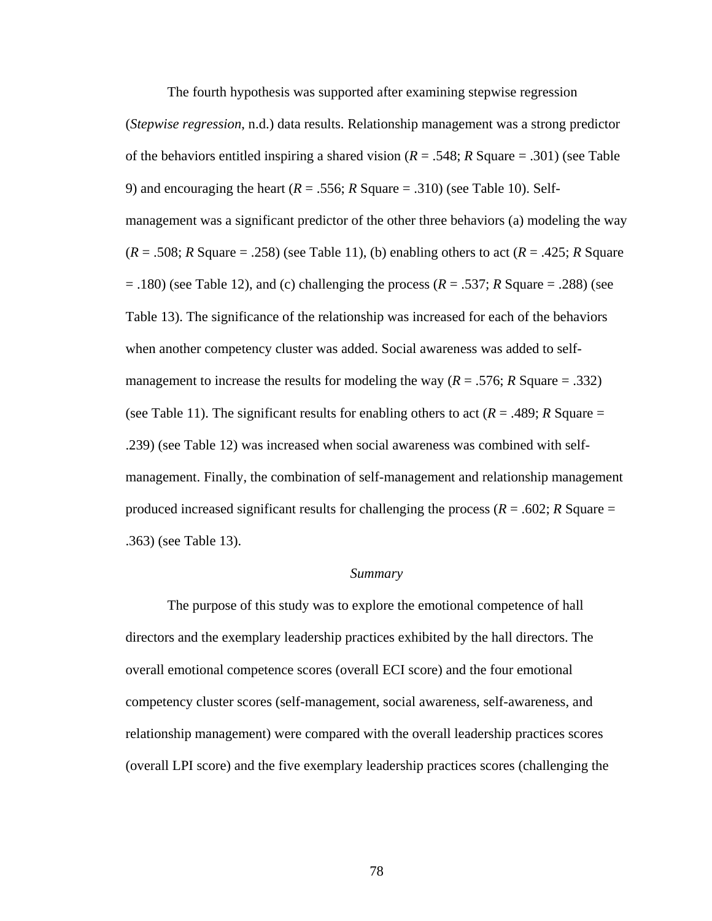The fourth hypothesis was supported after examining stepwise regression (*Stepwise regression*, n.d.) data results. Relationship management was a strong predictor of the behaviors entitled inspiring a shared vision (*R* = .548; *R* Square = .301) (see Table 9) and encouraging the heart (*R* = .556; *R* Square = .310) (see Table 10). Self-management was a significant predictor of the other three behaviors (a) modeling the way (*R* = .508; *R* Square = .258) (see Table 11), (b) enabling others to act (*R* = .425; *R* Square = .180) (see Table 12), and (c) challenging the process (*R* = .537; *R* Square = .288) (see Table 13). The significance of the relationship was increased for each of the behaviors when another competency cluster was added. Social awareness was added to self-management to increase the results for modeling the way (*R* = .576; *R* Square = .332) (see Table 11). The significant results for enabling others to act (*R* = .489; *R* Square = .239) (see Table 12) was increased when social awareness was combined with self-management. Finally, the combination of self-management and relationship management produced increased significant results for challenging the process (*R* = .602; *R* Square = .363) (see Table 13).

*Summary*

The purpose of this study was to explore the emotional competence of hall directors and the exemplary leadership practices exhibited by the hall directors. The overall emotional competence scores (overall ECI score) and the four emotional competency cluster scores (self-management, social awareness, self-awareness, and relationship management) were compared with the overall leadership practices scores (overall LPI score) and the five exemplary leadership practices scores (challenging the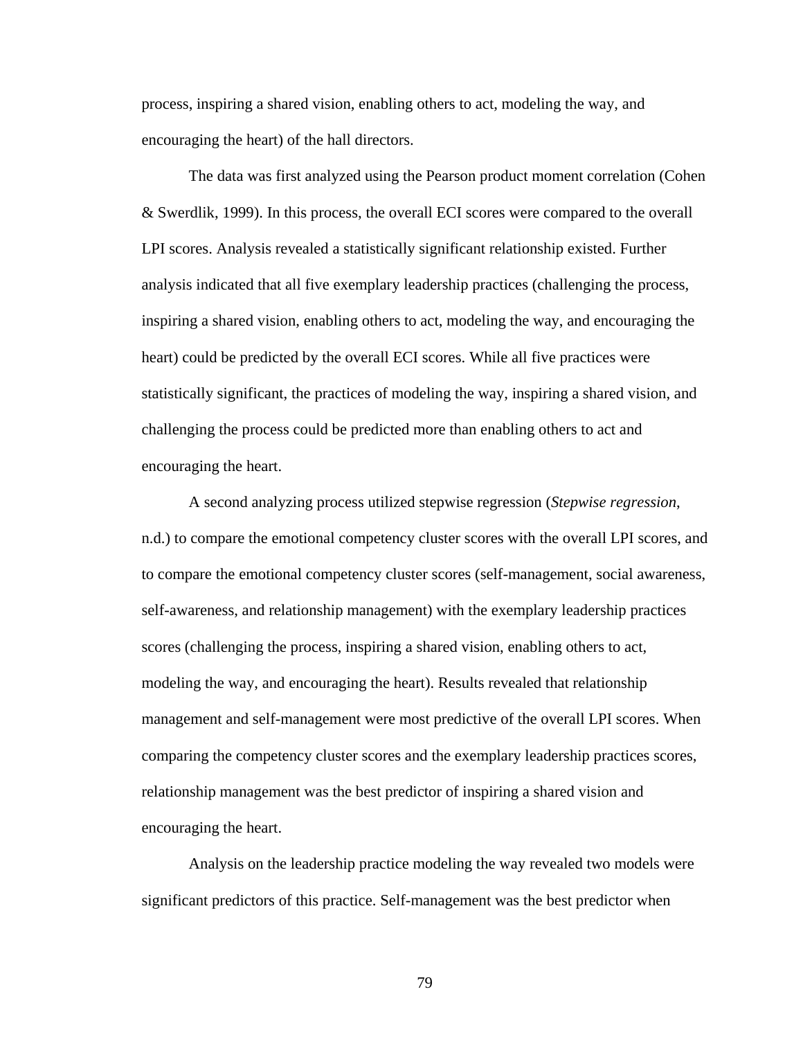process, inspiring a shared vision, enabling others to act, modeling the way, and encouraging the heart) of the hall directors.

The data was first analyzed using the Pearson product moment correlation (Cohen & Swerdlik, 1999). In this process, the overall ECI scores were compared to the overall LPI scores. Analysis revealed a statistically significant relationship existed. Further analysis indicated that all five exemplary leadership practices (challenging the process, inspiring a shared vision, enabling others to act, modeling the way, and encouraging the heart) could be predicted by the overall ECI scores. While all five practices were statistically significant, the practices of modeling the way, inspiring a shared vision, and challenging the process could be predicted more than enabling others to act and encouraging the heart.

A second analyzing process utilized stepwise regression (*Stepwise regression*, n.d.) to compare the emotional competency cluster scores with the overall LPI scores, and to compare the emotional competency cluster scores (self-management, social awareness, self-awareness, and relationship management) with the exemplary leadership practices scores (challenging the process, inspiring a shared vision, enabling others to act, modeling the way, and encouraging the heart). Results revealed that relationship management and self-management were most predictive of the overall LPI scores. When comparing the competency cluster scores and the exemplary leadership practices scores, relationship management was the best predictor of inspiring a shared vision and encouraging the heart.

Analysis on the leadership practice modeling the way revealed two models were significant predictors of this practice. Self-management was the best predictor when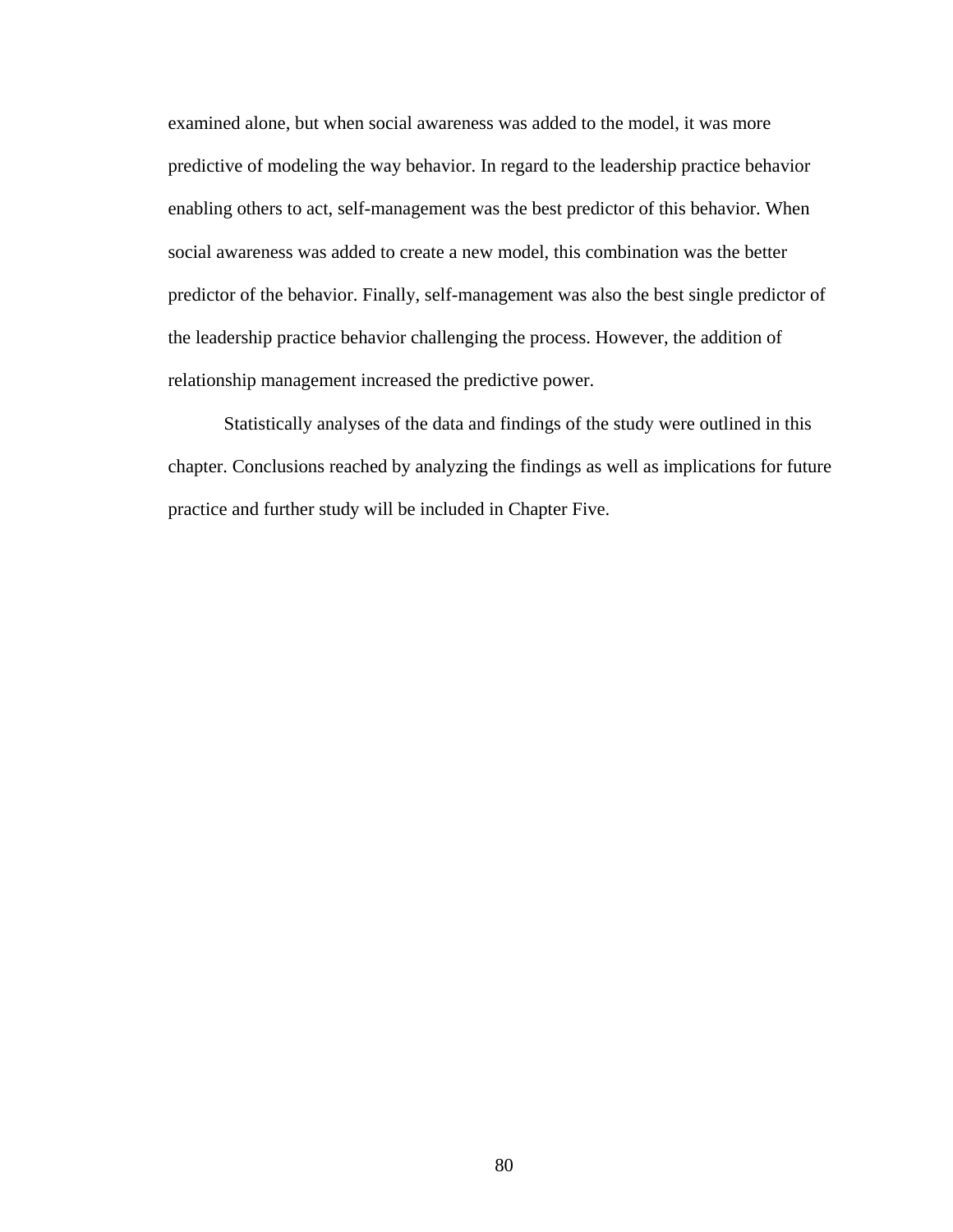examined alone, but when social awareness was added to the model, it was more predictive of modeling the way behavior. In regard to the leadership practice behavior enabling others to act, self-management was the best predictor of this behavior. When social awareness was added to create a new model, this combination was the better predictor of the behavior. Finally, self-management was also the best single predictor of the leadership practice behavior challenging the process. However, the addition of relationship management increased the predictive power.

Statistically analyses of the data and findings of the study were outlined in this chapter. Conclusions reached by analyzing the findings as well as implications for future practice and further study will be included in Chapter Five.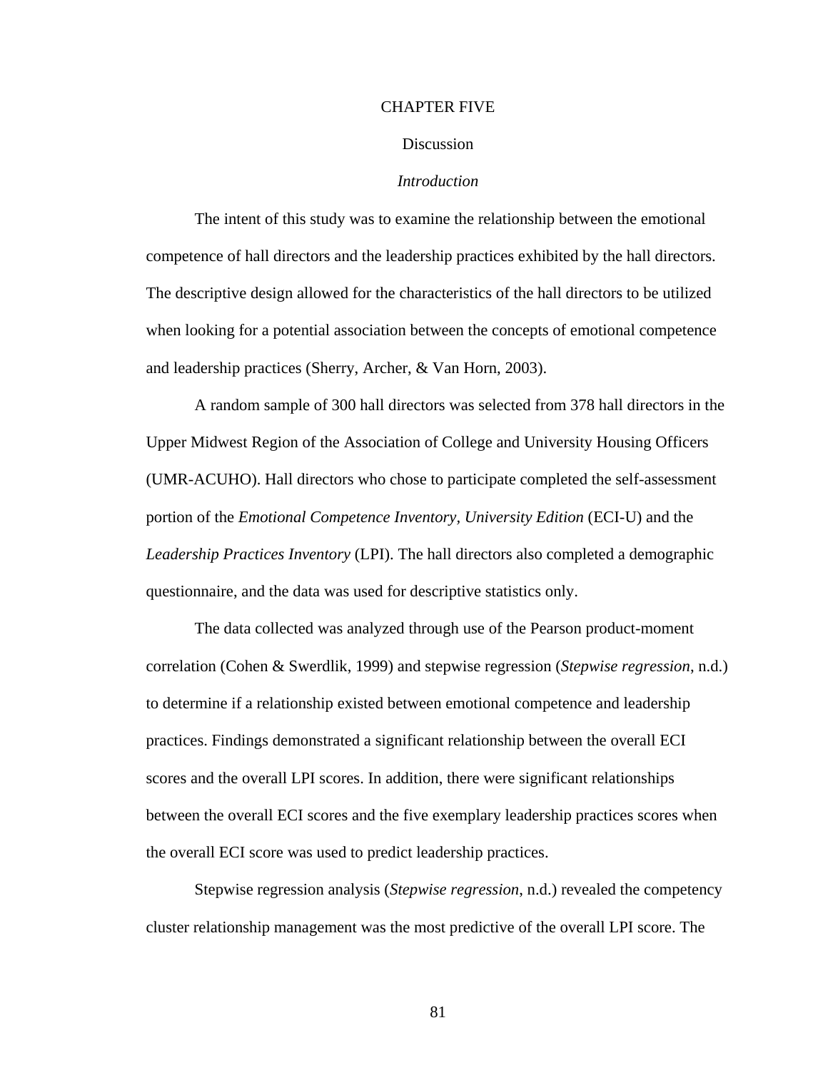# CHAPTER FIVE

## Discussion

### *Introduction*

The intent of this study was to examine the relationship between the emotional competence of hall directors and the leadership practices exhibited by the hall directors. The descriptive design allowed for the characteristics of the hall directors to be utilized when looking for a potential association between the concepts of emotional competence and leadership practices (Sherry, Archer, & Van Horn, 2003).

A random sample of 300 hall directors was selected from 378 hall directors in the Upper Midwest Region of the Association of College and University Housing Officers (UMR-ACUHO). Hall directors who chose to participate completed the self-assessment portion of the *Emotional Competence Inventory, University Edition* (ECI-U) and the *Leadership Practices Inventory* (LPI). The hall directors also completed a demographic questionnaire, and the data was used for descriptive statistics only.

The data collected was analyzed through use of the Pearson product-moment correlation (Cohen & Swerdlik, 1999) and stepwise regression (*Stepwise regression*, n.d.) to determine if a relationship existed between emotional competence and leadership practices. Findings demonstrated a significant relationship between the overall ECI scores and the overall LPI scores. In addition, there were significant relationships between the overall ECI scores and the five exemplary leadership practices scores when the overall ECI score was used to predict leadership practices.

Stepwise regression analysis (*Stepwise regression*, n.d.) revealed the competency cluster relationship management was the most predictive of the overall LPI score. The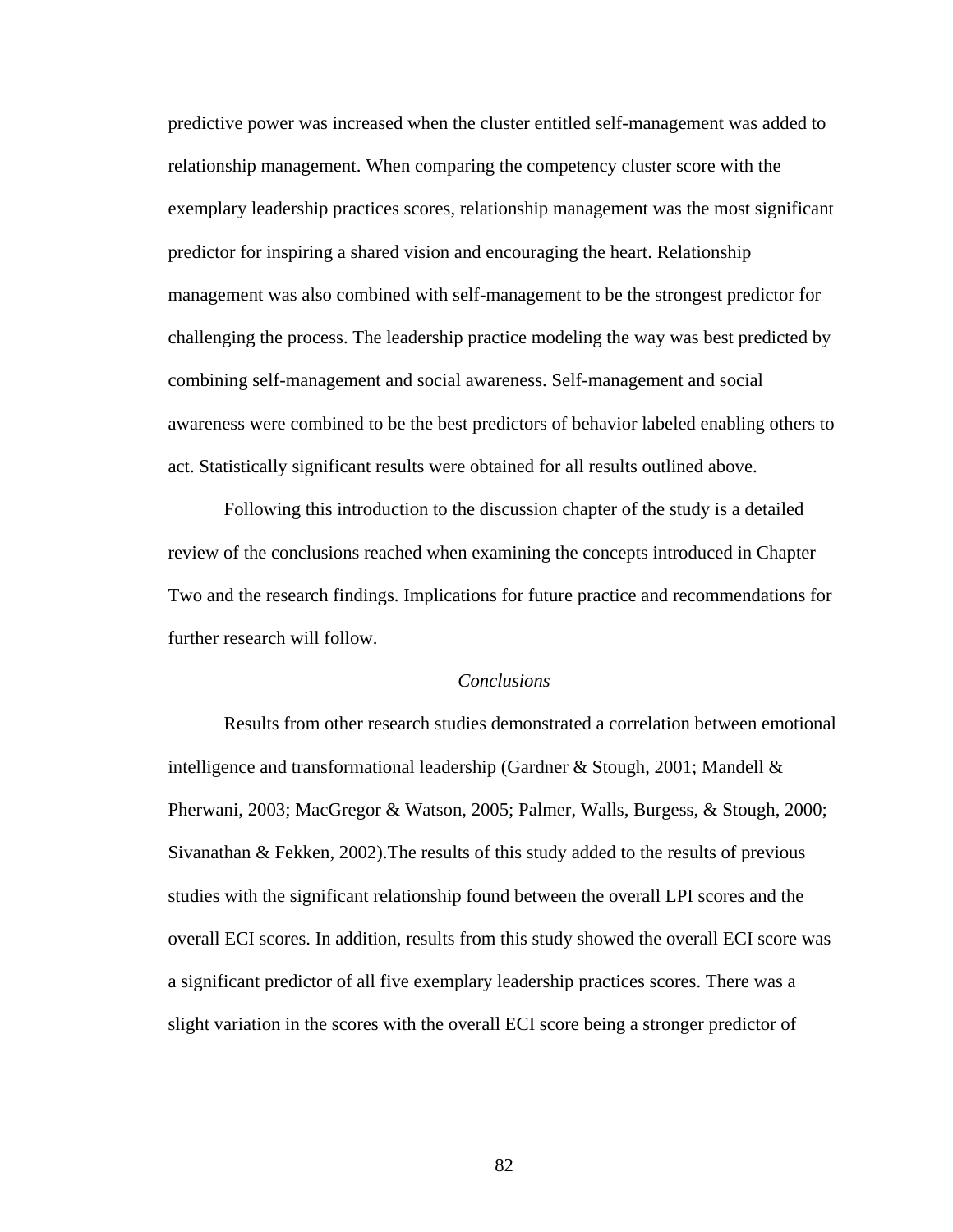predictive power was increased when the cluster entitled self-management was added to relationship management. When comparing the competency cluster score with the exemplary leadership practices scores, relationship management was the most significant predictor for inspiring a shared vision and encouraging the heart. Relationship management was also combined with self-management to be the strongest predictor for challenging the process. The leadership practice modeling the way was best predicted by combining self-management and social awareness. Self-management and social awareness were combined to be the best predictors of behavior labeled enabling others to act. Statistically significant results were obtained for all results outlined above.

Following this introduction to the discussion chapter of the study is a detailed review of the conclusions reached when examining the concepts introduced in Chapter Two and the research findings. Implications for future practice and recommendations for further research will follow.

## *Conclusions*

Results from other research studies demonstrated a correlation between emotional intelligence and transformational leadership (Gardner & Stough, 2001; Mandell & Pherwani, 2003; MacGregor & Watson, 2005; Palmer, Walls, Burgess, & Stough, 2000; Sivanathan & Fekken, 2002).The results of this study added to the results of previous studies with the significant relationship found between the overall LPI scores and the overall ECI scores. In addition, results from this study showed the overall ECI score was a significant predictor of all five exemplary leadership practices scores. There was a slight variation in the scores with the overall ECI score being a stronger predictor of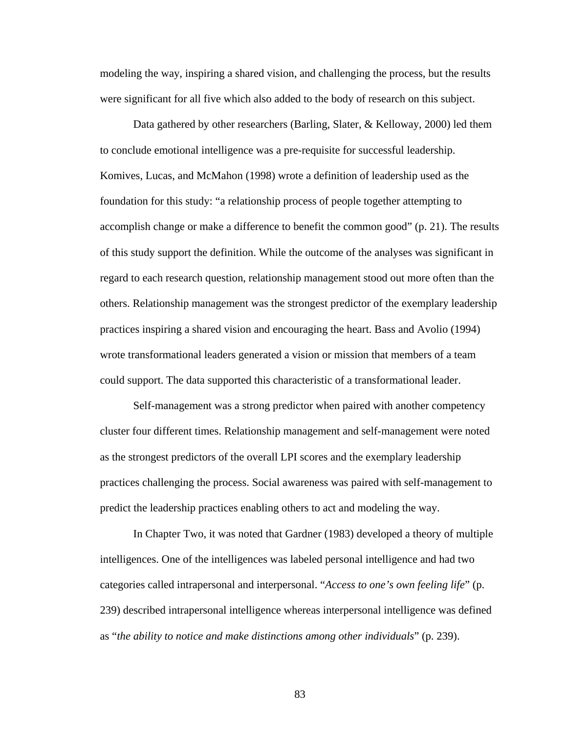modeling the way, inspiring a shared vision, and challenging the process, but the results were significant for all five which also added to the body of research on this subject.

Data gathered by other researchers (Barling, Slater, & Kelloway, 2000) led them to conclude emotional intelligence was a pre-requisite for successful leadership. Komives, Lucas, and McMahon (1998) wrote a definition of leadership used as the foundation for this study: “a relationship process of people together attempting to accomplish change or make a difference to benefit the common good” (p. 21). The results of this study support the definition. While the outcome of the analyses was significant in regard to each research question, relationship management stood out more often than the others. Relationship management was the strongest predictor of the exemplary leadership practices inspiring a shared vision and encouraging the heart. Bass and Avolio (1994) wrote transformational leaders generated a vision or mission that members of a team could support. The data supported this characteristic of a transformational leader.

Self-management was a strong predictor when paired with another competency cluster four different times. Relationship management and self-management were noted as the strongest predictors of the overall LPI scores and the exemplary leadership practices challenging the process. Social awareness was paired with self-management to predict the leadership practices enabling others to act and modeling the way.

In Chapter Two, it was noted that Gardner (1983) developed a theory of multiple intelligences. One of the intelligences was labeled personal intelligence and had two categories called intrapersonal and interpersonal. “*Access to one’s own feeling life*” (p. 239) described intrapersonal intelligence whereas interpersonal intelligence was defined as “*the ability to notice and make distinctions among other individuals*” (p. 239).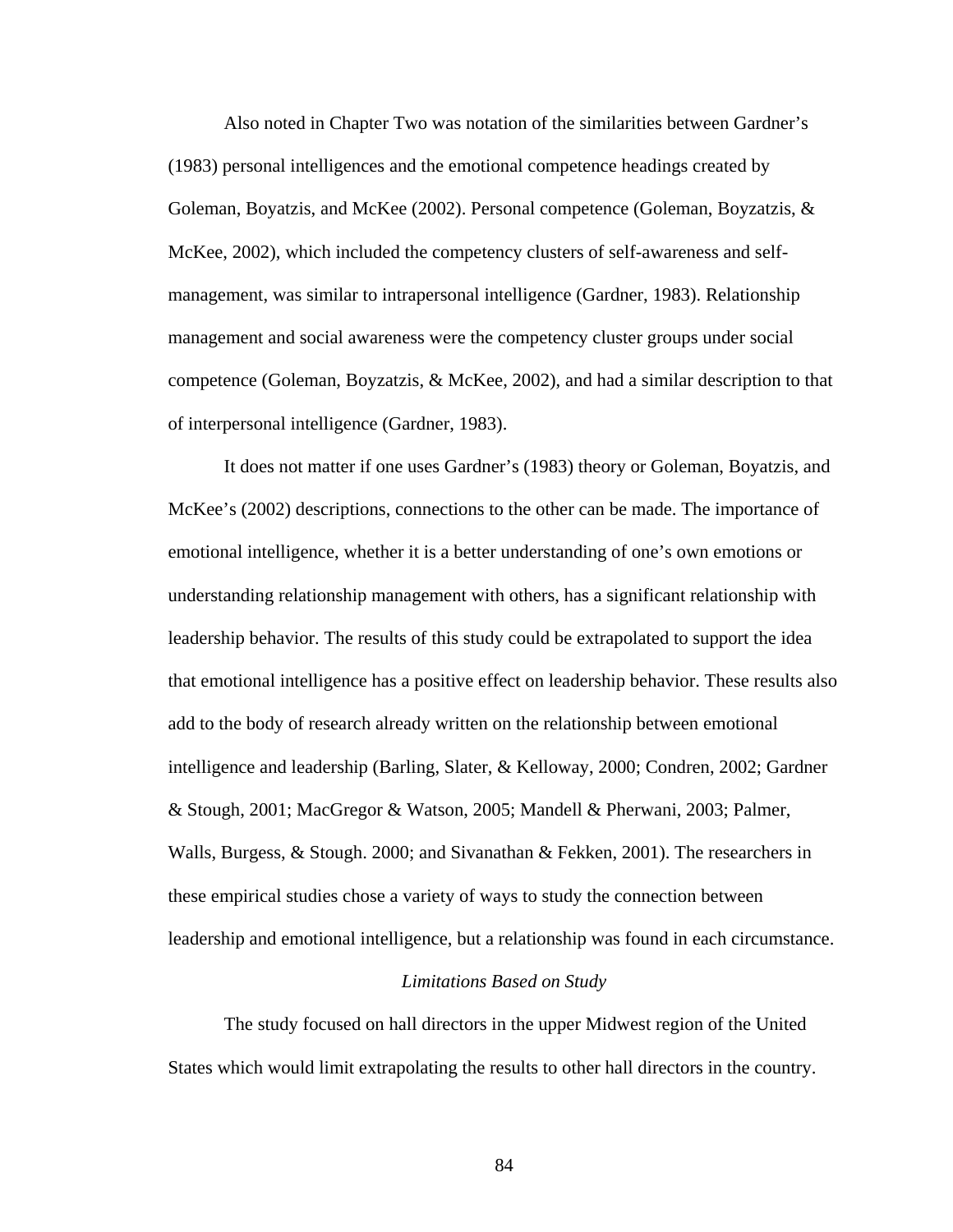Also noted in Chapter Two was notation of the similarities between Gardner's (1983) personal intelligences and the emotional competence headings created by Goleman, Boyzatzis, and McKee (2002). Personal competence (Goleman, Boyzatzis, & McKee, 2002), which included the competency clusters of self-awareness and self-management, was similar to intrapersonal intelligence (Gardner, 1983). Relationship management and social awareness were the competency cluster groups under social competence (Goleman, Boyzatzis, & McKee, 2002), and had a similar description to that of interpersonal intelligence (Gardner, 1983).

It does not matter if one uses Gardner's (1983) theory or Goleman, Boyatzis, and McKee's (2002) descriptions, connections to the other can be made. The importance of emotional intelligence, whether it is a better understanding of one's own emotions or understanding relationship management with others, has a significant relationship with leadership behavior. The results of this study could be extrapolated to support the idea that emotional intelligence has a positive effect on leadership behavior. These results also add to the body of research already written on the relationship between emotional intelligence and leadership (Barling, Slater, & Kelloway, 2000; Condren, 2002; Gardner & Stough, 2001; MacGregor & Watson, 2005; Mandell & Pherwani, 2003; Palmer, Walls, Burgess, & Stough. 2000; and Sivanathan & Fekken, 2001). The researchers in these empirical studies chose a variety of ways to study the connection between leadership and emotional intelligence, but a relationship was found in each circumstance.

### *Limitations Based on Study*

The study focused on hall directors in the upper Midwest region of the United States which would limit extrapolating the results to other hall directors in the country.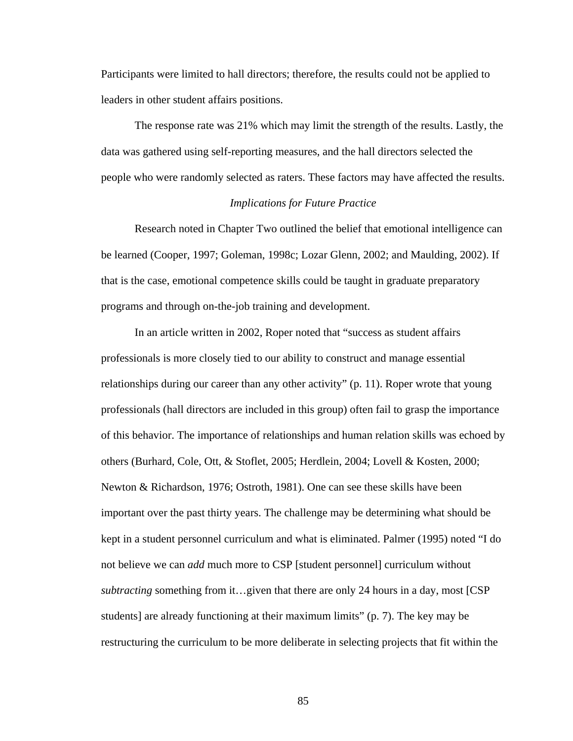Participants were limited to hall directors; therefore, the results could not be applied to leaders in other student affairs positions.

The response rate was 21% which may limit the strength of the results. Lastly, the data was gathered using self-reporting measures, and the hall directors selected the people who were randomly selected as raters. These factors may have affected the results.

### *Implications for Future Practice*

Research noted in Chapter Two outlined the belief that emotional intelligence can be learned (Cooper, 1997; Goleman, 1998c; Lozar Glenn, 2002; and Maulding, 2002). If that is the case, emotional competence skills could be taught in graduate preparatory programs and through on-the-job training and development.

In an article written in 2002, Roper noted that "success as student affairs professionals is more closely tied to our ability to construct and manage essential relationships during our career than any other activity" (p. 11). Roper wrote that young professionals (hall directors are included in this group) often fail to grasp the importance of this behavior. The importance of relationships and human relation skills was echoed by others (Burhard, Cole, Ott, & Stoflet, 2005; Herdlein, 2004; Lovell & Kosten, 2000; Newton & Richardson, 1976; Ostroth, 1981). One can see these skills have been important over the past thirty years. The challenge may be determining what should be kept in a student personnel curriculum and what is eliminated. Palmer (1995) noted "I do not believe we can *add* much more to CSP [student personnel] curriculum without *subtracting* something from it…given that there are only 24 hours in a day, most [CSP students] are already functioning at their maximum limits" (p. 7). The key may be restructuring the curriculum to be more deliberate in selecting projects that fit within the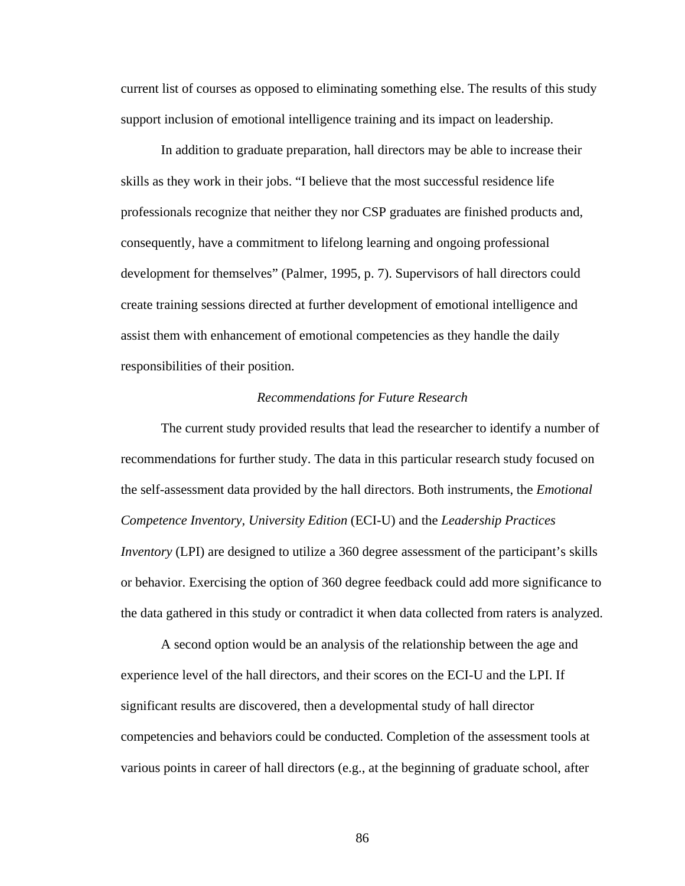current list of courses as opposed to eliminating something else. The results of this study support inclusion of emotional intelligence training and its impact on leadership.

In addition to graduate preparation, hall directors may be able to increase their skills as they work in their jobs. “I believe that the most successful residence life professionals recognize that neither they nor CSP graduates are finished products and, consequently, have a commitment to lifelong learning and ongoing professional development for themselves” (Palmer, 1995, p. 7). Supervisors of hall directors could create training sessions directed at further development of emotional intelligence and assist them with enhancement of emotional competencies as they handle the daily responsibilities of their position.

### *Recommendations for Future Research*

The current study provided results that lead the researcher to identify a number of recommendations for further study. The data in this particular research study focused on the self-assessment data provided by the hall directors. Both instruments, the *Emotional Competence Inventory, University Edition* (ECI-U) and the *Leadership Practices Inventory* (LPI) are designed to utilize a 360 degree assessment of the participant’s skills or behavior. Exercising the option of 360 degree feedback could add more significance to the data gathered in this study or contradict it when data collected from raters is analyzed.

A second option would be an analysis of the relationship between the age and experience level of the hall directors, and their scores on the ECI-U and the LPI. If significant results are discovered, then a developmental study of hall director competencies and behaviors could be conducted. Completion of the assessment tools at various points in career of hall directors (e.g., at the beginning of graduate school, after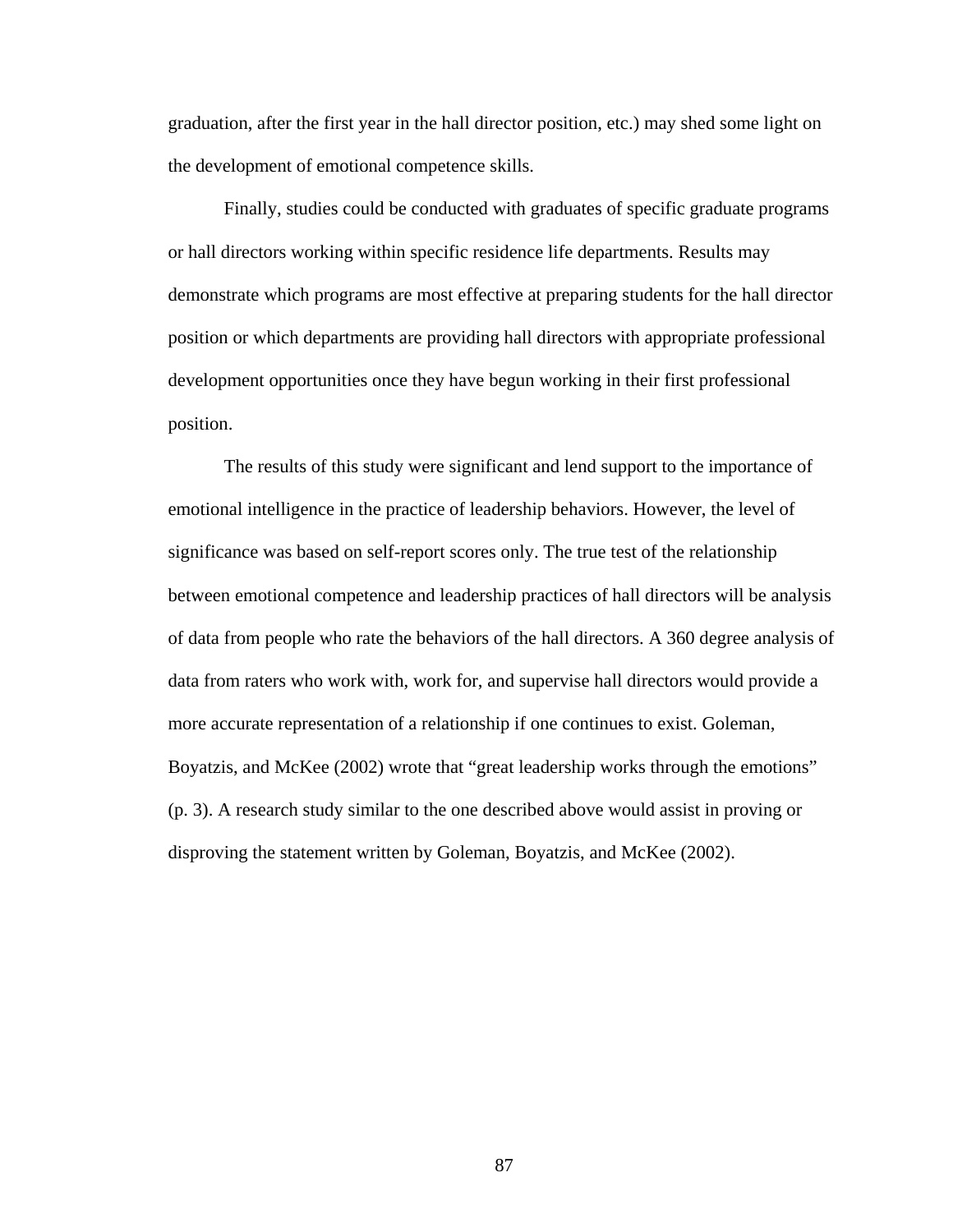graduation, after the first year in the hall director position, etc.) may shed some light on the development of emotional competence skills.

Finally, studies could be conducted with graduates of specific graduate programs or hall directors working within specific residence life departments. Results may demonstrate which programs are most effective at preparing students for the hall director position or which departments are providing hall directors with appropriate professional development opportunities once they have begun working in their first professional position.

The results of this study were significant and lend support to the importance of emotional intelligence in the practice of leadership behaviors. However, the level of significance was based on self-report scores only. The true test of the relationship between emotional competence and leadership practices of hall directors will be analysis of data from people who rate the behaviors of the hall directors. A 360 degree analysis of data from raters who work with, work for, and supervise hall directors would provide a more accurate representation of a relationship if one continues to exist. Goleman, Boyatzis, and McKee (2002) wrote that "great leadership works through the emotions" (p. 3). A research study similar to the one described above would assist in proving or disproving the statement written by Goleman, Boyatzis, and McKee (2002).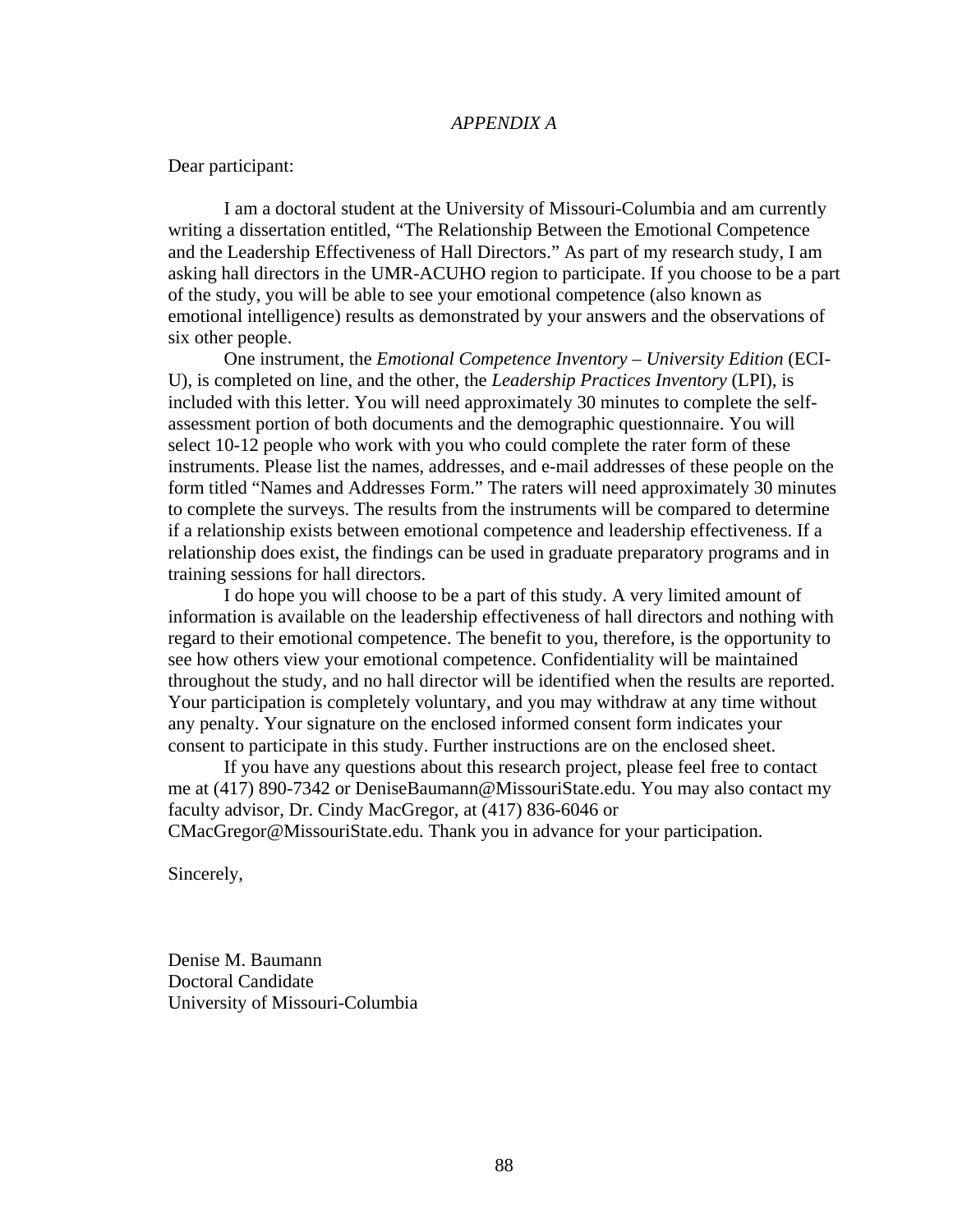*APPENDIX A*

Dear participant:

I am a doctoral student at the University of Missouri-Columbia and am currently writing a dissertation entitled, "The Relationship Between the Emotional Competence and the Leadership Effectiveness of Hall Directors." As part of my research study, I am asking hall directors in the UMR-ACUHO region to participate. If you choose to be a part of the study, you will be able to see your emotional competence (also known as emotional intelligence) results as demonstrated by your answers and the observations of six other people.

One instrument, the *Emotional Competence Inventory – University Edition* (ECI-U), is completed on line, and the other, the *Leadership Practices Inventory* (LPI), is included with this letter. You will need approximately 30 minutes to complete the self-assessment portion of both documents and the demographic questionnaire. You will select 10-12 people who work with you who could complete the rater form of these instruments. Please list the names, addresses, and e-mail addresses of these people on the form titled "Names and Addresses Form." The raters will need approximately 30 minutes to complete the surveys. The results from the instruments will be compared to determine if a relationship exists between emotional competence and leadership effectiveness. If a relationship does exist, the findings can be used in graduate preparatory programs and in training sessions for hall directors.

I do hope you will choose to be a part of this study. A very limited amount of information is available on the leadership effectiveness of hall directors and nothing with regard to their emotional competence. The benefit to you, therefore, is the opportunity to see how others view your emotional competence. Confidentiality will be maintained throughout the study, and no hall director will be identified when the results are reported. Your participation is completely voluntary, and you may withdraw at any time without any penalty. Your signature on the enclosed informed consent form indicates your consent to participate in this study. Further instructions are on the enclosed sheet.

If you have any questions about this research project, please feel free to contact me at (417) 890-7342 or DeniseBaumann@MissouriState.edu. You may also contact my faculty advisor, Dr. Cindy MacGregor, at (417) 836-6046 or CMacGregor@MissouriState.edu. Thank you in advance for your participation.

Sincerely,

Denise M. Baumann
Doctoral Candidate
University of Missouri-Columbia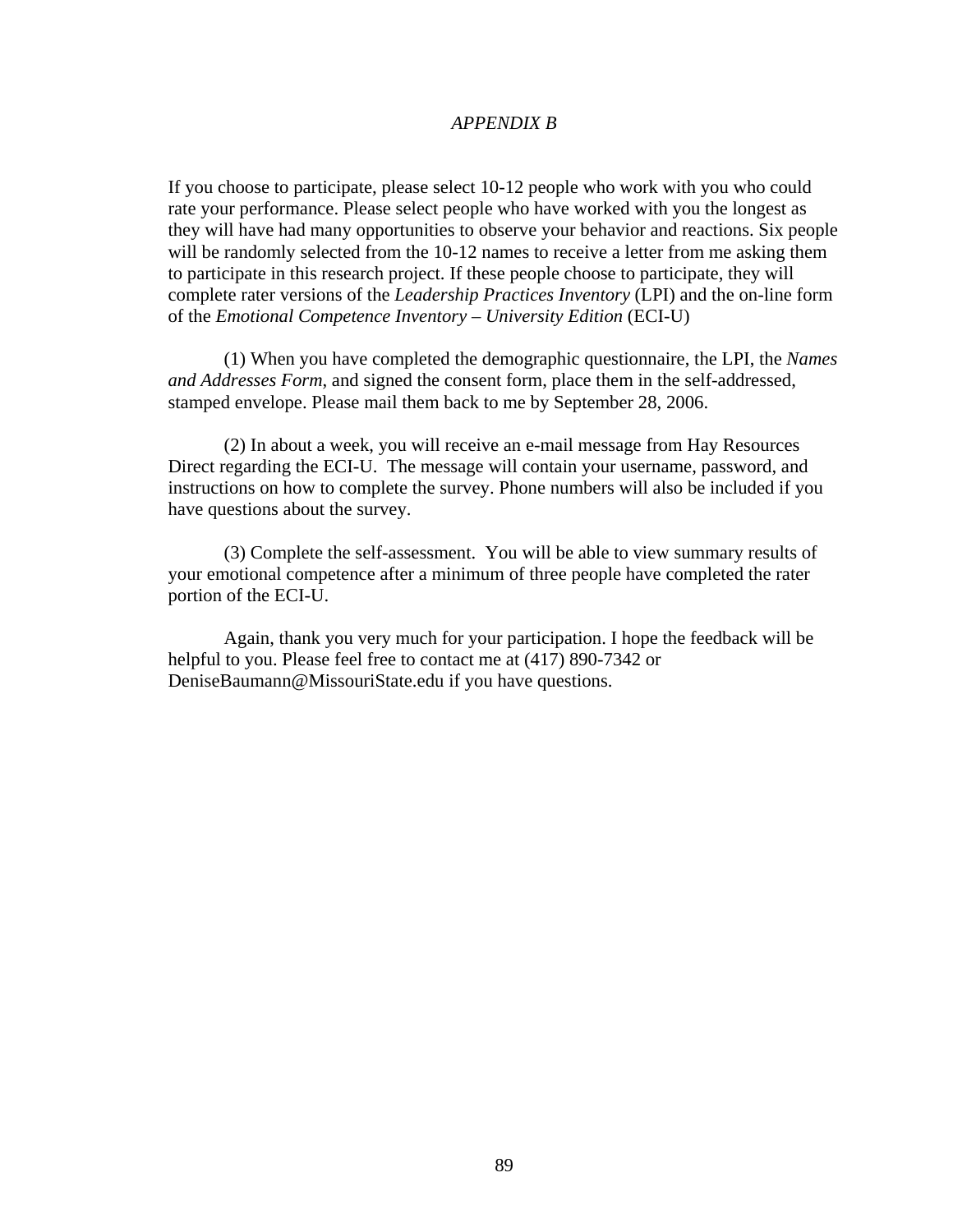*APPENDIX B*

If you choose to participate, please select 10-12 people who work with you who could rate your performance. Please select people who have worked with you the longest as they will have had many opportunities to observe your behavior and reactions. Six people will be randomly selected from the 10-12 names to receive a letter from me asking them to participate in this research project. If these people choose to participate, they will complete rater versions of the *Leadership Practices Inventory* (LPI) and the on-line form of the *Emotional Competence Inventory – University Edition* (ECI-U)

(1) When you have completed the demographic questionnaire, the LPI, the *Names and Addresses Form*, and signed the consent form, place them in the self-addressed, stamped envelope. Please mail them back to me by September 28, 2006.

(2) In about a week, you will receive an e-mail message from Hay Resources Direct regarding the ECI-U. The message will contain your username, password, and instructions on how to complete the survey. Phone numbers will also be included if you have questions about the survey.

(3) Complete the self-assessment. You will be able to view summary results of your emotional competence after a minimum of three people have completed the rater portion of the ECI-U.

Again, thank you very much for your participation. I hope the feedback will be helpful to you. Please feel free to contact me at (417) 890-7342 or DeniseBaumann@MissouriState.edu if you have questions.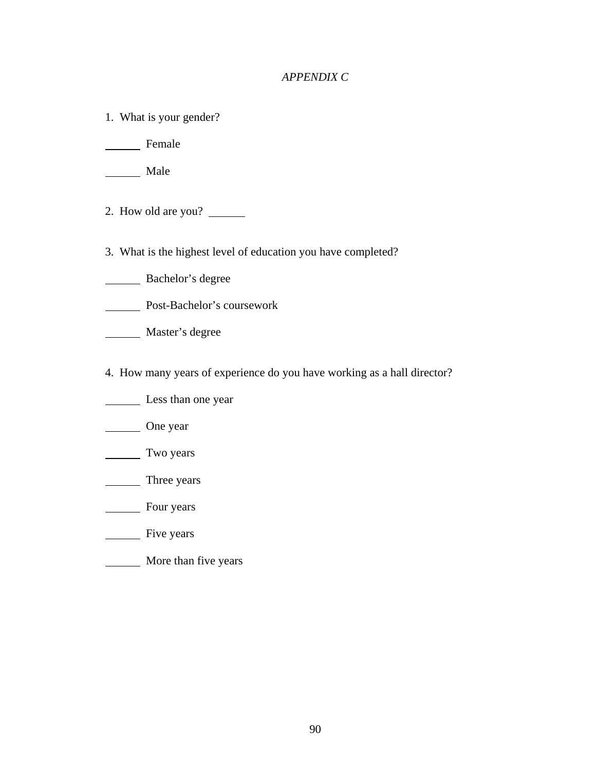*APPENDIX C*

1. What is your gender?

______ Female

______ Male

2. How old are you? ______

3. What is the highest level of education you have completed?

______ Bachelor's degree

______ Post-Bachelor's coursework

______ Master's degree

4. How many years of experience do you have working as a hall director?

______ Less than one year

______ One year

______ Two years

______ Three years

______ Four years

______ Five years

______ More than five years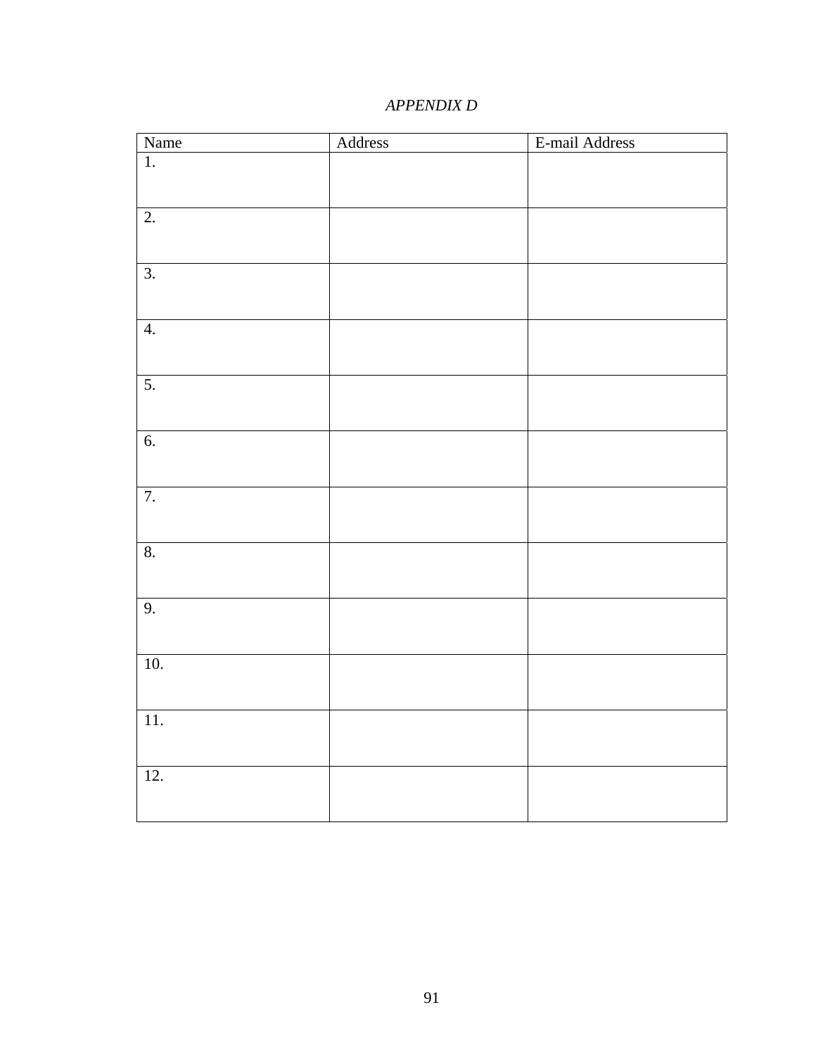*APPENDIX D*

| Name | Address | E-mail Address |
|---|---|---|
| 1. | | |
| 2. | | |
| 3. | | |
| 4. | | |
| 5. | | |
| 6. | | |
| 7. | | |
| 8. | | |
| 9. | | |
| 10. | | |
| 11. | | |
| 12. | | |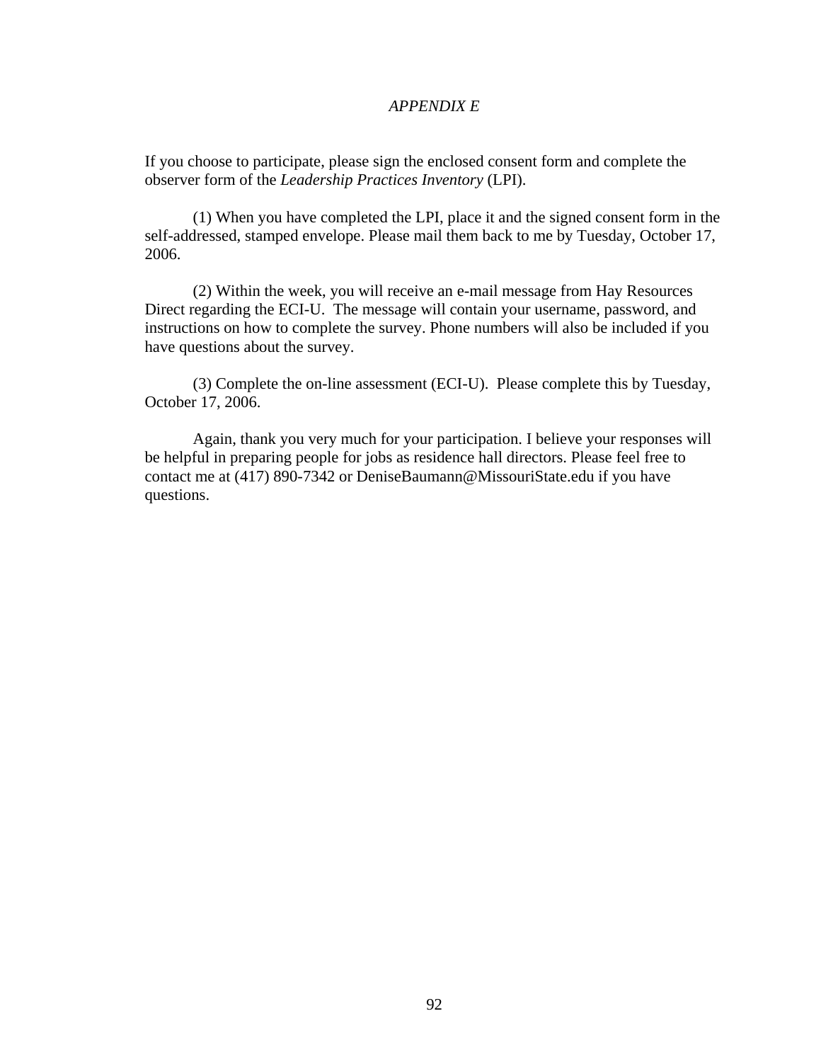*APPENDIX E*

If you choose to participate, please sign the enclosed consent form and complete the observer form of the *Leadership Practices Inventory* (LPI).

(1) When you have completed the LPI, place it and the signed consent form in the self-addressed, stamped envelope. Please mail them back to me by Tuesday, October 17, 2006.

(2) Within the week, you will receive an e-mail message from Hay Resources Direct regarding the ECI-U. The message will contain your username, password, and instructions on how to complete the survey. Phone numbers will also be included if you have questions about the survey.

(3) Complete the on-line assessment (ECI-U). Please complete this by Tuesday, October 17, 2006.

Again, thank you very much for your participation. I believe your responses will be helpful in preparing people for jobs as residence hall directors. Please feel free to contact me at (417) 890-7342 or DeniseBaumann@MissouriState.edu if you have questions.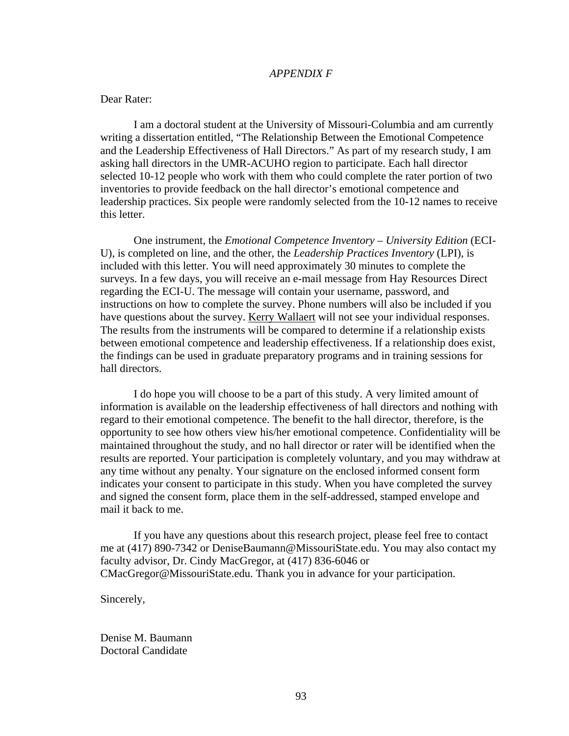*APPENDIX F*

Dear Rater:

I am a doctoral student at the University of Missouri-Columbia and am currently writing a dissertation entitled, "The Relationship Between the Emotional Competence and the Leadership Effectiveness of Hall Directors." As part of my research study, I am asking hall directors in the UMR-ACUHO region to participate. Each hall director selected 10-12 people who work with them who could complete the rater portion of two inventories to provide feedback on the hall director's emotional competence and leadership practices. Six people were randomly selected from the 10-12 names to receive this letter.

One instrument, the *Emotional Competence Inventory – University Edition* (ECI-U), is completed on line, and the other, the *Leadership Practices Inventory* (LPI), is included with this letter. You will need approximately 30 minutes to complete the surveys. In a few days, you will receive an e-mail message from Hay Resources Direct regarding the ECI-U. The message will contain your username, password, and instructions on how to complete the survey. Phone numbers will also be included if you have questions about the survey. Kerry Wallaert will not see your individual responses. The results from the instruments will be compared to determine if a relationship exists between emotional competence and leadership effectiveness. If a relationship does exist, the findings can be used in graduate preparatory programs and in training sessions for hall directors.

I do hope you will choose to be a part of this study. A very limited amount of information is available on the leadership effectiveness of hall directors and nothing with regard to their emotional competence. The benefit to the hall director, therefore, is the opportunity to see how others view his/her emotional competence. Confidentiality will be maintained throughout the study, and no hall director or rater will be identified when the results are reported. Your participation is completely voluntary, and you may withdraw at any time without any penalty. Your signature on the enclosed informed consent form indicates your consent to participate in this study. When you have completed the survey and signed the consent form, place them in the self-addressed, stamped envelope and mail it back to me.

If you have any questions about this research project, please feel free to contact me at (417) 890-7342 or DeniseBaumann@MissouriState.edu. You may also contact my faculty advisor, Dr. Cindy MacGregor, at (417) 836-6046 or CMacGregor@MissouriState.edu. Thank you in advance for your participation.

Sincerely,

Denise M. Baumann
Doctoral Candidate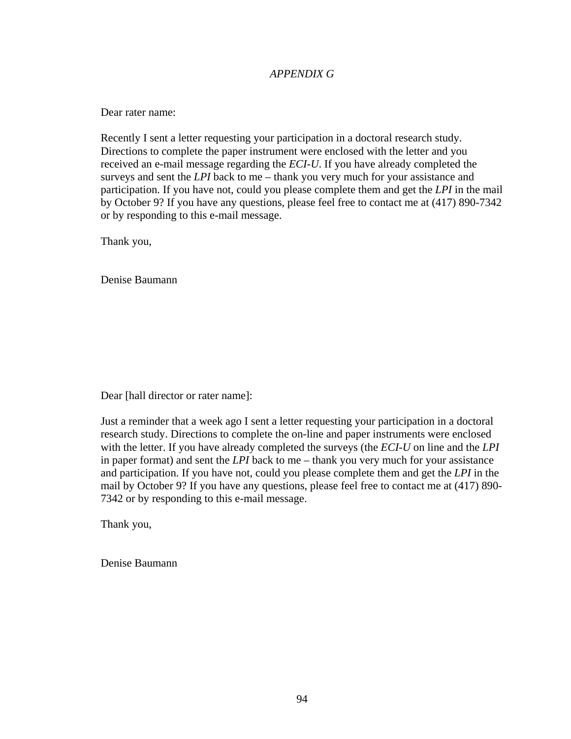*APPENDIX G*

Dear rater name:

Recently I sent a letter requesting your participation in a doctoral research study. Directions to complete the paper instrument were enclosed with the letter and you received an e-mail message regarding the *ECI-U*. If you have already completed the surveys and sent the *LPI* back to me – thank you very much for your assistance and participation. If you have not, could you please complete them and get the *LPI* in the mail by October 9? If you have any questions, please feel free to contact me at (417) 890-7342 or by responding to this e-mail message.

Thank you,

Denise Baumann

Dear [hall director or rater name]:

Just a reminder that a week ago I sent a letter requesting your participation in a doctoral research study. Directions to complete the on-line and paper instruments were enclosed with the letter. If you have already completed the surveys (the *ECI-U* on line and the *LPI* in paper format) and sent the *LPI* back to me – thank you very much for your assistance and participation. If you have not, could you please complete them and get the *LPI* in the mail by October 9? If you have any questions, please feel free to contact me at (417) 890-7342 or by responding to this e-mail message.

Thank you,

Denise Baumann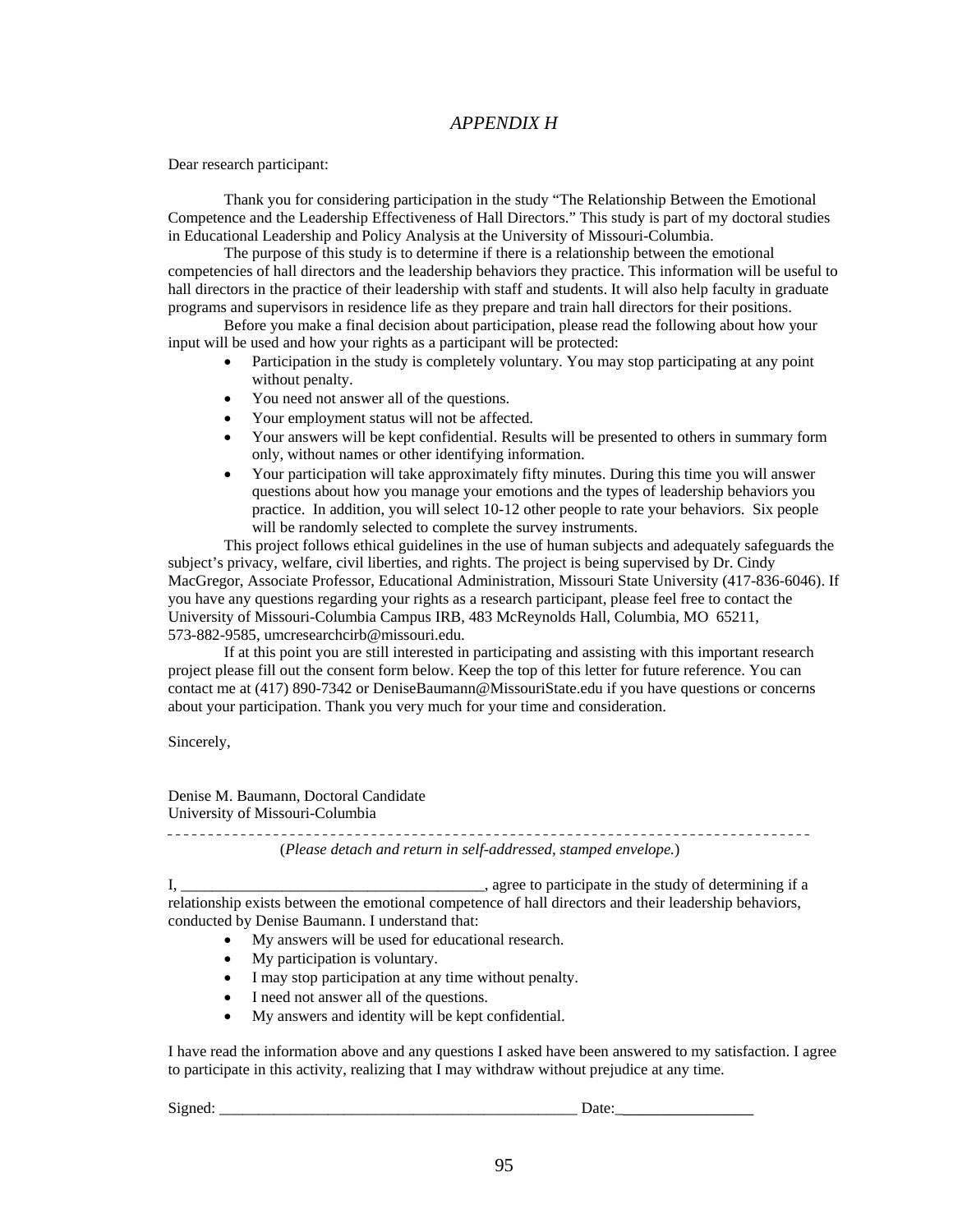# *APPENDIX H*

Dear research participant:

Thank you for considering participation in the study “The Relationship Between the Emotional Competence and the Leadership Effectiveness of Hall Directors.” This study is part of my doctoral studies in Educational Leadership and Policy Analysis at the University of Missouri-Columbia.

The purpose of this study is to determine if there is a relationship between the emotional competencies of hall directors and the leadership behaviors they practice. This information will be useful to hall directors in the practice of their leadership with staff and students. It will also help faculty in graduate programs and supervisors in residence life as they prepare and train hall directors for their positions.

Before you make a final decision about participation, please read the following about how your input will be used and how your rights as a participant will be protected:

- Participation in the study is completely voluntary. You may stop participating at any point without penalty.
- You need not answer all of the questions.
- Your employment status will not be affected.
- Your answers will be kept confidential. Results will be presented to others in summary form only, without names or other identifying information.
- Your participation will take approximately fifty minutes. During this time you will answer questions about how you manage your emotions and the types of leadership behaviors you practice. In addition, you will select 10-12 other people to rate your behaviors. Six people will be randomly selected to complete the survey instruments.

This project follows ethical guidelines in the use of human subjects and adequately safeguards the subject’s privacy, welfare, civil liberties, and rights. The project is being supervised by Dr. Cindy MacGregor, Associate Professor, Educational Administration, Missouri State University (417-836-6046). If you have any questions regarding your rights as a research participant, please feel free to contact the University of Missouri-Columbia Campus IRB, 483 McReynolds Hall, Columbia, MO 65211, 573-882-9585, umcresearchcirb@missouri.edu.

If at this point you are still interested in participating and assisting with this important research project please fill out the consent form below. Keep the top of this letter for future reference. You can contact me at (417) 890-7342 or DeniseBaumann@MissouriState.edu if you have questions or concerns about your participation. Thank you very much for your time and consideration.

Sincerely,

Denise M. Baumann, Doctoral Candidate
University of Missouri-Columbia

- - - - - - - - - - - - - - - - - - - - - - - - - - - - - - - - - - - - - - - - - - - - - - - - - - - - - - - - - - - - - - - - - - - - - -

(*Please detach and return in self-addressed, stamped envelope.*)

I, _______________________________________, agree to participate in the study of determining if a relationship exists between the emotional competence of hall directors and their leadership behaviors, conducted by Denise Baumann. I understand that:

- My answers will be used for educational research.
- My participation is voluntary.
- I may stop participation at any time without penalty.
- I need not answer all of the questions.
- My answers and identity will be kept confidential.

I have read the information above and any questions I asked have been answered to my satisfaction. I agree to participate in this activity, realizing that I may withdraw without prejudice at any time.

Signed: _______________________________________________ Date:_________________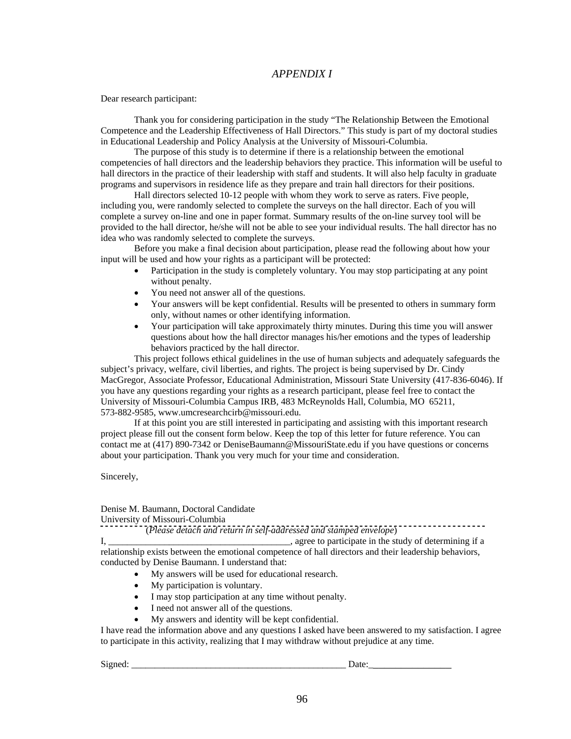*APPENDIX I*

Dear research participant:

Thank you for considering participation in the study "The Relationship Between the Emotional Competence and the Leadership Effectiveness of Hall Directors." This study is part of my doctoral studies in Educational Leadership and Policy Analysis at the University of Missouri-Columbia.

The purpose of this study is to determine if there is a relationship between the emotional competencies of hall directors and the leadership behaviors they practice. This information will be useful to hall directors in the practice of their leadership with staff and students. It will also help faculty in graduate programs and supervisors in residence life as they prepare and train hall directors for their positions.

Hall directors selected 10-12 people with whom they work to serve as raters. Five people, including you, were randomly selected to complete the surveys on the hall director. Each of you will complete a survey on-line and one in paper format. Summary results of the on-line survey tool will be provided to the hall director, he/she will not be able to see your individual results. The hall director has no idea who was randomly selected to complete the surveys.

Before you make a final decision about participation, please read the following about how your input will be used and how your rights as a participant will be protected:

- Participation in the study is completely voluntary. You may stop participating at any point without penalty.
- You need not answer all of the questions.
- Your answers will be kept confidential. Results will be presented to others in summary form only, without names or other identifying information.
- Your participation will take approximately thirty minutes. During this time you will answer questions about how the hall director manages his/her emotions and the types of leadership behaviors practiced by the hall director.

This project follows ethical guidelines in the use of human subjects and adequately safeguards the subject's privacy, welfare, civil liberties, and rights. The project is being supervised by Dr. Cindy MacGregor, Associate Professor, Educational Administration, Missouri State University (417-836-6046). If you have any questions regarding your rights as a research participant, please feel free to contact the University of Missouri-Columbia Campus IRB, 483 McReynolds Hall, Columbia, MO 65211, 573-882-9585, www.umcresearchcirb@missouri.edu.

If at this point you are still interested in participating and assisting with this important research project please fill out the consent form below. Keep the top of this letter for future reference. You can contact me at (417) 890-7342 or DeniseBaumann@MissouriState.edu if you have questions or concerns about your participation. Thank you very much for your time and consideration.

Sincerely,

Denise M. Baumann, Doctoral Candidate
University of Missouri-Columbia

(*Please detach and return in self-addressed and stamped envelope*)

I, ______________________________________, agree to participate in the study of determining if a relationship exists between the emotional competence of hall directors and their leadership behaviors, conducted by Denise Baumann. I understand that:

- My answers will be used for educational research.
- My participation is voluntary.
- I may stop participation at any time without penalty.
- I need not answer all of the questions.
- My answers and identity will be kept confidential.

I have read the information above and any questions I asked have been answered to my satisfaction. I agree to participate in this activity, realizing that I may withdraw without prejudice at any time.

Signed: _______________________________________________ Date:_________________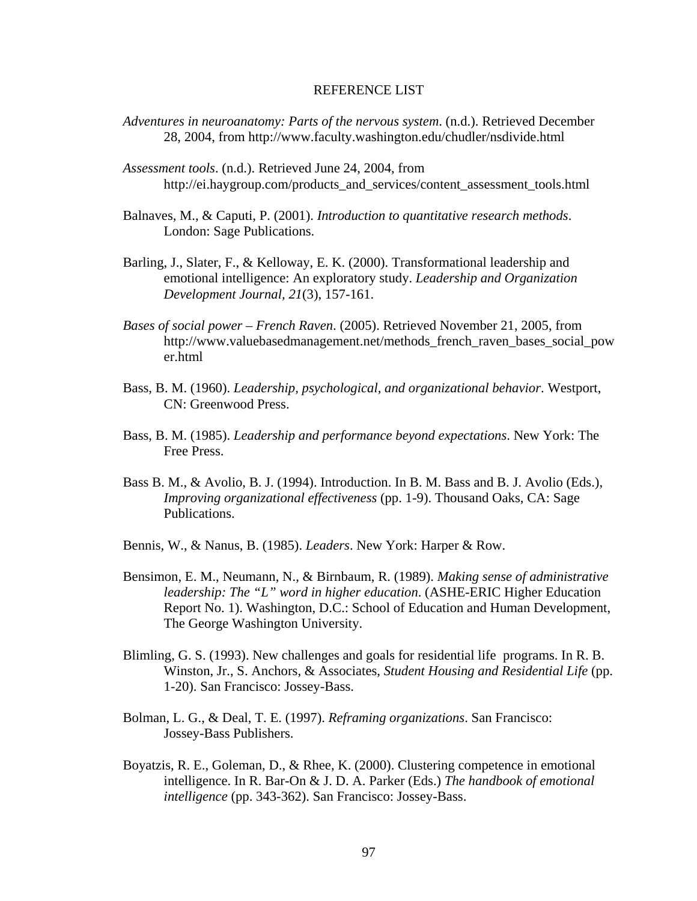# REFERENCE LIST

*Adventures in neuroanatomy: Parts of the nervous system*. (n.d.). Retrieved December 28, 2004, from http://www.faculty.washington.edu/chudler/nsdivide.html

*Assessment tools*. (n.d.). Retrieved June 24, 2004, from http://ei.haygroup.com/products_and_services/content_assessment_tools.html

Balnaves, M., & Caputi, P. (2001). *Introduction to quantitative research methods*. London: Sage Publications.

Barling, J., Slater, F., & Kelloway, E. K. (2000). Transformational leadership and emotional intelligence: An exploratory study. *Leadership and Organization Development Journal, 21*(3), 157-161.

*Bases of social power – French Raven*. (2005). Retrieved November 21, 2005, from http://www.valuebasedmanagement.net/methods_french_raven_bases_social_power.html

Bass, B. M. (1960). *Leadership, psychological, and organizational behavior*. Westport, CN: Greenwood Press.

Bass, B. M. (1985). *Leadership and performance beyond expectations*. New York: The Free Press.

Bass B. M., & Avolio, B. J. (1994). Introduction. In B. M. Bass and B. J. Avolio (Eds.), *Improving organizational effectiveness* (pp. 1-9). Thousand Oaks, CA: Sage Publications.

Bennis, W., & Nanus, B. (1985). *Leaders*. New York: Harper & Row.

Bensimon, E. M., Neumann, N., & Birnbaum, R. (1989). *Making sense of administrative leadership: The "L" word in higher education*. (ASHE-ERIC Higher Education Report No. 1). Washington, D.C.: School of Education and Human Development, The George Washington University.

Blimling, G. S. (1993). New challenges and goals for residential life programs. In R. B. Winston, Jr., S. Anchors, & Associates, *Student Housing and Residential Life* (pp. 1-20). San Francisco: Jossey-Bass.

Bolman, L. G., & Deal, T. E. (1997). *Reframing organizations*. San Francisco: Jossey-Bass Publishers.

Boyatzis, R. E., Goleman, D., & Rhee, K. (2000). Clustering competence in emotional intelligence. In R. Bar-On & J. D. A. Parker (Eds.) *The handbook of emotional intelligence* (pp. 343-362). San Francisco: Jossey-Bass.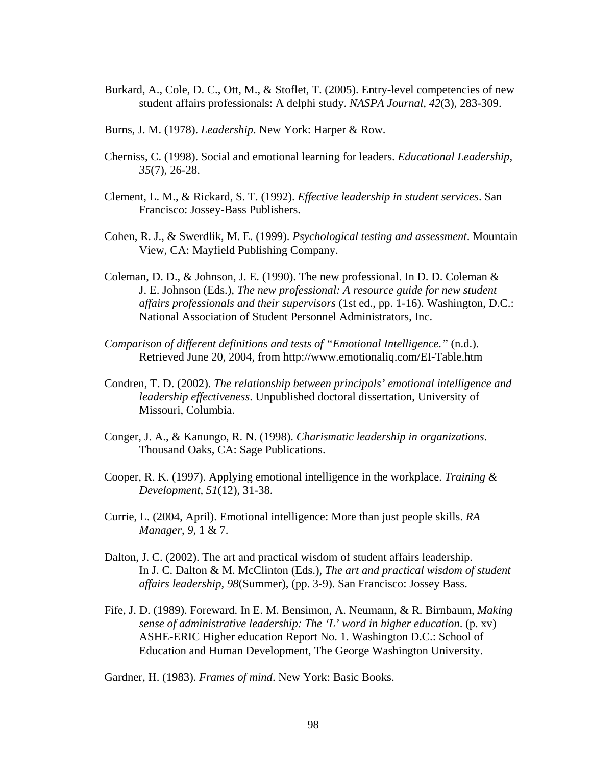Burkard, A., Cole, D. C., Ott, M., & Stoflet, T. (2005). Entry-level competencies of new student affairs professionals: A delphi study. *NASPA Journal, 42*(3), 283-309.

Burns, J. M. (1978). *Leadership*. New York: Harper & Row.

Cherniss, C. (1998). Social and emotional learning for leaders. *Educational Leadership, 35*(7), 26-28.

Clement, L. M., & Rickard, S. T. (1992). *Effective leadership in student services*. San Francisco: Jossey-Bass Publishers.

Cohen, R. J., & Swerdlik, M. E. (1999). *Psychological testing and assessment*. Mountain View, CA: Mayfield Publishing Company.

Coleman, D. D., & Johnson, J. E. (1990). The new professional. In D. D. Coleman & J. E. Johnson (Eds.), *The new professional: A resource guide for new student affairs professionals and their supervisors* (1st ed., pp. 1-16). Washington, D.C.: National Association of Student Personnel Administrators, Inc.

*Comparison of different definitions and tests of "Emotional Intelligence."* (n.d.). Retrieved June 20, 2004, from http://www.emotionaliq.com/EI-Table.htm

Condren, T. D. (2002). *The relationship between principals' emotional intelligence and leadership effectiveness*. Unpublished doctoral dissertation, University of Missouri, Columbia.

Conger, J. A., & Kanungo, R. N. (1998). *Charismatic leadership in organizations*. Thousand Oaks, CA: Sage Publications.

Cooper, R. K. (1997). Applying emotional intelligence in the workplace. *Training & Development, 51*(12), 31-38.

Currie, L. (2004, April). Emotional intelligence: More than just people skills. *RA Manager*, *9*, 1 & 7.

Dalton, J. C. (2002). The art and practical wisdom of student affairs leadership. In J. C. Dalton & M. McClinton (Eds.), *The art and practical wisdom of student affairs leadership, 98*(Summer), (pp. 3-9). San Francisco: Jossey Bass.

Fife, J. D. (1989). Foreward. In E. M. Bensimon, A. Neumann, & R. Birnbaum, *Making sense of administrative leadership: The 'L' word in higher education*. (p. xv) ASHE-ERIC Higher education Report No. 1. Washington D.C.: School of Education and Human Development, The George Washington University.

Gardner, H. (1983). *Frames of mind*. New York: Basic Books.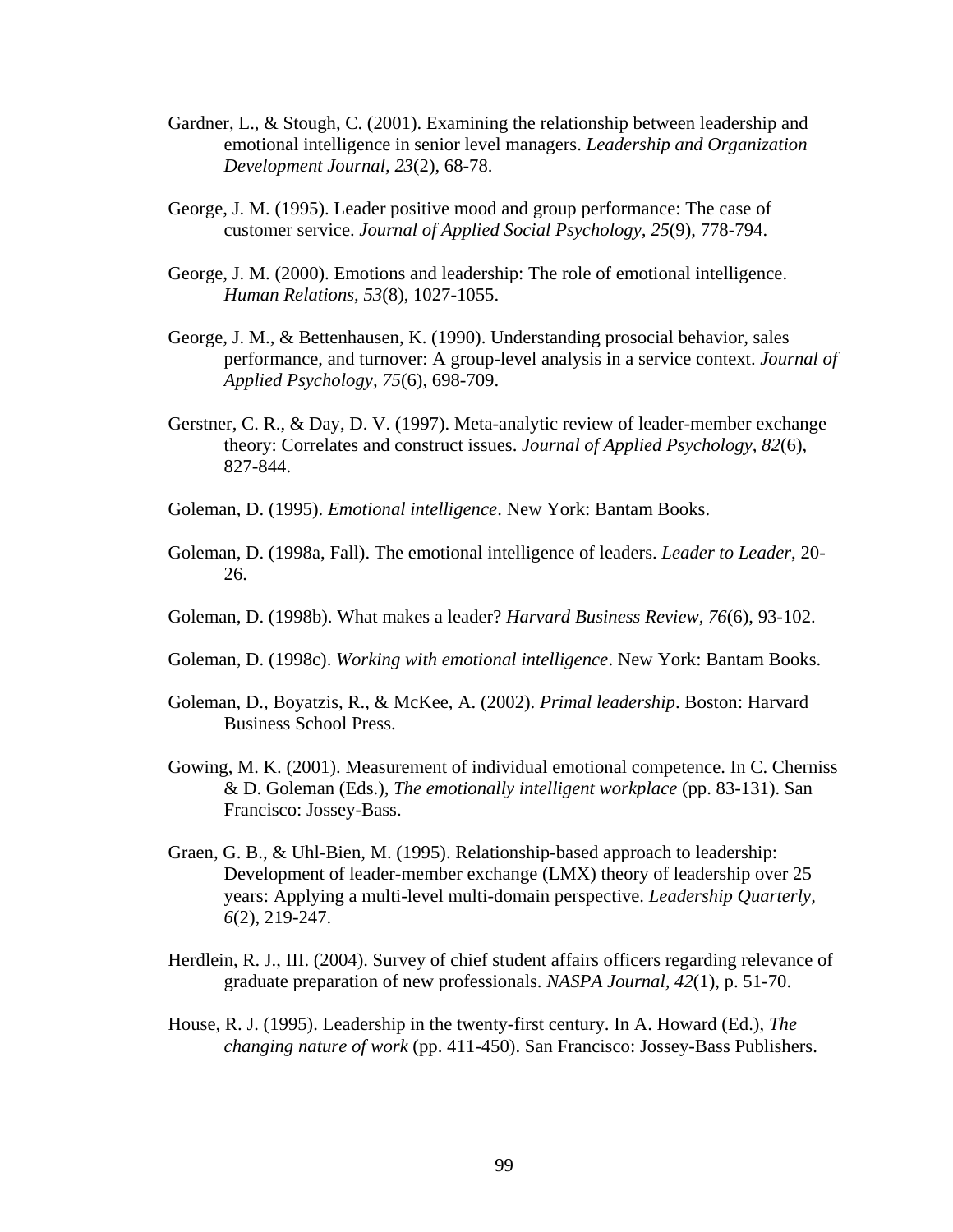Gardner, L., & Stough, C. (2001). Examining the relationship between leadership and emotional intelligence in senior level managers. *Leadership and Organization Development Journal, 23*(2), 68-78.

George, J. M. (1995). Leader positive mood and group performance: The case of customer service. *Journal of Applied Social Psychology, 25*(9), 778-794.

George, J. M. (2000). Emotions and leadership: The role of emotional intelligence. *Human Relations*, *53*(8), 1027-1055.

George, J. M., & Bettenhausen, K. (1990). Understanding prosocial behavior, sales performance, and turnover: A group-level analysis in a service context. *Journal of Applied Psychology, 75*(6), 698-709.

Gerstner, C. R., & Day, D. V. (1997). Meta-analytic review of leader-member exchange theory: Correlates and construct issues. *Journal of Applied Psychology, 82*(6), 827-844.

Goleman, D. (1995). *Emotional intelligence*. New York: Bantam Books.

Goleman, D. (1998a, Fall). The emotional intelligence of leaders. *Leader to Leader*, 20-26.

Goleman, D. (1998b). What makes a leader? *Harvard Business Review, 76*(6), 93-102.

Goleman, D. (1998c). *Working with emotional intelligence*. New York: Bantam Books.

Goleman, D., Boyatzis, R., & McKee, A. (2002). *Primal leadership*. Boston: Harvard Business School Press.

Gowing, M. K. (2001). Measurement of individual emotional competence. In C. Cherniss & D. Goleman (Eds.), *The emotionally intelligent workplace* (pp. 83-131). San Francisco: Jossey-Bass.

Graen, G. B., & Uhl-Bien, M. (1995). Relationship-based approach to leadership: Development of leader-member exchange (LMX) theory of leadership over 25 years: Applying a multi-level multi-domain perspective. *Leadership Quarterly, 6*(2), 219-247.

Herdlein, R. J., III. (2004). Survey of chief student affairs officers regarding relevance of graduate preparation of new professionals. *NASPA Journal, 42*(1), p. 51-70.

House, R. J. (1995). Leadership in the twenty-first century. In A. Howard (Ed.), *The changing nature of work* (pp. 411-450). San Francisco: Jossey-Bass Publishers.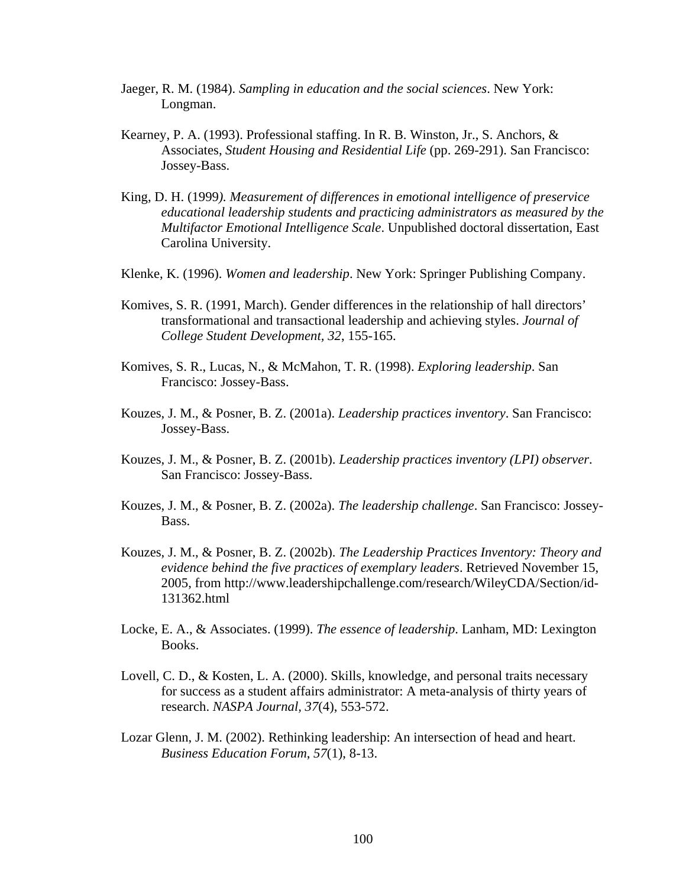Jaeger, R. M. (1984). *Sampling in education and the social sciences*. New York: Longman.

Kearney, P. A. (1993). Professional staffing. In R. B. Winston, Jr., S. Anchors, & Associates, *Student Housing and Residential Life* (pp. 269-291). San Francisco: Jossey-Bass.

King, D. H. (1999*). Measurement of differences in emotional intelligence of preservice educational leadership students and practicing administrators as measured by the Multifactor Emotional Intelligence Scale*. Unpublished doctoral dissertation, East Carolina University.

Klenke, K. (1996). *Women and leadership*. New York: Springer Publishing Company.

Komives, S. R. (1991, March). Gender differences in the relationship of hall directors' transformational and transactional leadership and achieving styles. *Journal of College Student Development, 32*, 155-165.

Komives, S. R., Lucas, N., & McMahon, T. R. (1998). *Exploring leadership*. San Francisco: Jossey-Bass.

Kouzes, J. M., & Posner, B. Z. (2001a). *Leadership practices inventory*. San Francisco: Jossey-Bass.

Kouzes, J. M., & Posner, B. Z. (2001b). *Leadership practices inventory (LPI) observer*. San Francisco: Jossey-Bass.

Kouzes, J. M., & Posner, B. Z. (2002a). *The leadership challenge*. San Francisco: Jossey-Bass.

Kouzes, J. M., & Posner, B. Z. (2002b). *The Leadership Practices Inventory: Theory and evidence behind the five practices of exemplary leaders*. Retrieved November 15, 2005, from http://www.leadershipchallenge.com/research/WileyCDA/Section/id-131362.html

Locke, E. A., & Associates. (1999). *The essence of leadership*. Lanham, MD: Lexington Books.

Lovell, C. D., & Kosten, L. A. (2000). Skills, knowledge, and personal traits necessary for success as a student affairs administrator: A meta-analysis of thirty years of research. *NASPA Journal*, *37*(4), 553-572.

Lozar Glenn, J. M. (2002). Rethinking leadership: An intersection of head and heart. *Business Education Forum*, *57*(1), 8-13.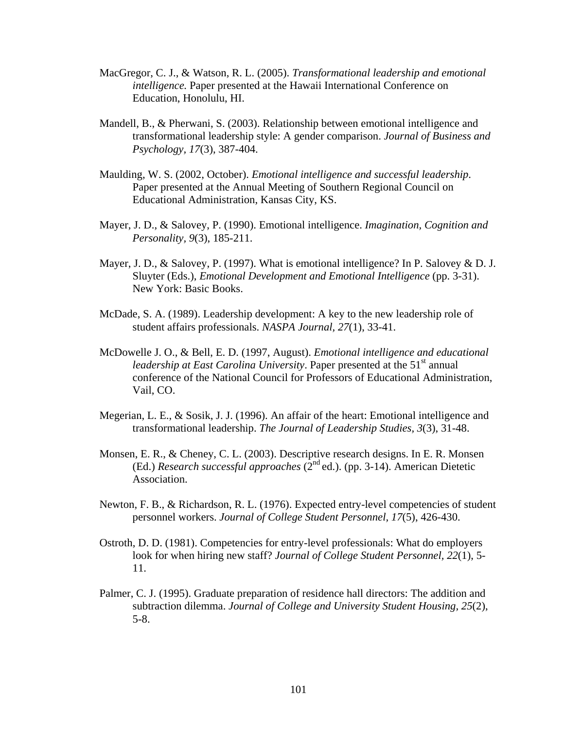MacGregor, C. J., & Watson, R. L. (2005). *Transformational leadership and emotional intelligence.* Paper presented at the Hawaii International Conference on Education, Honolulu, HI.

Mandell, B., & Pherwani, S. (2003). Relationship between emotional intelligence and transformational leadership style: A gender comparison. *Journal of Business and Psychology, 17*(3), 387-404.

Maulding, W. S. (2002, October). *Emotional intelligence and successful leadership*. Paper presented at the Annual Meeting of Southern Regional Council on Educational Administration, Kansas City, KS.

Mayer, J. D., & Salovey, P. (1990). Emotional intelligence. *Imagination, Cognition and Personality, 9*(3), 185-211.

Mayer, J. D., & Salovey, P. (1997). What is emotional intelligence? In P. Salovey & D. J. Sluyter (Eds.), *Emotional Development and Emotional Intelligence* (pp. 3-31). New York: Basic Books.

McDade, S. A. (1989). Leadership development: A key to the new leadership role of student affairs professionals. *NASPA Journal, 27*(1), 33-41.

McDowelle J. O., & Bell, E. D. (1997, August). *Emotional intelligence and educational leadership at East Carolina University*. Paper presented at the 51st annual conference of the National Council for Professors of Educational Administration, Vail, CO.

Megerian, L. E., & Sosik, J. J. (1996). An affair of the heart: Emotional intelligence and transformational leadership. *The Journal of Leadership Studies, 3*(3), 31-48.

Monsen, E. R., & Cheney, C. L. (2003). Descriptive research designs. In E. R. Monsen (Ed.) *Research successful approaches* (2nd ed.). (pp. 3-14). American Dietetic Association.

Newton, F. B., & Richardson, R. L. (1976). Expected entry-level competencies of student personnel workers. *Journal of College Student Personnel, 17*(5), 426-430.

Ostroth, D. D. (1981). Competencies for entry-level professionals: What do employers look for when hiring new staff? *Journal of College Student Personnel, 22*(1), 5-11.

Palmer, C. J. (1995). Graduate preparation of residence hall directors: The addition and subtraction dilemma. *Journal of College and University Student Housing, 25*(2), 5-8.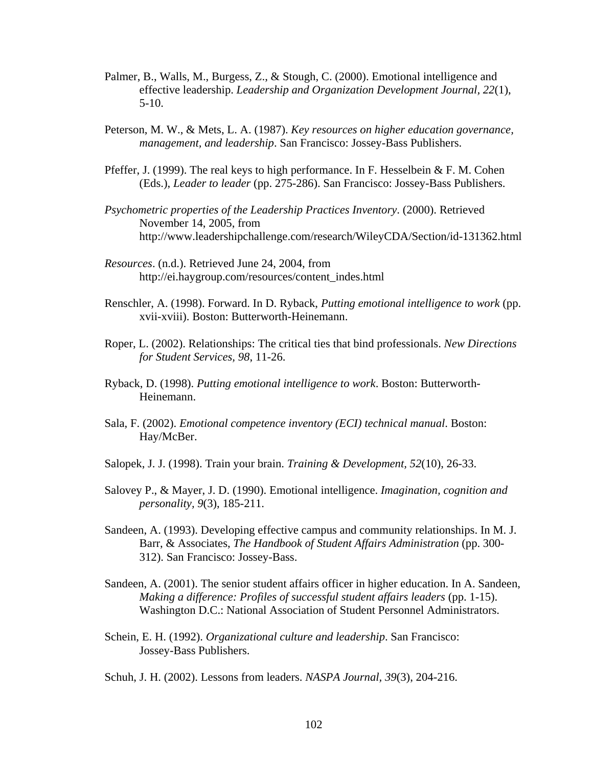Palmer, B., Walls, M., Burgess, Z., & Stough, C. (2000). Emotional intelligence and effective leadership. *Leadership and Organization Development Journal*, *22*(1), 5-10.

Peterson, M. W., & Mets, L. A. (1987). *Key resources on higher education governance, management, and leadership*. San Francisco: Jossey-Bass Publishers.

Pfeffer, J. (1999). The real keys to high performance. In F. Hesselbein & F. M. Cohen (Eds.), *Leader to leader* (pp. 275-286). San Francisco: Jossey-Bass Publishers.

*Psychometric properties of the Leadership Practices Inventory*. (2000). Retrieved November 14, 2005, from http://www.leadershipchallenge.com/research/WileyCDA/Section/id-131362.html

*Resources*. (n.d.). Retrieved June 24, 2004, from http://ei.haygroup.com/resources/content_indes.html

Renschler, A. (1998). Forward. In D. Ryback, *Putting emotional intelligence to work* (pp. xvii-xviii). Boston: Butterworth-Heinemann.

Roper, L. (2002). Relationships: The critical ties that bind professionals. *New Directions for Student Services, 98*, 11-26.

Ryback, D. (1998). *Putting emotional intelligence to work*. Boston: Butterworth-Heinemann.

Sala, F. (2002). *Emotional competence inventory (ECI) technical manual*. Boston: Hay/McBer.

Salopek, J. J. (1998). Train your brain. *Training & Development, 52*(10), 26-33.

Salovey P., & Mayer, J. D. (1990). Emotional intelligence. *Imagination, cognition and personality, 9*(3), 185-211.

Sandeen, A. (1993). Developing effective campus and community relationships. In M. J. Barr, & Associates, *The Handbook of Student Affairs Administration* (pp. 300-312). San Francisco: Jossey-Bass.

Sandeen, A. (2001). The senior student affairs officer in higher education. In A. Sandeen, *Making a difference: Profiles of successful student affairs leaders* (pp. 1-15). Washington D.C.: National Association of Student Personnel Administrators.

Schein, E. H. (1992). *Organizational culture and leadership*. San Francisco: Jossey-Bass Publishers.

Schuh, J. H. (2002). Lessons from leaders. *NASPA Journal*, *39*(3), 204-216.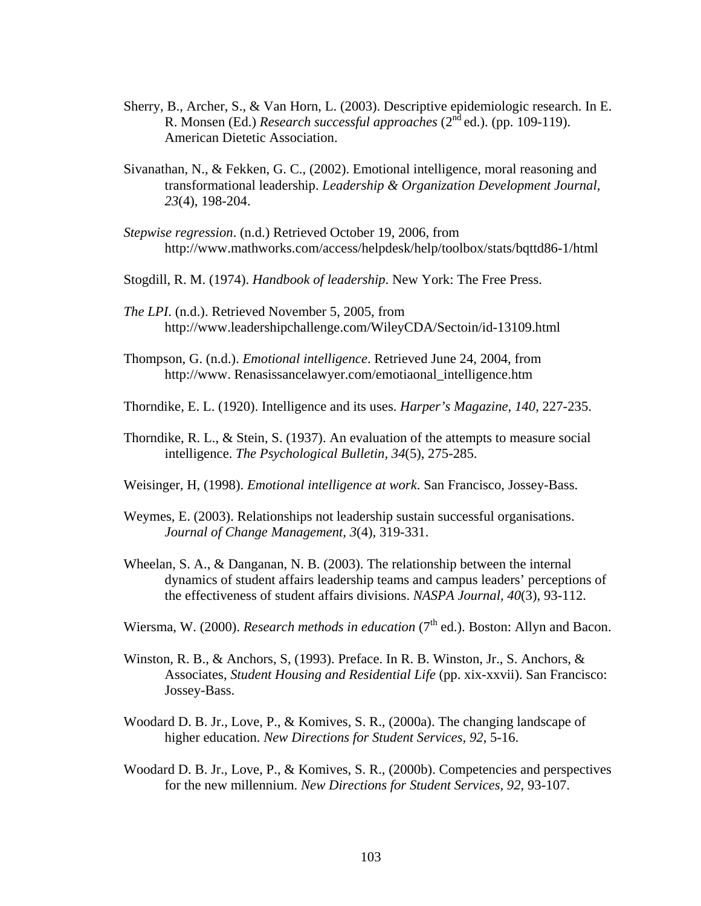Sherry, B., Archer, S., & Van Horn, L. (2003). Descriptive epidemiologic research. In E. R. Monsen (Ed.) *Research successful approaches* (2nd ed.). (pp. 109-119). American Dietetic Association.

Sivanathan, N., & Fekken, G. C., (2002). Emotional intelligence, moral reasoning and transformational leadership. *Leadership & Organization Development Journal, 23*(4), 198-204.

*Stepwise regression*. (n.d.) Retrieved October 19, 2006, from http://www.mathworks.com/access/helpdesk/help/toolbox/stats/bqttd86-1/html

Stogdill, R. M. (1974). *Handbook of leadership*. New York: The Free Press.

*The LPI*. (n.d.). Retrieved November 5, 2005, from http://www.leadershipchallenge.com/WileyCDA/Sectoin/id-13109.html

Thompson, G. (n.d.). *Emotional intelligence*. Retrieved June 24, 2004, from http://www. Renasissancelawyer.com/emotiaonal_intelligence.htm

Thorndike, E. L. (1920). Intelligence and its uses. *Harper's Magazine*, *140*, 227-235.

Thorndike, R. L., & Stein, S. (1937). An evaluation of the attempts to measure social intelligence. *The Psychological Bulletin, 34*(5), 275-285.

Weisinger, H, (1998). *Emotional intelligence at work*. San Francisco, Jossey-Bass.

Weymes, E. (2003). Relationships not leadership sustain successful organisations. *Journal of Change Management, 3*(4), 319-331.

Wheelan, S. A., & Danganan, N. B. (2003). The relationship between the internal dynamics of student affairs leadership teams and campus leaders' perceptions of the effectiveness of student affairs divisions. *NASPA Journal, 40*(3), 93-112.

Wiersma, W. (2000). *Research methods in education* (7th ed.). Boston: Allyn and Bacon.

Winston, R. B., & Anchors, S, (1993). Preface. In R. B. Winston, Jr., S. Anchors, & Associates, *Student Housing and Residential Life* (pp. xix-xxvii). San Francisco: Jossey-Bass.

Woodard D. B. Jr., Love, P., & Komives, S. R., (2000a). The changing landscape of higher education. *New Directions for Student Services, 92*, 5-16.

Woodard D. B. Jr., Love, P., & Komives, S. R., (2000b). Competencies and perspectives for the new millennium. *New Directions for Student Services, 92*, 93-107.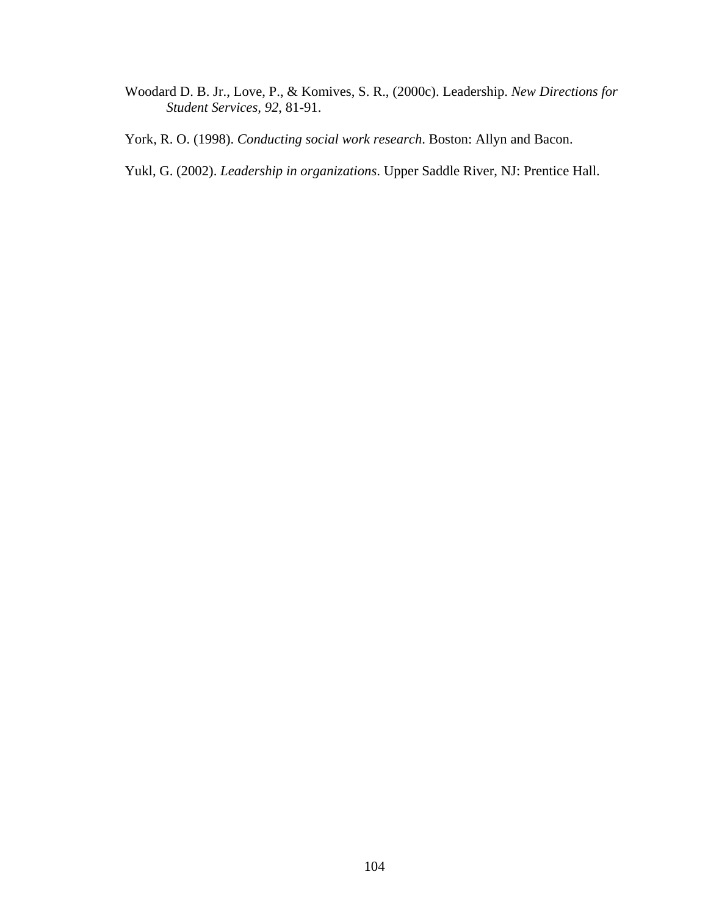Woodard D. B. Jr., Love, P., & Komives, S. R., (2000c). Leadership. *New Directions for Student Services, 92*, 81-91.

York, R. O. (1998). *Conducting social work research*. Boston: Allyn and Bacon.

Yukl, G. (2002). *Leadership in organizations*. Upper Saddle River, NJ: Prentice Hall.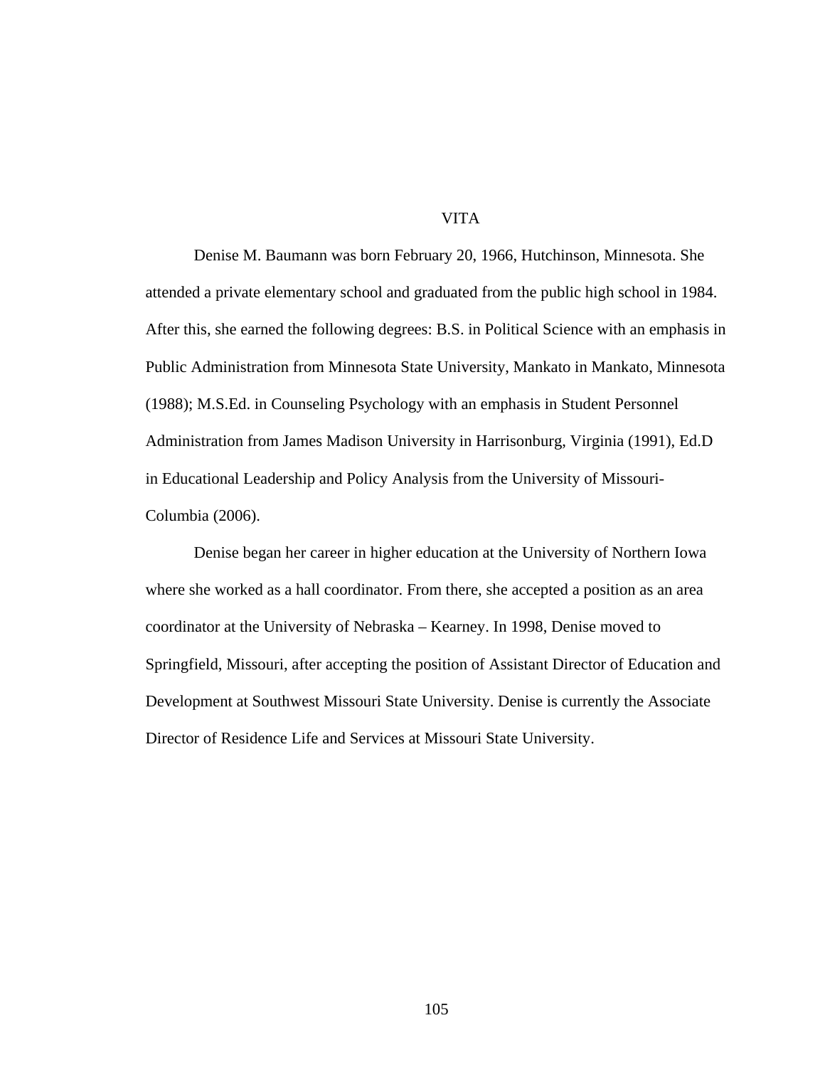# VITA

Denise M. Baumann was born February 20, 1966, Hutchinson, Minnesota. She attended a private elementary school and graduated from the public high school in 1984. After this, she earned the following degrees: B.S. in Political Science with an emphasis in Public Administration from Minnesota State University, Mankato in Mankato, Minnesota (1988); M.S.Ed. in Counseling Psychology with an emphasis in Student Personnel Administration from James Madison University in Harrisonburg, Virginia (1991), Ed.D in Educational Leadership and Policy Analysis from the University of Missouri-Columbia (2006).

Denise began her career in higher education at the University of Northern Iowa where she worked as a hall coordinator. From there, she accepted a position as an area coordinator at the University of Nebraska – Kearney. In 1998, Denise moved to Springfield, Missouri, after accepting the position of Assistant Director of Education and Development at Southwest Missouri State University. Denise is currently the Associate Director of Residence Life and Services at Missouri State University.